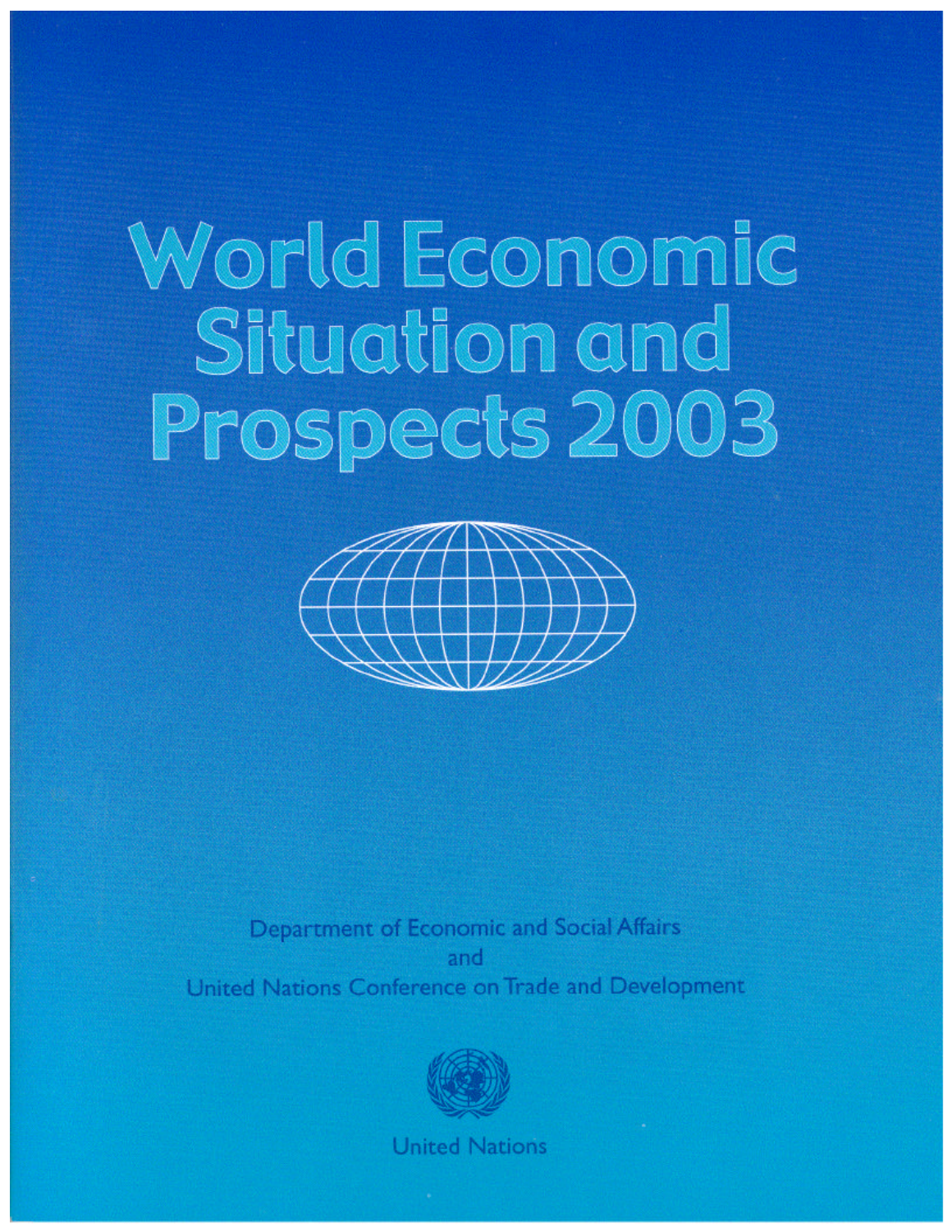# World Economic Situation and Prospects 2003

Department of Economic and Social Affairs
and
United Nations Conference on Trade and Development

United Nations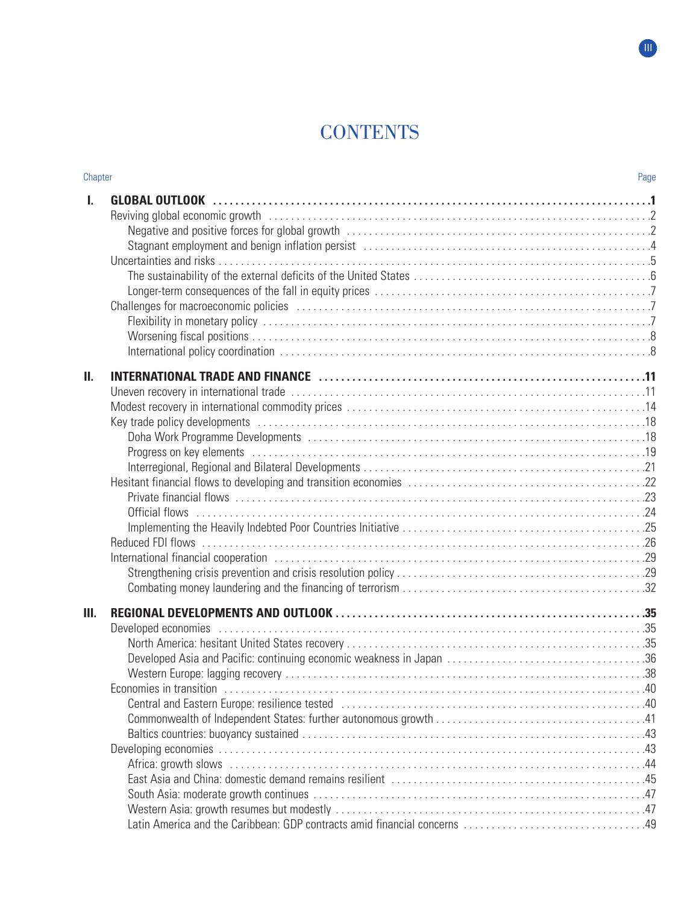# CONTENTS

| Chapter | | Page |
|---|---|---|
| **I.** | **GLOBAL OUTLOOK** | **1** |
| | Reviving global economic growth | 2 |
| | Negative and positive forces for global growth | 2 |
| | Stagnant employment and benign inflation persist | 4 |
| | Uncertainties and risks | 5 |
| | The sustainability of the external deficits of the United States | 6 |
| | Longer-term consequences of the fall in equity prices | 7 |
| | Challenges for macroeconomic policies | 7 |
| | Flexibility in monetary policy | 7 |
| | Worsening fiscal positions | 8 |
| | International policy coordination | 8 |
| **II.** | **INTERNATIONAL TRADE AND FINANCE** | **11** |
| | Uneven recovery in international trade | 11 |
| | Modest recovery in international commodity prices | 14 |
| | Key trade policy developments | 18 |
| | Doha Work Programme Developments | 18 |
| | Progress on key elements | 19 |
| | Interregional, Regional and Bilateral Developments | 21 |
| | Hesitant financial flows to developing and transition economies | 22 |
| | Private financial flows | 23 |
| | Official flows | 24 |
| | Implementing the Heavily Indebted Poor Countries Initiative | 25 |
| | Reduced FDI flows | 26 |
| | International financial cooperation | 29 |
| | Strengthening crisis prevention and crisis resolution policy | 29 |
| | Combating money laundering and the financing of terrorism | 32 |
| **III.** | **REGIONAL DEVELOPMENTS AND OUTLOOK** | **35** |
| | Developed economies | 35 |
| | North America: hesitant United States recovery | 35 |
| | Developed Asia and Pacific: continuing economic weakness in Japan | 36 |
| | Western Europe: lagging recovery | 38 |
| | Economies in transition | 40 |
| | Central and Eastern Europe: resilience tested | 40 |
| | Commonwealth of Independent States: further autonomous growth | 41 |
| | Baltics countries: buoyancy sustained | 43 |
| | Developing economies | 43 |
| | Africa: growth slows | 44 |
| | East Asia and China: domestic demand remains resilient | 45 |
| | South Asia: moderate growth continues | 47 |
| | Western Asia: growth resumes but modestly | 47 |
| | Latin America and the Caribbean: GDP contracts amid financial concerns | 49 |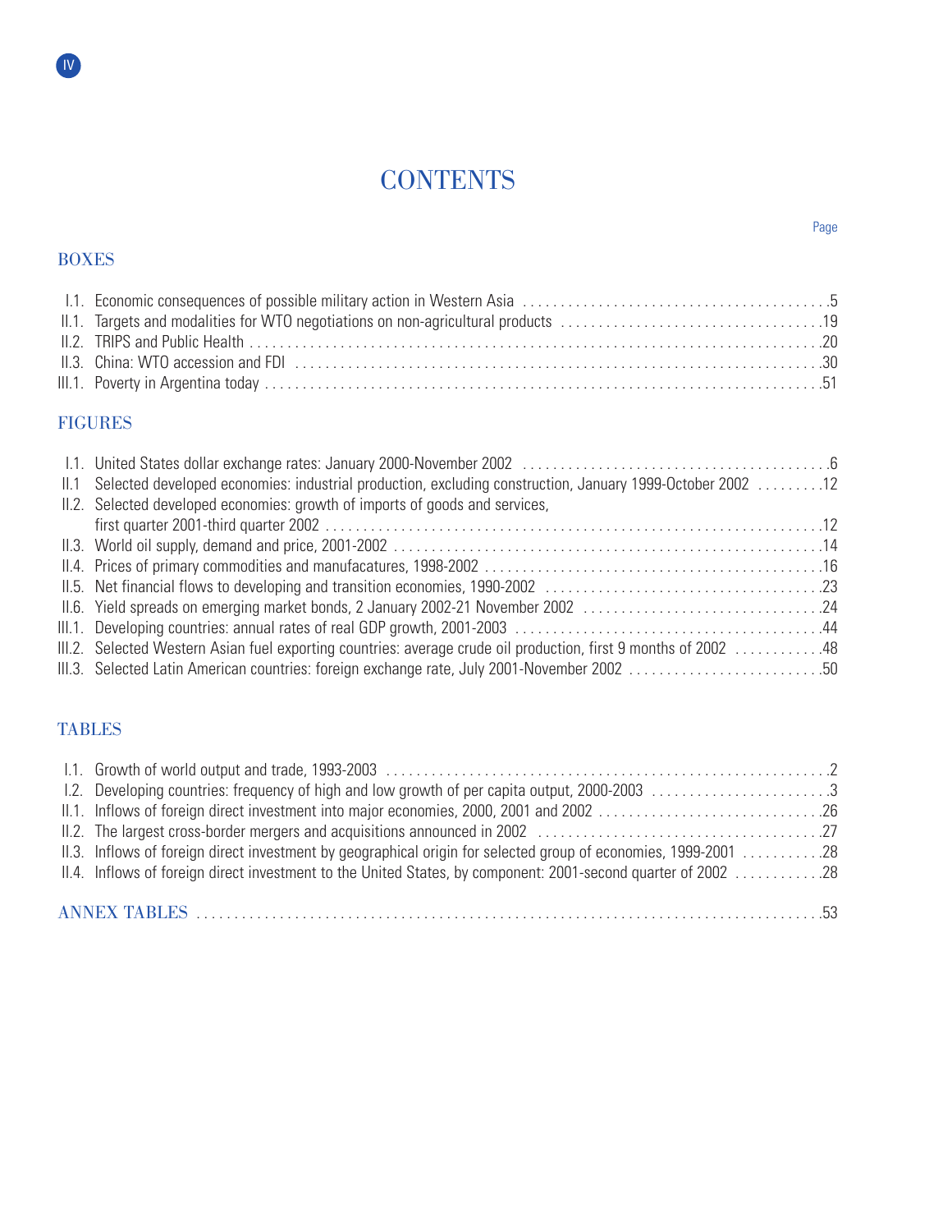# CONTENTS

Page

## BOXES

I.1. Economic consequences of possible military action in Western Asia ........................................ 5
II.1. Targets and modalities for WTO negotiations on non-agricultural products .................................. 19
II.2. TRIPS and Public Health ........................................................................................ 20
II.3. China: WTO accession and FDI .................................................................................. 30
III.1. Poverty in Argentina today .................................................................................. 51

## FIGURES

I.1. United States dollar exchange rates: January 2000-November 2002 ........................................ 6
II.1 Selected developed economies: industrial production, excluding construction, January 1999-October 2002 ......... 12
II.2. Selected developed economies: growth of imports of goods and services, first quarter 2001-third quarter 2002 ........................................................................................... 12
II.3. World oil supply, demand and price, 2001-2002 ......................................................... 14
II.4. Prices of primary commodities and manufacatures, 1998-2002 ............................................ 16
II.5. Net financial flows to developing and transition economies, 1990-2002 .................................... 23
II.6. Yield spreads on emerging market bonds, 2 January 2002-21 November 2002 ................................ 24
III.1. Developing countries: annual rates of real GDP growth, 2001-2003 ......................................... 44
III.2. Selected Western Asian fuel exporting countries: average crude oil production, first 9 months of 2002 ........... 48
III.3. Selected Latin American countries: foreign exchange rate, July 2001-November 2002 ......................... 50

## TABLES

I.1. Growth of world output and trade, 1993-2003 ........................................................... 2
I.2. Developing countries: frequency of high and low growth of per capita output, 2000-2003 ........................ 3
II.1. Inflows of foreign direct investment into major economies, 2000, 2001 and 2002 ............................. 26
II.2. The largest cross-border mergers and acquisitions announced in 2002 ..................................... 27
II.3. Inflows of foreign direct investment by geographical origin for selected group of economies, 1999-2001 .......... 28
II.4. Inflows of foreign direct investment to the United States, by component: 2001-second quarter of 2002 ........... 28

## ANNEX TABLES ........................................................................................................ 53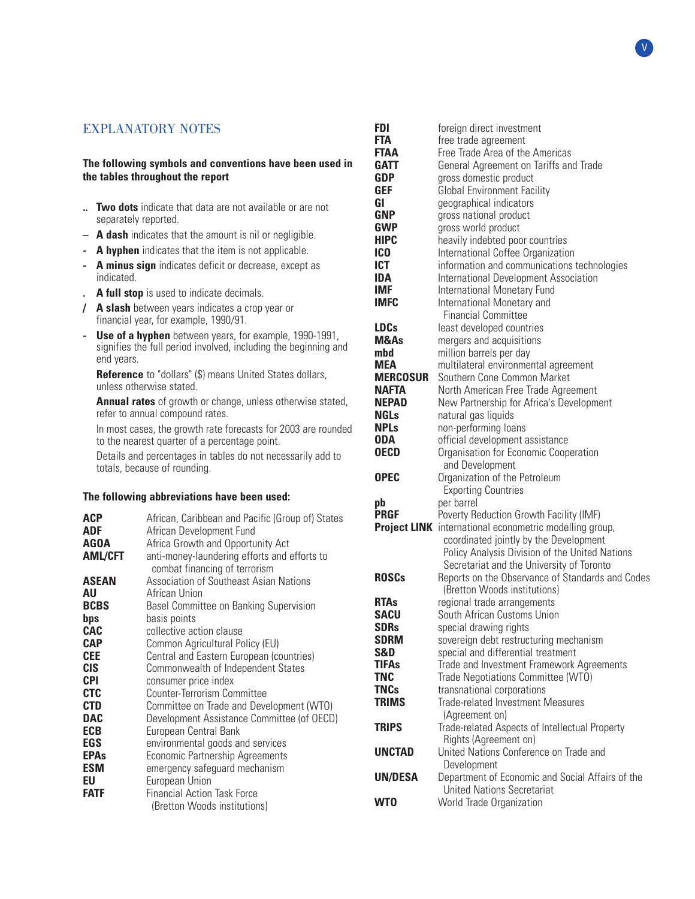## EXPLANATORY NOTES

**The following symbols and conventions have been used in the tables throughout the report**

- .. **Two dots** indicate that data are not available or are not separately reported.
- – **A dash** indicates that the amount is nil or negligible.
- \- **A hyphen** indicates that the item is not applicable.
- \- **A minus sign** indicates deficit or decrease, except as indicated.
- . **A full stop** is used to indicate decimals.
- / **A slash** between years indicates a crop year or financial year, for example, 1990/91.
- \- **Use of a hyphen** between years, for example, 1990-1991, signifies the full period involved, including the beginning and end years.

**Reference** to "dollars" ($) means United States dollars, unless otherwise stated.

**Annual rates** of growth or change, unless otherwise stated, refer to annual compound rates.

In most cases, the growth rate forecasts for 2003 are rounded to the nearest quarter of a percentage point.

Details and percentages in tables do not necessarily add to totals, because of rounding.

**The following abbreviations have been used:**

| | |
|---|---|
| **ACP** | African, Caribbean and Pacific (Group of) States |
| **ADF** | African Development Fund |
| **AGOA** | Africa Growth and Opportunity Act |
| **AML/CFT** | anti-money-laundering efforts and efforts to combat financing of terrorism |
| **ASEAN** | Association of Southeast Asian Nations |
| **AU** | African Union |
| **BCBS** | Basel Committee on Banking Supervision |
| **bps** | basis points |
| **CAC** | collective action clause |
| **CAP** | Common Agricultural Policy (EU) |
| **CEE** | Central and Eastern European (countries) |
| **CIS** | Commonwealth of Independent States |
| **CPI** | consumer price index |
| **CTC** | Counter-Terrorism Committee |
| **CTD** | Committee on Trade and Development (WTO) |
| **DAC** | Development Assistance Committee (of OECD) |
| **ECB** | European Central Bank |
| **EGS** | environmental goods and services |
| **EPAs** | Economic Partnership Agreements |
| **ESM** | emergency safeguard mechanism |
| **EU** | European Union |
| **FATF** | Financial Action Task Force (Bretton Woods institutions) |
| **FDI** | foreign direct investment |
| **FTA** | free trade agreement |
| **FTAA** | Free Trade Area of the Americas |
| **GATT** | General Agreement on Tariffs and Trade |
| **GDP** | gross domestic product |
| **GEF** | Global Environment Facility |
| **GI** | geographical indicators |
| **GNP** | gross national product |
| **GWP** | gross world product |
| **HIPC** | heavily indebted poor countries |
| **ICO** | International Coffee Organization |
| **ICT** | information and communications technologies |
| **IDA** | International Development Association |
| **IMF** | International Monetary Fund |
| **IMFC** | International Monetary and Financial Committee |
| **LDCs** | least developed countries |
| **M&As** | mergers and acquisitions |
| **mbd** | million barrels per day |
| **MEA** | multilateral environmental agreement |
| **MERCOSUR** | Southern Cone Common Market |
| **NAFTA** | North American Free Trade Agreement |
| **NEPAD** | New Partnership for Africa's Development |
| **NGLs** | natural gas liquids |
| **NPLs** | non-performing loans |
| **ODA** | official development assistance |
| **OECD** | Organisation for Economic Cooperation and Development |
| **OPEC** | Organization of the Petroleum Exporting Countries |
| **pb** | per barrel |
| **PRGF** | Poverty Reduction Growth Facility (IMF) |
| **Project LINK** | international econometric modelling group, coordinated jointly by the Development Policy Analysis Division of the United Nations Secretariat and the University of Toronto |
| **ROSCs** | Reports on the Observance of Standards and Codes (Bretton Woods institutions) |
| **RTAs** | regional trade arrangements |
| **SACU** | South African Customs Union |
| **SDRs** | special drawing rights |
| **SDRM** | sovereign debt restructuring mechanism |
| **S&D** | special and differential treatment |
| **TIFAs** | Trade and Investment Framework Agreements |
| **TNC** | Trade Negotiations Committee (WTO) |
| **TNCs** | transnational corporations |
| **TRIMS** | Trade-related Investment Measures (Agreement on) |
| **TRIPS** | Trade-related Aspects of Intellectual Property Rights (Agreement on) |
| **UNCTAD** | United Nations Conference on Trade and Development |
| **UN/DESA** | Department of Economic and Social Affairs of the United Nations Secretariat |
| **WTO** | World Trade Organization |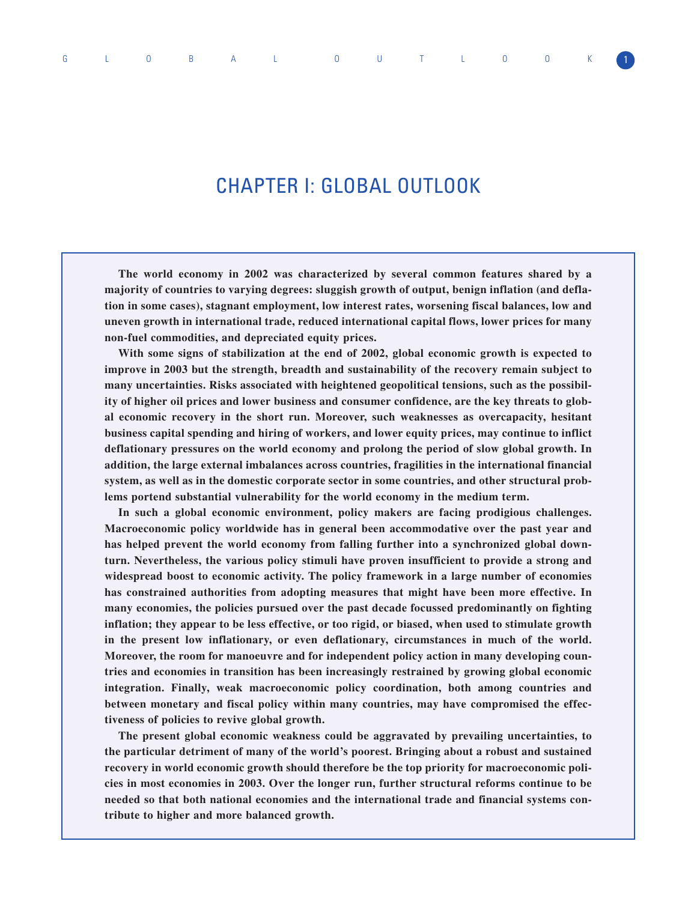# CHAPTER I: GLOBAL OUTLOOK

**The world economy in 2002 was characterized by several common features shared by a majority of countries to varying degrees: sluggish growth of output, benign inflation (and deflation in some cases), stagnant employment, low interest rates, worsening fiscal balances, low and uneven growth in international trade, reduced international capital flows, lower prices for many non-fuel commodities, and depreciated equity prices.**

**With some signs of stabilization at the end of 2002, global economic growth is expected to improve in 2003 but the strength, breadth and sustainability of the recovery remain subject to many uncertainties. Risks associated with heightened geopolitical tensions, such as the possibility of higher oil prices and lower business and consumer confidence, are the key threats to global economic recovery in the short run. Moreover, such weaknesses as overcapacity, hesitant business capital spending and hiring of workers, and lower equity prices, may continue to inflict deflationary pressures on the world economy and prolong the period of slow global growth. In addition, the large external imbalances across countries, fragilities in the international financial system, as well as in the domestic corporate sector in some countries, and other structural problems portend substantial vulnerability for the world economy in the medium term.**

**In such a global economic environment, policy makers are facing prodigious challenges. Macroeconomic policy worldwide has in general been accommodative over the past year and has helped prevent the world economy from falling further into a synchronized global downturn. Nevertheless, the various policy stimuli have proven insufficient to provide a strong and widespread boost to economic activity. The policy framework in a large number of economies has constrained authorities from adopting measures that might have been more effective. In many economies, the policies pursued over the past decade focussed predominantly on fighting inflation; they appear to be less effective, or too rigid, or biased, when used to stimulate growth in the present low inflationary, or even deflationary, circumstances in much of the world. Moreover, the room for manoeuvre and for independent policy action in many developing countries and economies in transition has been increasingly restrained by growing global economic integration. Finally, weak macroeconomic policy coordination, both among countries and between monetary and fiscal policy within many countries, may have compromised the effectiveness of policies to revive global growth.**

**The present global economic weakness could be aggravated by prevailing uncertainties, to the particular detriment of many of the world's poorest. Bringing about a robust and sustained recovery in world economic growth should therefore be the top priority for macroeconomic policies in most economies in 2003. Over the longer run, further structural reforms continue to be needed so that both national economies and the international trade and financial systems contribute to higher and more balanced growth.**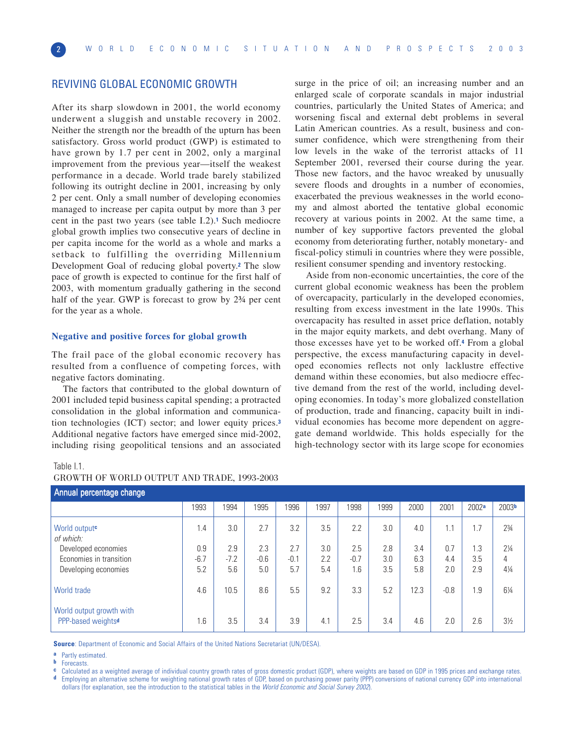## REVIVING GLOBAL ECONOMIC GROWTH

After its sharp slowdown in 2001, the world economy underwent a sluggish and unstable recovery in 2002. Neither the strength nor the breadth of the upturn has been satisfactory. Gross world product (GWP) is estimated to have grown by 1.7 per cent in 2002, only a marginal improvement from the previous year—itself the weakest performance in a decade. World trade barely stabilized following its outright decline in 2001, increasing by only 2 per cent. Only a small number of developing economies managed to increase per capita output by more than 3 per cent in the past two years (see table I.2).[1] Such mediocre global growth implies two consecutive years of decline in per capita income for the world as a whole and marks a setback to fulfilling the overriding Millennium Development Goal of reducing global poverty.[2] The slow pace of growth is expected to continue for the first half of 2003, with momentum gradually gathering in the second half of the year. GWP is forecast to grow by 2¾ per cent for the year as a whole.

### Negative and positive forces for global growth

The frail pace of the global economic recovery has resulted from a confluence of competing forces, with negative factors dominating.

The factors that contributed to the global downturn of 2001 included tepid business capital spending; a protracted consolidation in the global information and communication technologies (ICT) sector; and lower equity prices.[3] Additional negative factors have emerged since mid-2002, including rising geopolitical tensions and an associated surge in the price of oil; an increasing number and an enlarged scale of corporate scandals in major industrial countries, particularly the United States of America; and worsening fiscal and external debt problems in several Latin American countries. As a result, business and consumer confidence, which were strengthening from their low levels in the wake of the terrorist attacks of 11 September 2001, reversed their course during the year. Those new factors, and the havoc wreaked by unusually severe floods and droughts in a number of economies, exacerbated the previous weaknesses in the world economy and almost aborted the tentative global economic recovery at various points in 2002. At the same time, a number of key supportive factors prevented the global economy from deteriorating further, notably monetary- and fiscal-policy stimuli in countries where they were possible, resilient consumer spending and inventory restocking.

Aside from non-economic uncertainties, the core of the current global economic weakness has been the problem of overcapacity, particularly in the developed economies, resulting from excess investment in the late 1990s. This overcapacity has resulted in asset price deflation, notably in the major equity markets, and debt overhang. Many of those excesses have yet to be worked off.[4] From a global perspective, the excess manufacturing capacity in developed economies reflects not only lacklustre effective demand within these economies, but also mediocre effective demand from the rest of the world, including developing economies. In today's more globalized constellation of production, trade and financing, capacity built in individual economies has become more dependent on aggregate demand worldwide. This holds especially for the high-technology sector with its large scope for economies

Table I.1.
GROWTH OF WORLD OUTPUT AND TRADE, 1993-2003

| Annual percentage change | 1993 | 1994 | 1995 | 1996 | 1997 | 1998 | 1999 | 2000 | 2001 | 2002[a] | 2003[b] |
|---|---|---|---|---|---|---|---|---|---|---|---|
| World output[c] | 1.4 | 3.0 | 2.7 | 3.2 | 3.5 | 2.2 | 3.0 | 4.0 | 1.1 | 1.7 | 2¾ |
| *of which:* | | | | | | | | | | | |
| Developed economies | 0.9 | 2.9 | 2.3 | 2.7 | 3.0 | 2.5 | 2.8 | 3.4 | 0.7 | 1.3 | 2¼ |
| Economies in transition | -6.7 | -7.2 | -0.6 | -0.1 | 2.2 | -0.7 | 3.0 | 6.3 | 4.4 | 3.5 | 4 |
| Developing economies | 5.2 | 5.6 | 5.0 | 5.7 | 5.4 | 1.6 | 3.5 | 5.8 | 2.0 | 2.9 | 4¼ |
| World trade | 4.6 | 10.5 | 8.6 | 5.5 | 9.2 | 3.3 | 5.2 | 12.3 | -0.8 | 1.9 | 6¼ |
| World output growth with PPP-based weights[d] | 1.6 | 3.5 | 3.4 | 3.9 | 4.1 | 2.5 | 3.4 | 4.6 | 2.0 | 2.6 | 3½ |

**Source**: Department of Economic and Social Affairs of the United Nations Secretariat (UN/DESA).

a Partly estimated.

b Forecasts.

c Calculated as a weighted average of individual country growth rates of gross domestic product (GDP), where weights are based on GDP in 1995 prices and exchange rates.

d Employing an alternative scheme for weighting national growth rates of GDP, based on purchasing power parity (PPP) conversions of national currency GDP into international dollars (for explanation, see the introduction to the statistical tables in the *World Economic and Social Survey 2002*).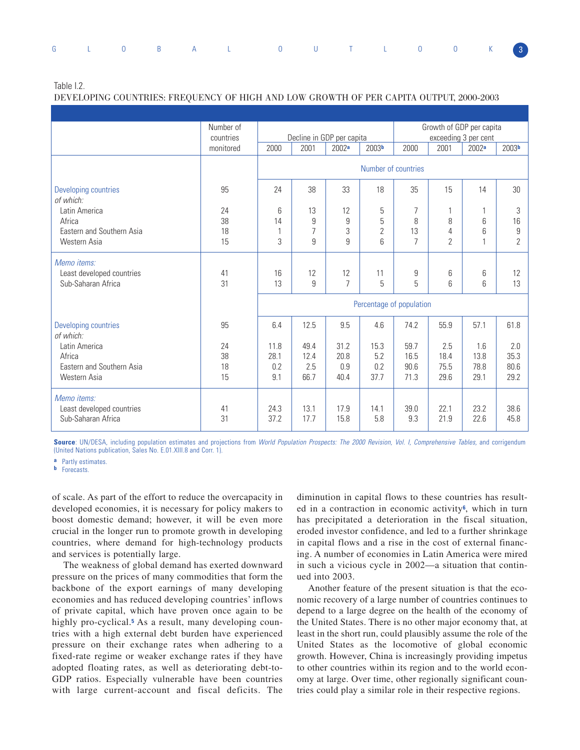Table I.2.
DEVELOPING COUNTRIES: FREQUENCY OF HIGH AND LOW GROWTH OF PER CAPITA OUTPUT, 2000-2003

| | Number of countries monitored | Decline in GDP per capita | | | | Growth of GDP per capita exceeding 3 per cent | | | |
|---|---|---|---|---|---|---|---|---|---|
| | | 2000 | 2001 | 2002[a] | 2003[b] | 2000 | 2001 | 2002[a] | 2003[b] |
| | | Number of countries | | | | | | | |
| Developing countries | 95 | 24 | 38 | 33 | 18 | 35 | 15 | 14 | 30 |
| *of which:* | | | | | | | | | |
| Latin America | 24 | 6 | 13 | 12 | 5 | 7 | 1 | 1 | 3 |
| Africa | 38 | 14 | 9 | 9 | 5 | 8 | 8 | 6 | 16 |
| Eastern and Southern Asia | 18 | 1 | 7 | 3 | 2 | 13 | 4 | 6 | 9 |
| Western Asia | 15 | 3 | 9 | 9 | 6 | 7 | 2 | 1 | 2 |
| *Memo items:* | | | | | | | | | |
| Least developed countries | 41 | 16 | 12 | 12 | 11 | 9 | 6 | 6 | 12 |
| Sub-Saharan Africa | 31 | 13 | 9 | 7 | 5 | 5 | 6 | 6 | 13 |
| | | Percentage of population | | | | | | | |
| Developing countries | 95 | 6.4 | 12.5 | 9.5 | 4.6 | 74.2 | 55.9 | 57.1 | 61.8 |
| *of which:* | | | | | | | | | |
| Latin America | 24 | 11.8 | 49.4 | 31.2 | 15.3 | 59.7 | 2.5 | 1.6 | 2.0 |
| Africa | 38 | 28.1 | 12.4 | 20.8 | 5.2 | 16.5 | 18.4 | 13.8 | 35.3 |
| Eastern and Southern Asia | 18 | 0.2 | 2.5 | 0.9 | 0.2 | 90.6 | 75.5 | 78.8 | 80.6 |
| Western Asia | 15 | 9.1 | 66.7 | 40.4 | 37.7 | 71.3 | 29.6 | 29.1 | 29.2 |
| *Memo items:* | | | | | | | | | |
| Least developed countries | 41 | 24.3 | 13.1 | 17.9 | 14.1 | 39.0 | 22.1 | 23.2 | 38.6 |
| Sub-Saharan Africa | 31 | 37.2 | 17.7 | 15.8 | 5.8 | 9.3 | 21.9 | 22.6 | 45.8 |

**Source**: UN/DESA, including population estimates and projections from *World Population Prospects: The 2000 Revision, Vol. I, Comprehensive Tables,* and corrigendum (United Nations publication, Sales No. E.01.XIII.8 and Corr. 1).

a Partly estimates.
b Forecasts.

of scale. As part of the effort to reduce the overcapacity in developed economies, it is necessary for policy makers to boost domestic demand; however, it will be even more crucial in the longer run to promote growth in developing countries, where demand for high-technology products and services is potentially large.

The weakness of global demand has exerted downward pressure on the prices of many commodities that form the backbone of the export earnings of many developing economies and has reduced developing countries' inflows of private capital, which have proven once again to be highly pro-cyclical.[5] As a result, many developing countries with a high external debt burden have experienced pressure on their exchange rates when adhering to a fixed-rate regime or weaker exchange rates if they have adopted floating rates, as well as deteriorating debt-to-GDP ratios. Especially vulnerable have been countries with large current-account and fiscal deficits. The diminution in capital flows to these countries has resulted in a contraction in economic activity[6], which in turn has precipitated a deterioration in the fiscal situation, eroded investor confidence, and led to a further shrinkage in capital flows and a rise in the cost of external financing. A number of economies in Latin America were mired in such a vicious cycle in 2002—a situation that continued into 2003.

Another feature of the present situation is that the economic recovery of a large number of countries continues to depend to a large degree on the health of the economy of the United States. There is no other major economy that, at least in the short run, could plausibly assume the role of the United States as the locomotive of global economic growth. However, China is increasingly providing impetus to other countries within its region and to the world economy at large. Over time, other regionally significant countries could play a similar role in their respective regions.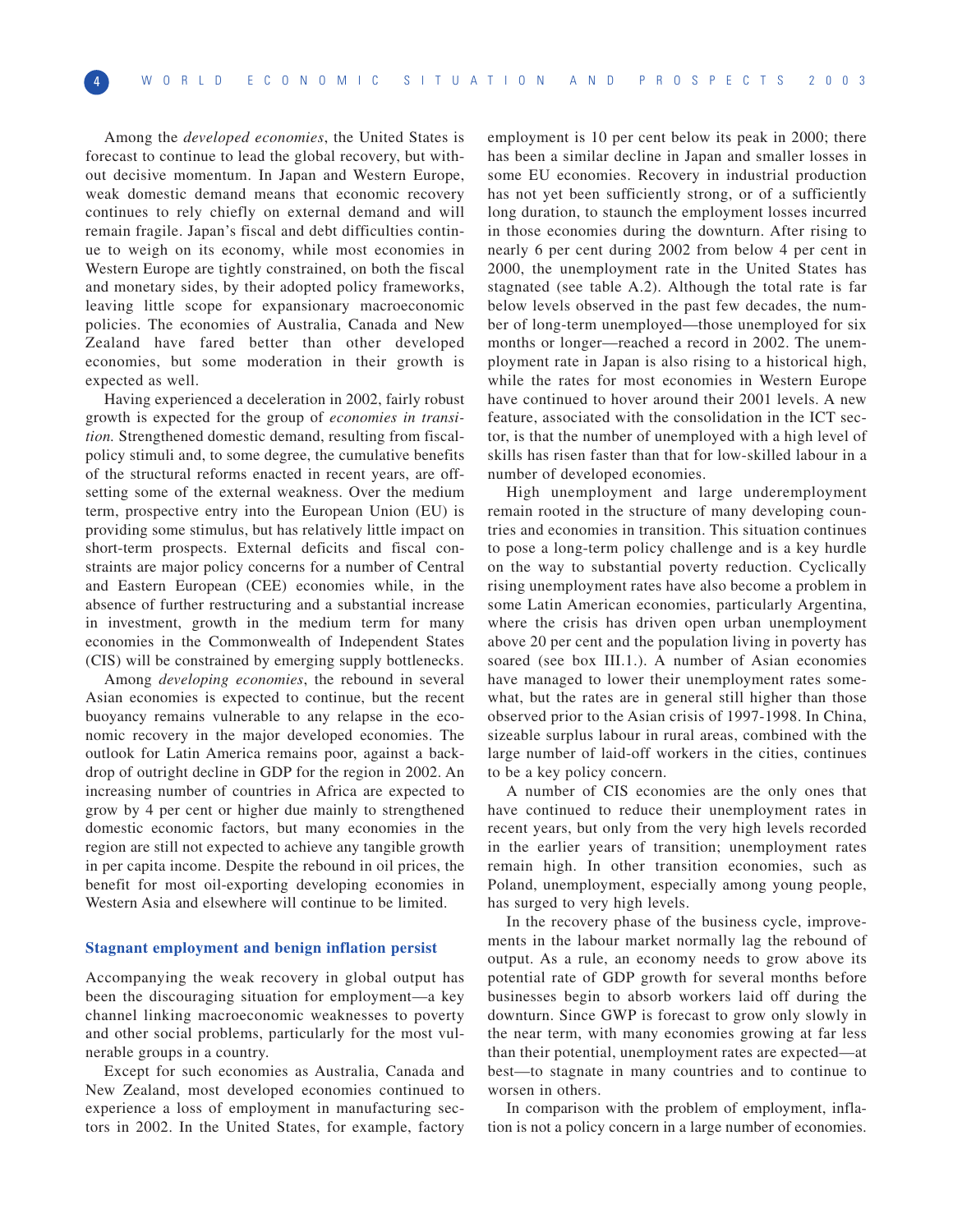Among the *developed economies*, the United States is forecast to continue to lead the global recovery, but without decisive momentum. In Japan and Western Europe, weak domestic demand means that economic recovery continues to rely chiefly on external demand and will remain fragile. Japan's fiscal and debt difficulties continue to weigh on its economy, while most economies in Western Europe are tightly constrained, on both the fiscal and monetary sides, by their adopted policy frameworks, leaving little scope for expansionary macroeconomic policies. The economies of Australia, Canada and New Zealand have fared better than other developed economies, but some moderation in their growth is expected as well.

Having experienced a deceleration in 2002, fairly robust growth is expected for the group of *economies in transition.* Strengthened domestic demand, resulting from fiscal-policy stimuli and, to some degree, the cumulative benefits of the structural reforms enacted in recent years, are offsetting some of the external weakness. Over the medium term, prospective entry into the European Union (EU) is providing some stimulus, but has relatively little impact on short-term prospects. External deficits and fiscal constraints are major policy concerns for a number of Central and Eastern European (CEE) economies while, in the absence of further restructuring and a substantial increase in investment, growth in the medium term for many economies in the Commonwealth of Independent States (CIS) will be constrained by emerging supply bottlenecks.

Among *developing economies*, the rebound in several Asian economies is expected to continue, but the recent buoyancy remains vulnerable to any relapse in the economic recovery in the major developed economies. The outlook for Latin America remains poor, against a backdrop of outright decline in GDP for the region in 2002. An increasing number of countries in Africa are expected to grow by 4 per cent or higher due mainly to strengthened domestic economic factors, but many economies in the region are still not expected to achieve any tangible growth in per capita income. Despite the rebound in oil prices, the benefit for most oil-exporting developing economies in Western Asia and elsewhere will continue to be limited.

## Stagnant employment and benign inflation persist

Accompanying the weak recovery in global output has been the discouraging situation for employment—a key channel linking macroeconomic weaknesses to poverty and other social problems, particularly for the most vulnerable groups in a country.

Except for such economies as Australia, Canada and New Zealand, most developed economies continued to experience a loss of employment in manufacturing sectors in 2002. In the United States, for example, factory employment is 10 per cent below its peak in 2000; there has been a similar decline in Japan and smaller losses in some EU economies. Recovery in industrial production has not yet been sufficiently strong, or of a sufficiently long duration, to staunch the employment losses incurred in those economies during the downturn. After rising to nearly 6 per cent during 2002 from below 4 per cent in 2000, the unemployment rate in the United States has stagnated (see table A.2). Although the total rate is far below levels observed in the past few decades, the number of long-term unemployed—those unemployed for six months or longer—reached a record in 2002. The unemployment rate in Japan is also rising to a historical high, while the rates for most economies in Western Europe have continued to hover around their 2001 levels. A new feature, associated with the consolidation in the ICT sector, is that the number of unemployed with a high level of skills has risen faster than that for low-skilled labour in a number of developed economies.

High unemployment and large underemployment remain rooted in the structure of many developing countries and economies in transition. This situation continues to pose a long-term policy challenge and is a key hurdle on the way to substantial poverty reduction. Cyclically rising unemployment rates have also become a problem in some Latin American economies, particularly Argentina, where the crisis has driven open urban unemployment above 20 per cent and the population living in poverty has soared (see box III.1.). A number of Asian economies have managed to lower their unemployment rates somewhat, but the rates are in general still higher than those observed prior to the Asian crisis of 1997-1998. In China, sizeable surplus labour in rural areas, combined with the large number of laid-off workers in the cities, continues to be a key policy concern.

A number of CIS economies are the only ones that have continued to reduce their unemployment rates in recent years, but only from the very high levels recorded in the earlier years of transition; unemployment rates remain high. In other transition economies, such as Poland, unemployment, especially among young people, has surged to very high levels.

In the recovery phase of the business cycle, improvements in the labour market normally lag the rebound of output. As a rule, an economy needs to grow above its potential rate of GDP growth for several months before businesses begin to absorb workers laid off during the downturn. Since GWP is forecast to grow only slowly in the near term, with many economies growing at far less than their potential, unemployment rates are expected—at best—to stagnate in many countries and to continue to worsen in others.

In comparison with the problem of employment, inflation is not a policy concern in a large number of economies.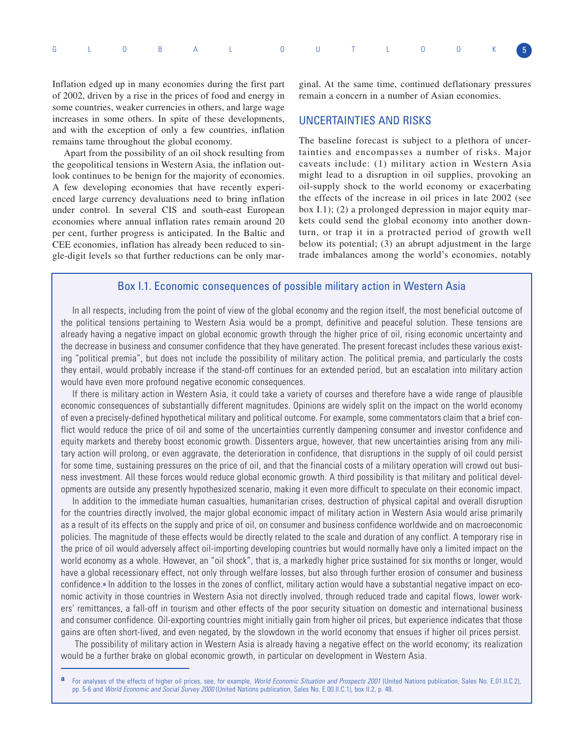Inflation edged up in many economies during the first part of 2002, driven by a rise in the prices of food and energy in some countries, weaker currencies in others, and large wage increases in some others. In spite of these developments, and with the exception of only a few countries, inflation remains tame throughout the global economy.

Apart from the possibility of an oil shock resulting from the geopolitical tensions in Western Asia, the inflation outlook continues to be benign for the majority of economies. A few developing economies that have recently experienced large currency devaluations need to bring inflation under control. In several CIS and south-east European economies where annual inflation rates remain around 20 per cent, further progress is anticipated. In the Baltic and CEE economies, inflation has already been reduced to single-digit levels so that further reductions can be only marginal. At the same time, continued deflationary pressures remain a concern in a number of Asian economies.

## UNCERTAINTIES AND RISKS

The baseline forecast is subject to a plethora of uncertainties and encompasses a number of risks. Major caveats include: (1) military action in Western Asia might lead to a disruption in oil supplies, provoking an oil-supply shock to the world economy or exacerbating the effects of the increase in oil prices in late 2002 (see box I.1); (2) a prolonged depression in major equity markets could send the global economy into another downturn, or trap it in a protracted period of growth well below its potential; (3) an abrupt adjustment in the large trade imbalances among the world's economies, notably

### Box I.1. Economic consequences of possible military action in Western Asia

In all respects, including from the point of view of the global economy and the region itself, the most beneficial outcome of the political tensions pertaining to Western Asia would be a prompt, definitive and peaceful solution. These tensions are already having a negative impact on global economic growth through the higher price of oil, rising economic uncertainty and the decrease in business and consumer confidence that they have generated. The present forecast includes these various existing "political premia", but does not include the possibility of military action. The political premia, and particularly the costs they entail, would probably increase if the stand-off continues for an extended period, but an escalation into military action would have even more profound negative economic consequences.

If there is military action in Western Asia, it could take a variety of courses and therefore have a wide range of plausible economic consequences of substantially different magnitudes. Opinions are widely split on the impact on the world economy of even a precisely-defined hypothetical military and political outcome. For example, some commentators claim that a brief conflict would reduce the price of oil and some of the uncertainties currently dampening consumer and investor confidence and equity markets and thereby boost economic growth. Dissenters argue, however, that new uncertainties arising from any military action will prolong, or even aggravate, the deterioration in confidence, that disruptions in the supply of oil could persist for some time, sustaining pressures on the price of oil, and that the financial costs of a military operation will crowd out business investment. All these forces would reduce global economic growth. A third possibility is that military and political developments are outside any presently hypothesized scenario, making it even more difficult to speculate on their economic impact.

In addition to the immediate human casualties, humanitarian crises, destruction of physical capital and overall disruption for the countries directly involved, the major global economic impact of military action in Western Asia would arise primarily as a result of its effects on the supply and price of oil, on consumer and business confidence worldwide and on macroeconomic policies. The magnitude of these effects would be directly related to the scale and duration of any conflict. A temporary rise in the price of oil would adversely affect oil-importing developing countries but would normally have only a limited impact on the world economy as a whole. However, an "oil shock", that is, a markedly higher price sustained for six months or longer, would have a global recessionary effect, not only through welfare losses, but also through further erosion of consumer and business confidence.[a] In addition to the losses in the zones of conflict, military action would have a substantial negative impact on economic activity in those countries in Western Asia not directly involved, through reduced trade and capital flows, lower workers' remittances, a fall-off in tourism and other effects of the poor security situation on domestic and international business and consumer confidence. Oil-exporting countries might initially gain from higher oil prices, but experience indicates that those gains are often short-lived, and even negated, by the slowdown in the world economy that ensues if higher oil prices persist.

The possibility of military action in Western Asia is already having a negative effect on the world economy; its realization would be a further brake on global economic growth, in particular on development in Western Asia.

[a] For analyses of the effects of higher oil prices, see, for example, *World Economic Situation and Prospects 2001* (United Nations publication, Sales No. E.01.II.C.2), pp. 5-6 and *World Economic and Social Survey 2000* (United Nations publication, Sales No. E.00.II.C.1), box II.2, p. 48.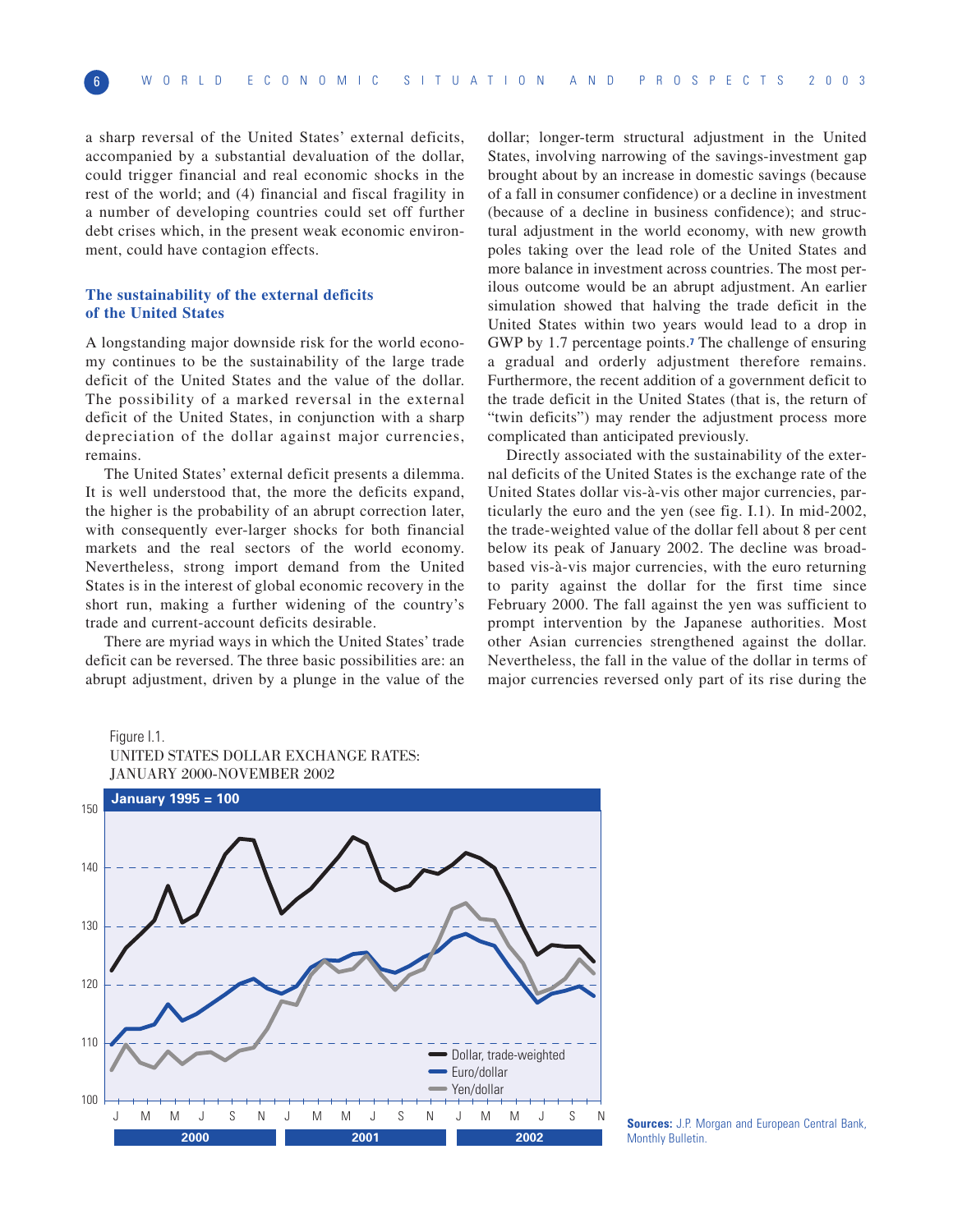a sharp reversal of the United States' external deficits, accompanied by a substantial devaluation of the dollar, could trigger financial and real economic shocks in the rest of the world; and (4) financial and fiscal fragility in a number of developing countries could set off further debt crises which, in the present weak economic environment, could have contagion effects.

### The sustainability of the external deficits of the United States

A longstanding major downside risk for the world economy continues to be the sustainability of the large trade deficit of the United States and the value of the dollar. The possibility of a marked reversal in the external deficit of the United States, in conjunction with a sharp depreciation of the dollar against major currencies, remains.

The United States' external deficit presents a dilemma. It is well understood that, the more the deficits expand, the higher is the probability of an abrupt correction later, with consequently ever-larger shocks for both financial markets and the real sectors of the world economy. Nevertheless, strong import demand from the United States is in the interest of global economic recovery in the short run, making a further widening of the country's trade and current-account deficits desirable.

There are myriad ways in which the United States' trade deficit can be reversed. The three basic possibilities are: an abrupt adjustment, driven by a plunge in the value of the dollar; longer-term structural adjustment in the United States, involving narrowing of the savings-investment gap brought about by an increase in domestic savings (because of a fall in consumer confidence) or a decline in investment (because of a decline in business confidence); and structural adjustment in the world economy, with new growth poles taking over the lead role of the United States and more balance in investment across countries. The most perilous outcome would be an abrupt adjustment. An earlier simulation showed that halving the trade deficit in the United States within two years would lead to a drop in GWP by 1.7 percentage points.[7] The challenge of ensuring a gradual and orderly adjustment therefore remains. Furthermore, the recent addition of a government deficit to the trade deficit in the United States (that is, the return of "twin deficits") may render the adjustment process more complicated than anticipated previously.

Directly associated with the sustainability of the external deficits of the United States is the exchange rate of the United States dollar vis-à-vis other major currencies, particularly the euro and the yen (see fig. I.1). In mid-2002, the trade-weighted value of the dollar fell about 8 per cent below its peak of January 2002. The decline was broad-based vis-à-vis major currencies, with the euro returning to parity against the dollar for the first time since February 2000. The fall against the yen was sufficient to prompt intervention by the Japanese authorities. Most other Asian currencies strengthened against the dollar. Nevertheless, the fall in the value of the dollar in terms of major currencies reversed only part of its rise during the

Figure I.1.
UNITED STATES DOLLAR EXCHANGE RATES: JANUARY 2000-NOVEMBER 2002

**Sources:** J.P. Morgan and European Central Bank, Monthly Bulletin.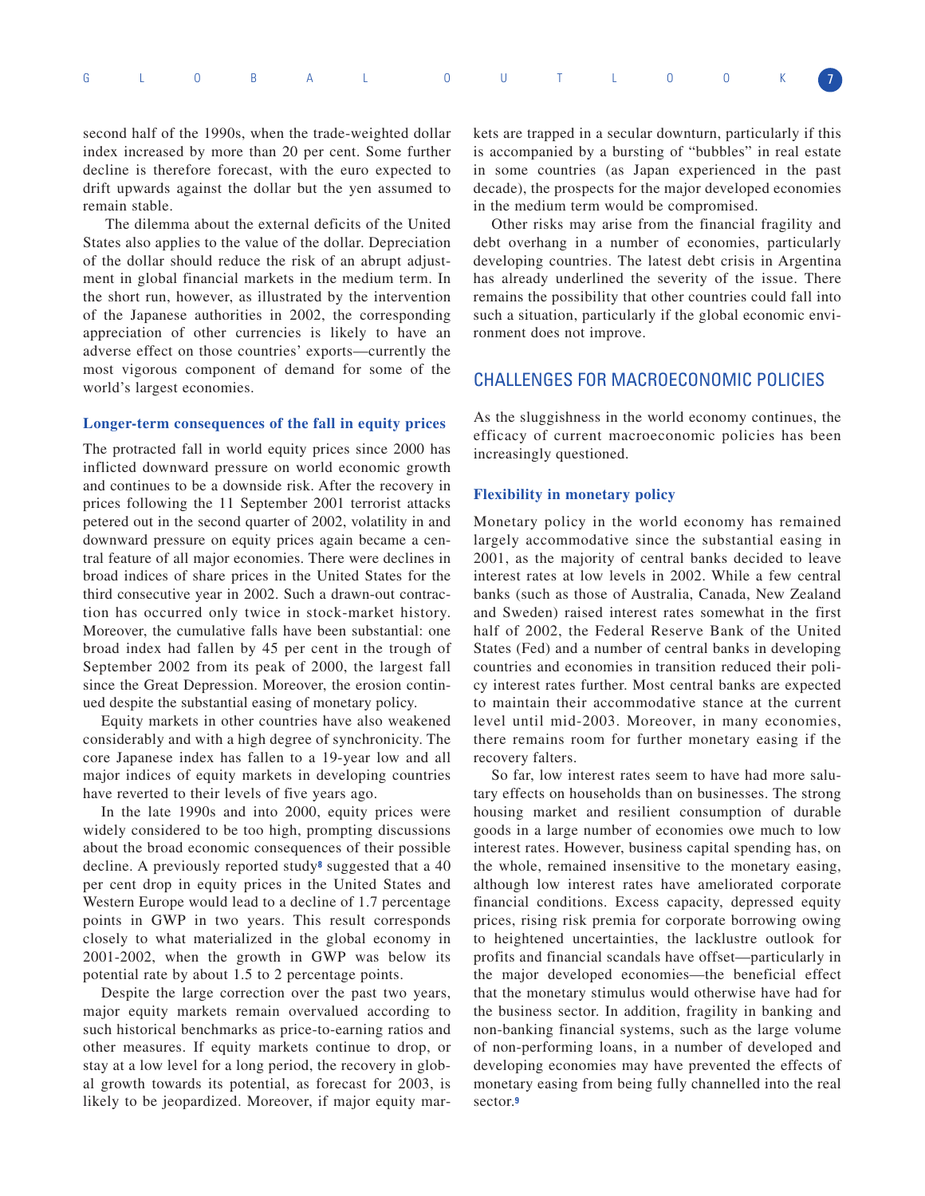second half of the 1990s, when the trade-weighted dollar index increased by more than 20 per cent. Some further decline is therefore forecast, with the euro expected to drift upwards against the dollar but the yen assumed to remain stable.

The dilemma about the external deficits of the United States also applies to the value of the dollar. Depreciation of the dollar should reduce the risk of an abrupt adjustment in global financial markets in the medium term. In the short run, however, as illustrated by the intervention of the Japanese authorities in 2002, the corresponding appreciation of other currencies is likely to have an adverse effect on those countries' exports—currently the most vigorous component of demand for some of the world's largest economies.

### Longer-term consequences of the fall in equity prices

The protracted fall in world equity prices since 2000 has inflicted downward pressure on world economic growth and continues to be a downside risk. After the recovery in prices following the 11 September 2001 terrorist attacks petered out in the second quarter of 2002, volatility in and downward pressure on equity prices again became a central feature of all major economies. There were declines in broad indices of share prices in the United States for the third consecutive year in 2002. Such a drawn-out contraction has occurred only twice in stock-market history. Moreover, the cumulative falls have been substantial: one broad index had fallen by 45 per cent in the trough of September 2002 from its peak of 2000, the largest fall since the Great Depression. Moreover, the erosion continued despite the substantial easing of monetary policy.

Equity markets in other countries have also weakened considerably and with a high degree of synchronicity. The core Japanese index has fallen to a 19-year low and all major indices of equity markets in developing countries have reverted to their levels of five years ago.

In the late 1990s and into 2000, equity prices were widely considered to be too high, prompting discussions about the broad economic consequences of their possible decline. A previously reported study[8] suggested that a 40 per cent drop in equity prices in the United States and Western Europe would lead to a decline of 1.7 percentage points in GWP in two years. This result corresponds closely to what materialized in the global economy in 2001-2002, when the growth in GWP was below its potential rate by about 1.5 to 2 percentage points.

Despite the large correction over the past two years, major equity markets remain overvalued according to such historical benchmarks as price-to-earning ratios and other measures. If equity markets continue to drop, or stay at a low level for a long period, the recovery in global growth towards its potential, as forecast for 2003, is likely to be jeopardized. Moreover, if major equity markets are trapped in a secular downturn, particularly if this is accompanied by a bursting of "bubbles" in real estate in some countries (as Japan experienced in the past decade), the prospects for the major developed economies in the medium term would be compromised.

Other risks may arise from the financial fragility and debt overhang in a number of economies, particularly developing countries. The latest debt crisis in Argentina has already underlined the severity of the issue. There remains the possibility that other countries could fall into such a situation, particularly if the global economic environment does not improve.

## CHALLENGES FOR MACROECONOMIC POLICIES

As the sluggishness in the world economy continues, the efficacy of current macroeconomic policies has been increasingly questioned.

### Flexibility in monetary policy

Monetary policy in the world economy has remained largely accommodative since the substantial easing in 2001, as the majority of central banks decided to leave interest rates at low levels in 2002. While a few central banks (such as those of Australia, Canada, New Zealand and Sweden) raised interest rates somewhat in the first half of 2002, the Federal Reserve Bank of the United States (Fed) and a number of central banks in developing countries and economies in transition reduced their policy interest rates further. Most central banks are expected to maintain their accommodative stance at the current level until mid-2003. Moreover, in many economies, there remains room for further monetary easing if the recovery falters.

So far, low interest rates seem to have had more salutary effects on households than on businesses. The strong housing market and resilient consumption of durable goods in a large number of economies owe much to low interest rates. However, business capital spending has, on the whole, remained insensitive to the monetary easing, although low interest rates have ameliorated corporate financial conditions. Excess capacity, depressed equity prices, rising risk premia for corporate borrowing owing to heightened uncertainties, the lacklustre outlook for profits and financial scandals have offset—particularly in the major developed economies—the beneficial effect that the monetary stimulus would otherwise have had for the business sector. In addition, fragility in banking and non-banking financial systems, such as the large volume of non-performing loans, in a number of developed and developing economies may have prevented the effects of monetary easing from being fully channelled into the real sector.[9]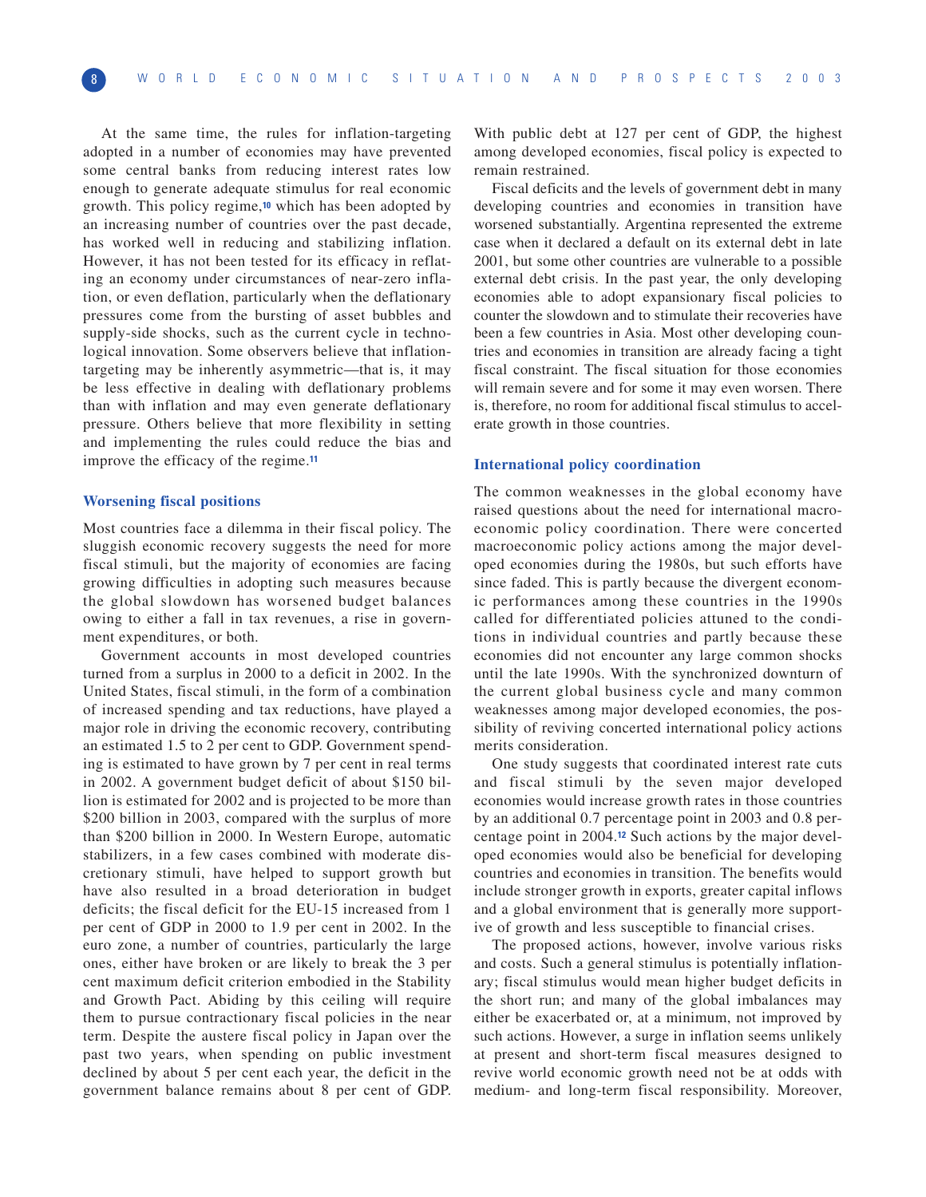At the same time, the rules for inflation-targeting adopted in a number of economies may have prevented some central banks from reducing interest rates low enough to generate adequate stimulus for real economic growth. This policy regime,[10] which has been adopted by an increasing number of countries over the past decade, has worked well in reducing and stabilizing inflation. However, it has not been tested for its efficacy in reflating an economy under circumstances of near-zero inflation, or even deflation, particularly when the deflationary pressures come from the bursting of asset bubbles and supply-side shocks, such as the current cycle in technological innovation. Some observers believe that inflation-targeting may be inherently asymmetric—that is, it may be less effective in dealing with deflationary problems than with inflation and may even generate deflationary pressure. Others believe that more flexibility in setting and implementing the rules could reduce the bias and improve the efficacy of the regime.[11]

### Worsening fiscal positions

Most countries face a dilemma in their fiscal policy. The sluggish economic recovery suggests the need for more fiscal stimuli, but the majority of economies are facing growing difficulties in adopting such measures because the global slowdown has worsened budget balances owing to either a fall in tax revenues, a rise in government expenditures, or both.

Government accounts in most developed countries turned from a surplus in 2000 to a deficit in 2002. In the United States, fiscal stimuli, in the form of a combination of increased spending and tax reductions, have played a major role in driving the economic recovery, contributing an estimated 1.5 to 2 per cent to GDP. Government spending is estimated to have grown by 7 per cent in real terms in 2002. A government budget deficit of about $150 billion is estimated for 2002 and is projected to be more than $200 billion in 2003, compared with the surplus of more than $200 billion in 2000. In Western Europe, automatic stabilizers, in a few cases combined with moderate discretionary stimuli, have helped to support growth but have also resulted in a broad deterioration in budget deficits; the fiscal deficit for the EU-15 increased from 1 per cent of GDP in 2000 to 1.9 per cent in 2002. In the euro zone, a number of countries, particularly the large ones, either have broken or are likely to break the 3 per cent maximum deficit criterion embodied in the Stability and Growth Pact. Abiding by this ceiling will require them to pursue contractionary fiscal policies in the near term. Despite the austere fiscal policy in Japan over the past two years, when spending on public investment declined by about 5 per cent each year, the deficit in the government balance remains about 8 per cent of GDP. With public debt at 127 per cent of GDP, the highest among developed economies, fiscal policy is expected to remain restrained.

Fiscal deficits and the levels of government debt in many developing countries and economies in transition have worsened substantially. Argentina represented the extreme case when it declared a default on its external debt in late 2001, but some other countries are vulnerable to a possible external debt crisis. In the past year, the only developing economies able to adopt expansionary fiscal policies to counter the slowdown and to stimulate their recoveries have been a few countries in Asia. Most other developing countries and economies in transition are already facing a tight fiscal constraint. The fiscal situation for those economies will remain severe and for some it may even worsen. There is, therefore, no room for additional fiscal stimulus to accelerate growth in those countries.

### International policy coordination

The common weaknesses in the global economy have raised questions about the need for international macroeconomic policy coordination. There were concerted macroeconomic policy actions among the major developed economies during the 1980s, but such efforts have since faded. This is partly because the divergent economic performances among these countries in the 1990s called for differentiated policies attuned to the conditions in individual countries and partly because these economies did not encounter any large common shocks until the late 1990s. With the synchronized downturn of the current global business cycle and many common weaknesses among major developed economies, the possibility of reviving concerted international policy actions merits consideration.

One study suggests that coordinated interest rate cuts and fiscal stimuli by the seven major developed economies would increase growth rates in those countries by an additional 0.7 percentage point in 2003 and 0.8 percentage point in 2004.[12] Such actions by the major developed economies would also be beneficial for developing countries and economies in transition. The benefits would include stronger growth in exports, greater capital inflows and a global environment that is generally more supportive of growth and less susceptible to financial crises.

The proposed actions, however, involve various risks and costs. Such a general stimulus is potentially inflationary; fiscal stimulus would mean higher budget deficits in the short run; and many of the global imbalances may either be exacerbated or, at a minimum, not improved by such actions. However, a surge in inflation seems unlikely at present and short-term fiscal measures designed to revive world economic growth need not be at odds with medium- and long-term fiscal responsibility. Moreover,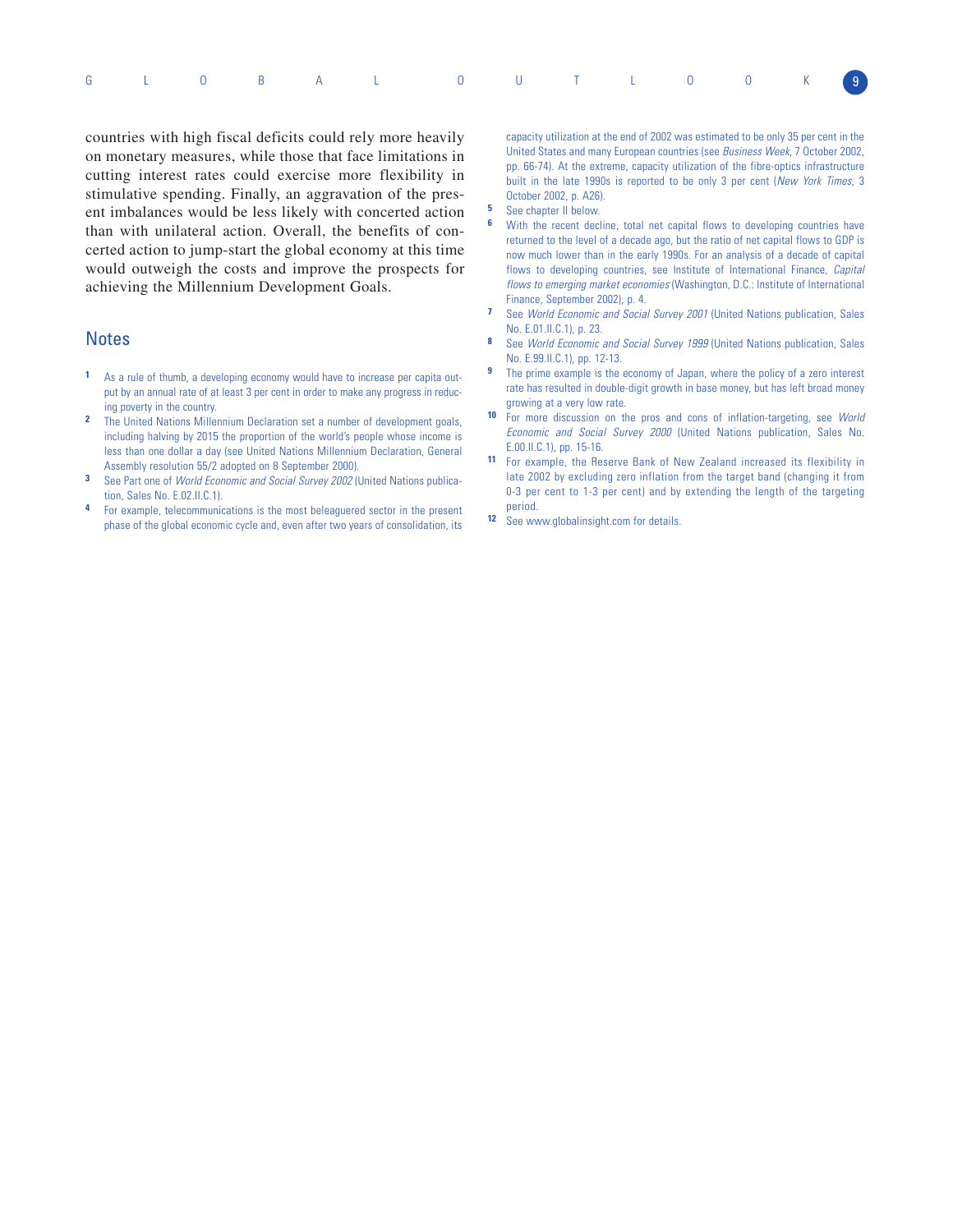countries with high fiscal deficits could rely more heavily on monetary measures, while those that face limitations in cutting interest rates could exercise more flexibility in stimulative spending. Finally, an aggravation of the present imbalances would be less likely with concerted action than with unilateral action. Overall, the benefits of concerted action to jump-start the global economy at this time would outweigh the costs and improve the prospects for achieving the Millennium Development Goals.

## Notes

1. As a rule of thumb, a developing economy would have to increase per capita output by an annual rate of at least 3 per cent in order to make any progress in reducing poverty in the country.
2. The United Nations Millennium Declaration set a number of development goals, including halving by 2015 the proportion of the world's people whose income is less than one dollar a day (see United Nations Millennium Declaration, General Assembly resolution 55/2 adopted on 8 September 2000).
3. See Part one of *World Economic and Social Survey 2002* (United Nations publication, Sales No. E.02.II.C.1).
4. For example, telecommunications is the most beleaguered sector in the present phase of the global economic cycle and, even after two years of consolidation, its capacity utilization at the end of 2002 was estimated to be only 35 per cent in the United States and many European countries (see *Business Week*, 7 October 2002, pp. 66-74). At the extreme, capacity utilization of the fibre-optics infrastructure built in the late 1990s is reported to be only 3 per cent (*New York Times*, 3 October 2002, p. A26).
5. See chapter II below.
6. With the recent decline, total net capital flows to developing countries have returned to the level of a decade ago, but the ratio of net capital flows to GDP is now much lower than in the early 1990s. For an analysis of a decade of capital flows to developing countries, see Institute of International Finance, *Capital flows to emerging market economies* (Washington, D.C.: Institute of International Finance, September 2002), p. 4.
7. See *World Economic and Social Survey 2001* (United Nations publication, Sales No. E.01.II.C.1), p. 23.
8. See *World Economic and Social Survey 1999* (United Nations publication, Sales No. E.99.II.C.1), pp. 12-13.
9. The prime example is the economy of Japan, where the policy of a zero interest rate has resulted in double-digit growth in base money, but has left broad money growing at a very low rate.
10. For more discussion on the pros and cons of inflation-targeting, see *World Economic and Social Survey 2000* (United Nations publication, Sales No. E.00.II.C.1), pp. 15-16.
11. For example, the Reserve Bank of New Zealand increased its flexibility in late 2002 by excluding zero inflation from the target band (changing it from 0-3 per cent to 1-3 per cent) and by extending the length of the targeting period.
12. See www.globalinsight.com for details.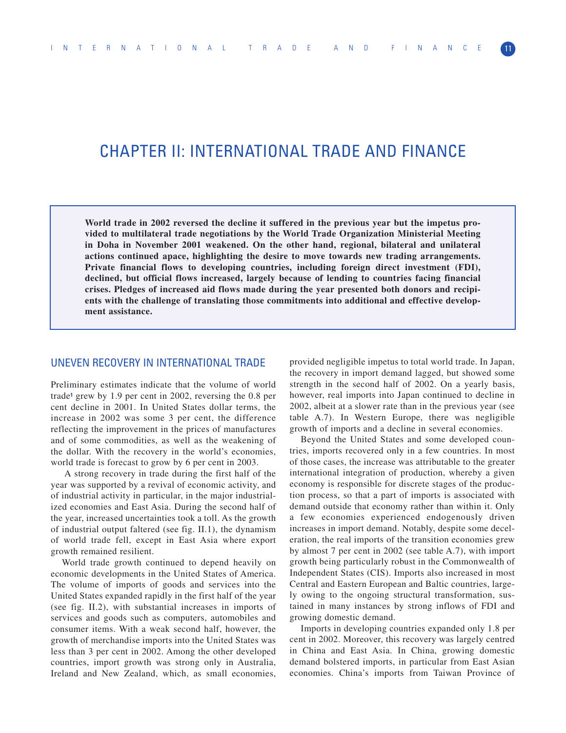# CHAPTER II: INTERNATIONAL TRADE AND FINANCE

**World trade in 2002 reversed the decline it suffered in the previous year but the impetus provided to multilateral trade negotiations by the World Trade Organization Ministerial Meeting in Doha in November 2001 weakened. On the other hand, regional, bilateral and unilateral actions continued apace, highlighting the desire to move towards new trading arrangements. Private financial flows to developing countries, including foreign direct investment (FDI), declined, but official flows increased, largely because of lending to countries facing financial crises. Pledges of increased aid flows made during the year presented both donors and recipients with the challenge of translating those commitments into additional and effective development assistance.**

## UNEVEN RECOVERY IN INTERNATIONAL TRADE

Preliminary estimates indicate that the volume of world trade[1] grew by 1.9 per cent in 2002, reversing the 0.8 per cent decline in 2001. In United States dollar terms, the increase in 2002 was some 3 per cent, the difference reflecting the improvement in the prices of manufactures and of some commodities, as well as the weakening of the dollar. With the recovery in the world's economies, world trade is forecast to grow by 6 per cent in 2003.

A strong recovery in trade during the first half of the year was supported by a revival of economic activity, and of industrial activity in particular, in the major industrialized economies and East Asia. During the second half of the year, increased uncertainties took a toll. As the growth of industrial output faltered (see fig. II.1), the dynamism of world trade fell, except in East Asia where export growth remained resilient.

World trade growth continued to depend heavily on economic developments in the United States of America. The volume of imports of goods and services into the United States expanded rapidly in the first half of the year (see fig. II.2), with substantial increases in imports of services and goods such as computers, automobiles and consumer items. With a weak second half, however, the growth of merchandise imports into the United States was less than 3 per cent in 2002. Among the other developed countries, import growth was strong only in Australia, Ireland and New Zealand, which, as small economies, provided negligible impetus to total world trade. In Japan, the recovery in import demand lagged, but showed some strength in the second half of 2002. On a yearly basis, however, real imports into Japan continued to decline in 2002, albeit at a slower rate than in the previous year (see table A.7). In Western Europe, there was negligible growth of imports and a decline in several economies.

Beyond the United States and some developed countries, imports recovered only in a few countries. In most of those cases, the increase was attributable to the greater international integration of production, whereby a given economy is responsible for discrete stages of the production process, so that a part of imports is associated with demand outside that economy rather than within it. Only a few economies experienced endogenously driven increases in import demand. Notably, despite some deceleration, the real imports of the transition economies grew by almost 7 per cent in 2002 (see table A.7), with import growth being particularly robust in the Commonwealth of Independent States (CIS). Imports also increased in most Central and Eastern European and Baltic countries, largely owing to the ongoing structural transformation, sustained in many instances by strong inflows of FDI and growing domestic demand.

Imports in developing countries expanded only 1.8 per cent in 2002. Moreover, this recovery was largely centred in China and East Asia. In China, growing domestic demand bolstered imports, in particular from East Asian economies. China's imports from Taiwan Province of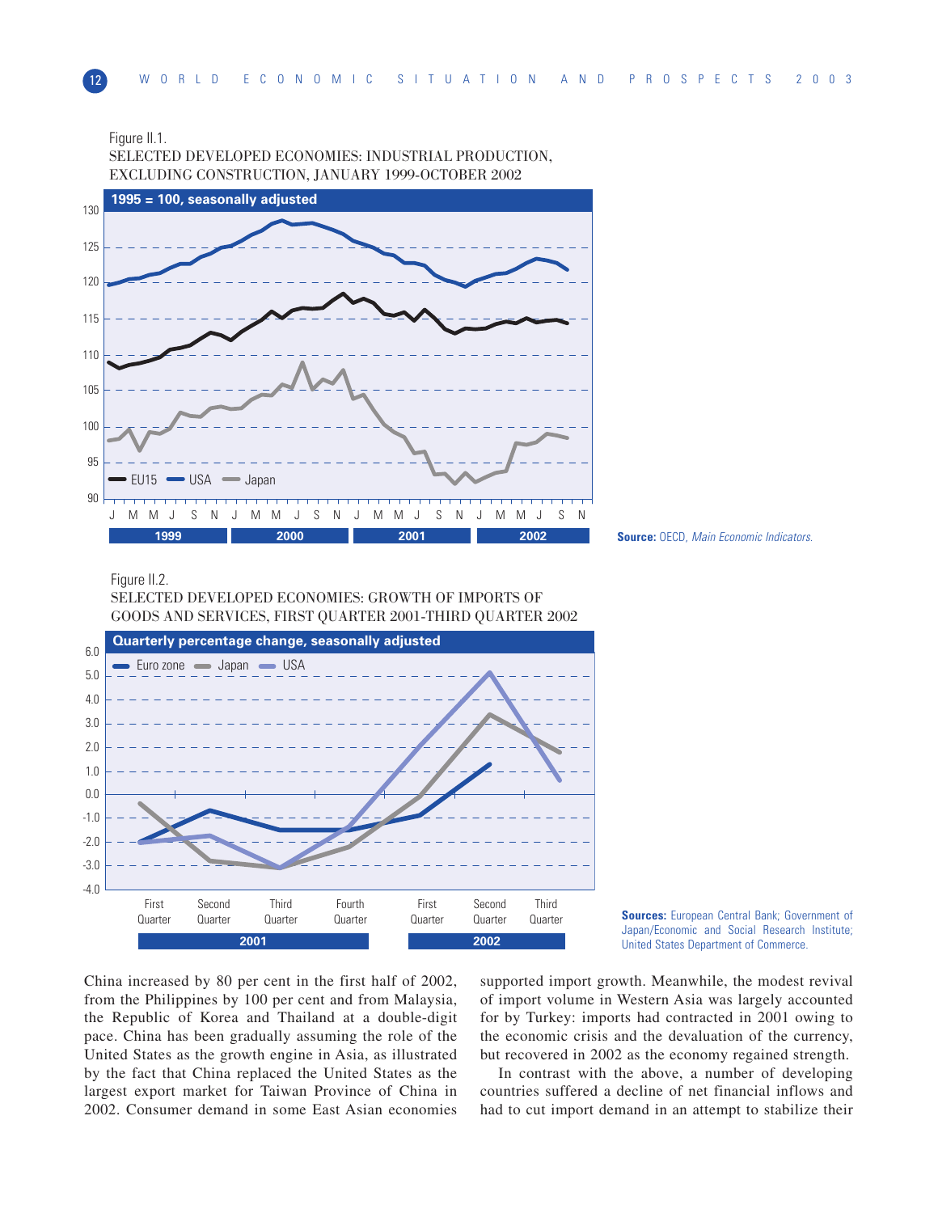Figure II.1.
SELECTED DEVELOPED ECONOMIES: INDUSTRIAL PRODUCTION, EXCLUDING CONSTRUCTION, JANUARY 1999-OCTOBER 2002

1995 = 100, seasonally adjusted

**Source:** OECD, *Main Economic Indicators*.

Figure II.2.
SELECTED DEVELOPED ECONOMIES: GROWTH OF IMPORTS OF GOODS AND SERVICES, FIRST QUARTER 2001-THIRD QUARTER 2002

Quarterly percentage change, seasonally adjusted

**Sources:** European Central Bank; Government of Japan/Economic and Social Research Institute; United States Department of Commerce.

China increased by 80 per cent in the first half of 2002, from the Philippines by 100 per cent and from Malaysia, the Republic of Korea and Thailand at a double-digit pace. China has been gradually assuming the role of the United States as the growth engine in Asia, as illustrated by the fact that China replaced the United States as the largest export market for Taiwan Province of China in 2002. Consumer demand in some East Asian economies supported import growth. Meanwhile, the modest revival of import volume in Western Asia was largely accounted for by Turkey: imports had contracted in 2001 owing to the economic crisis and the devaluation of the currency, but recovered in 2002 as the economy regained strength.

In contrast with the above, a number of developing countries suffered a decline of net financial inflows and had to cut import demand in an attempt to stabilize their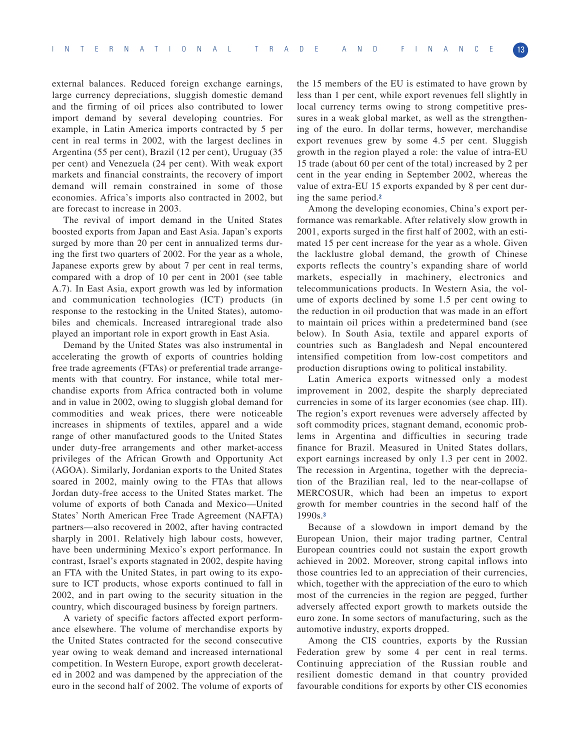external balances. Reduced foreign exchange earnings, large currency depreciations, sluggish domestic demand and the firming of oil prices also contributed to lower import demand by several developing countries. For example, in Latin America imports contracted by 5 per cent in real terms in 2002, with the largest declines in Argentina (55 per cent), Brazil (12 per cent), Uruguay (35 per cent) and Venezuela (24 per cent). With weak export markets and financial constraints, the recovery of import demand will remain constrained in some of those economies. Africa's imports also contracted in 2002, but are forecast to increase in 2003.

The revival of import demand in the United States boosted exports from Japan and East Asia. Japan's exports surged by more than 20 per cent in annualized terms during the first two quarters of 2002. For the year as a whole, Japanese exports grew by about 7 per cent in real terms, compared with a drop of 10 per cent in 2001 (see table A.7). In East Asia, export growth was led by information and communication technologies (ICT) products (in response to the restocking in the United States), automobiles and chemicals. Increased intraregional trade also played an important role in export growth in East Asia.

Demand by the United States was also instrumental in accelerating the growth of exports of countries holding free trade agreements (FTAs) or preferential trade arrangements with that country. For instance, while total merchandise exports from Africa contracted both in volume and in value in 2002, owing to sluggish global demand for commodities and weak prices, there were noticeable increases in shipments of textiles, apparel and a wide range of other manufactured goods to the United States under duty-free arrangements and other market-access privileges of the African Growth and Opportunity Act (AGOA). Similarly, Jordanian exports to the United States soared in 2002, mainly owing to the FTAs that allows Jordan duty-free access to the United States market. The volume of exports of both Canada and Mexico—United States' North American Free Trade Agreement (NAFTA) partners—also recovered in 2002, after having contracted sharply in 2001. Relatively high labour costs, however, have been undermining Mexico's export performance. In contrast, Israel's exports stagnated in 2002, despite having an FTA with the United States, in part owing to its exposure to ICT products, whose exports continued to fall in 2002, and in part owing to the security situation in the country, which discouraged business by foreign partners.

A variety of specific factors affected export performance elsewhere. The volume of merchandise exports by the United States contracted for the second consecutive year owing to weak demand and increased international competition. In Western Europe, export growth decelerated in 2002 and was dampened by the appreciation of the euro in the second half of 2002. The volume of exports of the 15 members of the EU is estimated to have grown by less than 1 per cent, while export revenues fell slightly in local currency terms owing to strong competitive pressures in a weak global market, as well as the strengthening of the euro. In dollar terms, however, merchandise export revenues grew by some 4.5 per cent. Sluggish growth in the region played a role: the value of intra-EU 15 trade (about 60 per cent of the total) increased by 2 per cent in the year ending in September 2002, whereas the value of extra-EU 15 exports expanded by 8 per cent during the same period.[2]

Among the developing economies, China's export performance was remarkable. After relatively slow growth in 2001, exports surged in the first half of 2002, with an estimated 15 per cent increase for the year as a whole. Given the lacklustre global demand, the growth of Chinese exports reflects the country's expanding share of world markets, especially in machinery, electronics and telecommunications products. In Western Asia, the volume of exports declined by some 1.5 per cent owing to the reduction in oil production that was made in an effort to maintain oil prices within a predetermined band (see below). In South Asia, textile and apparel exports of countries such as Bangladesh and Nepal encountered intensified competition from low-cost competitors and production disruptions owing to political instability.

Latin America exports witnessed only a modest improvement in 2002, despite the sharply depreciated currencies in some of its larger economies (see chap. III). The region's export revenues were adversely affected by soft commodity prices, stagnant demand, economic problems in Argentina and difficulties in securing trade finance for Brazil. Measured in United States dollars, export earnings increased by only 1.3 per cent in 2002. The recession in Argentina, together with the depreciation of the Brazilian real, led to the near-collapse of MERCOSUR, which had been an impetus to export growth for member countries in the second half of the 1990s.[3]

Because of a slowdown in import demand by the European Union, their major trading partner, Central European countries could not sustain the export growth achieved in 2002. Moreover, strong capital inflows into those countries led to an appreciation of their currencies, which, together with the appreciation of the euro to which most of the currencies in the region are pegged, further adversely affected export growth to markets outside the euro zone. In some sectors of manufacturing, such as the automotive industry, exports dropped.

Among the CIS countries, exports by the Russian Federation grew by some 4 per cent in real terms. Continuing appreciation of the Russian rouble and resilient domestic demand in that country provided favourable conditions for exports by other CIS economies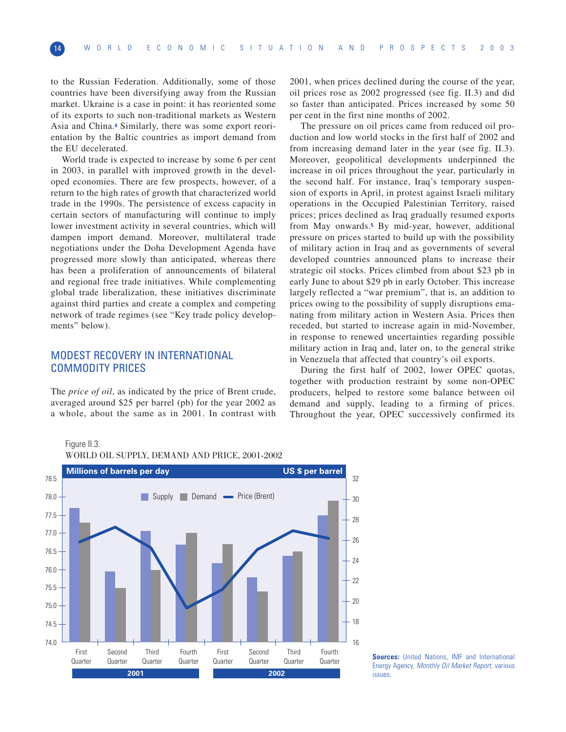to the Russian Federation. Additionally, some of those countries have been diversifying away from the Russian market. Ukraine is a case in point: it has reoriented some of its exports to such non-traditional markets as Western Asia and China.[4] Similarly, there was some export reorientation by the Baltic countries as import demand from the EU decelerated.

World trade is expected to increase by some 6 per cent in 2003, in parallel with improved growth in the developed economies. There are few prospects, however, of a return to the high rates of growth that characterized world trade in the 1990s. The persistence of excess capacity in certain sectors of manufacturing will continue to imply lower investment activity in several countries, which will dampen import demand. Moreover, multilateral trade negotiations under the Doha Development Agenda have progressed more slowly than anticipated, whereas there has been a proliferation of announcements of bilateral and regional free trade initiatives. While complementing global trade liberalization, these initiatives discriminate against third parties and create a complex and competing network of trade regimes (see "Key trade policy developments" below).

## MODEST RECOVERY IN INTERNATIONAL COMMODITY PRICES

The *price of oil*, as indicated by the price of Brent crude, averaged around $25 per barrel (pb) for the year 2002 as a whole, about the same as in 2001. In contrast with 2001, when prices declined during the course of the year, oil prices rose as 2002 progressed (see fig. II.3) and did so faster than anticipated. Prices increased by some 50 per cent in the first nine months of 2002.

The pressure on oil prices came from reduced oil production and low world stocks in the first half of 2002 and from increasing demand later in the year (see fig. II.3). Moreover, geopolitical developments underpinned the increase in oil prices throughout the year, particularly in the second half. For instance, Iraq's temporary suspension of exports in April, in protest against Israeli military operations in the Occupied Palestinian Territory, raised prices; prices declined as Iraq gradually resumed exports from May onwards.[5] By mid-year, however, additional pressure on prices started to build up with the possibility of military action in Iraq and as governments of several developed countries announced plans to increase their strategic oil stocks. Prices climbed from about $23 pb in early June to about $29 pb in early October. This increase largely reflected a "war premium", that is, an addition to prices owing to the possibility of supply disruptions emanating from military action in Western Asia. Prices then receded, but started to increase again in mid-November, in response to renewed uncertainties regarding possible military action in Iraq and, later on, to the general strike in Venezuela that affected that country's oil exports.

During the first half of 2002, lower OPEC quotas, together with production restraint by some non-OPEC producers, helped to restore some balance between oil demand and supply, leading to a firming of prices. Throughout the year, OPEC successively confirmed its

Figure II.3.
WORLD OIL SUPPLY, DEMAND AND PRICE, 2001-2002

**Sources:** United Nations, IMF and International Energy Agency, *Monthly Oil Market Report*, various issues.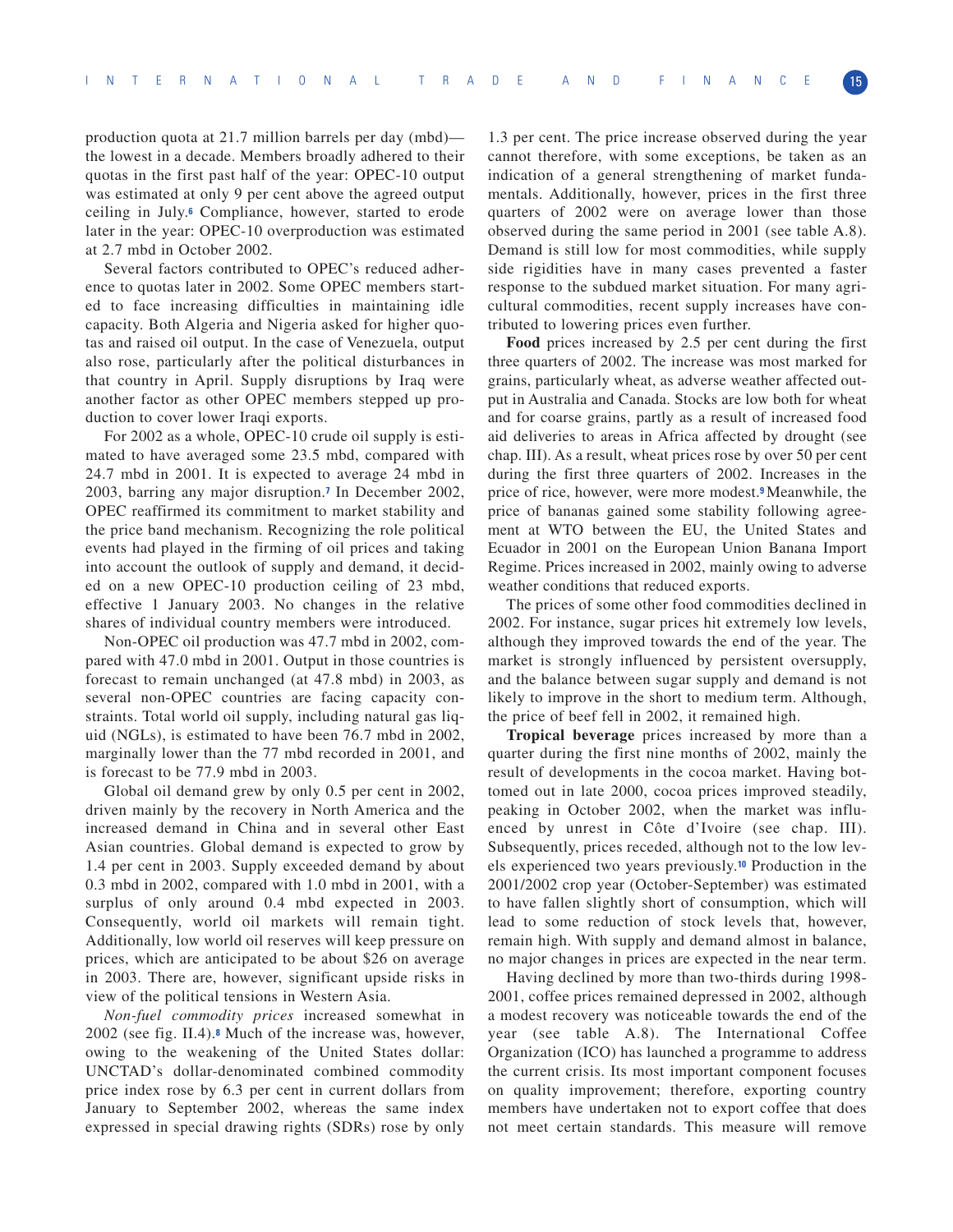production quota at 21.7 million barrels per day (mbd)—the lowest in a decade. Members broadly adhered to their quotas in the first past half of the year: OPEC-10 output was estimated at only 9 per cent above the agreed output ceiling in July.[6] Compliance, however, started to erode later in the year: OPEC-10 overproduction was estimated at 2.7 mbd in October 2002.

Several factors contributed to OPEC's reduced adherence to quotas later in 2002. Some OPEC members started to face increasing difficulties in maintaining idle capacity. Both Algeria and Nigeria asked for higher quotas and raised oil output. In the case of Venezuela, output also rose, particularly after the political disturbances in that country in April. Supply disruptions by Iraq were another factor as other OPEC members stepped up production to cover lower Iraqi exports.

For 2002 as a whole, OPEC-10 crude oil supply is estimated to have averaged some 23.5 mbd, compared with 24.7 mbd in 2001. It is expected to average 24 mbd in 2003, barring any major disruption.[7] In December 2002, OPEC reaffirmed its commitment to market stability and the price band mechanism. Recognizing the role political events had played in the firming of oil prices and taking into account the outlook of supply and demand, it decided on a new OPEC-10 production ceiling of 23 mbd, effective 1 January 2003. No changes in the relative shares of individual country members were introduced.

Non-OPEC oil production was 47.7 mbd in 2002, compared with 47.0 mbd in 2001. Output in those countries is forecast to remain unchanged (at 47.8 mbd) in 2003, as several non-OPEC countries are facing capacity constraints. Total world oil supply, including natural gas liquid (NGLs), is estimated to have been 76.7 mbd in 2002, marginally lower than the 77 mbd recorded in 2001, and is forecast to be 77.9 mbd in 2003.

Global oil demand grew by only 0.5 per cent in 2002, driven mainly by the recovery in North America and the increased demand in China and in several other East Asian countries. Global demand is expected to grow by 1.4 per cent in 2003. Supply exceeded demand by about 0.3 mbd in 2002, compared with 1.0 mbd in 2001, with a surplus of only around 0.4 mbd expected in 2003. Consequently, world oil markets will remain tight. Additionally, low world oil reserves will keep pressure on prices, which are anticipated to be about $26 on average in 2003. There are, however, significant upside risks in view of the political tensions in Western Asia.

*Non-fuel commodity prices* increased somewhat in 2002 (see fig. II.4).[8] Much of the increase was, however, owing to the weakening of the United States dollar: UNCTAD's dollar-denominated combined commodity price index rose by 6.3 per cent in current dollars from January to September 2002, whereas the same index expressed in special drawing rights (SDRs) rose by only 1.3 per cent. The price increase observed during the year cannot therefore, with some exceptions, be taken as an indication of a general strengthening of market fundamentals. Additionally, however, prices in the first three quarters of 2002 were on average lower than those observed during the same period in 2001 (see table A.8). Demand is still low for most commodities, while supply side rigidities have in many cases prevented a faster response to the subdued market situation. For many agricultural commodities, recent supply increases have contributed to lowering prices even further.

**Food** prices increased by 2.5 per cent during the first three quarters of 2002. The increase was most marked for grains, particularly wheat, as adverse weather affected output in Australia and Canada. Stocks are low both for wheat and for coarse grains, partly as a result of increased food aid deliveries to areas in Africa affected by drought (see chap. III). As a result, wheat prices rose by over 50 per cent during the first three quarters of 2002. Increases in the price of rice, however, were more modest.[9] Meanwhile, the price of bananas gained some stability following agreement at WTO between the EU, the United States and Ecuador in 2001 on the European Union Banana Import Regime. Prices increased in 2002, mainly owing to adverse weather conditions that reduced exports.

The prices of some other food commodities declined in 2002. For instance, sugar prices hit extremely low levels, although they improved towards the end of the year. The market is strongly influenced by persistent oversupply, and the balance between sugar supply and demand is not likely to improve in the short to medium term. Although, the price of beef fell in 2002, it remained high.

**Tropical beverage** prices increased by more than a quarter during the first nine months of 2002, mainly the result of developments in the cocoa market. Having bottomed out in late 2000, cocoa prices improved steadily, peaking in October 2002, when the market was influenced by unrest in Côte d'Ivoire (see chap. III). Subsequently, prices receded, although not to the low levels experienced two years previously.[10] Production in the 2001/2002 crop year (October-September) was estimated to have fallen slightly short of consumption, which will lead to some reduction of stock levels that, however, remain high. With supply and demand almost in balance, no major changes in prices are expected in the near term.

Having declined by more than two-thirds during 1998-2001, coffee prices remained depressed in 2002, although a modest recovery was noticeable towards the end of the year (see table A.8). The International Coffee Organization (ICO) has launched a programme to address the current crisis. Its most important component focuses on quality improvement; therefore, exporting country members have undertaken not to export coffee that does not meet certain standards. This measure will remove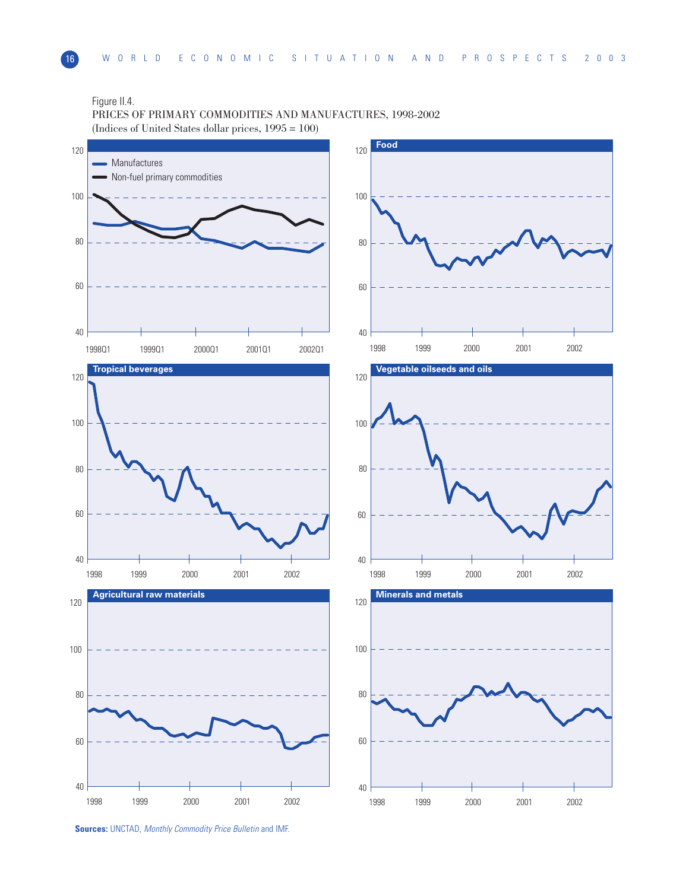Figure II.4.
PRICES OF PRIMARY COMMODITIES AND MANUFACTURES, 1998-2002
(Indices of United States dollar prices, 1995 = 100)

**Sources:** UNCTAD, *Monthly Commodity Price Bulletin* and IMF.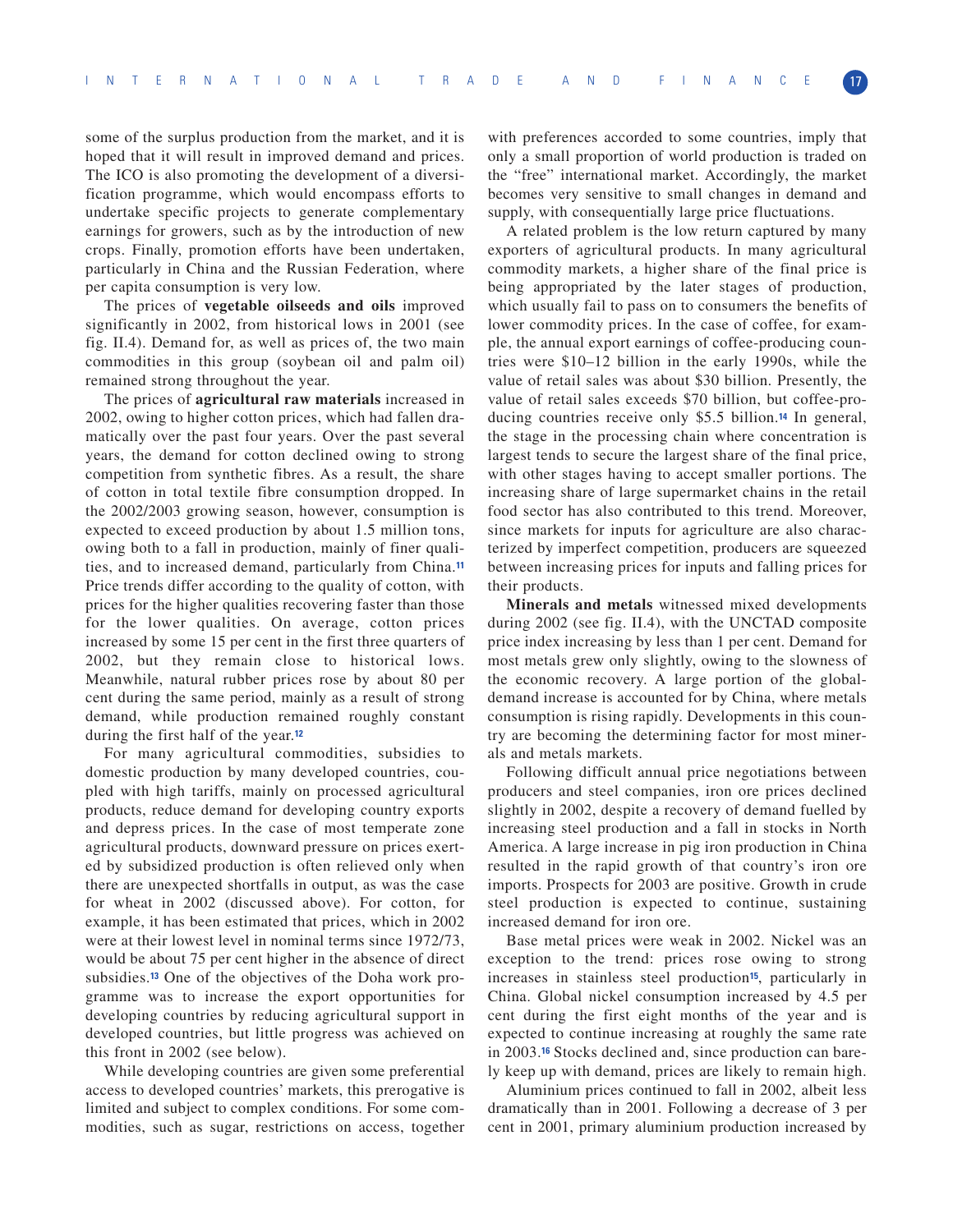some of the surplus production from the market, and it is hoped that it will result in improved demand and prices. The ICO is also promoting the development of a diversification programme, which would encompass efforts to undertake specific projects to generate complementary earnings for growers, such as by the introduction of new crops. Finally, promotion efforts have been undertaken, particularly in China and the Russian Federation, where per capita consumption is very low.

The prices of **vegetable oilseeds and oils** improved significantly in 2002, from historical lows in 2001 (see fig. II.4). Demand for, as well as prices of, the two main commodities in this group (soybean oil and palm oil) remained strong throughout the year.

The prices of **agricultural raw materials** increased in 2002, owing to higher cotton prices, which had fallen dramatically over the past four years. Over the past several years, the demand for cotton declined owing to strong competition from synthetic fibres. As a result, the share of cotton in total textile fibre consumption dropped. In the 2002/2003 growing season, however, consumption is expected to exceed production by about 1.5 million tons, owing both to a fall in production, mainly of finer qualities, and to increased demand, particularly from China.[11] Price trends differ according to the quality of cotton, with prices for the higher qualities recovering faster than those for the lower qualities. On average, cotton prices increased by some 15 per cent in the first three quarters of 2002, but they remain close to historical lows. Meanwhile, natural rubber prices rose by about 80 per cent during the same period, mainly as a result of strong demand, while production remained roughly constant during the first half of the year.[12]

For many agricultural commodities, subsidies to domestic production by many developed countries, coupled with high tariffs, mainly on processed agricultural products, reduce demand for developing country exports and depress prices. In the case of most temperate zone agricultural products, downward pressure on prices exerted by subsidized production is often relieved only when there are unexpected shortfalls in output, as was the case for wheat in 2002 (discussed above). For cotton, for example, it has been estimated that prices, which in 2002 were at their lowest level in nominal terms since 1972/73, would be about 75 per cent higher in the absence of direct subsidies.[13] One of the objectives of the Doha work programme was to increase the export opportunities for developing countries by reducing agricultural support in developed countries, but little progress was achieved on this front in 2002 (see below).

While developing countries are given some preferential access to developed countries' markets, this prerogative is limited and subject to complex conditions. For some commodities, such as sugar, restrictions on access, together with preferences accorded to some countries, imply that only a small proportion of world production is traded on the "free" international market. Accordingly, the market becomes very sensitive to small changes in demand and supply, with consequentially large price fluctuations.

A related problem is the low return captured by many exporters of agricultural products. In many agricultural commodity markets, a higher share of the final price is being appropriated by the later stages of production, which usually fail to pass on to consumers the benefits of lower commodity prices. In the case of coffee, for example, the annual export earnings of coffee-producing countries were \$10–12 billion in the early 1990s, while the value of retail sales was about \$30 billion. Presently, the value of retail sales exceeds \$70 billion, but coffee-producing countries receive only \$5.5 billion.[14] In general, the stage in the processing chain where concentration is largest tends to secure the largest share of the final price, with other stages having to accept smaller portions. The increasing share of large supermarket chains in the retail food sector has also contributed to this trend. Moreover, since markets for inputs for agriculture are also characterized by imperfect competition, producers are squeezed between increasing prices for inputs and falling prices for their products.

**Minerals and metals** witnessed mixed developments during 2002 (see fig. II.4), with the UNCTAD composite price index increasing by less than 1 per cent. Demand for most metals grew only slightly, owing to the slowness of the economic recovery. A large portion of the global-demand increase is accounted for by China, where metals consumption is rising rapidly. Developments in this country are becoming the determining factor for most minerals and metals markets.

Following difficult annual price negotiations between producers and steel companies, iron ore prices declined slightly in 2002, despite a recovery of demand fuelled by increasing steel production and a fall in stocks in North America. A large increase in pig iron production in China resulted in the rapid growth of that country's iron ore imports. Prospects for 2003 are positive. Growth in crude steel production is expected to continue, sustaining increased demand for iron ore.

Base metal prices were weak in 2002. Nickel was an exception to the trend: prices rose owing to strong increases in stainless steel production[15], particularly in China. Global nickel consumption increased by 4.5 per cent during the first eight months of the year and is expected to continue increasing at roughly the same rate in 2003.[16] Stocks declined and, since production can barely keep up with demand, prices are likely to remain high.

Aluminium prices continued to fall in 2002, albeit less dramatically than in 2001. Following a decrease of 3 per cent in 2001, primary aluminium production increased by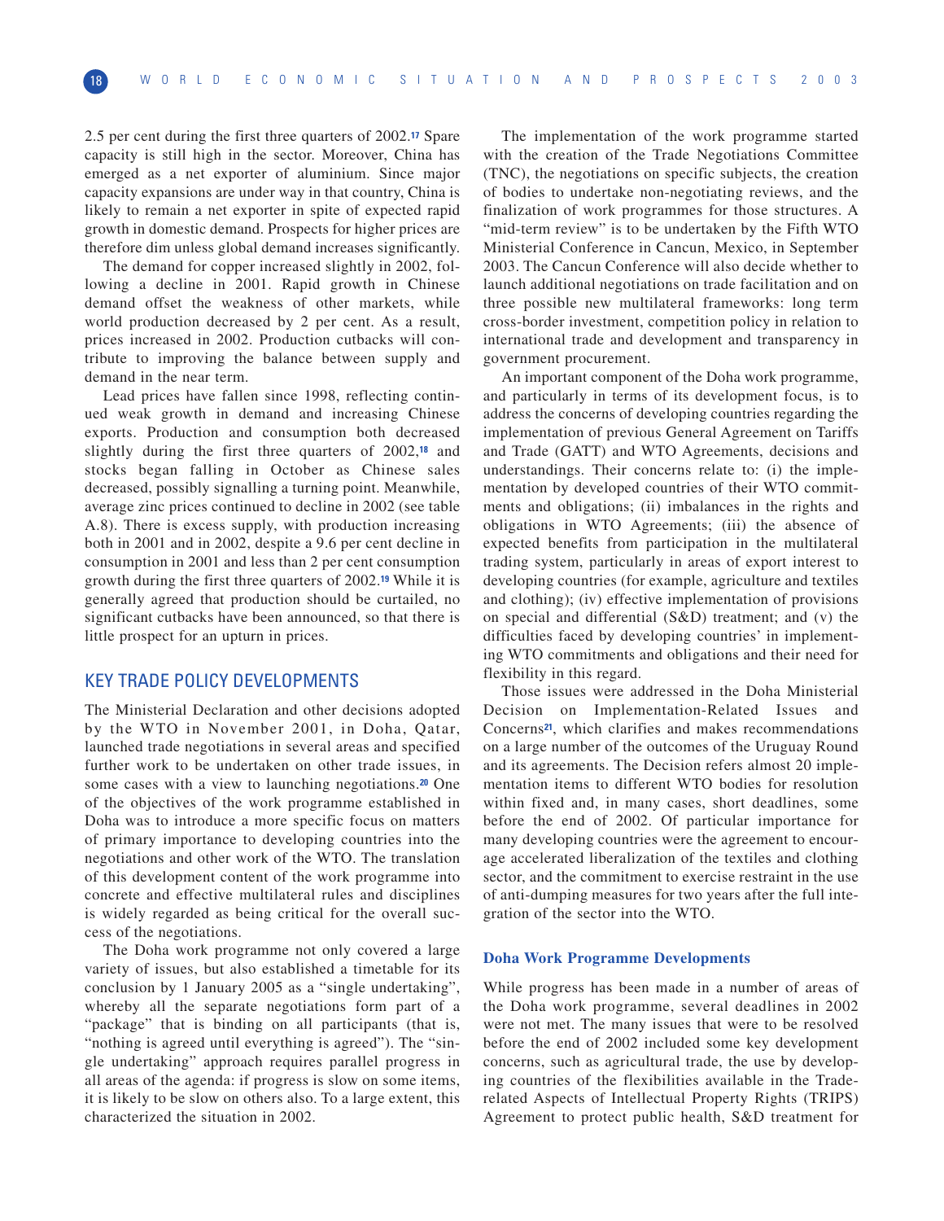2.5 per cent during the first three quarters of 2002.[17] Spare capacity is still high in the sector. Moreover, China has emerged as a net exporter of aluminium. Since major capacity expansions are under way in that country, China is likely to remain a net exporter in spite of expected rapid growth in domestic demand. Prospects for higher prices are therefore dim unless global demand increases significantly.

The demand for copper increased slightly in 2002, following a decline in 2001. Rapid growth in Chinese demand offset the weakness of other markets, while world production decreased by 2 per cent. As a result, prices increased in 2002. Production cutbacks will contribute to improving the balance between supply and demand in the near term.

Lead prices have fallen since 1998, reflecting continued weak growth in demand and increasing Chinese exports. Production and consumption both decreased slightly during the first three quarters of 2002,[18] and stocks began falling in October as Chinese sales decreased, possibly signalling a turning point. Meanwhile, average zinc prices continued to decline in 2002 (see table A.8). There is excess supply, with production increasing both in 2001 and in 2002, despite a 9.6 per cent decline in consumption in 2001 and less than 2 per cent consumption growth during the first three quarters of 2002.[19] While it is generally agreed that production should be curtailed, no significant cutbacks have been announced, so that there is little prospect for an upturn in prices.

## KEY TRADE POLICY DEVELOPMENTS

The Ministerial Declaration and other decisions adopted by the WTO in November 2001, in Doha, Qatar, launched trade negotiations in several areas and specified further work to be undertaken on other trade issues, in some cases with a view to launching negotiations.[20] One of the objectives of the work programme established in Doha was to introduce a more specific focus on matters of primary importance to developing countries into the negotiations and other work of the WTO. The translation of this development content of the work programme into concrete and effective multilateral rules and disciplines is widely regarded as being critical for the overall success of the negotiations.

The Doha work programme not only covered a large variety of issues, but also established a timetable for its conclusion by 1 January 2005 as a "single undertaking", whereby all the separate negotiations form part of a "package" that is binding on all participants (that is, "nothing is agreed until everything is agreed"). The "single undertaking" approach requires parallel progress in all areas of the agenda: if progress is slow on some items, it is likely to be slow on others also. To a large extent, this characterized the situation in 2002.

The implementation of the work programme started with the creation of the Trade Negotiations Committee (TNC), the negotiations on specific subjects, the creation of bodies to undertake non-negotiating reviews, and the finalization of work programmes for those structures. A "mid-term review" is to be undertaken by the Fifth WTO Ministerial Conference in Cancun, Mexico, in September 2003. The Cancun Conference will also decide whether to launch additional negotiations on trade facilitation and on three possible new multilateral frameworks: long term cross-border investment, competition policy in relation to international trade and development and transparency in government procurement.

An important component of the Doha work programme, and particularly in terms of its development focus, is to address the concerns of developing countries regarding the implementation of previous General Agreement on Tariffs and Trade (GATT) and WTO Agreements, decisions and understandings. Their concerns relate to: (i) the implementation by developed countries of their WTO commitments and obligations; (ii) imbalances in the rights and obligations in WTO Agreements; (iii) the absence of expected benefits from participation in the multilateral trading system, particularly in areas of export interest to developing countries (for example, agriculture and textiles and clothing); (iv) effective implementation of provisions on special and differential (S&D) treatment; and (v) the difficulties faced by developing countries' in implementing WTO commitments and obligations and their need for flexibility in this regard.

Those issues were addressed in the Doha Ministerial Decision on Implementation-Related Issues and Concerns[21], which clarifies and makes recommendations on a large number of the outcomes of the Uruguay Round and its agreements. The Decision refers almost 20 implementation items to different WTO bodies for resolution within fixed and, in many cases, short deadlines, some before the end of 2002. Of particular importance for many developing countries were the agreement to encourage accelerated liberalization of the textiles and clothing sector, and the commitment to exercise restraint in the use of anti-dumping measures for two years after the full integration of the sector into the WTO.

### Doha Work Programme Developments

While progress has been made in a number of areas of the Doha work programme, several deadlines in 2002 were not met. The many issues that were to be resolved before the end of 2002 included some key development concerns, such as agricultural trade, the use by developing countries of the flexibilities available in the Trade-related Aspects of Intellectual Property Rights (TRIPS) Agreement to protect public health, S&D treatment for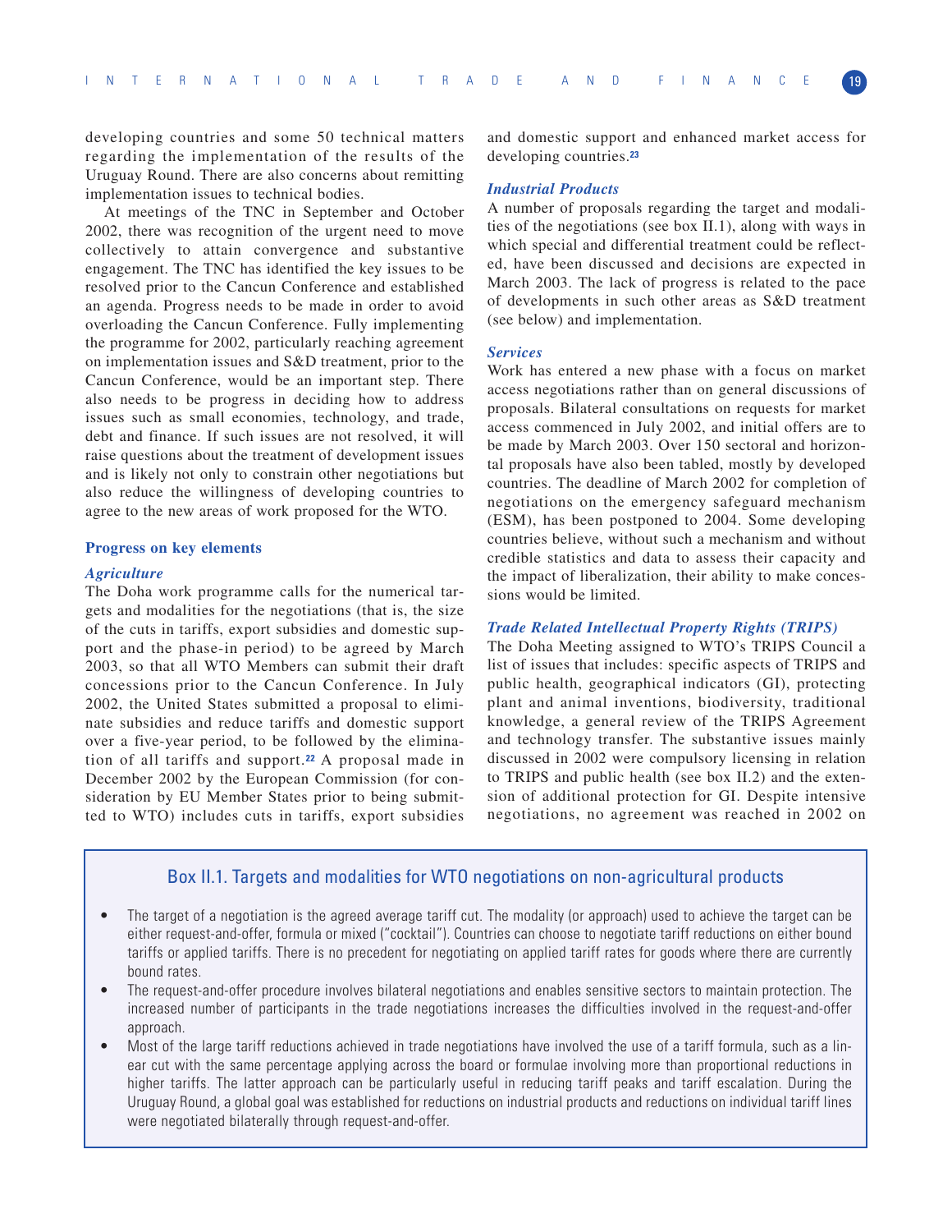developing countries and some 50 technical matters regarding the implementation of the results of the Uruguay Round. There are also concerns about remitting implementation issues to technical bodies.

At meetings of the TNC in September and October 2002, there was recognition of the urgent need to move collectively to attain convergence and substantive engagement. The TNC has identified the key issues to be resolved prior to the Cancun Conference and established an agenda. Progress needs to be made in order to avoid overloading the Cancun Conference. Fully implementing the programme for 2002, particularly reaching agreement on implementation issues and S&D treatment, prior to the Cancun Conference, would be an important step. There also needs to be progress in deciding how to address issues such as small economies, technology, and trade, debt and finance. If such issues are not resolved, it will raise questions about the treatment of development issues and is likely not only to constrain other negotiations but also reduce the willingness of developing countries to agree to the new areas of work proposed for the WTO.

### Progress on key elements

#### *Agriculture*

The Doha work programme calls for the numerical targets and modalities for the negotiations (that is, the size of the cuts in tariffs, export subsidies and domestic support and the phase-in period) to be agreed by March 2003, so that all WTO Members can submit their draft concessions prior to the Cancun Conference. In July 2002, the United States submitted a proposal to eliminate subsidies and reduce tariffs and domestic support over a five-year period, to be followed by the elimination of all tariffs and support.[22] A proposal made in December 2002 by the European Commission (for consideration by EU Member States prior to being submitted to WTO) includes cuts in tariffs, export subsidies and domestic support and enhanced market access for developing countries.[23]

#### *Industrial Products*

A number of proposals regarding the target and modalities of the negotiations (see box II.1), along with ways in which special and differential treatment could be reflected, have been discussed and decisions are expected in March 2003. The lack of progress is related to the pace of developments in such other areas as S&D treatment (see below) and implementation.

#### *Services*

Work has entered a new phase with a focus on market access negotiations rather than on general discussions of proposals. Bilateral consultations on requests for market access commenced in July 2002, and initial offers are to be made by March 2003. Over 150 sectoral and horizontal proposals have also been tabled, mostly by developed countries. The deadline of March 2002 for completion of negotiations on the emergency safeguard mechanism (ESM), has been postponed to 2004. Some developing countries believe, without such a mechanism and without credible statistics and data to assess their capacity and the impact of liberalization, their ability to make concessions would be limited.

#### *Trade Related Intellectual Property Rights (TRIPS)*

The Doha Meeting assigned to WTO's TRIPS Council a list of issues that includes: specific aspects of TRIPS and public health, geographical indicators (GI), protecting plant and animal inventions, biodiversity, traditional knowledge, a general review of the TRIPS Agreement and technology transfer. The substantive issues mainly discussed in 2002 were compulsory licensing in relation to TRIPS and public health (see box II.2) and the extension of additional protection for GI. Despite intensive negotiations, no agreement was reached in 2002 on

### Box II.1. Targets and modalities for WTO negotiations on non-agricultural products

- The target of a negotiation is the agreed average tariff cut. The modality (or approach) used to achieve the target can be either request-and-offer, formula or mixed ("cocktail"). Countries can choose to negotiate tariff reductions on either bound tariffs or applied tariffs. There is no precedent for negotiating on applied tariff rates for goods where there are currently bound rates.
- The request-and-offer procedure involves bilateral negotiations and enables sensitive sectors to maintain protection. The increased number of participants in the trade negotiations increases the difficulties involved in the request-and-offer approach.
- Most of the large tariff reductions achieved in trade negotiations have involved the use of a tariff formula, such as a linear cut with the same percentage applying across the board or formulae involving more than proportional reductions in higher tariffs. The latter approach can be particularly useful in reducing tariff peaks and tariff escalation. During the Uruguay Round, a global goal was established for reductions on industrial products and reductions on individual tariff lines were negotiated bilaterally through request-and-offer.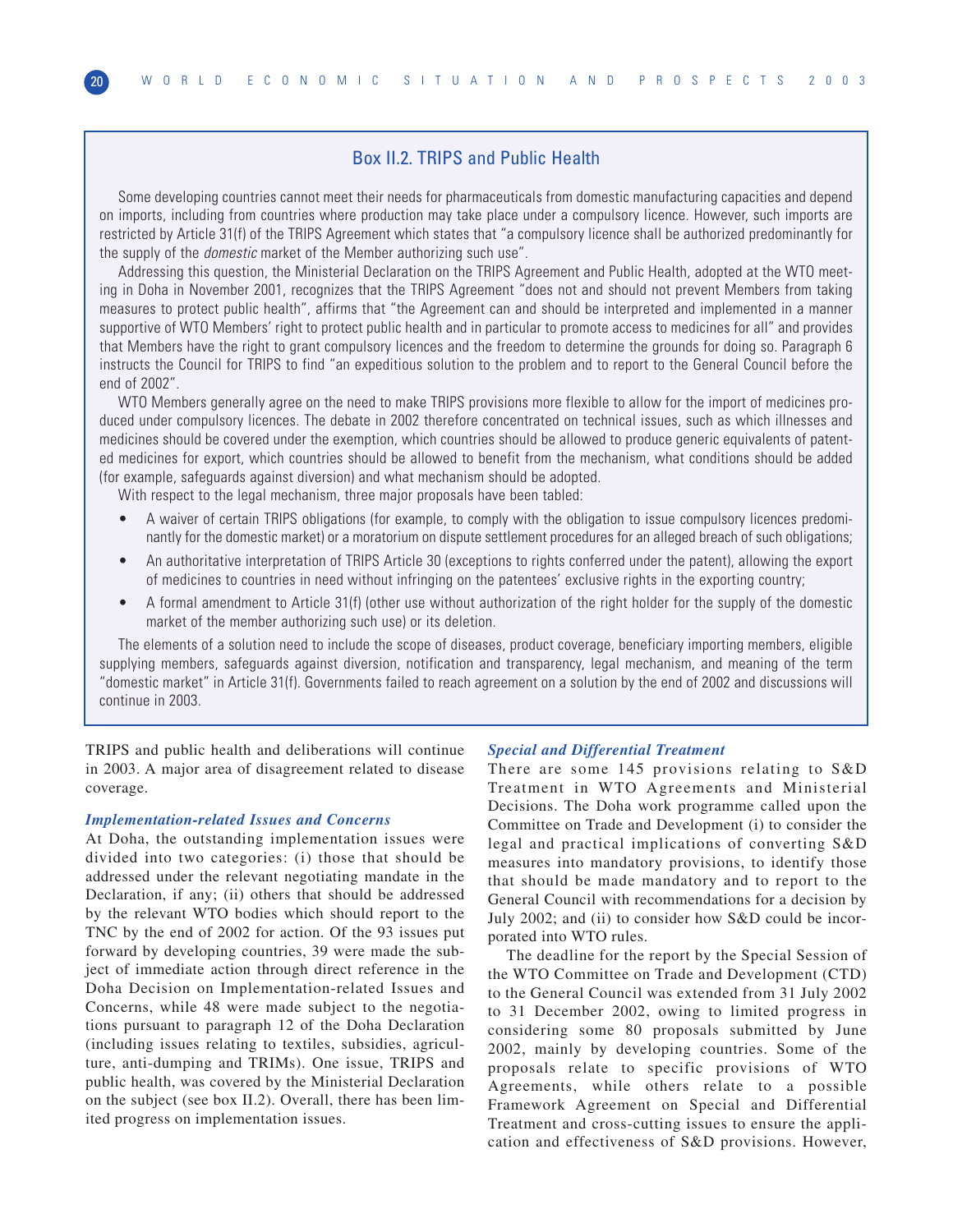## Box II.2. TRIPS and Public Health

Some developing countries cannot meet their needs for pharmaceuticals from domestic manufacturing capacities and depend on imports, including from countries where production may take place under a compulsory licence. However, such imports are restricted by Article 31(f) of the TRIPS Agreement which states that "a compulsory licence shall be authorized predominantly for the supply of the *domestic* market of the Member authorizing such use".

Addressing this question, the Ministerial Declaration on the TRIPS Agreement and Public Health, adopted at the WTO meeting in Doha in November 2001, recognizes that the TRIPS Agreement "does not and should not prevent Members from taking measures to protect public health", affirms that "the Agreement can and should be interpreted and implemented in a manner supportive of WTO Members' right to protect public health and in particular to promote access to medicines for all" and provides that Members have the right to grant compulsory licences and the freedom to determine the grounds for doing so. Paragraph 6 instructs the Council for TRIPS to find "an expeditious solution to the problem and to report to the General Council before the end of 2002".

WTO Members generally agree on the need to make TRIPS provisions more flexible to allow for the import of medicines produced under compulsory licences. The debate in 2002 therefore concentrated on technical issues, such as which illnesses and medicines should be covered under the exemption, which countries should be allowed to produce generic equivalents of patented medicines for export, which countries should be allowed to benefit from the mechanism, what conditions should be added (for example, safeguards against diversion) and what mechanism should be adopted.

With respect to the legal mechanism, three major proposals have been tabled:

- A waiver of certain TRIPS obligations (for example, to comply with the obligation to issue compulsory licences predominantly for the domestic market) or a moratorium on dispute settlement procedures for an alleged breach of such obligations;
- An authoritative interpretation of TRIPS Article 30 (exceptions to rights conferred under the patent), allowing the export of medicines to countries in need without infringing on the patentees' exclusive rights in the exporting country;
- A formal amendment to Article 31(f) (other use without authorization of the right holder for the supply of the domestic market of the member authorizing such use) or its deletion.

The elements of a solution need to include the scope of diseases, product coverage, beneficiary importing members, eligible supplying members, safeguards against diversion, notification and transparency, legal mechanism, and meaning of the term "domestic market" in Article 31(f). Governments failed to reach agreement on a solution by the end of 2002 and discussions will continue in 2003.

---

TRIPS and public health and deliberations will continue in 2003. A major area of disagreement related to disease coverage.

### *Implementation-related Issues and Concerns*

At Doha, the outstanding implementation issues were divided into two categories: (i) those that should be addressed under the relevant negotiating mandate in the Declaration, if any; (ii) others that should be addressed by the relevant WTO bodies which should report to the TNC by the end of 2002 for action. Of the 93 issues put forward by developing countries, 39 were made the subject of immediate action through direct reference in the Doha Decision on Implementation-related Issues and Concerns, while 48 were made subject to the negotiations pursuant to paragraph 12 of the Doha Declaration (including issues relating to textiles, subsidies, agriculture, anti-dumping and TRIMs). One issue, TRIPS and public health, was covered by the Ministerial Declaration on the subject (see box II.2). Overall, there has been limited progress on implementation issues.

### *Special and Differential Treatment*

There are some 145 provisions relating to S&D Treatment in WTO Agreements and Ministerial Decisions. The Doha work programme called upon the Committee on Trade and Development (i) to consider the legal and practical implications of converting S&D measures into mandatory provisions, to identify those that should be made mandatory and to report to the General Council with recommendations for a decision by July 2002; and (ii) to consider how S&D could be incorporated into WTO rules.

The deadline for the report by the Special Session of the WTO Committee on Trade and Development (CTD) to the General Council was extended from 31 July 2002 to 31 December 2002, owing to limited progress in considering some 80 proposals submitted by June 2002, mainly by developing countries. Some of the proposals relate to specific provisions of WTO Agreements, while others relate to a possible Framework Agreement on Special and Differential Treatment and cross-cutting issues to ensure the application and effectiveness of S&D provisions. However,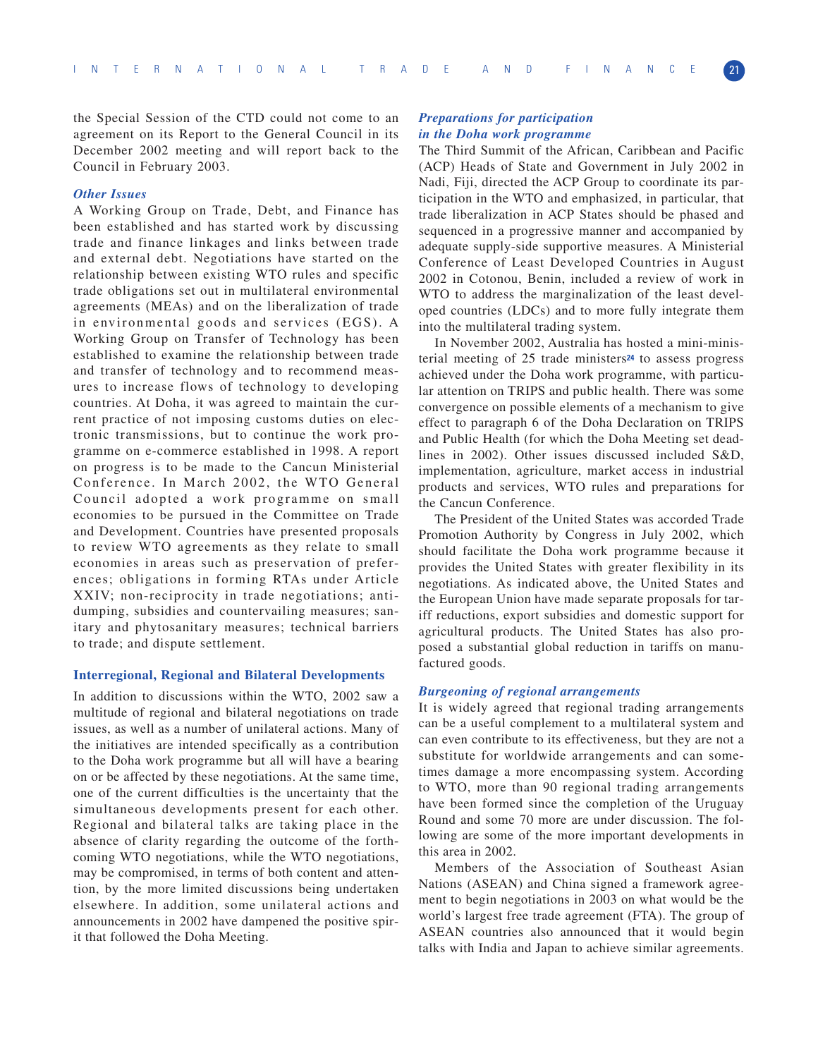the Special Session of the CTD could not come to an agreement on its Report to the General Council in its December 2002 meeting and will report back to the Council in February 2003.

### *Other Issues*

A Working Group on Trade, Debt, and Finance has been established and has started work by discussing trade and finance linkages and links between trade and external debt. Negotiations have started on the relationship between existing WTO rules and specific trade obligations set out in multilateral environmental agreements (MEAs) and on the liberalization of trade in environmental goods and services (EGS). A Working Group on Transfer of Technology has been established to examine the relationship between trade and transfer of technology and to recommend measures to increase flows of technology to developing countries. At Doha, it was agreed to maintain the current practice of not imposing customs duties on electronic transmissions, but to continue the work programme on e-commerce established in 1998. A report on progress is to be made to the Cancun Ministerial Conference. In March 2002, the WTO General Council adopted a work programme on small economies to be pursued in the Committee on Trade and Development. Countries have presented proposals to review WTO agreements as they relate to small economies in areas such as preservation of preferences; obligations in forming RTAs under Article XXIV; non-reciprocity in trade negotiations; anti-dumping, subsidies and countervailing measures; sanitary and phytosanitary measures; technical barriers to trade; and dispute settlement.

## Interregional, Regional and Bilateral Developments

In addition to discussions within the WTO, 2002 saw a multitude of regional and bilateral negotiations on trade issues, as well as a number of unilateral actions. Many of the initiatives are intended specifically as a contribution to the Doha work programme but all will have a bearing on or be affected by these negotiations. At the same time, one of the current difficulties is the uncertainty that the simultaneous developments present for each other. Regional and bilateral talks are taking place in the absence of clarity regarding the outcome of the forthcoming WTO negotiations, while the WTO negotiations, may be compromised, in terms of both content and attention, by the more limited discussions being undertaken elsewhere. In addition, some unilateral actions and announcements in 2002 have dampened the positive spirit that followed the Doha Meeting.

### *Preparations for participation in the Doha work programme*

The Third Summit of the African, Caribbean and Pacific (ACP) Heads of State and Government in July 2002 in Nadi, Fiji, directed the ACP Group to coordinate its participation in the WTO and emphasized, in particular, that trade liberalization in ACP States should be phased and sequenced in a progressive manner and accompanied by adequate supply-side supportive measures. A Ministerial Conference of Least Developed Countries in August 2002 in Cotonou, Benin, included a review of work in WTO to address the marginalization of the least developed countries (LDCs) and to more fully integrate them into the multilateral trading system.

In November 2002, Australia has hosted a mini-ministerial meeting of 25 trade ministers[24] to assess progress achieved under the Doha work programme, with particular attention on TRIPS and public health. There was some convergence on possible elements of a mechanism to give effect to paragraph 6 of the Doha Declaration on TRIPS and Public Health (for which the Doha Meeting set deadlines in 2002). Other issues discussed included S&D, implementation, agriculture, market access in industrial products and services, WTO rules and preparations for the Cancun Conference.

The President of the United States was accorded Trade Promotion Authority by Congress in July 2002, which should facilitate the Doha work programme because it provides the United States with greater flexibility in its negotiations. As indicated above, the United States and the European Union have made separate proposals for tariff reductions, export subsidies and domestic support for agricultural products. The United States has also proposed a substantial global reduction in tariffs on manufactured goods.

### *Burgeoning of regional arrangements*

It is widely agreed that regional trading arrangements can be a useful complement to a multilateral system and can even contribute to its effectiveness, but they are not a substitute for worldwide arrangements and can sometimes damage a more encompassing system. According to WTO, more than 90 regional trading arrangements have been formed since the completion of the Uruguay Round and some 70 more are under discussion. The following are some of the more important developments in this area in 2002.

Members of the Association of Southeast Asian Nations (ASEAN) and China signed a framework agreement to begin negotiations in 2003 on what would be the world's largest free trade agreement (FTA). The group of ASEAN countries also announced that it would begin talks with India and Japan to achieve similar agreements.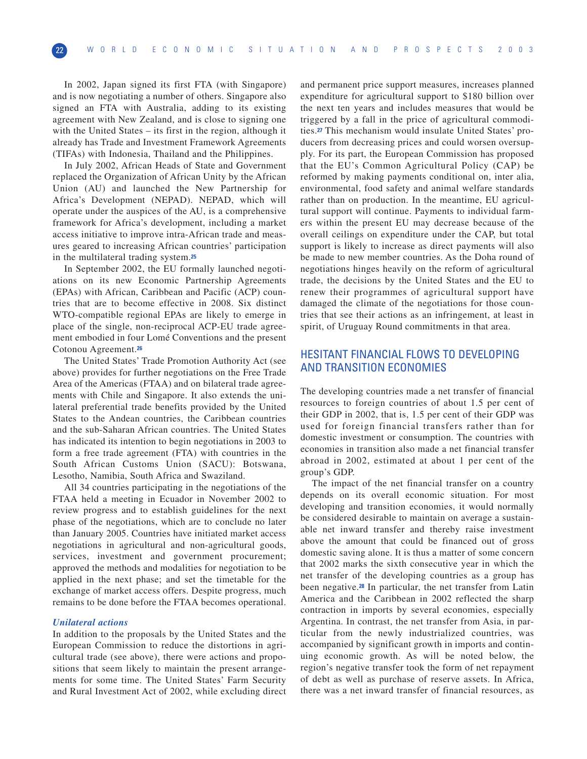In 2002, Japan signed its first FTA (with Singapore) and is now negotiating a number of others. Singapore also signed an FTA with Australia, adding to its existing agreement with New Zealand, and is close to signing one with the United States – its first in the region, although it already has Trade and Investment Framework Agreements (TIFAs) with Indonesia, Thailand and the Philippines.

In July 2002, African Heads of State and Government replaced the Organization of African Unity by the African Union (AU) and launched the New Partnership for Africa's Development (NEPAD). NEPAD, which will operate under the auspices of the AU, is a comprehensive framework for Africa's development, including a market access initiative to improve intra-African trade and measures geared to increasing African countries' participation in the multilateral trading system.[25]

In September 2002, the EU formally launched negotiations on its new Economic Partnership Agreements (EPAs) with African, Caribbean and Pacific (ACP) countries that are to become effective in 2008. Six distinct WTO-compatible regional EPAs are likely to emerge in place of the single, non-reciprocal ACP-EU trade agreement embodied in four Lomé Conventions and the present Cotonou Agreement.[26]

The United States' Trade Promotion Authority Act (see above) provides for further negotiations on the Free Trade Area of the Americas (FTAA) and on bilateral trade agreements with Chile and Singapore. It also extends the unilateral preferential trade benefits provided by the United States to the Andean countries, the Caribbean countries and the sub-Saharan African countries. The United States has indicated its intention to begin negotiations in 2003 to form a free trade agreement (FTA) with countries in the South African Customs Union (SACU): Botswana, Lesotho, Namibia, South Africa and Swaziland.

All 34 countries participating in the negotiations of the FTAA held a meeting in Ecuador in November 2002 to review progress and to establish guidelines for the next phase of the negotiations, which are to conclude no later than January 2005. Countries have initiated market access negotiations in agricultural and non-agricultural goods, services, investment and government procurement; approved the methods and modalities for negotiation to be applied in the next phase; and set the timetable for the exchange of market access offers. Despite progress, much remains to be done before the FTAA becomes operational.

### *Unilateral actions*

In addition to the proposals by the United States and the European Commission to reduce the distortions in agricultural trade (see above), there were actions and propositions that seem likely to maintain the present arrangements for some time. The United States' Farm Security and Rural Investment Act of 2002, while excluding direct and permanent price support measures, increases planned expenditure for agricultural support to $180 billion over the next ten years and includes measures that would be triggered by a fall in the price of agricultural commodities.[27] This mechanism would insulate United States' producers from decreasing prices and could worsen oversupply. For its part, the European Commission has proposed that the EU's Common Agricultural Policy (CAP) be reformed by making payments conditional on, inter alia, environmental, food safety and animal welfare standards rather than on production. In the meantime, EU agricultural support will continue. Payments to individual farmers within the present EU may decrease because of the overall ceilings on expenditure under the CAP, but total support is likely to increase as direct payments will also be made to new member countries. As the Doha round of negotiations hinges heavily on the reform of agricultural trade, the decisions by the United States and the EU to renew their programmes of agricultural support have damaged the climate of the negotiations for those countries that see their actions as an infringement, at least in spirit, of Uruguay Round commitments in that area.

## HESITANT FINANCIAL FLOWS TO DEVELOPING AND TRANSITION ECONOMIES

The developing countries made a net transfer of financial resources to foreign countries of about 1.5 per cent of their GDP in 2002, that is, 1.5 per cent of their GDP was used for foreign financial transfers rather than for domestic investment or consumption. The countries with economies in transition also made a net financial transfer abroad in 2002, estimated at about 1 per cent of the group's GDP.

The impact of the net financial transfer on a country depends on its overall economic situation. For most developing and transition economies, it would normally be considered desirable to maintain on average a sustainable net inward transfer and thereby raise investment above the amount that could be financed out of gross domestic saving alone. It is thus a matter of some concern that 2002 marks the sixth consecutive year in which the net transfer of the developing countries as a group has been negative.[28] In particular, the net transfer from Latin America and the Caribbean in 2002 reflected the sharp contraction in imports by several economies, especially Argentina. In contrast, the net transfer from Asia, in particular from the newly industrialized countries, was accompanied by significant growth in imports and continuing economic growth. As will be noted below, the region's negative transfer took the form of net repayment of debt as well as purchase of reserve assets. In Africa, there was a net inward transfer of financial resources, as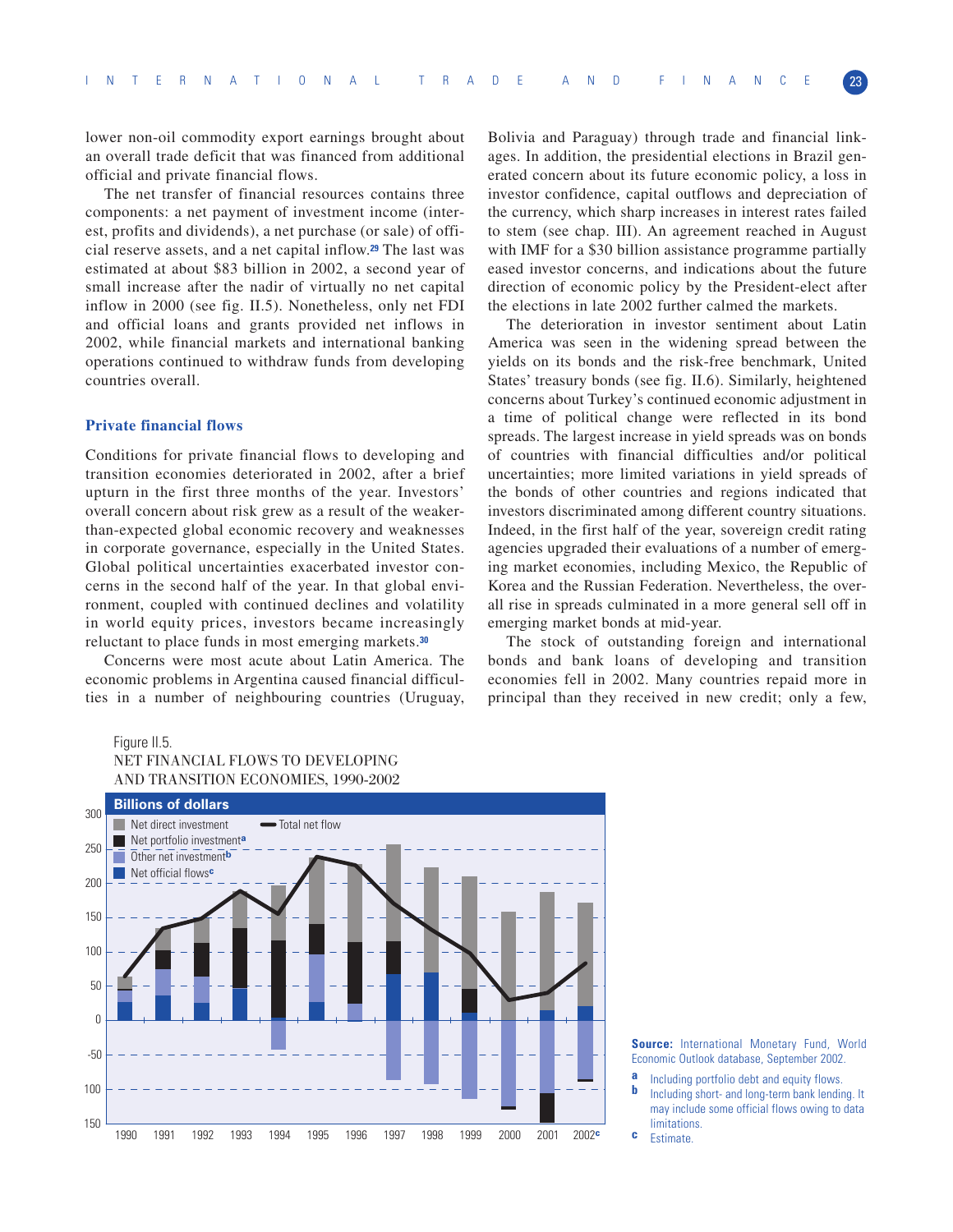lower non-oil commodity export earnings brought about an overall trade deficit that was financed from additional official and private financial flows.

The net transfer of financial resources contains three components: a net payment of investment income (interest, profits and dividends), a net purchase (or sale) of official reserve assets, and a net capital inflow.[29] The last was estimated at about $83 billion in 2002, a second year of small increase after the nadir of virtually no net capital inflow in 2000 (see fig. II.5). Nonetheless, only net FDI and official loans and grants provided net inflows in 2002, while financial markets and international banking operations continued to withdraw funds from developing countries overall.

### Private financial flows

Conditions for private financial flows to developing and transition economies deteriorated in 2002, after a brief upturn in the first three months of the year. Investors' overall concern about risk grew as a result of the weaker-than-expected global economic recovery and weaknesses in corporate governance, especially in the United States. Global political uncertainties exacerbated investor concerns in the second half of the year. In that global environment, coupled with continued declines and volatility in world equity prices, investors became increasingly reluctant to place funds in most emerging markets.[30]

Concerns were most acute about Latin America. The economic problems in Argentina caused financial difficulties in a number of neighbouring countries (Uruguay, Bolivia and Paraguay) through trade and financial linkages. In addition, the presidential elections in Brazil generated concern about its future economic policy, a loss in investor confidence, capital outflows and depreciation of the currency, which sharp increases in interest rates failed to stem (see chap. III). An agreement reached in August with IMF for a $30 billion assistance programme partially eased investor concerns, and indications about the future direction of economic policy by the President-elect after the elections in late 2002 further calmed the markets.

The deterioration in investor sentiment about Latin America was seen in the widening spread between the yields on its bonds and the risk-free benchmark, United States' treasury bonds (see fig. II.6). Similarly, heightened concerns about Turkey's continued economic adjustment in a time of political change were reflected in its bond spreads. The largest increase in yield spreads was on bonds of countries with financial difficulties and/or political uncertainties; more limited variations in yield spreads of the bonds of other countries and regions indicated that investors discriminated among different country situations. Indeed, in the first half of the year, sovereign credit rating agencies upgraded their evaluations of a number of emerging market economies, including Mexico, the Republic of Korea and the Russian Federation. Nevertheless, the overall rise in spreads culminated in a more general sell off in emerging market bonds at mid-year.

The stock of outstanding foreign and international bonds and bank loans of developing and transition economies fell in 2002. Many countries repaid more in principal than they received in new credit; only a few,

Figure II.5.
NET FINANCIAL FLOWS TO DEVELOPING AND TRANSITION ECONOMIES, 1990-2002

Source: International Monetary Fund, World Economic Outlook database, September 2002.

a Including portfolio debt and equity flows.

b Including short- and long-term bank lending. It may include some official flows owing to data limitations.

c Estimate.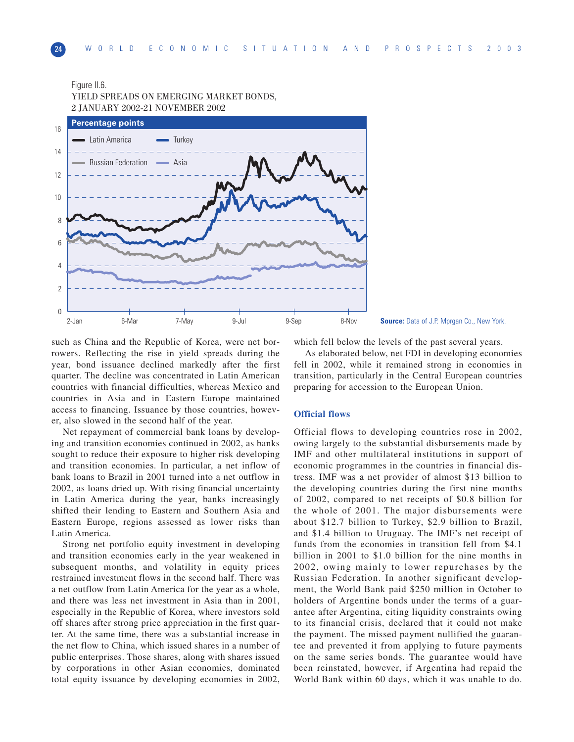Figure II.6.
YIELD SPREADS ON EMERGING MARKET BONDS, 2 JANUARY 2002-21 NOVEMBER 2002

Source: Data of J.P. Mprgan Co., New York.

such as China and the Republic of Korea, were net borrowers. Reflecting the rise in yield spreads during the year, bond issuance declined markedly after the first quarter. The decline was concentrated in Latin American countries with financial difficulties, whereas Mexico and countries in Asia and in Eastern Europe maintained access to financing. Issuance by those countries, however, also slowed in the second half of the year.

Net repayment of commercial bank loans by developing and transition economies continued in 2002, as banks sought to reduce their exposure to higher risk developing and transition economies. In particular, a net inflow of bank loans to Brazil in 2001 turned into a net outflow in 2002, as loans dried up. With rising financial uncertainty in Latin America during the year, banks increasingly shifted their lending to Eastern and Southern Asia and Eastern Europe, regions assessed as lower risks than Latin America.

Strong net portfolio equity investment in developing and transition economies early in the year weakened in subsequent months, and volatility in equity prices restrained investment flows in the second half. There was a net outflow from Latin America for the year as a whole, and there was less net investment in Asia than in 2001, especially in the Republic of Korea, where investors sold off shares after strong price appreciation in the first quarter. At the same time, there was a substantial increase in the net flow to China, which issued shares in a number of public enterprises. Those shares, along with shares issued by corporations in other Asian economies, dominated total equity issuance by developing economies in 2002, which fell below the levels of the past several years.

As elaborated below, net FDI in developing economies fell in 2002, while it remained strong in economies in transition, particularly in the Central European countries preparing for accession to the European Union.

### Official flows

Official flows to developing countries rose in 2002, owing largely to the substantial disbursements made by IMF and other multilateral institutions in support of economic programmes in the countries in financial distress. IMF was a net provider of almost $13 billion to the developing countries during the first nine months of 2002, compared to net receipts of $0.8 billion for the whole of 2001. The major disbursements were about $12.7 billion to Turkey, $2.9 billion to Brazil, and $1.4 billion to Uruguay. The IMF's net receipt of funds from the economies in transition fell from $4.1 billion in 2001 to $1.0 billion for the nine months in 2002, owing mainly to lower repurchases by the Russian Federation. In another significant development, the World Bank paid $250 million in October to holders of Argentine bonds under the terms of a guarantee after Argentina, citing liquidity constraints owing to its financial crisis, declared that it could not make the payment. The missed payment nullified the guarantee and prevented it from applying to future payments on the same series bonds. The guarantee would have been reinstated, however, if Argentina had repaid the World Bank within 60 days, which it was unable to do.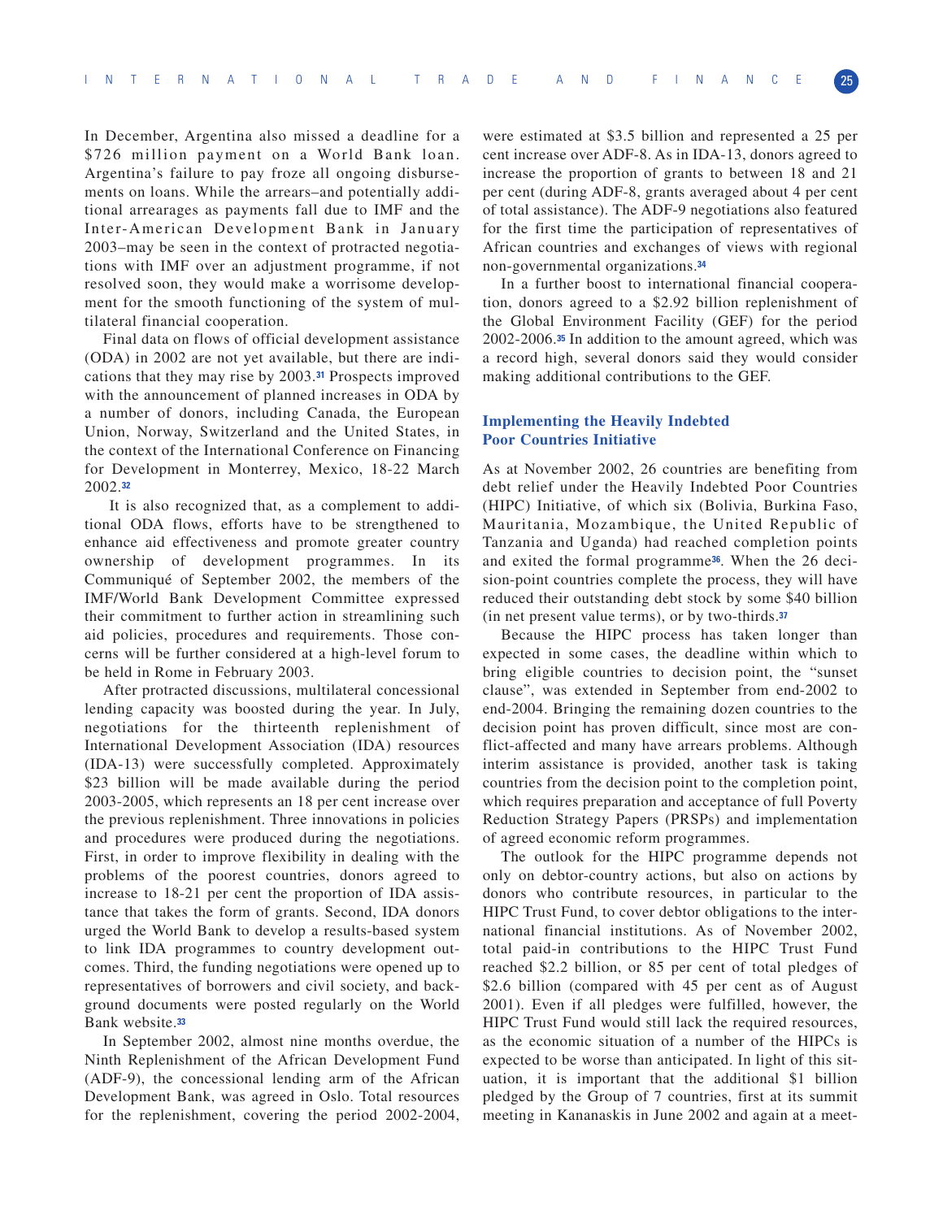In December, Argentina also missed a deadline for a $726 million payment on a World Bank loan. Argentina's failure to pay froze all ongoing disbursements on loans. While the arrears–and potentially additional arrearages as payments fall due to IMF and the Inter-American Development Bank in January 2003–may be seen in the context of protracted negotiations with IMF over an adjustment programme, if not resolved soon, they would make a worrisome development for the smooth functioning of the system of multilateral financial cooperation.

Final data on flows of official development assistance (ODA) in 2002 are not yet available, but there are indications that they may rise by 2003.[31] Prospects improved with the announcement of planned increases in ODA by a number of donors, including Canada, the European Union, Norway, Switzerland and the United States, in the context of the International Conference on Financing for Development in Monterrey, Mexico, 18-22 March 2002.[32]

It is also recognized that, as a complement to additional ODA flows, efforts have to be strengthened to enhance aid effectiveness and promote greater country ownership of development programmes. In its Communiqué of September 2002, the members of the IMF/World Bank Development Committee expressed their commitment to further action in streamlining such aid policies, procedures and requirements. Those concerns will be further considered at a high-level forum to be held in Rome in February 2003.

After protracted discussions, multilateral concessional lending capacity was boosted during the year. In July, negotiations for the thirteenth replenishment of International Development Association (IDA) resources (IDA-13) were successfully completed. Approximately $23 billion will be made available during the period 2003-2005, which represents an 18 per cent increase over the previous replenishment. Three innovations in policies and procedures were produced during the negotiations. First, in order to improve flexibility in dealing with the problems of the poorest countries, donors agreed to increase to 18-21 per cent the proportion of IDA assistance that takes the form of grants. Second, IDA donors urged the World Bank to develop a results-based system to link IDA programmes to country development outcomes. Third, the funding negotiations were opened up to representatives of borrowers and civil society, and background documents were posted regularly on the World Bank website.[33]

In September 2002, almost nine months overdue, the Ninth Replenishment of the African Development Fund (ADF-9), the concessional lending arm of the African Development Bank, was agreed in Oslo. Total resources for the replenishment, covering the period 2002-2004, were estimated at $3.5 billion and represented a 25 per cent increase over ADF-8. As in IDA-13, donors agreed to increase the proportion of grants to between 18 and 21 per cent (during ADF-8, grants averaged about 4 per cent of total assistance). The ADF-9 negotiations also featured for the first time the participation of representatives of African countries and exchanges of views with regional non-governmental organizations.[34]

In a further boost to international financial cooperation, donors agreed to a $2.92 billion replenishment of the Global Environment Facility (GEF) for the period 2002-2006.[35] In addition to the amount agreed, which was a record high, several donors said they would consider making additional contributions to the GEF.

### Implementing the Heavily Indebted Poor Countries Initiative

As at November 2002, 26 countries are benefiting from debt relief under the Heavily Indebted Poor Countries (HIPC) Initiative, of which six (Bolivia, Burkina Faso, Mauritania, Mozambique, the United Republic of Tanzania and Uganda) had reached completion points and exited the formal programme[36]. When the 26 decision-point countries complete the process, they will have reduced their outstanding debt stock by some $40 billion (in net present value terms), or by two-thirds.[37]

Because the HIPC process has taken longer than expected in some cases, the deadline within which to bring eligible countries to decision point, the "sunset clause", was extended in September from end-2002 to end-2004. Bringing the remaining dozen countries to the decision point has proven difficult, since most are conflict-affected and many have arrears problems. Although interim assistance is provided, another task is taking countries from the decision point to the completion point, which requires preparation and acceptance of full Poverty Reduction Strategy Papers (PRSPs) and implementation of agreed economic reform programmes.

The outlook for the HIPC programme depends not only on debtor-country actions, but also on actions by donors who contribute resources, in particular to the HIPC Trust Fund, to cover debtor obligations to the international financial institutions. As of November 2002, total paid-in contributions to the HIPC Trust Fund reached $2.2 billion, or 85 per cent of total pledges of $2.6 billion (compared with 45 per cent as of August 2001). Even if all pledges were fulfilled, however, the HIPC Trust Fund would still lack the required resources, as the economic situation of a number of the HIPCs is expected to be worse than anticipated. In light of this situation, it is important that the additional $1 billion pledged by the Group of 7 countries, first at its summit meeting in Kananaskis in June 2002 and again at a meet-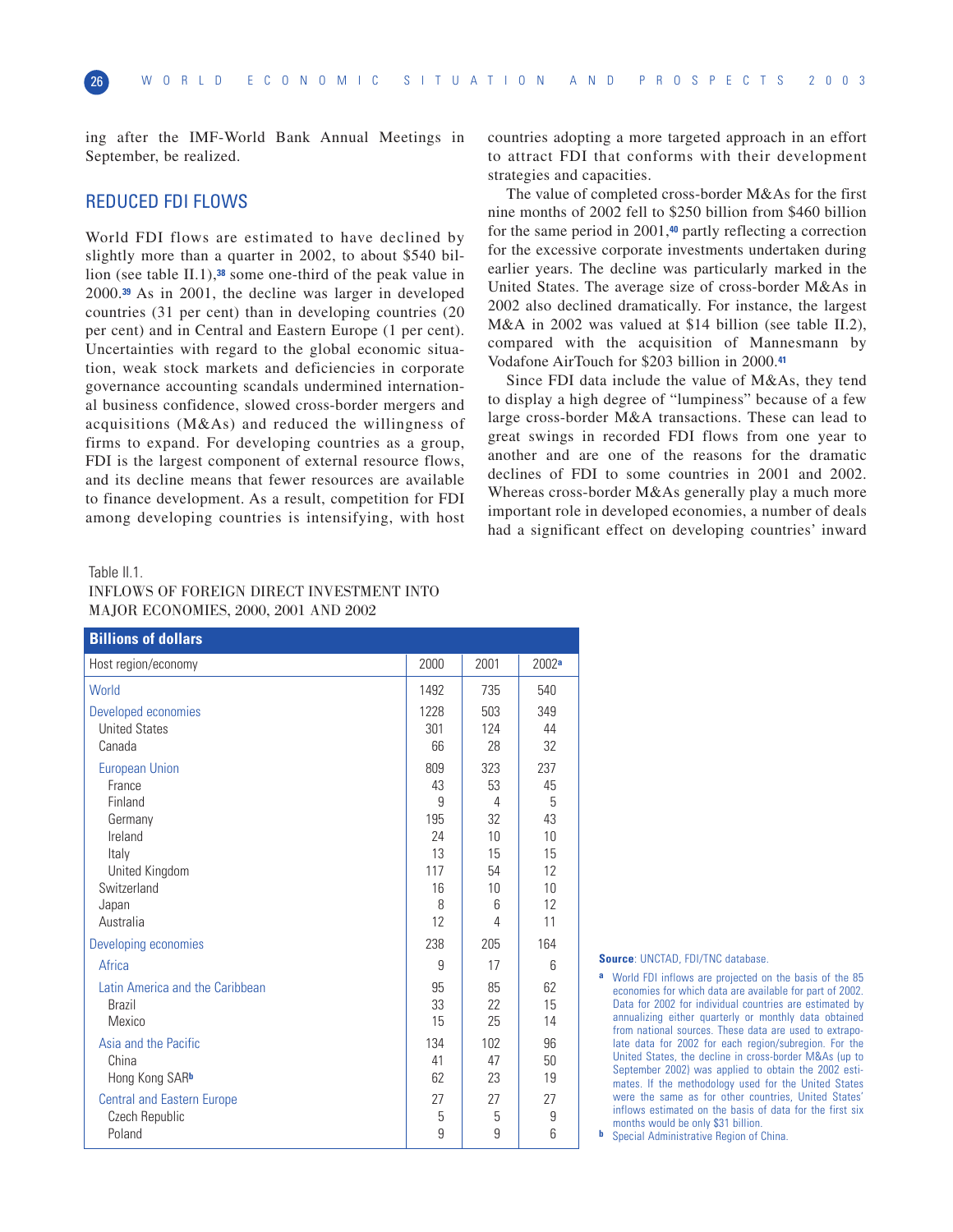ing after the IMF-World Bank Annual Meetings in September, be realized.

## REDUCED FDI FLOWS

World FDI flows are estimated to have declined by slightly more than a quarter in 2002, to about $540 billion (see table II.1),[38] some one-third of the peak value in 2000.[39] As in 2001, the decline was larger in developed countries (31 per cent) than in developing countries (20 per cent) and in Central and Eastern Europe (1 per cent). Uncertainties with regard to the global economic situation, weak stock markets and deficiencies in corporate governance accounting scandals undermined international business confidence, slowed cross-border mergers and acquisitions (M&As) and reduced the willingness of firms to expand. For developing countries as a group, FDI is the largest component of external resource flows, and its decline means that fewer resources are available to finance development. As a result, competition for FDI among developing countries is intensifying, with host countries adopting a more targeted approach in an effort to attract FDI that conforms with their development strategies and capacities.

The value of completed cross-border M&As for the first nine months of 2002 fell to $250 billion from $460 billion for the same period in 2001,[40] partly reflecting a correction for the excessive corporate investments undertaken during earlier years. The decline was particularly marked in the United States. The average size of cross-border M&As in 2002 also declined dramatically. For instance, the largest M&A in 2002 was valued at $14 billion (see table II.2), compared with the acquisition of Mannesmann by Vodafone AirTouch for $203 billion in 2000.[41]

Since FDI data include the value of M&As, they tend to display a high degree of "lumpiness" because of a few large cross-border M&A transactions. These can lead to great swings in recorded FDI flows from one year to another and are one of the reasons for the dramatic declines of FDI to some countries in 2001 and 2002. Whereas cross-border M&As generally play a much more important role in developed economies, a number of deals had a significant effect on developing countries' inward

Table II.1.
INFLOWS OF FOREIGN DIRECT INVESTMENT INTO MAJOR ECONOMIES, 2000, 2001 AND 2002

Billions of dollars

| Host region/economy | 2000 | 2001 | 2002[a] |
|---|---|---|---|
| World | 1492 | 735 | 540 |
| Developed economies | 1228 | 503 | 349 |
| United States | 301 | 124 | 44 |
| Canada | 66 | 28 | 32 |
| European Union | 809 | 323 | 237 |
| France | 43 | 53 | 45 |
| Finland | 9 | 4 | 5 |
| Germany | 195 | 32 | 43 |
| Ireland | 24 | 10 | 10 |
| Italy | 13 | 15 | 15 |
| United Kingdom | 117 | 54 | 12 |
| Switzerland | 16 | 10 | 10 |
| Japan | 8 | 6 | 12 |
| Australia | 12 | 4 | 11 |
| Developing economies | 238 | 205 | 164 |
| Africa | 9 | 17 | 6 |
| Latin America and the Caribbean | 95 | 85 | 62 |
| Brazil | 33 | 22 | 15 |
| Mexico | 15 | 25 | 14 |
| Asia and the Pacific | 134 | 102 | 96 |
| China | 41 | 47 | 50 |
| Hong Kong SAR[b] | 62 | 23 | 19 |
| Central and Eastern Europe | 27 | 27 | 27 |
| Czech Republic | 5 | 5 | 9 |
| Poland | 9 | 9 | 6 |

**Source**: UNCTAD, FDI/TNC database.

a World FDI inflows are projected on the basis of the 85 economies for which data are available for part of 2002. Data for 2002 for individual countries are estimated by annualizing either quarterly or monthly data obtained from national sources. These data are used to extrapolate data for 2002 for each region/subregion. For the United States, the decline in cross-border M&As (up to September 2002) was applied to obtain the 2002 estimates. If the methodology used for the United States were the same as for other countries, United States' inflows estimated on the basis of data for the first six months would be only $31 billion.

b Special Administrative Region of China.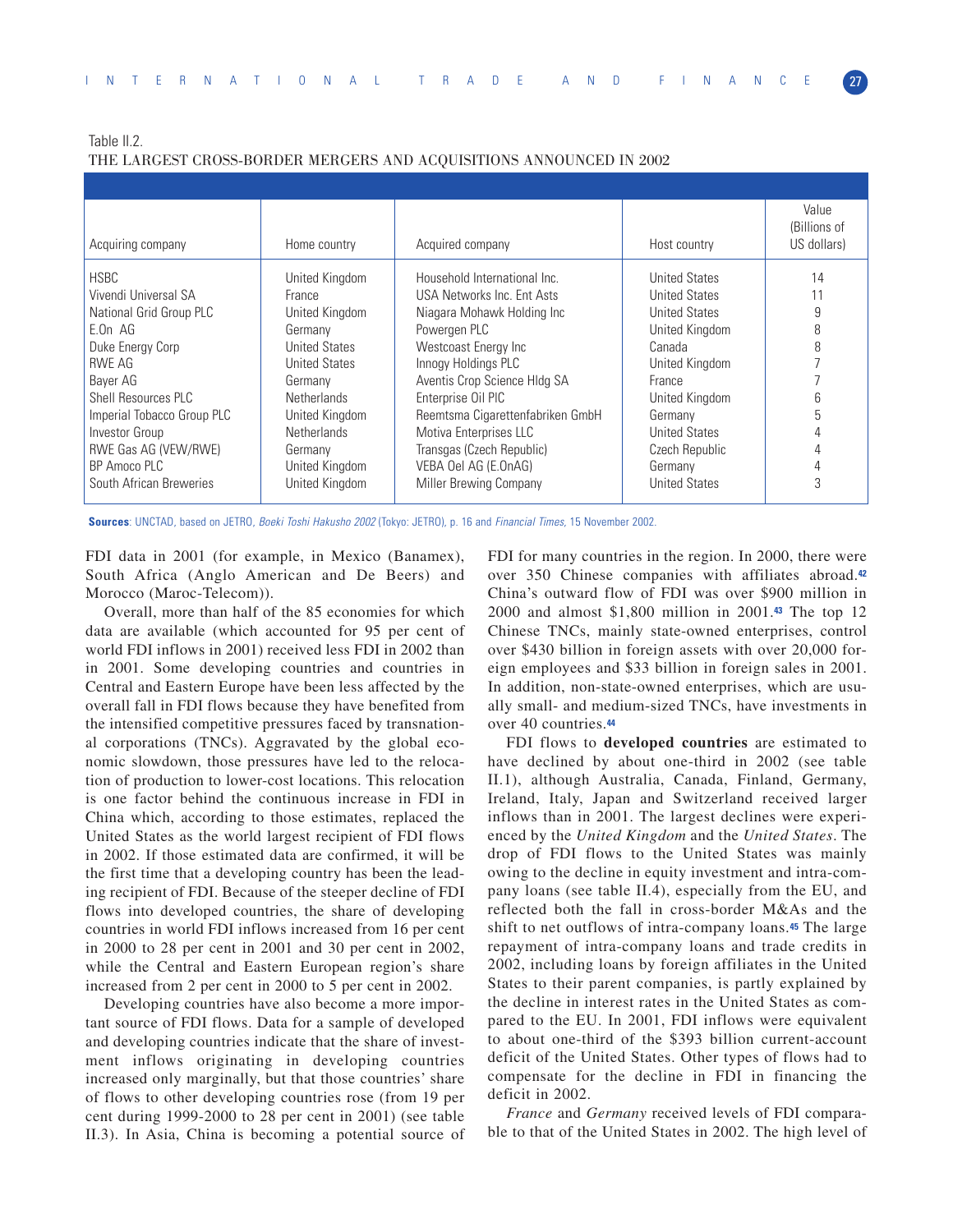Table II.2.
THE LARGEST CROSS-BORDER MERGERS AND ACQUISITIONS ANNOUNCED IN 2002

| Acquiring company | Home country | Acquired company | Host country | Value (Billions of US dollars) |
|---|---|---|---|---|
| HSBC | United Kingdom | Household International Inc. | United States | 14 |
| Vivendi Universal SA | France | USA Networks Inc. Ent Asts | United States | 11 |
| National Grid Group PLC | United Kingdom | Niagara Mohawk Holding Inc | United States | 9 |
| E.On AG | Germany | Powergen PLC | United Kingdom | 8 |
| Duke Energy Corp | United States | Westcoast Energy Inc | Canada | 8 |
| RWE AG | United States | Innogy Holdings PLC | United Kingdom | 7 |
| Bayer AG | Germany | Aventis Crop Science Hldg SA | France | 7 |
| Shell Resources PLC | Netherlands | Enterprise Oil PlC | United Kingdom | 6 |
| Imperial Tobacco Group PLC | United Kingdom | Reemtsma Cigarettenfabriken GmbH | Germany | 5 |
| Investor Group | Netherlands | Motiva Enterprises LLC | United States | 4 |
| RWE Gas AG (VEW/RWE) | Germany | Transgas (Czech Republic) | Czech Republic | 4 |
| BP Amoco PLC | United Kingdom | VEBA Oel AG (E.OnAG) | Germany | 4 |
| South African Breweries | United Kingdom | Miller Brewing Company | United States | 3 |

**Sources**: UNCTAD, based on JETRO, *Boeki Toshi Hakusho 2002* (Tokyo: JETRO), p. 16 and *Financial Times*, 15 November 2002.

FDI data in 2001 (for example, in Mexico (Banamex), South Africa (Anglo American and De Beers) and Morocco (Maroc-Telecom)).

Overall, more than half of the 85 economies for which data are available (which accounted for 95 per cent of world FDI inflows in 2001) received less FDI in 2002 than in 2001. Some developing countries and countries in Central and Eastern Europe have been less affected by the overall fall in FDI flows because they have benefited from the intensified competitive pressures faced by transnational corporations (TNCs). Aggravated by the global economic slowdown, those pressures have led to the relocation of production to lower-cost locations. This relocation is one factor behind the continuous increase in FDI in China which, according to those estimates, replaced the United States as the world largest recipient of FDI flows in 2002. If those estimated data are confirmed, it will be the first time that a developing country has been the leading recipient of FDI. Because of the steeper decline of FDI flows into developed countries, the share of developing countries in world FDI inflows increased from 16 per cent in 2000 to 28 per cent in 2001 and 30 per cent in 2002, while the Central and Eastern European region's share increased from 2 per cent in 2000 to 5 per cent in 2002.

Developing countries have also become a more important source of FDI flows. Data for a sample of developed and developing countries indicate that the share of investment inflows originating in developing countries increased only marginally, but that those countries' share of flows to other developing countries rose (from 19 per cent during 1999-2000 to 28 per cent in 2001) (see table II.3). In Asia, China is becoming a potential source of FDI for many countries in the region. In 2000, there were over 350 Chinese companies with affiliates abroad.[42] China's outward flow of FDI was over $900 million in 2000 and almost $1,800 million in 2001.[43] The top 12 Chinese TNCs, mainly state-owned enterprises, control over $430 billion in foreign assets with over 20,000 foreign employees and $33 billion in foreign sales in 2001. In addition, non-state-owned enterprises, which are usually small- and medium-sized TNCs, have investments in over 40 countries.[44]

FDI flows to **developed countries** are estimated to have declined by about one-third in 2002 (see table II.1), although Australia, Canada, Finland, Germany, Ireland, Italy, Japan and Switzerland received larger inflows than in 2001. The largest declines were experienced by the *United Kingdom* and the *United States*. The drop of FDI flows to the United States was mainly owing to the decline in equity investment and intra-company loans (see table II.4), especially from the EU, and reflected both the fall in cross-border M&As and the shift to net outflows of intra-company loans.[45] The large repayment of intra-company loans and trade credits in 2002, including loans by foreign affiliates in the United States to their parent companies, is partly explained by the decline in interest rates in the United States as compared to the EU. In 2001, FDI inflows were equivalent to about one-third of the $393 billion current-account deficit of the United States. Other types of flows had to compensate for the decline in FDI in financing the deficit in 2002.

*France* and *Germany* received levels of FDI comparable to that of the United States in 2002. The high level of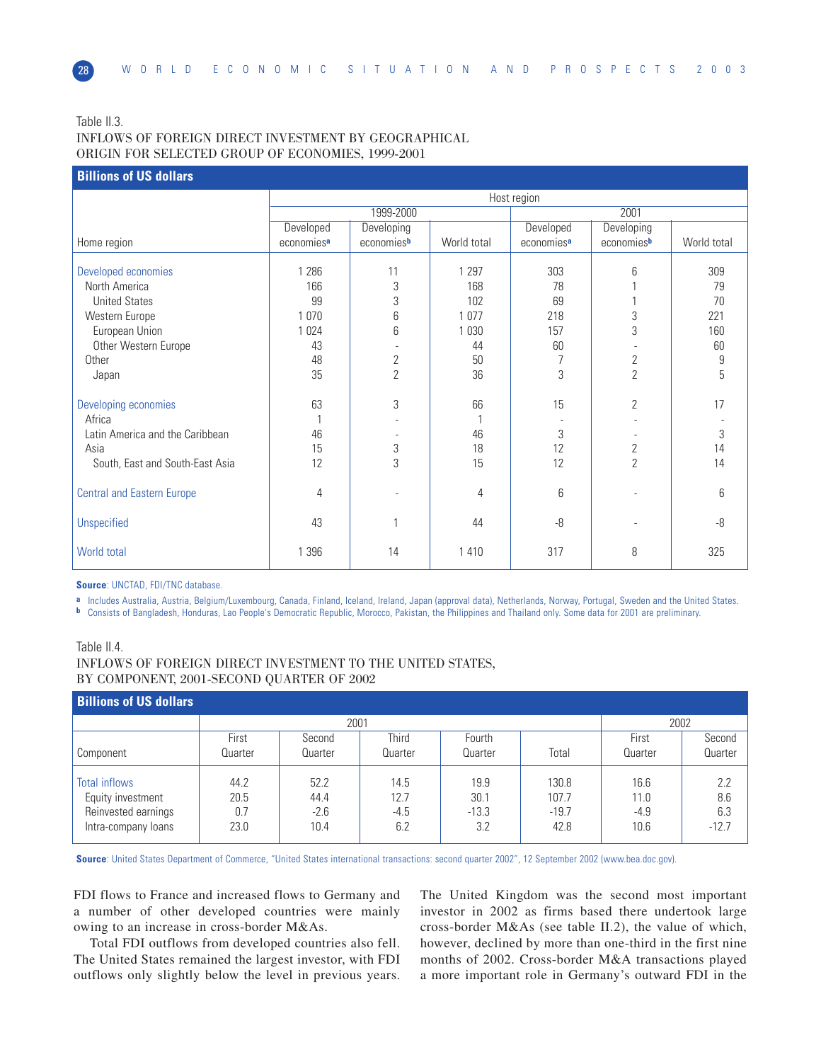Table II.3.
INFLOWS OF FOREIGN DIRECT INVESTMENT BY GEOGRAPHICAL ORIGIN FOR SELECTED GROUP OF ECONOMIES, 1999-2001

**Billions of US dollars**

| | Host region | | | | | |
|---|---|---|---|---|---|---|
| | 1999-2000 | | | 2001 | | |
| Home region | Developed economies[a] | Developing economies[b] | World total | Developed economies[a] | Developing economies[b] | World total |
| Developed economies | 1 286 | 11 | 1 297 | 303 | 6 | 309 |
| North America | 166 | 3 | 168 | 78 | 1 | 79 |
| United States | 99 | 3 | 102 | 69 | 1 | 70 |
| Western Europe | 1 070 | 6 | 1 077 | 218 | 3 | 221 |
| European Union | 1 024 | 6 | 1 030 | 157 | 3 | 160 |
| Other Western Europe | 43 | - | 44 | 60 | - | 60 |
| Other | 48 | 2 | 50 | 7 | 2 | 9 |
| Japan | 35 | 2 | 36 | 3 | 2 | 5 |
| Developing economies | 63 | 3 | 66 | 15 | 2 | 17 |
| Africa | 1 | - | 1 | - | - | - |
| Latin America and the Caribbean | 46 | - | 46 | 3 | - | 3 |
| Asia | 15 | 3 | 18 | 12 | 2 | 14 |
| South, East and South-East Asia | 12 | 3 | 15 | 12 | 2 | 14 |
| Central and Eastern Europe | 4 | - | 4 | 6 | - | 6 |
| Unspecified | 43 | 1 | 44 | -8 | - | -8 |
| World total | 1 396 | 14 | 1 410 | 317 | 8 | 325 |

**Source**: UNCTAD, FDI/TNC database.

a Includes Australia, Austria, Belgium/Luxembourg, Canada, Finland, Iceland, Ireland, Japan (approval data), Netherlands, Norway, Portugal, Sweden and the United States.

b Consists of Bangladesh, Honduras, Lao People's Democratic Republic, Morocco, Pakistan, the Philippines and Thailand only. Some data for 2001 are preliminary.

Table II.4.
INFLOWS OF FOREIGN DIRECT INVESTMENT TO THE UNITED STATES, BY COMPONENT, 2001-SECOND QUARTER OF 2002

**Billions of US dollars**

| | 2001 | | | | | 2002 | |
|---|---|---|---|---|---|---|---|
| Component | First Quarter | Second Quarter | Third Quarter | Fourth Quarter | Total | First Quarter | Second Quarter |
| Total inflows | 44.2 | 52.2 | 14.5 | 19.9 | 130.8 | 16.6 | 2.2 |
| Equity investment | 20.5 | 44.4 | 12.7 | 30.1 | 107.7 | 11.0 | 8.6 |
| Reinvested earnings | 0.7 | -2.6 | -4.5 | -13.3 | -19.7 | -4.9 | 6.3 |
| Intra-company loans | 23.0 | 10.4 | 6.2 | 3.2 | 42.8 | 10.6 | -12.7 |

**Source**: United States Department of Commerce, "United States international transactions: second quarter 2002", 12 September 2002 (www.bea.doc.gov).

FDI flows to France and increased flows to Germany and a number of other developed countries were mainly owing to an increase in cross-border M&As.

Total FDI outflows from developed countries also fell. The United States remained the largest investor, with FDI outflows only slightly below the level in previous years. The United Kingdom was the second most important investor in 2002 as firms based there undertook large cross-border M&As (see table II.2), the value of which, however, declined by more than one-third in the first nine months of 2002. Cross-border M&A transactions played a more important role in Germany's outward FDI in the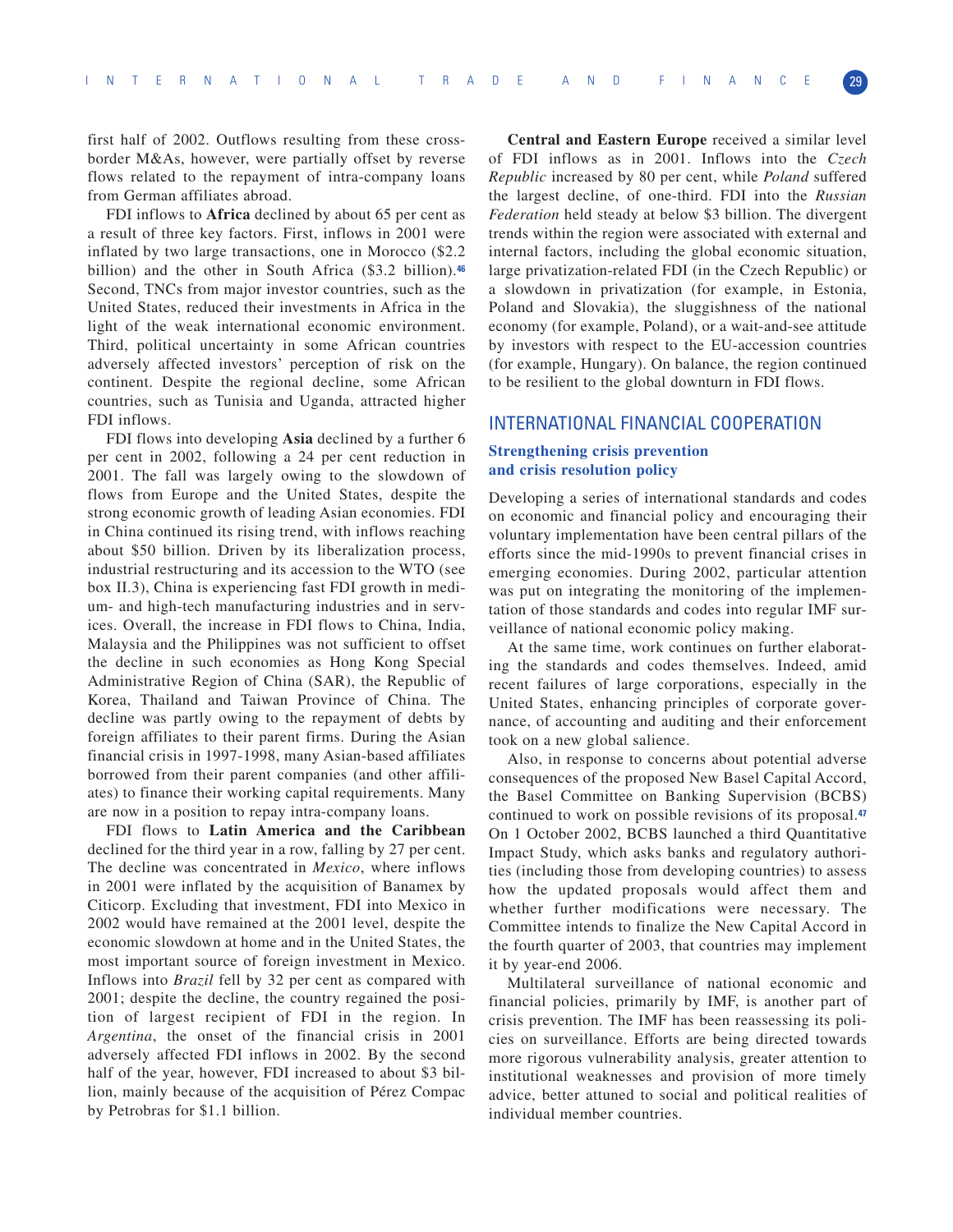first half of 2002. Outflows resulting from these cross-border M&As, however, were partially offset by reverse flows related to the repayment of intra-company loans from German affiliates abroad.

FDI inflows to **Africa** declined by about 65 per cent as a result of three key factors. First, inflows in 2001 were inflated by two large transactions, one in Morocco ($2.2 billion) and the other in South Africa ($3.2 billion).[46] Second, TNCs from major investor countries, such as the United States, reduced their investments in Africa in the light of the weak international economic environment. Third, political uncertainty in some African countries adversely affected investors' perception of risk on the continent. Despite the regional decline, some African countries, such as Tunisia and Uganda, attracted higher FDI inflows.

FDI flows into developing **Asia** declined by a further 6 per cent in 2002, following a 24 per cent reduction in 2001. The fall was largely owing to the slowdown of flows from Europe and the United States, despite the strong economic growth of leading Asian economies. FDI in China continued its rising trend, with inflows reaching about $50 billion. Driven by its liberalization process, industrial restructuring and its accession to the WTO (see box II.3), China is experiencing fast FDI growth in medium- and high-tech manufacturing industries and in services. Overall, the increase in FDI flows to China, India, Malaysia and the Philippines was not sufficient to offset the decline in such economies as Hong Kong Special Administrative Region of China (SAR), the Republic of Korea, Thailand and Taiwan Province of China. The decline was partly owing to the repayment of debts by foreign affiliates to their parent firms. During the Asian financial crisis in 1997-1998, many Asian-based affiliates borrowed from their parent companies (and other affiliates) to finance their working capital requirements. Many are now in a position to repay intra-company loans.

FDI flows to **Latin America and the Caribbean** declined for the third year in a row, falling by 27 per cent. The decline was concentrated in *Mexico*, where inflows in 2001 were inflated by the acquisition of Banamex by Citicorp. Excluding that investment, FDI into Mexico in 2002 would have remained at the 2001 level, despite the economic slowdown at home and in the United States, the most important source of foreign investment in Mexico. Inflows into *Brazil* fell by 32 per cent as compared with 2001; despite the decline, the country regained the position of largest recipient of FDI in the region. In *Argentina*, the onset of the financial crisis in 2001 adversely affected FDI inflows in 2002. By the second half of the year, however, FDI increased to about $3 billion, mainly because of the acquisition of Pérez Compac by Petrobras for $1.1 billion.

**Central and Eastern Europe** received a similar level of FDI inflows as in 2001. Inflows into the *Czech Republic* increased by 80 per cent, while *Poland* suffered the largest decline, of one-third. FDI into the *Russian Federation* held steady at below $3 billion. The divergent trends within the region were associated with external and internal factors, including the global economic situation, large privatization-related FDI (in the Czech Republic) or a slowdown in privatization (for example, in Estonia, Poland and Slovakia), the sluggishness of the national economy (for example, Poland), or a wait-and-see attitude by investors with respect to the EU-accession countries (for example, Hungary). On balance, the region continued to be resilient to the global downturn in FDI flows.

## INTERNATIONAL FINANCIAL COOPERATION

### Strengthening crisis prevention and crisis resolution policy

Developing a series of international standards and codes on economic and financial policy and encouraging their voluntary implementation have been central pillars of the efforts since the mid-1990s to prevent financial crises in emerging economies. During 2002, particular attention was put on integrating the monitoring of the implementation of those standards and codes into regular IMF surveillance of national economic policy making.

At the same time, work continues on further elaborating the standards and codes themselves. Indeed, amid recent failures of large corporations, especially in the United States, enhancing principles of corporate governance, of accounting and auditing and their enforcement took on a new global salience.

Also, in response to concerns about potential adverse consequences of the proposed New Basel Capital Accord, the Basel Committee on Banking Supervision (BCBS) continued to work on possible revisions of its proposal.[47] On 1 October 2002, BCBS launched a third Quantitative Impact Study, which asks banks and regulatory authorities (including those from developing countries) to assess how the updated proposals would affect them and whether further modifications were necessary. The Committee intends to finalize the New Capital Accord in the fourth quarter of 2003, that countries may implement it by year-end 2006.

Multilateral surveillance of national economic and financial policies, primarily by IMF, is another part of crisis prevention. The IMF has been reassessing its policies on surveillance. Efforts are being directed towards more rigorous vulnerability analysis, greater attention to institutional weaknesses and provision of more timely advice, better attuned to social and political realities of individual member countries.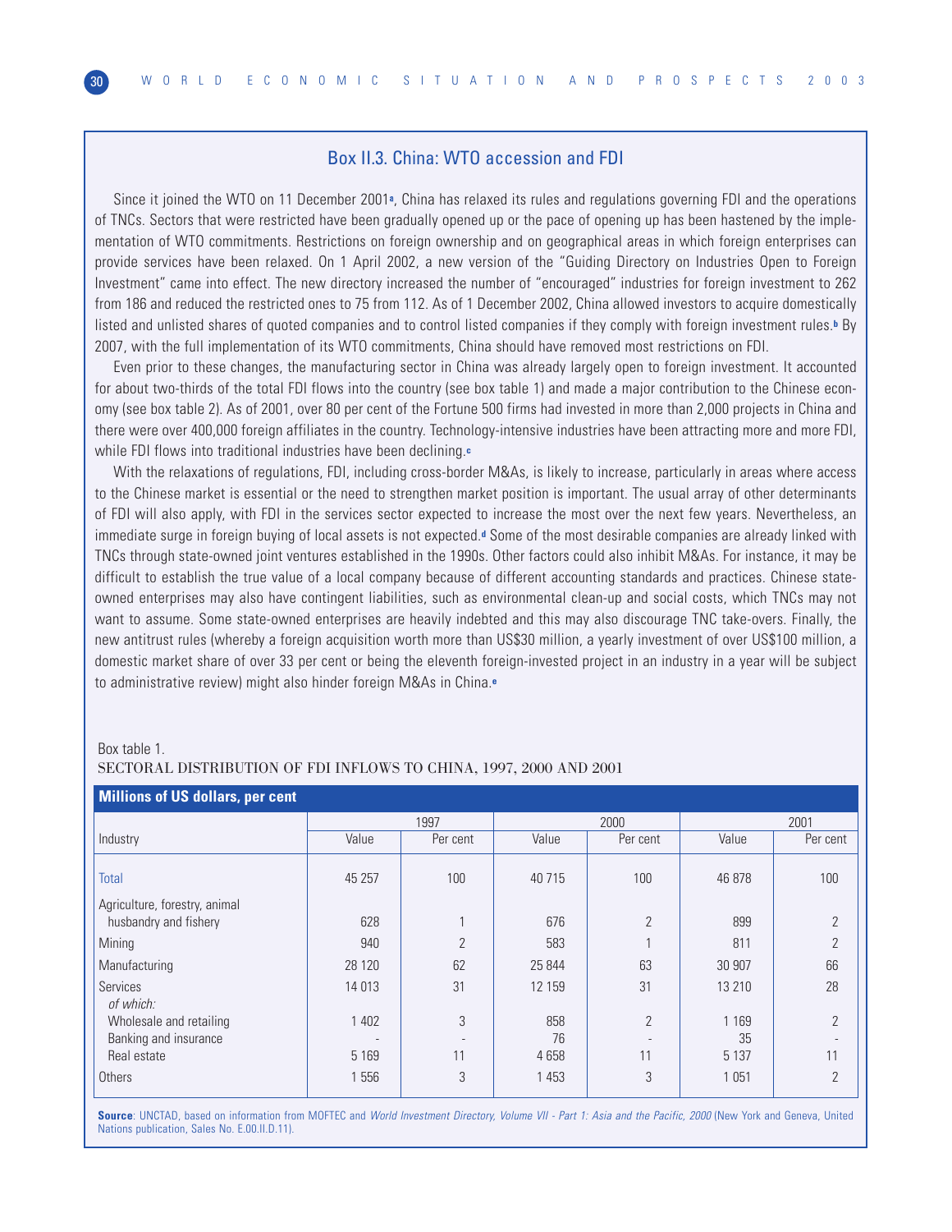## Box II.3. China: WTO accession and FDI

Since it joined the WTO on 11 December 2001[a], China has relaxed its rules and regulations governing FDI and the operations of TNCs. Sectors that were restricted have been gradually opened up or the pace of opening up has been hastened by the implementation of WTO commitments. Restrictions on foreign ownership and on geographical areas in which foreign enterprises can provide services have been relaxed. On 1 April 2002, a new version of the "Guiding Directory on Industries Open to Foreign Investment" came into effect. The new directory increased the number of "encouraged" industries for foreign investment to 262 from 186 and reduced the restricted ones to 75 from 112. As of 1 December 2002, China allowed investors to acquire domestically listed and unlisted shares of quoted companies and to control listed companies if they comply with foreign investment rules.[b] By 2007, with the full implementation of its WTO commitments, China should have removed most restrictions on FDI.

Even prior to these changes, the manufacturing sector in China was already largely open to foreign investment. It accounted for about two-thirds of the total FDI flows into the country (see box table 1) and made a major contribution to the Chinese economy (see box table 2). As of 2001, over 80 per cent of the Fortune 500 firms had invested in more than 2,000 projects in China and there were over 400,000 foreign affiliates in the country. Technology-intensive industries have been attracting more and more FDI, while FDI flows into traditional industries have been declining.[c]

With the relaxations of regulations, FDI, including cross-border M&As, is likely to increase, particularly in areas where access to the Chinese market is essential or the need to strengthen market position is important. The usual array of other determinants of FDI will also apply, with FDI in the services sector expected to increase the most over the next few years. Nevertheless, an immediate surge in foreign buying of local assets is not expected.[d] Some of the most desirable companies are already linked with TNCs through state-owned joint ventures established in the 1990s. Other factors could also inhibit M&As. For instance, it may be difficult to establish the true value of a local company because of different accounting standards and practices. Chinese state-owned enterprises may also have contingent liabilities, such as environmental clean-up and social costs, which TNCs may not want to assume. Some state-owned enterprises are heavily indebted and this may also discourage TNC take-overs. Finally, the new antitrust rules (whereby a foreign acquisition worth more than US$30 million, a yearly investment of over US$100 million, a domestic market share of over 33 per cent or being the eleventh foreign-invested project in an industry in a year will be subject to administrative review) might also hinder foreign M&As in China.[e]

Box table 1.
SECTORAL DISTRIBUTION OF FDI INFLOWS TO CHINA, 1997, 2000 AND 2001

| Millions of US dollars, per cent | | | | | | |
|---|---|---|---|---|---|---|
| | 1997 | | 2000 | | 2001 | |
| Industry | Value | Per cent | Value | Per cent | Value | Per cent |
| Total | 45 257 | 100 | 40 715 | 100 | 46 878 | 100 |
| Agriculture, forestry, animal husbandry and fishery | 628 | 1 | 676 | 2 | 899 | 2 |
| Mining | 940 | 2 | 583 | 1 | 811 | 2 |
| Manufacturing | 28 120 | 62 | 25 844 | 63 | 30 907 | 66 |
| Services *of which:* | 14 013 | 31 | 12 159 | 31 | 13 210 | 28 |
| Wholesale and retailing | 1 402 | 3 | 858 | 2 | 1 169 | 2 |
| Banking and insurance | - | - | 76 | - | 35 | - |
| Real estate | 5 169 | 11 | 4 658 | 11 | 5 137 | 11 |
| Others | 1 556 | 3 | 1 453 | 3 | 1 051 | 2 |

**Source**: UNCTAD, based on information from MOFTEC and *World Investment Directory, Volume VII - Part 1: Asia and the Pacific, 2000* (New York and Geneva, United Nations publication, Sales No. E.00.II.D.11).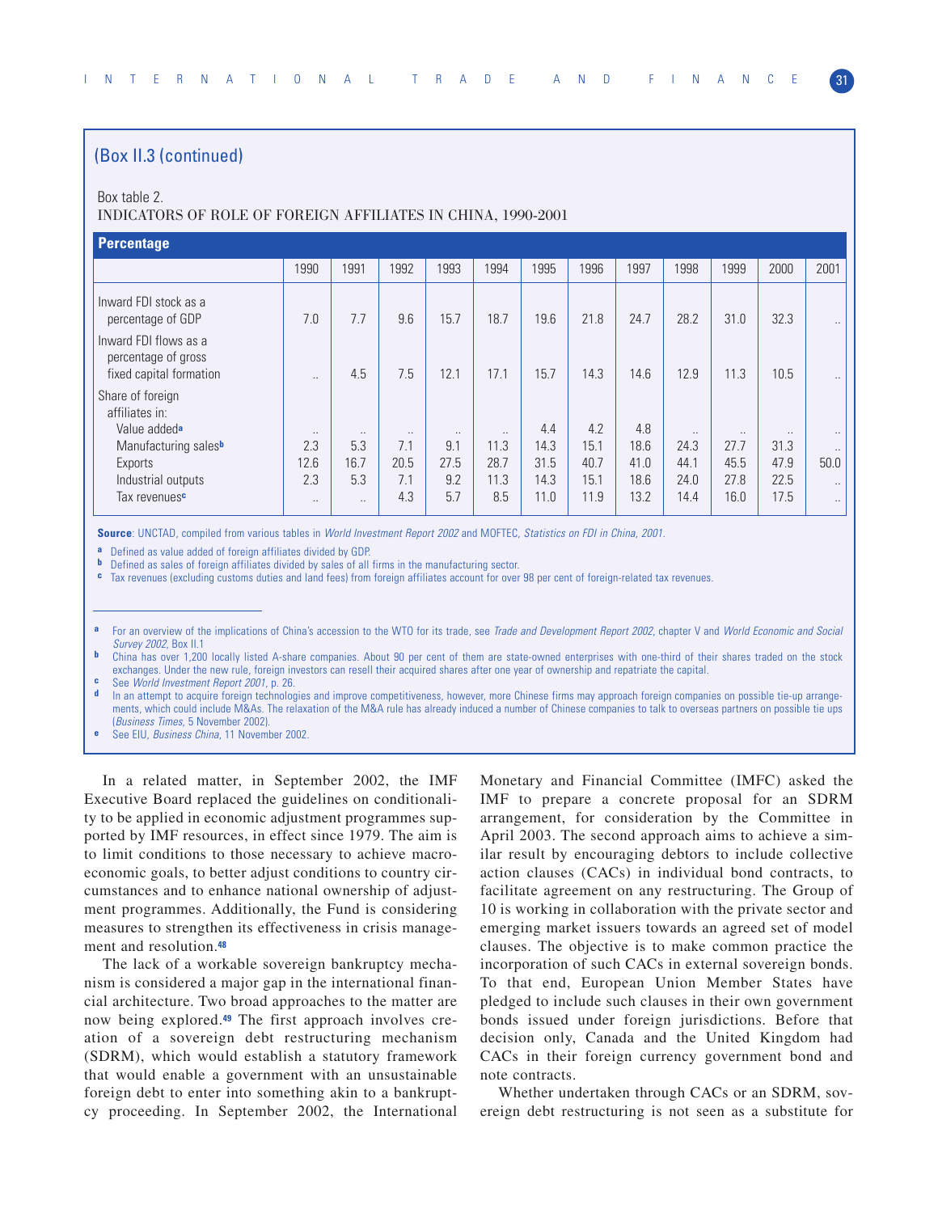## (Box II.3 (continued)

Box table 2.
INDICATORS OF ROLE OF FOREIGN AFFILIATES IN CHINA, 1990-2001

**Percentage**

| | 1990 | 1991 | 1992 | 1993 | 1994 | 1995 | 1996 | 1997 | 1998 | 1999 | 2000 | 2001 |
|---|---|---|---|---|---|---|---|---|---|---|---|---|
| Inward FDI stock as a percentage of GDP | 7.0 | 7.7 | 9.6 | 15.7 | 18.7 | 19.6 | 21.8 | 24.7 | 28.2 | 31.0 | 32.3 | .. |
| Inward FDI flows as a percentage of gross fixed capital formation | .. | 4.5 | 7.5 | 12.1 | 17.1 | 15.7 | 14.3 | 14.6 | 12.9 | 11.3 | 10.5 | .. |
| Share of foreign affiliates in: | | | | | | | | | | | | |
| Value added[a] | .. | .. | .. | .. | .. | 4.4 | 4.2 | 4.8 | .. | .. | .. | .. |
| Manufacturing sales[b] | 2.3 | 5.3 | 7.1 | 9.1 | 11.3 | 14.3 | 15.1 | 18.6 | 24.3 | 27.7 | 31.3 | .. |
| Exports | 12.6 | 16.7 | 20.5 | 27.5 | 28.7 | 31.5 | 40.7 | 41.0 | 44.1 | 45.5 | 47.9 | 50.0 |
| Industrial outputs | 2.3 | 5.3 | 7.1 | 9.2 | 11.3 | 14.3 | 15.1 | 18.6 | 24.0 | 27.8 | 22.5 | .. |
| Tax revenues[c] | .. | .. | 4.3 | 5.7 | 8.5 | 11.0 | 11.9 | 13.2 | 14.4 | 16.0 | 17.5 | .. |

**Source**: UNCTAD, compiled from various tables in *World Investment Report 2002* and MOFTEC, *Statistics on FDI in China, 2001*.

[a] Defined as value added of foreign affiliates divided by GDP.
[b] Defined as sales of foreign affiliates divided by sales of all firms in the manufacturing sector.
[c] Tax revenues (excluding customs duties and land fees) from foreign affiliates account for over 98 per cent of foreign-related tax revenues.

---

[a] For an overview of the implications of China's accession to the WTO for its trade, see *Trade and Development Report 2002*, chapter V and *World Economic and Social Survey 2002*, Box II.1

[b] China has over 1,200 locally listed A-share companies. About 90 per cent of them are state-owned enterprises with one-third of their shares traded on the stock exchanges. Under the new rule, foreign investors can resell their acquired shares after one year of ownership and repatriate the capital.

[c] See *World Investment Report 2001*, p. 26.

[d] In an attempt to acquire foreign technologies and improve competitiveness, however, more Chinese firms may approach foreign companies on possible tie-up arrangements, which could include M&As. The relaxation of the M&A rule has already induced a number of Chinese companies to talk to overseas partners on possible tie ups (*Business Times*, 5 November 2002).

[e] See EIU, *Business China*, 11 November 2002.

In a related matter, in September 2002, the IMF Executive Board replaced the guidelines on conditionality to be applied in economic adjustment programmes supported by IMF resources, in effect since 1979. The aim is to limit conditions to those necessary to achieve macroeconomic goals, to better adjust conditions to country circumstances and to enhance national ownership of adjustment programmes. Additionally, the Fund is considering measures to strengthen its effectiveness in crisis management and resolution.[48]

The lack of a workable sovereign bankruptcy mechanism is considered a major gap in the international financial architecture. Two broad approaches to the matter are now being explored.[49] The first approach involves creation of a sovereign debt restructuring mechanism (SDRM), which would establish a statutory framework that would enable a government with an unsustainable foreign debt to enter into something akin to a bankruptcy proceeding. In September 2002, the International Monetary and Financial Committee (IMFC) asked the IMF to prepare a concrete proposal for an SDRM arrangement, for consideration by the Committee in April 2003. The second approach aims to achieve a similar result by encouraging debtors to include collective action clauses (CACs) in individual bond contracts, to facilitate agreement on any restructuring. The Group of 10 is working in collaboration with the private sector and emerging market issuers towards an agreed set of model clauses. The objective is to make common practice the incorporation of such CACs in external sovereign bonds. To that end, European Union Member States have pledged to include such clauses in their own government bonds issued under foreign jurisdictions. Before that decision only, Canada and the United Kingdom had CACs in their foreign currency government bond and note contracts.

Whether undertaken through CACs or an SDRM, sovereign debt restructuring is not seen as a substitute for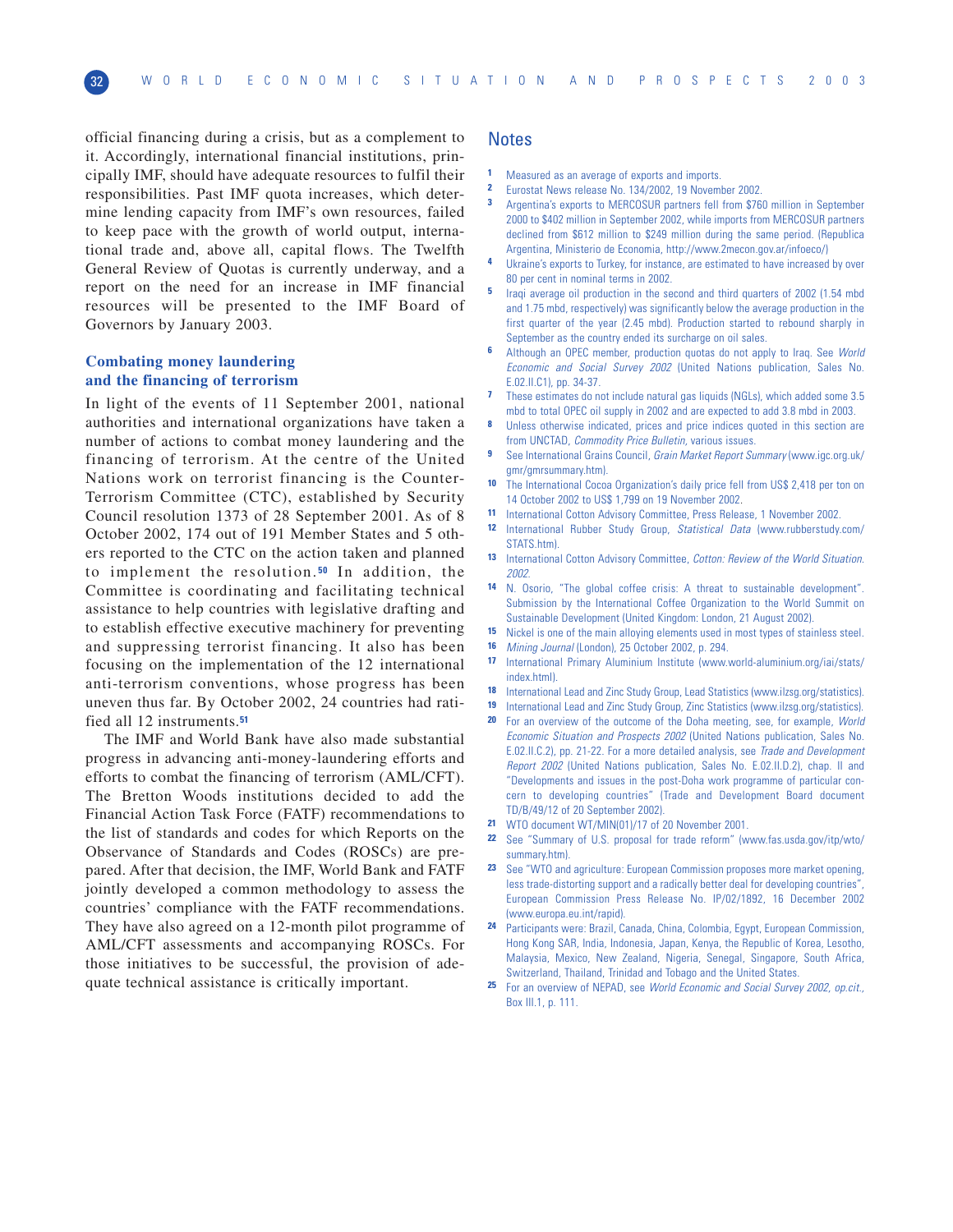official financing during a crisis, but as a complement to it. Accordingly, international financial institutions, principally IMF, should have adequate resources to fulfil their responsibilities. Past IMF quota increases, which determine lending capacity from IMF's own resources, failed to keep pace with the growth of world output, international trade and, above all, capital flows. The Twelfth General Review of Quotas is currently underway, and a report on the need for an increase in IMF financial resources will be presented to the IMF Board of Governors by January 2003.

### Combating money laundering and the financing of terrorism

In light of the events of 11 September 2001, national authorities and international organizations have taken a number of actions to combat money laundering and the financing of terrorism. At the centre of the United Nations work on terrorist financing is the Counter-Terrorism Committee (CTC), established by Security Council resolution 1373 of 28 September 2001. As of 8 October 2002, 174 out of 191 Member States and 5 others reported to the CTC on the action taken and planned to implement the resolution.[50] In addition, the Committee is coordinating and facilitating technical assistance to help countries with legislative drafting and to establish effective executive machinery for preventing and suppressing terrorist financing. It also has been focusing on the implementation of the 12 international anti-terrorism conventions, whose progress has been uneven thus far. By October 2002, 24 countries had ratified all 12 instruments.[51]

The IMF and World Bank have also made substantial progress in advancing anti-money-laundering efforts and efforts to combat the financing of terrorism (AML/CFT). The Bretton Woods institutions decided to add the Financial Action Task Force (FATF) recommendations to the list of standards and codes for which Reports on the Observance of Standards and Codes (ROSCs) are prepared. After that decision, the IMF, World Bank and FATF jointly developed a common methodology to assess the countries' compliance with the FATF recommendations. They have also agreed on a 12-month pilot programme of AML/CFT assessments and accompanying ROSCs. For those initiatives to be successful, the provision of adequate technical assistance is critically important.

## Notes

1. Measured as an average of exports and imports.
2. Eurostat News release No. 134/2002, 19 November 2002.
3. Argentina's exports to MERCOSUR partners fell from $760 million in September 2000 to $402 million in September 2002, while imports from MERCOSUR partners declined from $612 million to $249 million during the same period. (Republica Argentina, Ministerio de Economia, http://www.2mecon.gov.ar/infoeco/)
4. Ukraine's exports to Turkey, for instance, are estimated to have increased by over 80 per cent in nominal terms in 2002.
5. Iraqi average oil production in the second and third quarters of 2002 (1.54 mbd and 1.75 mbd, respectively) was significantly below the average production in the first quarter of the year (2.45 mbd). Production started to rebound sharply in September as the country ended its surcharge on oil sales.
6. Although an OPEC member, production quotas do not apply to Iraq. See *World Economic and Social Survey 2002* (United Nations publication, Sales No. E.02.II.C1), pp. 34-37.
7. These estimates do not include natural gas liquids (NGLs), which added some 3.5 mbd to total OPEC oil supply in 2002 and are expected to add 3.8 mbd in 2003.
8. Unless otherwise indicated, prices and price indices quoted in this section are from UNCTAD, *Commodity Price Bulletin*, various issues.
9. See International Grains Council, *Grain Market Report Summary* (www.igc.org.uk/gmr/gmrsummary.htm).
10. The International Cocoa Organization's daily price fell from US$ 2,418 per ton on 14 October 2002 to US$ 1,799 on 19 November 2002.
11. International Cotton Advisory Committee, Press Release, 1 November 2002.
12. International Rubber Study Group, *Statistical Data* (www.rubberstudy.com/STATS.htm).
13. International Cotton Advisory Committee, *Cotton: Review of the World Situation. 2002.*
14. N. Osorio, "The global coffee crisis: A threat to sustainable development". Submission by the International Coffee Organization to the World Summit on Sustainable Development (United Kingdom: London, 21 August 2002).
15. Nickel is one of the main alloying elements used in most types of stainless steel.
16. *Mining Journal* (London), 25 October 2002, p. 294.
17. International Primary Aluminium Institute (www.world-aluminium.org/iai/stats/index.html).
18. International Lead and Zinc Study Group, Lead Statistics (www.ilzsg.org/statistics).
19. International Lead and Zinc Study Group, Zinc Statistics (www.ilzsg.org/statistics).
20. For an overview of the outcome of the Doha meeting, see, for example, *World Economic Situation and Prospects 2002* (United Nations publication, Sales No. E.02.II.C.2), pp. 21-22. For a more detailed analysis, see *Trade and Development Report 2002* (United Nations publication, Sales No. E.02.II.D.2), chap. II and "Developments and issues in the post-Doha work programme of particular concern to developing countries" (Trade and Development Board document TD/B/49/12 of 20 September 2002).
21. WTO document WT/MIN(01)/17 of 20 November 2001.
22. See "Summary of U.S. proposal for trade reform" (www.fas.usda.gov/itp/wto/summary.htm).
23. See "WTO and agriculture: European Commission proposes more market opening, less trade-distorting support and a radically better deal for developing countries", European Commission Press Release No. IP/02/1892, 16 December 2002 (www.europa.eu.int/rapid).
24. Participants were: Brazil, Canada, China, Colombia, Egypt, European Commission, Hong Kong SAR, India, Indonesia, Japan, Kenya, the Republic of Korea, Lesotho, Malaysia, Mexico, New Zealand, Nigeria, Senegal, Singapore, South Africa, Switzerland, Thailand, Trinidad and Tobago and the United States.
25. For an overview of NEPAD, see *World Economic and Social Survey 2002, op.cit.*, Box III.1, p. 111.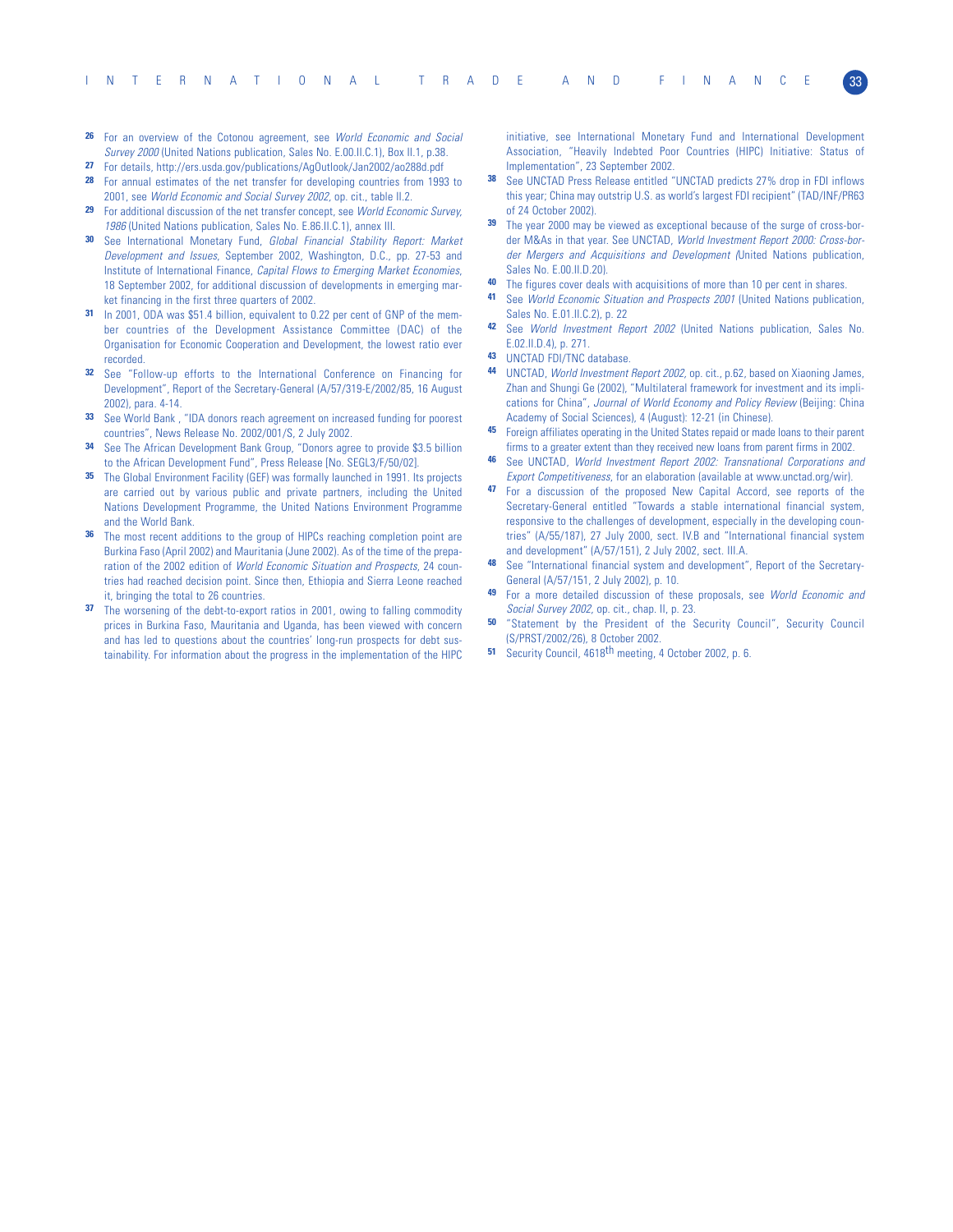26 For an overview of the Cotonou agreement, see *World Economic and Social Survey 2000* (United Nations publication, Sales No. E.00.II.C.1), Box II.1, p.38.

27 For details, http://ers.usda.gov/publications/AgOutlook/Jan2002/ao288d.pdf

28 For annual estimates of the net transfer for developing countries from 1993 to 2001, see *World Economic and Social Survey 2002*, op. cit., table II.2.

29 For additional discussion of the net transfer concept, see *World Economic Survey, 1986* (United Nations publication, Sales No. E.86.II.C.1), annex III.

30 See International Monetary Fund, *Global Financial Stability Report: Market Development and Issues*, September 2002, Washington, D.C., pp. 27-53 and Institute of International Finance, *Capital Flows to Emerging Market Economies*, 18 September 2002, for additional discussion of developments in emerging market financing in the first three quarters of 2002.

31 In 2001, ODA was $51.4 billion, equivalent to 0.22 per cent of GNP of the member countries of the Development Assistance Committee (DAC) of the Organisation for Economic Cooperation and Development, the lowest ratio ever recorded.

32 See "Follow-up efforts to the International Conference on Financing for Development", Report of the Secretary-General (A/57/319-E/2002/85, 16 August 2002), para. 4-14.

33 See World Bank , "IDA donors reach agreement on increased funding for poorest countries", News Release No. 2002/001/S, 2 July 2002.

34 See The African Development Bank Group, "Donors agree to provide $3.5 billion to the African Development Fund", Press Release [No. SEGL3/F/50/02].

35 The Global Environment Facility (GEF) was formally launched in 1991. Its projects are carried out by various public and private partners, including the United Nations Development Programme, the United Nations Environment Programme and the World Bank.

36 The most recent additions to the group of HIPCs reaching completion point are Burkina Faso (April 2002) and Mauritania (June 2002). As of the time of the preparation of the 2002 edition of *World Economic Situation and Prospects*, 24 countries had reached decision point. Since then, Ethiopia and Sierra Leone reached it, bringing the total to 26 countries.

37 The worsening of the debt-to-export ratios in 2001, owing to falling commodity prices in Burkina Faso, Mauritania and Uganda, has been viewed with concern and has led to questions about the countries' long-run prospects for debt sustainability. For information about the progress in the implementation of the HIPC initiative, see International Monetary Fund and International Development Association, "Heavily Indebted Poor Countries (HIPC) Initiative: Status of Implementation", 23 September 2002.

38 See UNCTAD Press Release entitled "UNCTAD predicts 27% drop in FDI inflows this year; China may outstrip U.S. as world's largest FDI recipient" (TAD/INF/PR63 of 24 October 2002).

39 The year 2000 may be viewed as exceptional because of the surge of cross-border M&As in that year. See UNCTAD, *World Investment Report 2000: Cross-border Mergers and Acquisitions and Development* (United Nations publication, Sales No. E.00.II.D.20).

40 The figures cover deals with acquisitions of more than 10 per cent in shares.

41 See *World Economic Situation and Prospects 2001* (United Nations publication, Sales No. E.01.II.C.2), p. 22

42 See *World Investment Report 2002* (United Nations publication, Sales No. E.02.II.D.4), p. 271.

43 UNCTAD FDI/TNC database.

44 UNCTAD, *World Investment Report 2002*, op. cit., p.62, based on Xiaoning James, Zhan and Shungi Ge (2002), "Multilateral framework for investment and its implications for China", *Journal of World Economy and Policy Review* (Beijing: China Academy of Social Sciences), 4 (August): 12-21 (in Chinese).

45 Foreign affiliates operating in the United States repaid or made loans to their parent firms to a greater extent than they received new loans from parent firms in 2002.

46 See UNCTAD, *World Investment Report 2002: Transnational Corporations and Export Competitiveness*, for an elaboration (available at www.unctad.org/wir).

47 For a discussion of the proposed New Capital Accord, see reports of the Secretary-General entitled "Towards a stable international financial system, responsive to the challenges of development, especially in the developing countries" (A/55/187), 27 July 2000, sect. IV.B and "International financial system and development" (A/57/151), 2 July 2002, sect. III.A.

48 See "International financial system and development", Report of the Secretary-General (A/57/151, 2 July 2002), p. 10.

49 For a more detailed discussion of these proposals, see *World Economic and Social Survey 2002*, op. cit., chap. II, p. 23.

50 "Statement by the President of the Security Council", Security Council (S/PRST/2002/26), 8 October 2002.

51 Security Council, 4618th meeting, 4 October 2002, p. 6.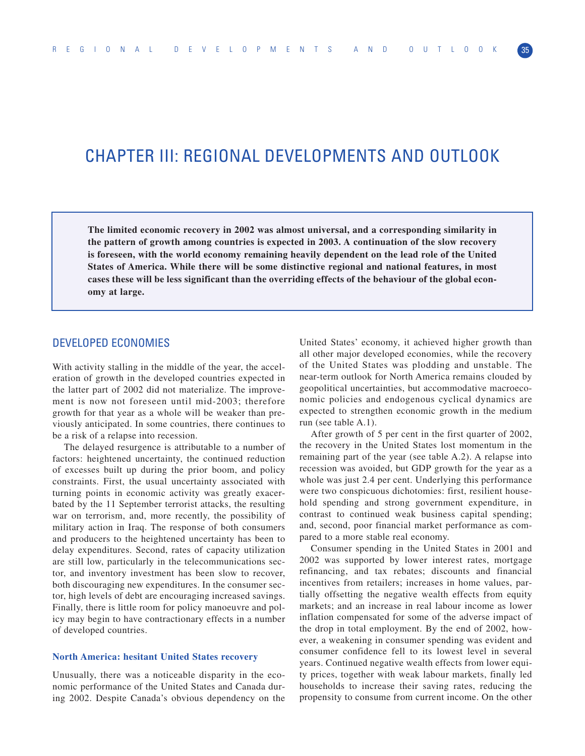# CHAPTER III: REGIONAL DEVELOPMENTS AND OUTLOOK

**The limited economic recovery in 2002 was almost universal, and a corresponding similarity in the pattern of growth among countries is expected in 2003. A continuation of the slow recovery is foreseen, with the world economy remaining heavily dependent on the lead role of the United States of America. While there will be some distinctive regional and national features, in most cases these will be less significant than the overriding effects of the behaviour of the global economy at large.**

## DEVELOPED ECONOMIES

With activity stalling in the middle of the year, the acceleration of growth in the developed countries expected in the latter part of 2002 did not materialize. The improvement is now not foreseen until mid-2003; therefore growth for that year as a whole will be weaker than previously anticipated. In some countries, there continues to be a risk of a relapse into recession.

The delayed resurgence is attributable to a number of factors: heightened uncertainty, the continued reduction of excesses built up during the prior boom, and policy constraints. First, the usual uncertainty associated with turning points in economic activity was greatly exacerbated by the 11 September terrorist attacks, the resulting war on terrorism, and, more recently, the possibility of military action in Iraq. The response of both consumers and producers to the heightened uncertainty has been to delay expenditures. Second, rates of capacity utilization are still low, particularly in the telecommunications sector, and inventory investment has been slow to recover, both discouraging new expenditures. In the consumer sector, high levels of debt are encouraging increased savings. Finally, there is little room for policy manoeuvre and policy may begin to have contractionary effects in a number of developed countries.

### North America: hesitant United States recovery

Unusually, there was a noticeable disparity in the economic performance of the United States and Canada during 2002. Despite Canada's obvious dependency on the United States' economy, it achieved higher growth than all other major developed economies, while the recovery of the United States was plodding and unstable. The near-term outlook for North America remains clouded by geopolitical uncertainties, but accommodative macroeconomic policies and endogenous cyclical dynamics are expected to strengthen economic growth in the medium run (see table A.1).

After growth of 5 per cent in the first quarter of 2002, the recovery in the United States lost momentum in the remaining part of the year (see table A.2). A relapse into recession was avoided, but GDP growth for the year as a whole was just 2.4 per cent. Underlying this performance were two conspicuous dichotomies: first, resilient household spending and strong government expenditure, in contrast to continued weak business capital spending; and, second, poor financial market performance as compared to a more stable real economy.

Consumer spending in the United States in 2001 and 2002 was supported by lower interest rates, mortgage refinancing, and tax rebates; discounts and financial incentives from retailers; increases in home values, partially offsetting the negative wealth effects from equity markets; and an increase in real labour income as lower inflation compensated for some of the adverse impact of the drop in total employment. By the end of 2002, however, a weakening in consumer spending was evident and consumer confidence fell to its lowest level in several years. Continued negative wealth effects from lower equity prices, together with weak labour markets, finally led households to increase their saving rates, reducing the propensity to consume from current income. On the other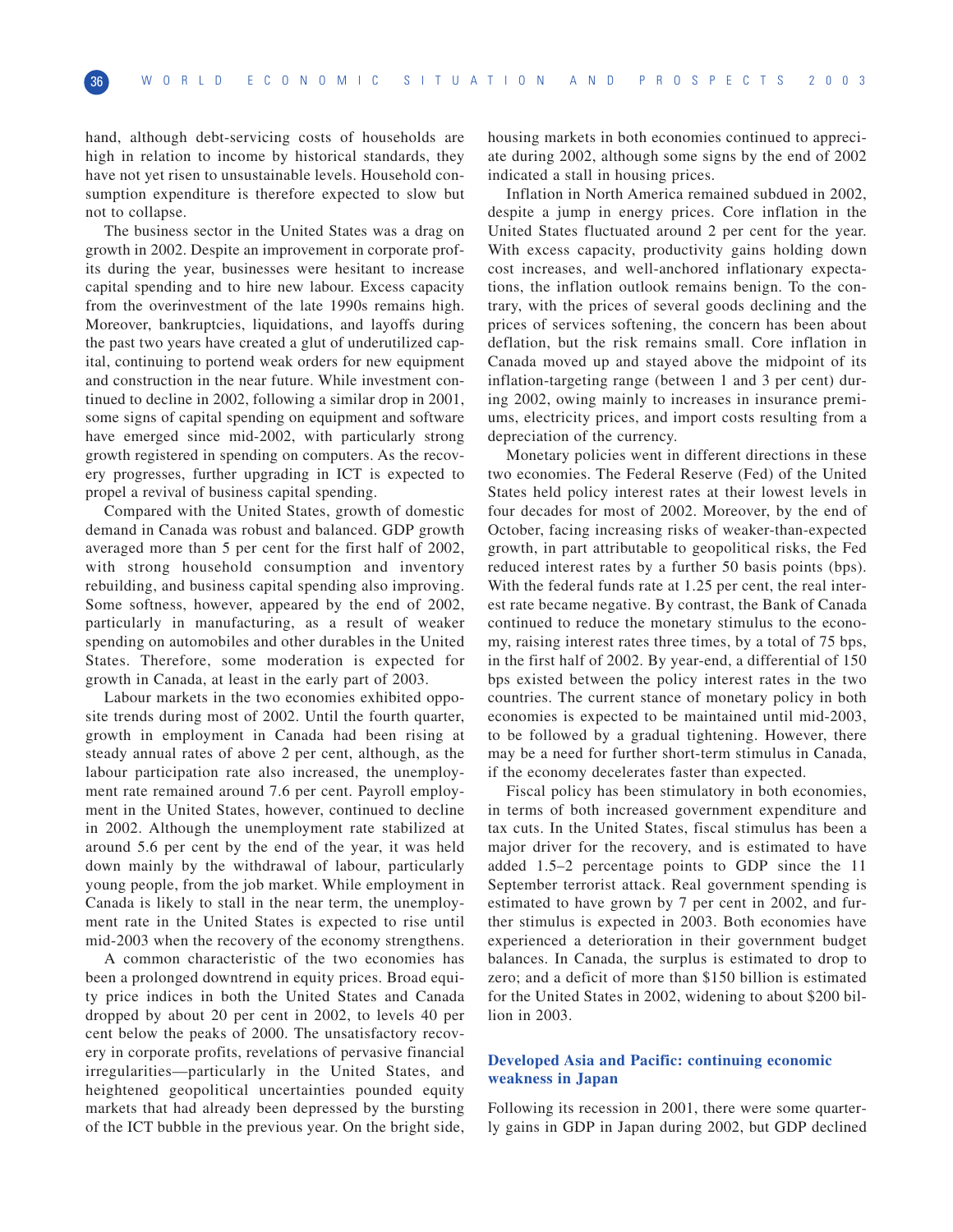hand, although debt-servicing costs of households are high in relation to income by historical standards, they have not yet risen to unsustainable levels. Household consumption expenditure is therefore expected to slow but not to collapse.

The business sector in the United States was a drag on growth in 2002. Despite an improvement in corporate profits during the year, businesses were hesitant to increase capital spending and to hire new labour. Excess capacity from the overinvestment of the late 1990s remains high. Moreover, bankruptcies, liquidations, and layoffs during the past two years have created a glut of underutilized capital, continuing to portend weak orders for new equipment and construction in the near future. While investment continued to decline in 2002, following a similar drop in 2001, some signs of capital spending on equipment and software have emerged since mid-2002, with particularly strong growth registered in spending on computers. As the recovery progresses, further upgrading in ICT is expected to propel a revival of business capital spending.

Compared with the United States, growth of domestic demand in Canada was robust and balanced. GDP growth averaged more than 5 per cent for the first half of 2002, with strong household consumption and inventory rebuilding, and business capital spending also improving. Some softness, however, appeared by the end of 2002, particularly in manufacturing, as a result of weaker spending on automobiles and other durables in the United States. Therefore, some moderation is expected for growth in Canada, at least in the early part of 2003.

Labour markets in the two economies exhibited opposite trends during most of 2002. Until the fourth quarter, growth in employment in Canada had been rising at steady annual rates of above 2 per cent, although, as the labour participation rate also increased, the unemployment rate remained around 7.6 per cent. Payroll employment in the United States, however, continued to decline in 2002. Although the unemployment rate stabilized at around 5.6 per cent by the end of the year, it was held down mainly by the withdrawal of labour, particularly young people, from the job market. While employment in Canada is likely to stall in the near term, the unemployment rate in the United States is expected to rise until mid-2003 when the recovery of the economy strengthens.

A common characteristic of the two economies has been a prolonged downtrend in equity prices. Broad equity price indices in both the United States and Canada dropped by about 20 per cent in 2002, to levels 40 per cent below the peaks of 2000. The unsatisfactory recovery in corporate profits, revelations of pervasive financial irregularities—particularly in the United States, and heightened geopolitical uncertainties pounded equity markets that had already been depressed by the bursting of the ICT bubble in the previous year. On the bright side, housing markets in both economies continued to appreciate during 2002, although some signs by the end of 2002 indicated a stall in housing prices.

Inflation in North America remained subdued in 2002, despite a jump in energy prices. Core inflation in the United States fluctuated around 2 per cent for the year. With excess capacity, productivity gains holding down cost increases, and well-anchored inflationary expectations, the inflation outlook remains benign. To the contrary, with the prices of several goods declining and the prices of services softening, the concern has been about deflation, but the risk remains small. Core inflation in Canada moved up and stayed above the midpoint of its inflation-targeting range (between 1 and 3 per cent) during 2002, owing mainly to increases in insurance premiums, electricity prices, and import costs resulting from a depreciation of the currency.

Monetary policies went in different directions in these two economies. The Federal Reserve (Fed) of the United States held policy interest rates at their lowest levels in four decades for most of 2002. Moreover, by the end of October, facing increasing risks of weaker-than-expected growth, in part attributable to geopolitical risks, the Fed reduced interest rates by a further 50 basis points (bps). With the federal funds rate at 1.25 per cent, the real interest rate became negative. By contrast, the Bank of Canada continued to reduce the monetary stimulus to the economy, raising interest rates three times, by a total of 75 bps, in the first half of 2002. By year-end, a differential of 150 bps existed between the policy interest rates in the two countries. The current stance of monetary policy in both economies is expected to be maintained until mid-2003, to be followed by a gradual tightening. However, there may be a need for further short-term stimulus in Canada, if the economy decelerates faster than expected.

Fiscal policy has been stimulatory in both economies, in terms of both increased government expenditure and tax cuts. In the United States, fiscal stimulus has been a major driver for the recovery, and is estimated to have added 1.5–2 percentage points to GDP since the 11 September terrorist attack. Real government spending is estimated to have grown by 7 per cent in 2002, and further stimulus is expected in 2003. Both economies have experienced a deterioration in their government budget balances. In Canada, the surplus is estimated to drop to zero; and a deficit of more than $150 billion is estimated for the United States in 2002, widening to about $200 billion in 2003.

### Developed Asia and Pacific: continuing economic weakness in Japan

Following its recession in 2001, there were some quarterly gains in GDP in Japan during 2002, but GDP declined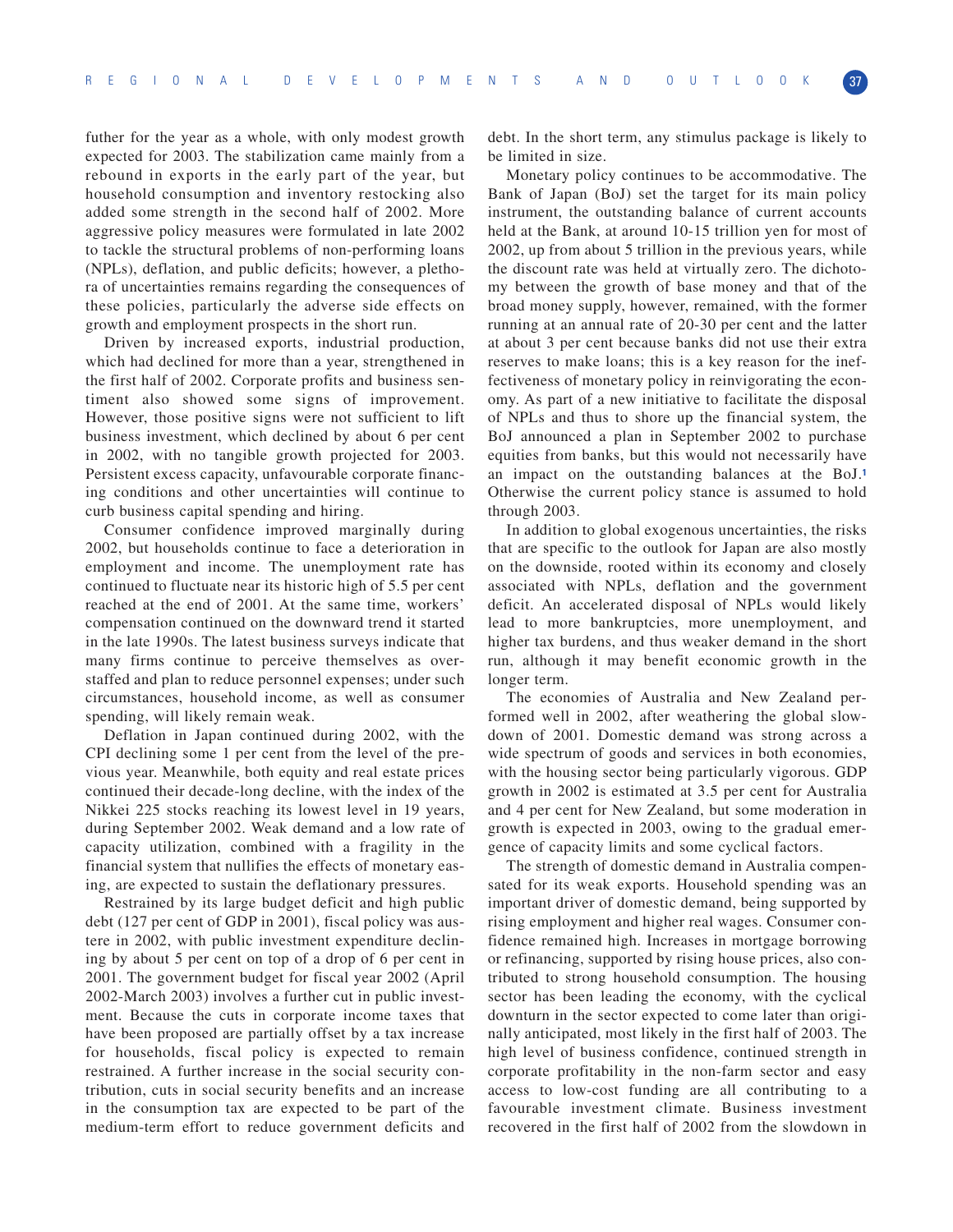futher for the year as a whole, with only modest growth expected for 2003. The stabilization came mainly from a rebound in exports in the early part of the year, but household consumption and inventory restocking also added some strength in the second half of 2002. More aggressive policy measures were formulated in late 2002 to tackle the structural problems of non-performing loans (NPLs), deflation, and public deficits; however, a plethora of uncertainties remains regarding the consequences of these policies, particularly the adverse side effects on growth and employment prospects in the short run.

Driven by increased exports, industrial production, which had declined for more than a year, strengthened in the first half of 2002. Corporate profits and business sentiment also showed some signs of improvement. However, those positive signs were not sufficient to lift business investment, which declined by about 6 per cent in 2002, with no tangible growth projected for 2003. Persistent excess capacity, unfavourable corporate financing conditions and other uncertainties will continue to curb business capital spending and hiring.

Consumer confidence improved marginally during 2002, but households continue to face a deterioration in employment and income. The unemployment rate has continued to fluctuate near its historic high of 5.5 per cent reached at the end of 2001. At the same time, workers' compensation continued on the downward trend it started in the late 1990s. The latest business surveys indicate that many firms continue to perceive themselves as overstaffed and plan to reduce personnel expenses; under such circumstances, household income, as well as consumer spending, will likely remain weak.

Deflation in Japan continued during 2002, with the CPI declining some 1 per cent from the level of the previous year. Meanwhile, both equity and real estate prices continued their decade-long decline, with the index of the Nikkei 225 stocks reaching its lowest level in 19 years, during September 2002. Weak demand and a low rate of capacity utilization, combined with a fragility in the financial system that nullifies the effects of monetary easing, are expected to sustain the deflationary pressures.

Restrained by its large budget deficit and high public debt (127 per cent of GDP in 2001), fiscal policy was austere in 2002, with public investment expenditure declining by about 5 per cent on top of a drop of 6 per cent in 2001. The government budget for fiscal year 2002 (April 2002-March 2003) involves a further cut in public investment. Because the cuts in corporate income taxes that have been proposed are partially offset by a tax increase for households, fiscal policy is expected to remain restrained. A further increase in the social security contribution, cuts in social security benefits and an increase in the consumption tax are expected to be part of the medium-term effort to reduce government deficits and debt. In the short term, any stimulus package is likely to be limited in size.

Monetary policy continues to be accommodative. The Bank of Japan (BoJ) set the target for its main policy instrument, the outstanding balance of current accounts held at the Bank, at around 10-15 trillion yen for most of 2002, up from about 5 trillion in the previous years, while the discount rate was held at virtually zero. The dichotomy between the growth of base money and that of the broad money supply, however, remained, with the former running at an annual rate of 20-30 per cent and the latter at about 3 per cent because banks did not use their extra reserves to make loans; this is a key reason for the ineffectiveness of monetary policy in reinvigorating the economy. As part of a new initiative to facilitate the disposal of NPLs and thus to shore up the financial system, the BoJ announced a plan in September 2002 to purchase equities from banks, but this would not necessarily have an impact on the outstanding balances at the BoJ.[1] Otherwise the current policy stance is assumed to hold through 2003.

In addition to global exogenous uncertainties, the risks that are specific to the outlook for Japan are also mostly on the downside, rooted within its economy and closely associated with NPLs, deflation and the government deficit. An accelerated disposal of NPLs would likely lead to more bankruptcies, more unemployment, and higher tax burdens, and thus weaker demand in the short run, although it may benefit economic growth in the longer term.

The economies of Australia and New Zealand performed well in 2002, after weathering the global slowdown of 2001. Domestic demand was strong across a wide spectrum of goods and services in both economies, with the housing sector being particularly vigorous. GDP growth in 2002 is estimated at 3.5 per cent for Australia and 4 per cent for New Zealand, but some moderation in growth is expected in 2003, owing to the gradual emergence of capacity limits and some cyclical factors.

The strength of domestic demand in Australia compensated for its weak exports. Household spending was an important driver of domestic demand, being supported by rising employment and higher real wages. Consumer confidence remained high. Increases in mortgage borrowing or refinancing, supported by rising house prices, also contributed to strong household consumption. The housing sector has been leading the economy, with the cyclical downturn in the sector expected to come later than originally anticipated, most likely in the first half of 2003. The high level of business confidence, continued strength in corporate profitability in the non-farm sector and easy access to low-cost funding are all contributing to a favourable investment climate. Business investment recovered in the first half of 2002 from the slowdown in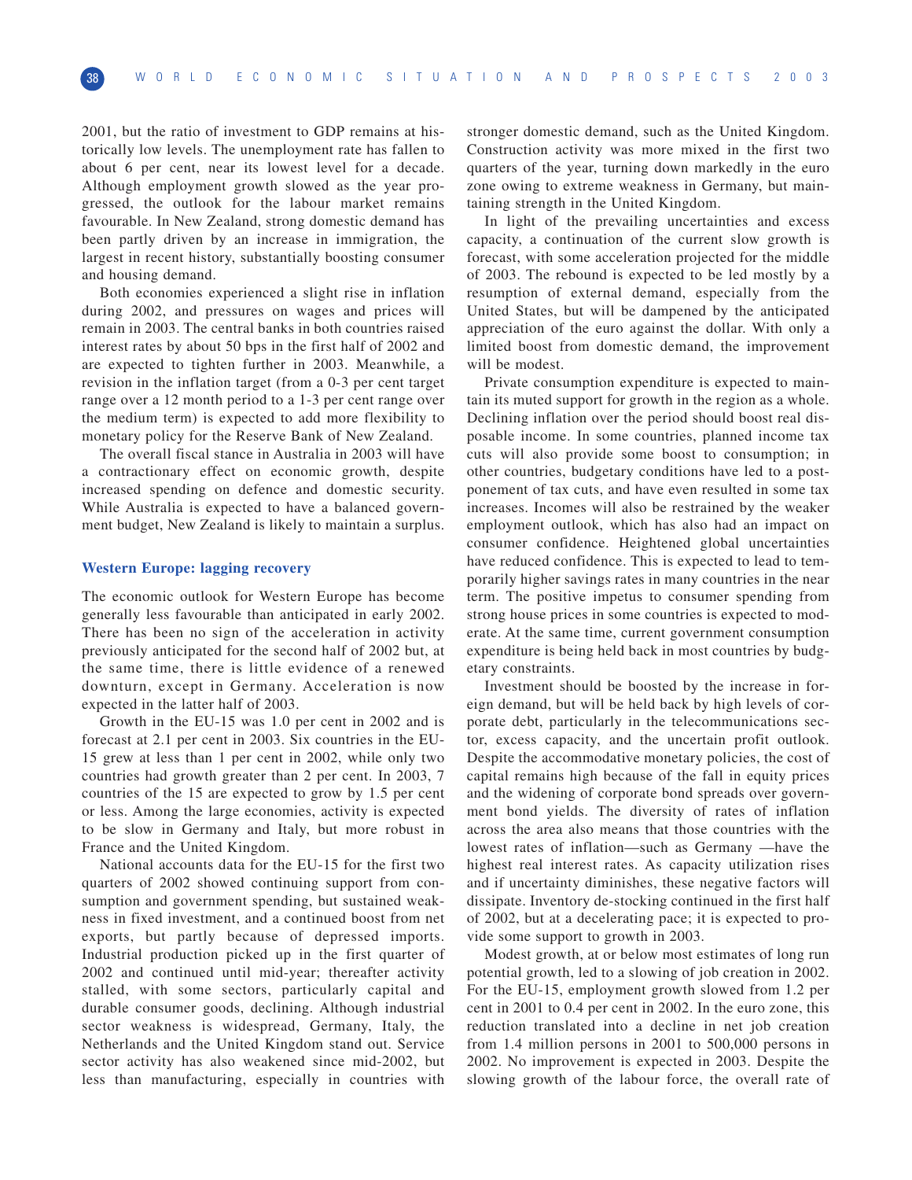2001, but the ratio of investment to GDP remains at historically low levels. The unemployment rate has fallen to about 6 per cent, near its lowest level for a decade. Although employment growth slowed as the year progressed, the outlook for the labour market remains favourable. In New Zealand, strong domestic demand has been partly driven by an increase in immigration, the largest in recent history, substantially boosting consumer and housing demand.

Both economies experienced a slight rise in inflation during 2002, and pressures on wages and prices will remain in 2003. The central banks in both countries raised interest rates by about 50 bps in the first half of 2002 and are expected to tighten further in 2003. Meanwhile, a revision in the inflation target (from a 0-3 per cent target range over a 12 month period to a 1-3 per cent range over the medium term) is expected to add more flexibility to monetary policy for the Reserve Bank of New Zealand.

The overall fiscal stance in Australia in 2003 will have a contractionary effect on economic growth, despite increased spending on defence and domestic security. While Australia is expected to have a balanced government budget, New Zealand is likely to maintain a surplus.

### Western Europe: lagging recovery

The economic outlook for Western Europe has become generally less favourable than anticipated in early 2002. There has been no sign of the acceleration in activity previously anticipated for the second half of 2002 but, at the same time, there is little evidence of a renewed downturn, except in Germany. Acceleration is now expected in the latter half of 2003.

Growth in the EU-15 was 1.0 per cent in 2002 and is forecast at 2.1 per cent in 2003. Six countries in the EU-15 grew at less than 1 per cent in 2002, while only two countries had growth greater than 2 per cent. In 2003, 7 countries of the 15 are expected to grow by 1.5 per cent or less. Among the large economies, activity is expected to be slow in Germany and Italy, but more robust in France and the United Kingdom.

National accounts data for the EU-15 for the first two quarters of 2002 showed continuing support from consumption and government spending, but sustained weakness in fixed investment, and a continued boost from net exports, but partly because of depressed imports. Industrial production picked up in the first quarter of 2002 and continued until mid-year; thereafter activity stalled, with some sectors, particularly capital and durable consumer goods, declining. Although industrial sector weakness is widespread, Germany, Italy, the Netherlands and the United Kingdom stand out. Service sector activity has also weakened since mid-2002, but less than manufacturing, especially in countries with stronger domestic demand, such as the United Kingdom. Construction activity was more mixed in the first two quarters of the year, turning down markedly in the euro zone owing to extreme weakness in Germany, but maintaining strength in the United Kingdom.

In light of the prevailing uncertainties and excess capacity, a continuation of the current slow growth is forecast, with some acceleration projected for the middle of 2003. The rebound is expected to be led mostly by a resumption of external demand, especially from the United States, but will be dampened by the anticipated appreciation of the euro against the dollar. With only a limited boost from domestic demand, the improvement will be modest.

Private consumption expenditure is expected to maintain its muted support for growth in the region as a whole. Declining inflation over the period should boost real disposable income. In some countries, planned income tax cuts will also provide some boost to consumption; in other countries, budgetary conditions have led to a postponement of tax cuts, and have even resulted in some tax increases. Incomes will also be restrained by the weaker employment outlook, which has also had an impact on consumer confidence. Heightened global uncertainties have reduced confidence. This is expected to lead to temporarily higher savings rates in many countries in the near term. The positive impetus to consumer spending from strong house prices in some countries is expected to moderate. At the same time, current government consumption expenditure is being held back in most countries by budgetary constraints.

Investment should be boosted by the increase in foreign demand, but will be held back by high levels of corporate debt, particularly in the telecommunications sector, excess capacity, and the uncertain profit outlook. Despite the accommodative monetary policies, the cost of capital remains high because of the fall in equity prices and the widening of corporate bond spreads over government bond yields. The diversity of rates of inflation across the area also means that those countries with the lowest rates of inflation—such as Germany —have the highest real interest rates. As capacity utilization rises and if uncertainty diminishes, these negative factors will dissipate. Inventory de-stocking continued in the first half of 2002, but at a decelerating pace; it is expected to provide some support to growth in 2003.

Modest growth, at or below most estimates of long run potential growth, led to a slowing of job creation in 2002. For the EU-15, employment growth slowed from 1.2 per cent in 2001 to 0.4 per cent in 2002. In the euro zone, this reduction translated into a decline in net job creation from 1.4 million persons in 2001 to 500,000 persons in 2002. No improvement is expected in 2003. Despite the slowing growth of the labour force, the overall rate of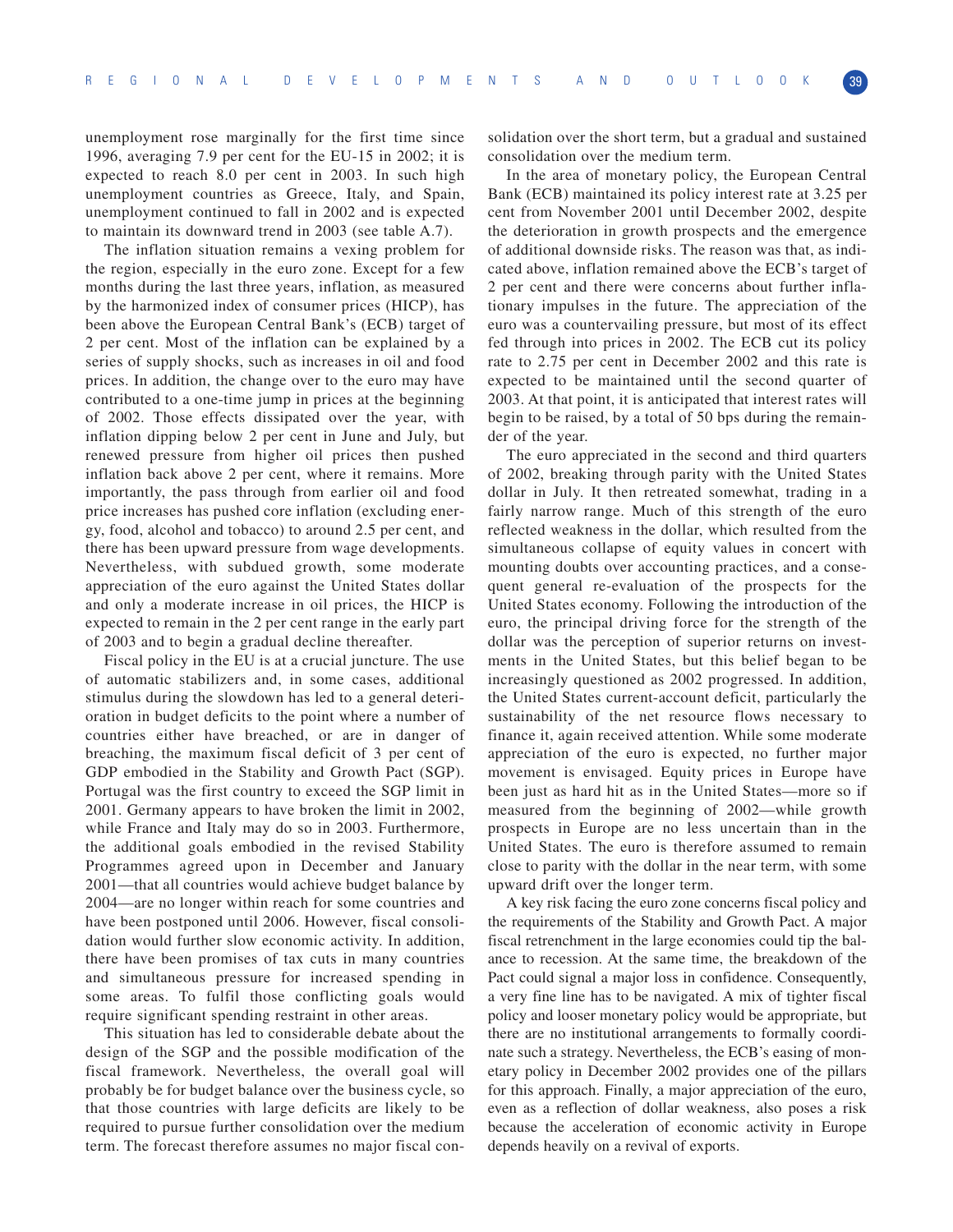unemployment rose marginally for the first time since 1996, averaging 7.9 per cent for the EU-15 in 2002; it is expected to reach 8.0 per cent in 2003. In such high unemployment countries as Greece, Italy, and Spain, unemployment continued to fall in 2002 and is expected to maintain its downward trend in 2003 (see table A.7).

The inflation situation remains a vexing problem for the region, especially in the euro zone. Except for a few months during the last three years, inflation, as measured by the harmonized index of consumer prices (HICP), has been above the European Central Bank's (ECB) target of 2 per cent. Most of the inflation can be explained by a series of supply shocks, such as increases in oil and food prices. In addition, the change over to the euro may have contributed to a one-time jump in prices at the beginning of 2002. Those effects dissipated over the year, with inflation dipping below 2 per cent in June and July, but renewed pressure from higher oil prices then pushed inflation back above 2 per cent, where it remains. More importantly, the pass through from earlier oil and food price increases has pushed core inflation (excluding energy, food, alcohol and tobacco) to around 2.5 per cent, and there has been upward pressure from wage developments. Nevertheless, with subdued growth, some moderate appreciation of the euro against the United States dollar and only a moderate increase in oil prices, the HICP is expected to remain in the 2 per cent range in the early part of 2003 and to begin a gradual decline thereafter.

Fiscal policy in the EU is at a crucial juncture. The use of automatic stabilizers and, in some cases, additional stimulus during the slowdown has led to a general deterioration in budget deficits to the point where a number of countries either have breached, or are in danger of breaching, the maximum fiscal deficit of 3 per cent of GDP embodied in the Stability and Growth Pact (SGP). Portugal was the first country to exceed the SGP limit in 2001. Germany appears to have broken the limit in 2002, while France and Italy may do so in 2003. Furthermore, the additional goals embodied in the revised Stability Programmes agreed upon in December and January 2001—that all countries would achieve budget balance by 2004—are no longer within reach for some countries and have been postponed until 2006. However, fiscal consolidation would further slow economic activity. In addition, there have been promises of tax cuts in many countries and simultaneous pressure for increased spending in some areas. To fulfil those conflicting goals would require significant spending restraint in other areas.

This situation has led to considerable debate about the design of the SGP and the possible modification of the fiscal framework. Nevertheless, the overall goal will probably be for budget balance over the business cycle, so that those countries with large deficits are likely to be required to pursue further consolidation over the medium term. The forecast therefore assumes no major fiscal consolidation over the short term, but a gradual and sustained consolidation over the medium term.

In the area of monetary policy, the European Central Bank (ECB) maintained its policy interest rate at 3.25 per cent from November 2001 until December 2002, despite the deterioration in growth prospects and the emergence of additional downside risks. The reason was that, as indicated above, inflation remained above the ECB's target of 2 per cent and there were concerns about further inflationary impulses in the future. The appreciation of the euro was a countervailing pressure, but most of its effect fed through into prices in 2002. The ECB cut its policy rate to 2.75 per cent in December 2002 and this rate is expected to be maintained until the second quarter of 2003. At that point, it is anticipated that interest rates will begin to be raised, by a total of 50 bps during the remainder of the year.

The euro appreciated in the second and third quarters of 2002, breaking through parity with the United States dollar in July. It then retreated somewhat, trading in a fairly narrow range. Much of this strength of the euro reflected weakness in the dollar, which resulted from the simultaneous collapse of equity values in concert with mounting doubts over accounting practices, and a consequent general re-evaluation of the prospects for the United States economy. Following the introduction of the euro, the principal driving force for the strength of the dollar was the perception of superior returns on investments in the United States, but this belief began to be increasingly questioned as 2002 progressed. In addition, the United States current-account deficit, particularly the sustainability of the net resource flows necessary to finance it, again received attention. While some moderate appreciation of the euro is expected, no further major movement is envisaged. Equity prices in Europe have been just as hard hit as in the United States—more so if measured from the beginning of 2002—while growth prospects in Europe are no less uncertain than in the United States. The euro is therefore assumed to remain close to parity with the dollar in the near term, with some upward drift over the longer term.

A key risk facing the euro zone concerns fiscal policy and the requirements of the Stability and Growth Pact. A major fiscal retrenchment in the large economies could tip the balance to recession. At the same time, the breakdown of the Pact could signal a major loss in confidence. Consequently, a very fine line has to be navigated. A mix of tighter fiscal policy and looser monetary policy would be appropriate, but there are no institutional arrangements to formally coordinate such a strategy. Nevertheless, the ECB's easing of monetary policy in December 2002 provides one of the pillars for this approach. Finally, a major appreciation of the euro, even as a reflection of dollar weakness, also poses a risk because the acceleration of economic activity in Europe depends heavily on a revival of exports.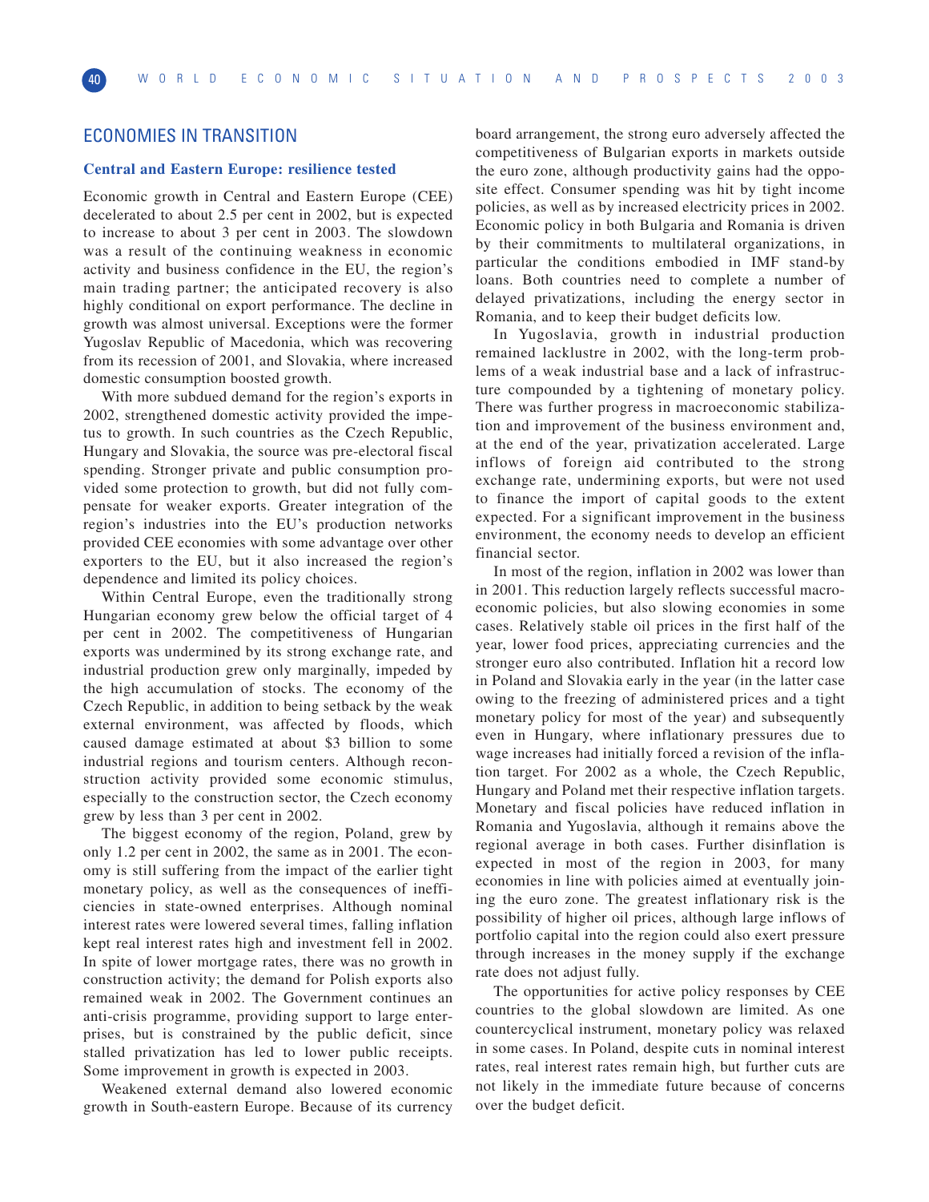## ECONOMIES IN TRANSITION

### Central and Eastern Europe: resilience tested

Economic growth in Central and Eastern Europe (CEE) decelerated to about 2.5 per cent in 2002, but is expected to increase to about 3 per cent in 2003. The slowdown was a result of the continuing weakness in economic activity and business confidence in the EU, the region's main trading partner; the anticipated recovery is also highly conditional on export performance. The decline in growth was almost universal. Exceptions were the former Yugoslav Republic of Macedonia, which was recovering from its recession of 2001, and Slovakia, where increased domestic consumption boosted growth.

With more subdued demand for the region's exports in 2002, strengthened domestic activity provided the impetus to growth. In such countries as the Czech Republic, Hungary and Slovakia, the source was pre-electoral fiscal spending. Stronger private and public consumption provided some protection to growth, but did not fully compensate for weaker exports. Greater integration of the region's industries into the EU's production networks provided CEE economies with some advantage over other exporters to the EU, but it also increased the region's dependence and limited its policy choices.

Within Central Europe, even the traditionally strong Hungarian economy grew below the official target of 4 per cent in 2002. The competitiveness of Hungarian exports was undermined by its strong exchange rate, and industrial production grew only marginally, impeded by the high accumulation of stocks. The economy of the Czech Republic, in addition to being setback by the weak external environment, was affected by floods, which caused damage estimated at about $3 billion to some industrial regions and tourism centers. Although reconstruction activity provided some economic stimulus, especially to the construction sector, the Czech economy grew by less than 3 per cent in 2002.

The biggest economy of the region, Poland, grew by only 1.2 per cent in 2002, the same as in 2001. The economy is still suffering from the impact of the earlier tight monetary policy, as well as the consequences of inefficiencies in state-owned enterprises. Although nominal interest rates were lowered several times, falling inflation kept real interest rates high and investment fell in 2002. In spite of lower mortgage rates, there was no growth in construction activity; the demand for Polish exports also remained weak in 2002. The Government continues an anti-crisis programme, providing support to large enterprises, but is constrained by the public deficit, since stalled privatization has led to lower public receipts. Some improvement in growth is expected in 2003.

Weakened external demand also lowered economic growth in South-eastern Europe. Because of its currency board arrangement, the strong euro adversely affected the competitiveness of Bulgarian exports in markets outside the euro zone, although productivity gains had the opposite effect. Consumer spending was hit by tight income policies, as well as by increased electricity prices in 2002. Economic policy in both Bulgaria and Romania is driven by their commitments to multilateral organizations, in particular the conditions embodied in IMF stand-by loans. Both countries need to complete a number of delayed privatizations, including the energy sector in Romania, and to keep their budget deficits low.

In Yugoslavia, growth in industrial production remained lacklustre in 2002, with the long-term problems of a weak industrial base and a lack of infrastructure compounded by a tightening of monetary policy. There was further progress in macroeconomic stabilization and improvement of the business environment and, at the end of the year, privatization accelerated. Large inflows of foreign aid contributed to the strong exchange rate, undermining exports, but were not used to finance the import of capital goods to the extent expected. For a significant improvement in the business environment, the economy needs to develop an efficient financial sector.

In most of the region, inflation in 2002 was lower than in 2001. This reduction largely reflects successful macroeconomic policies, but also slowing economies in some cases. Relatively stable oil prices in the first half of the year, lower food prices, appreciating currencies and the stronger euro also contributed. Inflation hit a record low in Poland and Slovakia early in the year (in the latter case owing to the freezing of administered prices and a tight monetary policy for most of the year) and subsequently even in Hungary, where inflationary pressures due to wage increases had initially forced a revision of the inflation target. For 2002 as a whole, the Czech Republic, Hungary and Poland met their respective inflation targets. Monetary and fiscal policies have reduced inflation in Romania and Yugoslavia, although it remains above the regional average in both cases. Further disinflation is expected in most of the region in 2003, for many economies in line with policies aimed at eventually joining the euro zone. The greatest inflationary risk is the possibility of higher oil prices, although large inflows of portfolio capital into the region could also exert pressure through increases in the money supply if the exchange rate does not adjust fully.

The opportunities for active policy responses by CEE countries to the global slowdown are limited. As one countercyclical instrument, monetary policy was relaxed in some cases. In Poland, despite cuts in nominal interest rates, real interest rates remain high, but further cuts are not likely in the immediate future because of concerns over the budget deficit.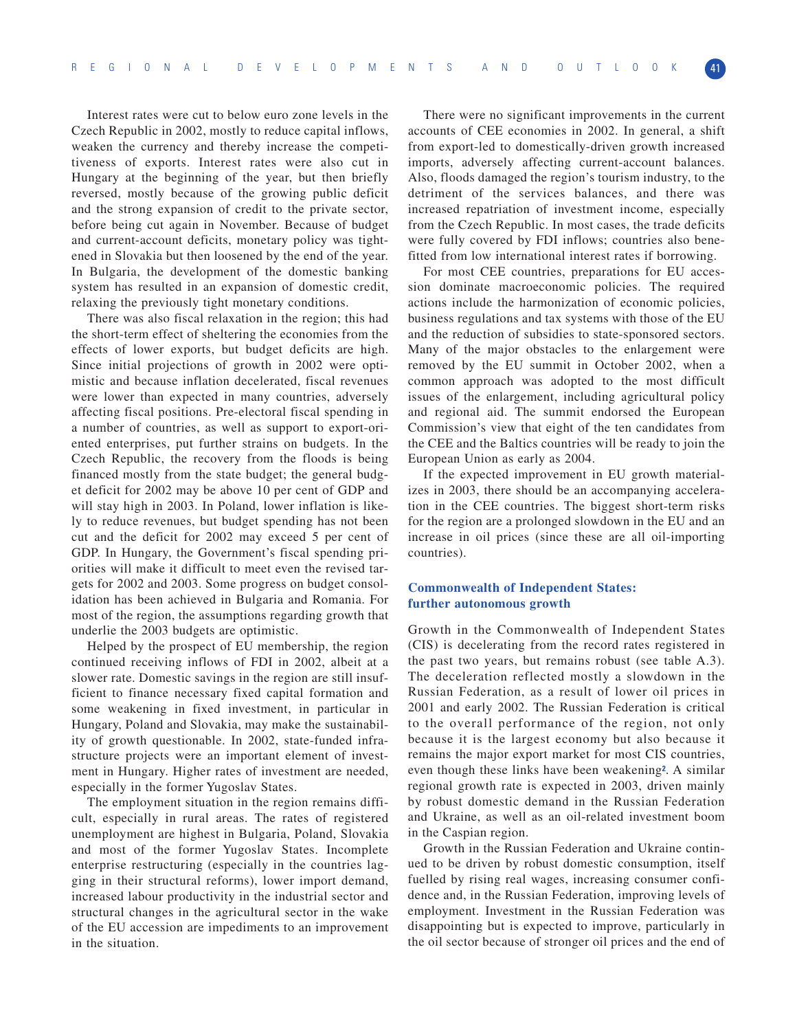Interest rates were cut to below euro zone levels in the Czech Republic in 2002, mostly to reduce capital inflows, weaken the currency and thereby increase the competitiveness of exports. Interest rates were also cut in Hungary at the beginning of the year, but then briefly reversed, mostly because of the growing public deficit and the strong expansion of credit to the private sector, before being cut again in November. Because of budget and current-account deficits, monetary policy was tightened in Slovakia but then loosened by the end of the year. In Bulgaria, the development of the domestic banking system has resulted in an expansion of domestic credit, relaxing the previously tight monetary conditions.

There was also fiscal relaxation in the region; this had the short-term effect of sheltering the economies from the effects of lower exports, but budget deficits are high. Since initial projections of growth in 2002 were optimistic and because inflation decelerated, fiscal revenues were lower than expected in many countries, adversely affecting fiscal positions. Pre-electoral fiscal spending in a number of countries, as well as support to export-oriented enterprises, put further strains on budgets. In the Czech Republic, the recovery from the floods is being financed mostly from the state budget; the general budget deficit for 2002 may be above 10 per cent of GDP and will stay high in 2003. In Poland, lower inflation is likely to reduce revenues, but budget spending has not been cut and the deficit for 2002 may exceed 5 per cent of GDP. In Hungary, the Government's fiscal spending priorities will make it difficult to meet even the revised targets for 2002 and 2003. Some progress on budget consolidation has been achieved in Bulgaria and Romania. For most of the region, the assumptions regarding growth that underlie the 2003 budgets are optimistic.

Helped by the prospect of EU membership, the region continued receiving inflows of FDI in 2002, albeit at a slower rate. Domestic savings in the region are still insufficient to finance necessary fixed capital formation and some weakening in fixed investment, in particular in Hungary, Poland and Slovakia, may make the sustainability of growth questionable. In 2002, state-funded infrastructure projects were an important element of investment in Hungary. Higher rates of investment are needed, especially in the former Yugoslav States.

The employment situation in the region remains difficult, especially in rural areas. The rates of registered unemployment are highest in Bulgaria, Poland, Slovakia and most of the former Yugoslav States. Incomplete enterprise restructuring (especially in the countries lagging in their structural reforms), lower import demand, increased labour productivity in the industrial sector and structural changes in the agricultural sector in the wake of the EU accession are impediments to an improvement in the situation.

There were no significant improvements in the current accounts of CEE economies in 2002. In general, a shift from export-led to domestically-driven growth increased imports, adversely affecting current-account balances. Also, floods damaged the region's tourism industry, to the detriment of the services balances, and there was increased repatriation of investment income, especially from the Czech Republic. In most cases, the trade deficits were fully covered by FDI inflows; countries also benefitted from low international interest rates if borrowing.

For most CEE countries, preparations for EU accession dominate macroeconomic policies. The required actions include the harmonization of economic policies, business regulations and tax systems with those of the EU and the reduction of subsidies to state-sponsored sectors. Many of the major obstacles to the enlargement were removed by the EU summit in October 2002, when a common approach was adopted to the most difficult issues of the enlargement, including agricultural policy and regional aid. The summit endorsed the European Commission's view that eight of the ten candidates from the CEE and the Baltics countries will be ready to join the European Union as early as 2004.

If the expected improvement in EU growth materializes in 2003, there should be an accompanying acceleration in the CEE countries. The biggest short-term risks for the region are a prolonged slowdown in the EU and an increase in oil prices (since these are all oil-importing countries).

### Commonwealth of Independent States: further autonomous growth

Growth in the Commonwealth of Independent States (CIS) is decelerating from the record rates registered in the past two years, but remains robust (see table A.3). The deceleration reflected mostly a slowdown in the Russian Federation, as a result of lower oil prices in 2001 and early 2002. The Russian Federation is critical to the overall performance of the region, not only because it is the largest economy but also because it remains the major export market for most CIS countries, even though these links have been weakening[2]. A similar regional growth rate is expected in 2003, driven mainly by robust domestic demand in the Russian Federation and Ukraine, as well as an oil-related investment boom in the Caspian region.

Growth in the Russian Federation and Ukraine continued to be driven by robust domestic consumption, itself fuelled by rising real wages, increasing consumer confidence and, in the Russian Federation, improving levels of employment. Investment in the Russian Federation was disappointing but is expected to improve, particularly in the oil sector because of stronger oil prices and the end of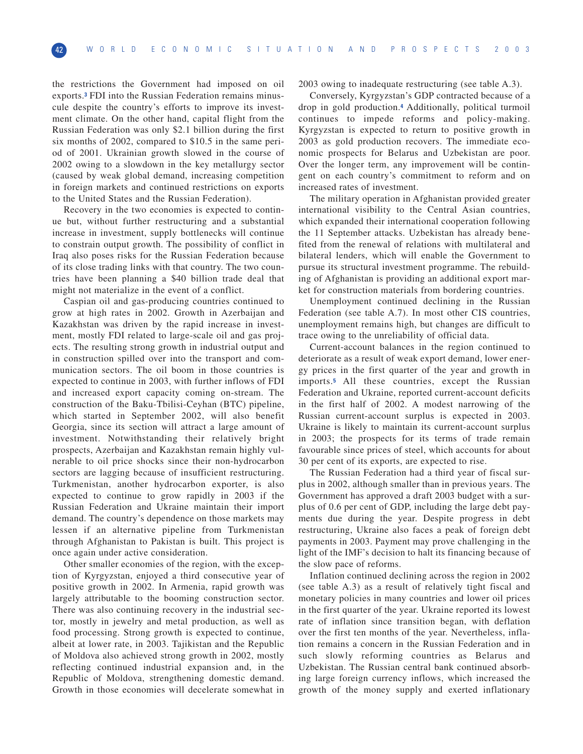the restrictions the Government had imposed on oil exports.[3] FDI into the Russian Federation remains minuscule despite the country's efforts to improve its investment climate. On the other hand, capital flight from the Russian Federation was only $2.1 billion during the first six months of 2002, compared to $10.5 in the same period of 2001. Ukrainian growth slowed in the course of 2002 owing to a slowdown in the key metallurgy sector (caused by weak global demand, increasing competition in foreign markets and continued restrictions on exports to the United States and the Russian Federation).

Recovery in the two economies is expected to continue but, without further restructuring and a substantial increase in investment, supply bottlenecks will continue to constrain output growth. The possibility of conflict in Iraq also poses risks for the Russian Federation because of its close trading links with that country. The two countries have been planning a $40 billion trade deal that might not materialize in the event of a conflict.

Caspian oil and gas-producing countries continued to grow at high rates in 2002. Growth in Azerbaijan and Kazakhstan was driven by the rapid increase in investment, mostly FDI related to large-scale oil and gas projects. The resulting strong growth in industrial output and in construction spilled over into the transport and communication sectors. The oil boom in those countries is expected to continue in 2003, with further inflows of FDI and increased export capacity coming on-stream. The construction of the Baku-Tbilisi-Ceyhan (BTC) pipeline, which started in September 2002, will also benefit Georgia, since its section will attract a large amount of investment. Notwithstanding their relatively bright prospects, Azerbaijan and Kazakhstan remain highly vulnerable to oil price shocks since their non-hydrocarbon sectors are lagging because of insufficient restructuring. Turkmenistan, another hydrocarbon exporter, is also expected to continue to grow rapidly in 2003 if the Russian Federation and Ukraine maintain their import demand. The country's dependence on those markets may lessen if an alternative pipeline from Turkmenistan through Afghanistan to Pakistan is built. This project is once again under active consideration.

Other smaller economies of the region, with the exception of Kyrgyzstan, enjoyed a third consecutive year of positive growth in 2002. In Armenia, rapid growth was largely attributable to the booming construction sector. There was also continuing recovery in the industrial sector, mostly in jewelry and metal production, as well as food processing. Strong growth is expected to continue, albeit at lower rate, in 2003. Tajikistan and the Republic of Moldova also achieved strong growth in 2002, mostly reflecting continued industrial expansion and, in the Republic of Moldova, strengthening domestic demand. Growth in those economies will decelerate somewhat in 2003 owing to inadequate restructuring (see table A.3).

Conversely, Kyrgyzstan's GDP contracted because of a drop in gold production.[4] Additionally, political turmoil continues to impede reforms and policy-making. Kyrgyzstan is expected to return to positive growth in 2003 as gold production recovers. The immediate economic prospects for Belarus and Uzbekistan are poor. Over the longer term, any improvement will be contingent on each country's commitment to reform and on increased rates of investment.

The military operation in Afghanistan provided greater international visibility to the Central Asian countries, which expanded their international cooperation following the 11 September attacks. Uzbekistan has already benefited from the renewal of relations with multilateral and bilateral lenders, which will enable the Government to pursue its structural investment programme. The rebuilding of Afghanistan is providing an additional export market for construction materials from bordering countries.

Unemployment continued declining in the Russian Federation (see table A.7). In most other CIS countries, unemployment remains high, but changes are difficult to trace owing to the unreliability of official data.

Current-account balances in the region continued to deteriorate as a result of weak export demand, lower energy prices in the first quarter of the year and growth in imports.[5] All these countries, except the Russian Federation and Ukraine, reported current-account deficits in the first half of 2002. A modest narrowing of the Russian current-account surplus is expected in 2003. Ukraine is likely to maintain its current-account surplus in 2003; the prospects for its terms of trade remain favourable since prices of steel, which accounts for about 30 per cent of its exports, are expected to rise.

The Russian Federation had a third year of fiscal surplus in 2002, although smaller than in previous years. The Government has approved a draft 2003 budget with a surplus of 0.6 per cent of GDP, including the large debt payments due during the year. Despite progress in debt restructuring, Ukraine also faces a peak of foreign debt payments in 2003. Payment may prove challenging in the light of the IMF's decision to halt its financing because of the slow pace of reforms.

Inflation continued declining across the region in 2002 (see table A.3) as a result of relatively tight fiscal and monetary policies in many countries and lower oil prices in the first quarter of the year. Ukraine reported its lowest rate of inflation since transition began, with deflation over the first ten months of the year. Nevertheless, inflation remains a concern in the Russian Federation and in such slowly reforming countries as Belarus and Uzbekistan. The Russian central bank continued absorbing large foreign currency inflows, which increased the growth of the money supply and exerted inflationary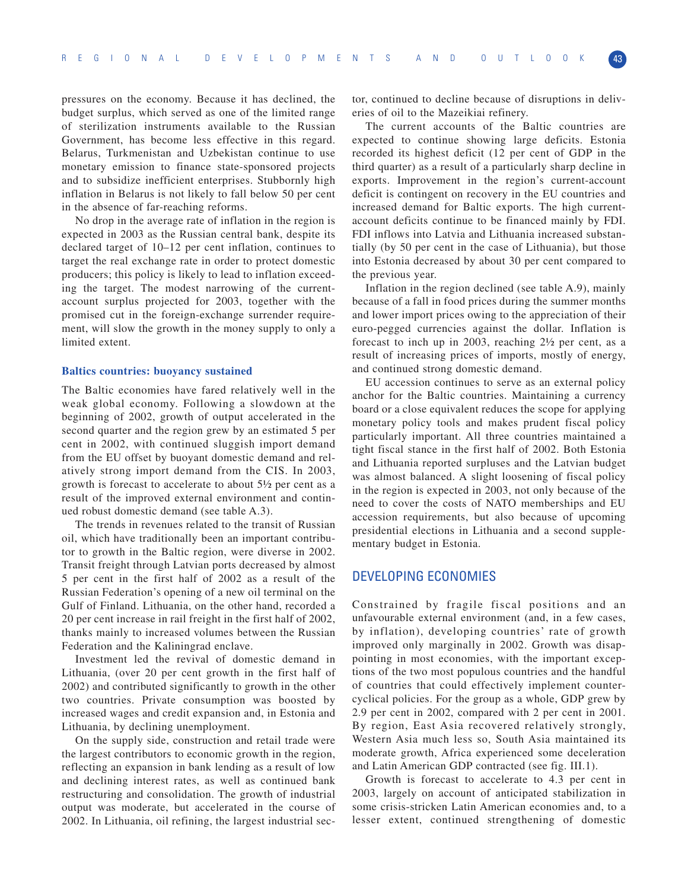pressures on the economy. Because it has declined, the budget surplus, which served as one of the limited range of sterilization instruments available to the Russian Government, has become less effective in this regard. Belarus, Turkmenistan and Uzbekistan continue to use monetary emission to finance state-sponsored projects and to subsidize inefficient enterprises. Stubbornly high inflation in Belarus is not likely to fall below 50 per cent in the absence of far-reaching reforms.

No drop in the average rate of inflation in the region is expected in 2003 as the Russian central bank, despite its declared target of 10–12 per cent inflation, continues to target the real exchange rate in order to protect domestic producers; this policy is likely to lead to inflation exceeding the target. The modest narrowing of the current-account surplus projected for 2003, together with the promised cut in the foreign-exchange surrender requirement, will slow the growth in the money supply to only a limited extent.

### Baltics countries: buoyancy sustained

The Baltic economies have fared relatively well in the weak global economy. Following a slowdown at the beginning of 2002, growth of output accelerated in the second quarter and the region grew by an estimated 5 per cent in 2002, with continued sluggish import demand from the EU offset by buoyant domestic demand and relatively strong import demand from the CIS. In 2003, growth is forecast to accelerate to about 5½ per cent as a result of the improved external environment and continued robust domestic demand (see table A.3).

The trends in revenues related to the transit of Russian oil, which have traditionally been an important contributor to growth in the Baltic region, were diverse in 2002. Transit freight through Latvian ports decreased by almost 5 per cent in the first half of 2002 as a result of the Russian Federation's opening of a new oil terminal on the Gulf of Finland. Lithuania, on the other hand, recorded a 20 per cent increase in rail freight in the first half of 2002, thanks mainly to increased volumes between the Russian Federation and the Kaliningrad enclave.

Investment led the revival of domestic demand in Lithuania, (over 20 per cent growth in the first half of 2002) and contributed significantly to growth in the other two countries. Private consumption was boosted by increased wages and credit expansion and, in Estonia and Lithuania, by declining unemployment.

On the supply side, construction and retail trade were the largest contributors to economic growth in the region, reflecting an expansion in bank lending as a result of low and declining interest rates, as well as continued bank restructuring and consolidation. The growth of industrial output was moderate, but accelerated in the course of 2002. In Lithuania, oil refining, the largest industrial sector, continued to decline because of disruptions in deliveries of oil to the Mazeikiai refinery.

The current accounts of the Baltic countries are expected to continue showing large deficits. Estonia recorded its highest deficit (12 per cent of GDP in the third quarter) as a result of a particularly sharp decline in exports. Improvement in the region's current-account deficit is contingent on recovery in the EU countries and increased demand for Baltic exports. The high current-account deficits continue to be financed mainly by FDI. FDI inflows into Latvia and Lithuania increased substantially (by 50 per cent in the case of Lithuania), but those into Estonia decreased by about 30 per cent compared to the previous year.

Inflation in the region declined (see table A.9), mainly because of a fall in food prices during the summer months and lower import prices owing to the appreciation of their euro-pegged currencies against the dollar. Inflation is forecast to inch up in 2003, reaching 2½ per cent, as a result of increasing prices of imports, mostly of energy, and continued strong domestic demand.

EU accession continues to serve as an external policy anchor for the Baltic countries. Maintaining a currency board or a close equivalent reduces the scope for applying monetary policy tools and makes prudent fiscal policy particularly important. All three countries maintained a tight fiscal stance in the first half of 2002. Both Estonia and Lithuania reported surpluses and the Latvian budget was almost balanced. A slight loosening of fiscal policy in the region is expected in 2003, not only because of the need to cover the costs of NATO memberships and EU accession requirements, but also because of upcoming presidential elections in Lithuania and a second supplementary budget in Estonia.

## DEVELOPING ECONOMIES

Constrained by fragile fiscal positions and an unfavourable external environment (and, in a few cases, by inflation), developing countries' rate of growth improved only marginally in 2002. Growth was disappointing in most economies, with the important exceptions of the two most populous countries and the handful of countries that could effectively implement counter-cyclical policies. For the group as a whole, GDP grew by 2.9 per cent in 2002, compared with 2 per cent in 2001. By region, East Asia recovered relatively strongly, Western Asia much less so, South Asia maintained its moderate growth, Africa experienced some deceleration and Latin American GDP contracted (see fig. III.1).

Growth is forecast to accelerate to 4.3 per cent in 2003, largely on account of anticipated stabilization in some crisis-stricken Latin American economies and, to a lesser extent, continued strengthening of domestic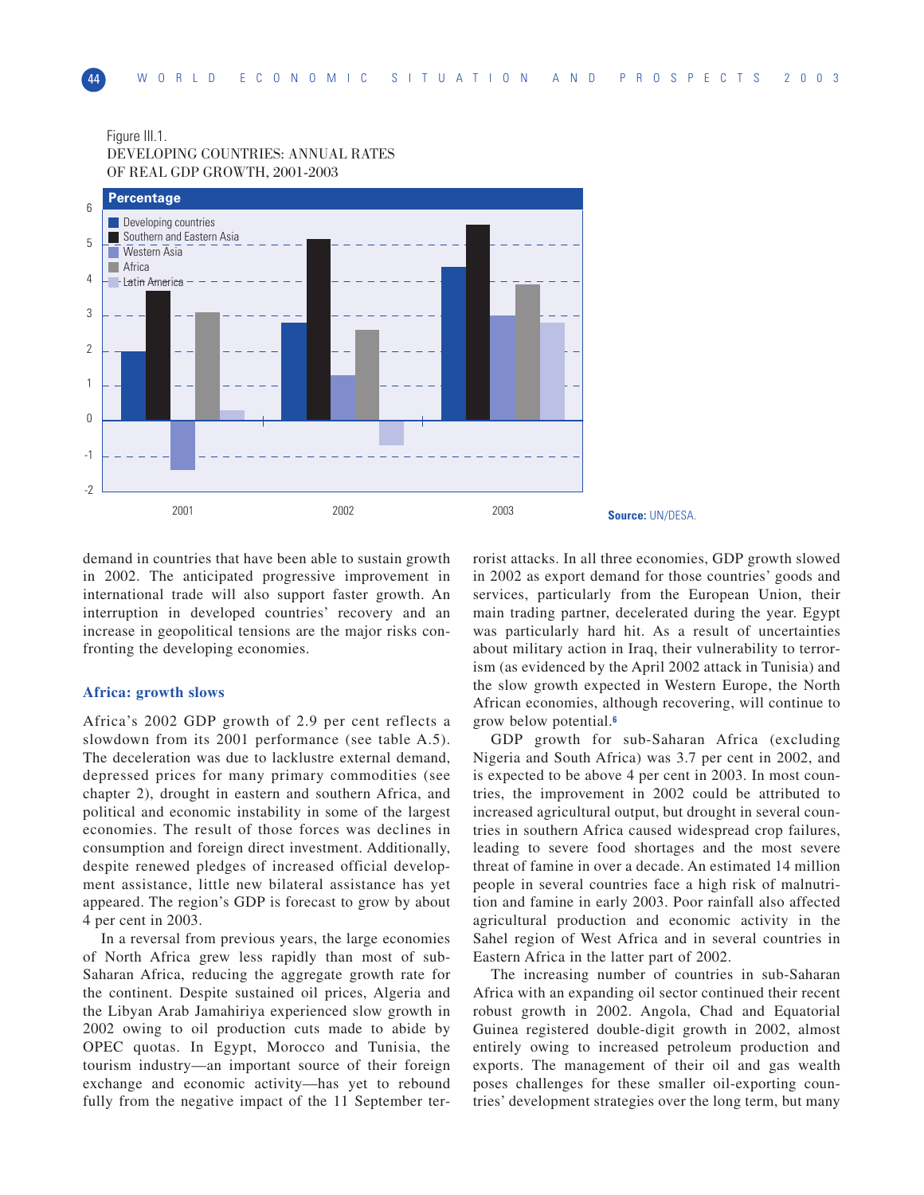Figure III.1.
DEVELOPING COUNTRIES: ANNUAL RATES OF REAL GDP GROWTH, 2001-2003

Source: UN/DESA.

demand in countries that have been able to sustain growth in 2002. The anticipated progressive improvement in international trade will also support faster growth. An interruption in developed countries' recovery and an increase in geopolitical tensions are the major risks confronting the developing economies.

### Africa: growth slows

Africa's 2002 GDP growth of 2.9 per cent reflects a slowdown from its 2001 performance (see table A.5). The deceleration was due to lacklustre external demand, depressed prices for many primary commodities (see chapter 2), drought in eastern and southern Africa, and political and economic instability in some of the largest economies. The result of those forces was declines in consumption and foreign direct investment. Additionally, despite renewed pledges of increased official development assistance, little new bilateral assistance has yet appeared. The region's GDP is forecast to grow by about 4 per cent in 2003.

In a reversal from previous years, the large economies of North Africa grew less rapidly than most of sub-Saharan Africa, reducing the aggregate growth rate for the continent. Despite sustained oil prices, Algeria and the Libyan Arab Jamahiriya experienced slow growth in 2002 owing to oil production cuts made to abide by OPEC quotas. In Egypt, Morocco and Tunisia, the tourism industry—an important source of their foreign exchange and economic activity—has yet to rebound fully from the negative impact of the 11 September terrorist attacks. In all three economies, GDP growth slowed in 2002 as export demand for those countries' goods and services, particularly from the European Union, their main trading partner, decelerated during the year. Egypt was particularly hard hit. As a result of uncertainties about military action in Iraq, their vulnerability to terrorism (as evidenced by the April 2002 attack in Tunisia) and the slow growth expected in Western Europe, the North African economies, although recovering, will continue to grow below potential.[6]

GDP growth for sub-Saharan Africa (excluding Nigeria and South Africa) was 3.7 per cent in 2002, and is expected to be above 4 per cent in 2003. In most countries, the improvement in 2002 could be attributed to increased agricultural output, but drought in several countries in southern Africa caused widespread crop failures, leading to severe food shortages and the most severe threat of famine in over a decade. An estimated 14 million people in several countries face a high risk of malnutrition and famine in early 2003. Poor rainfall also affected agricultural production and economic activity in the Sahel region of West Africa and in several countries in Eastern Africa in the latter part of 2002.

The increasing number of countries in sub-Saharan Africa with an expanding oil sector continued their recent robust growth in 2002. Angola, Chad and Equatorial Guinea registered double-digit growth in 2002, almost entirely owing to increased petroleum production and exports. The management of their oil and gas wealth poses challenges for these smaller oil-exporting countries' development strategies over the long term, but many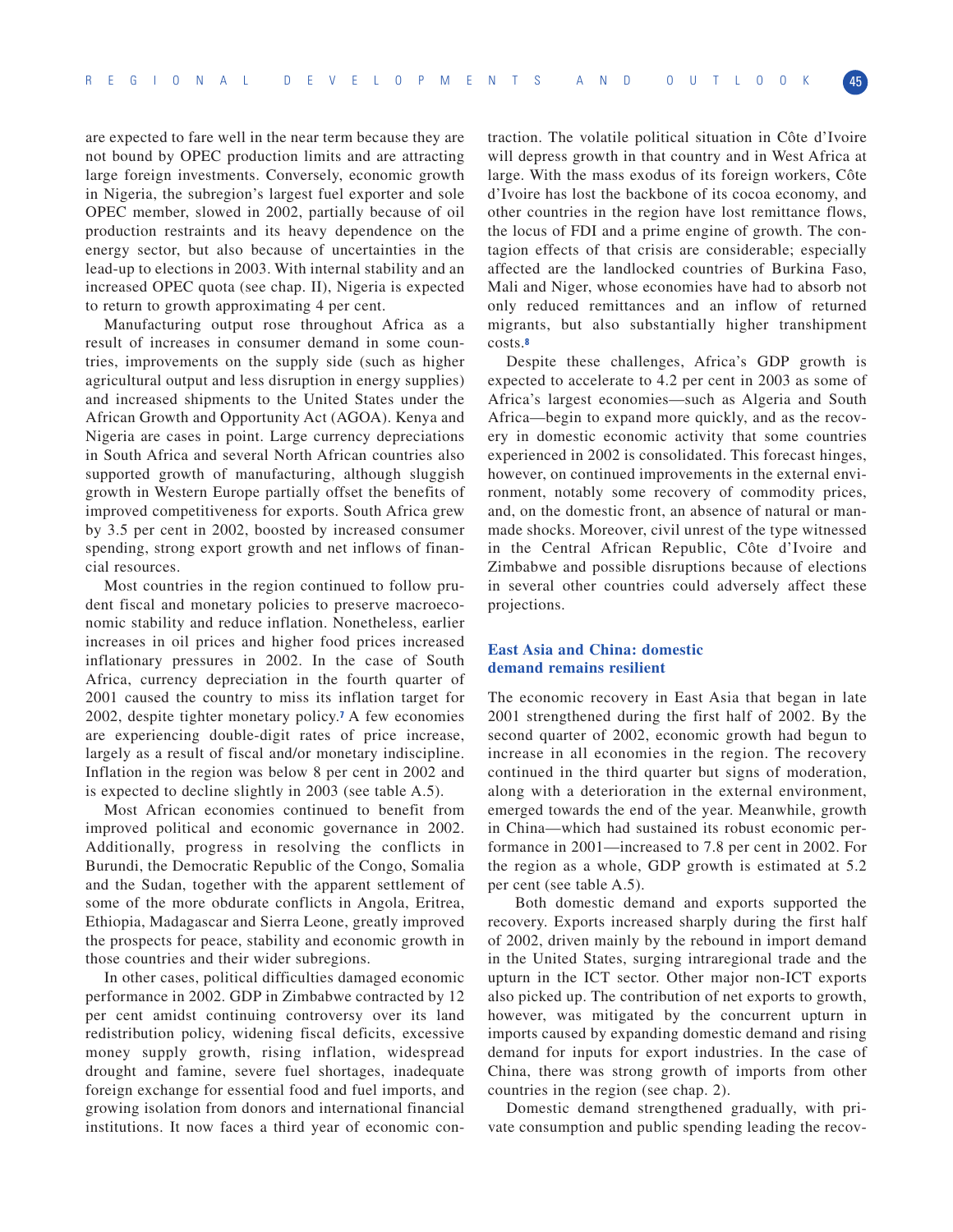are expected to fare well in the near term because they are not bound by OPEC production limits and are attracting large foreign investments. Conversely, economic growth in Nigeria, the subregion's largest fuel exporter and sole OPEC member, slowed in 2002, partially because of oil production restraints and its heavy dependence on the energy sector, but also because of uncertainties in the lead-up to elections in 2003. With internal stability and an increased OPEC quota (see chap. II), Nigeria is expected to return to growth approximating 4 per cent.

Manufacturing output rose throughout Africa as a result of increases in consumer demand in some countries, improvements on the supply side (such as higher agricultural output and less disruption in energy supplies) and increased shipments to the United States under the African Growth and Opportunity Act (AGOA). Kenya and Nigeria are cases in point. Large currency depreciations in South Africa and several North African countries also supported growth of manufacturing, although sluggish growth in Western Europe partially offset the benefits of improved competitiveness for exports. South Africa grew by 3.5 per cent in 2002, boosted by increased consumer spending, strong export growth and net inflows of financial resources.

Most countries in the region continued to follow prudent fiscal and monetary policies to preserve macroeconomic stability and reduce inflation. Nonetheless, earlier increases in oil prices and higher food prices increased inflationary pressures in 2002. In the case of South Africa, currency depreciation in the fourth quarter of 2001 caused the country to miss its inflation target for 2002, despite tighter monetary policy.[7] A few economies are experiencing double-digit rates of price increase, largely as a result of fiscal and/or monetary indiscipline. Inflation in the region was below 8 per cent in 2002 and is expected to decline slightly in 2003 (see table A.5).

Most African economies continued to benefit from improved political and economic governance in 2002. Additionally, progress in resolving the conflicts in Burundi, the Democratic Republic of the Congo, Somalia and the Sudan, together with the apparent settlement of some of the more obdurate conflicts in Angola, Eritrea, Ethiopia, Madagascar and Sierra Leone, greatly improved the prospects for peace, stability and economic growth in those countries and their wider subregions.

In other cases, political difficulties damaged economic performance in 2002. GDP in Zimbabwe contracted by 12 per cent amidst continuing controversy over its land redistribution policy, widening fiscal deficits, excessive money supply growth, rising inflation, widespread drought and famine, severe fuel shortages, inadequate foreign exchange for essential food and fuel imports, and growing isolation from donors and international financial institutions. It now faces a third year of economic contraction. The volatile political situation in Côte d'Ivoire will depress growth in that country and in West Africa at large. With the mass exodus of its foreign workers, Côte d'Ivoire has lost the backbone of its cocoa economy, and other countries in the region have lost remittance flows, the locus of FDI and a prime engine of growth. The contagion effects of that crisis are considerable; especially affected are the landlocked countries of Burkina Faso, Mali and Niger, whose economies have had to absorb not only reduced remittances and an inflow of returned migrants, but also substantially higher transhipment costs.[8]

Despite these challenges, Africa's GDP growth is expected to accelerate to 4.2 per cent in 2003 as some of Africa's largest economies—such as Algeria and South Africa—begin to expand more quickly, and as the recovery in domestic economic activity that some countries experienced in 2002 is consolidated. This forecast hinges, however, on continued improvements in the external environment, notably some recovery of commodity prices, and, on the domestic front, an absence of natural or man-made shocks. Moreover, civil unrest of the type witnessed in the Central African Republic, Côte d'Ivoire and Zimbabwe and possible disruptions because of elections in several other countries could adversely affect these projections.

### East Asia and China: domestic demand remains resilient

The economic recovery in East Asia that began in late 2001 strengthened during the first half of 2002. By the second quarter of 2002, economic growth had begun to increase in all economies in the region. The recovery continued in the third quarter but signs of moderation, along with a deterioration in the external environment, emerged towards the end of the year. Meanwhile, growth in China—which had sustained its robust economic performance in 2001—increased to 7.8 per cent in 2002. For the region as a whole, GDP growth is estimated at 5.2 per cent (see table A.5).

Both domestic demand and exports supported the recovery. Exports increased sharply during the first half of 2002, driven mainly by the rebound in import demand in the United States, surging intraregional trade and the upturn in the ICT sector. Other major non-ICT exports also picked up. The contribution of net exports to growth, however, was mitigated by the concurrent upturn in imports caused by expanding domestic demand and rising demand for inputs for export industries. In the case of China, there was strong growth of imports from other countries in the region (see chap. 2).

Domestic demand strengthened gradually, with private consumption and public spending leading the recov-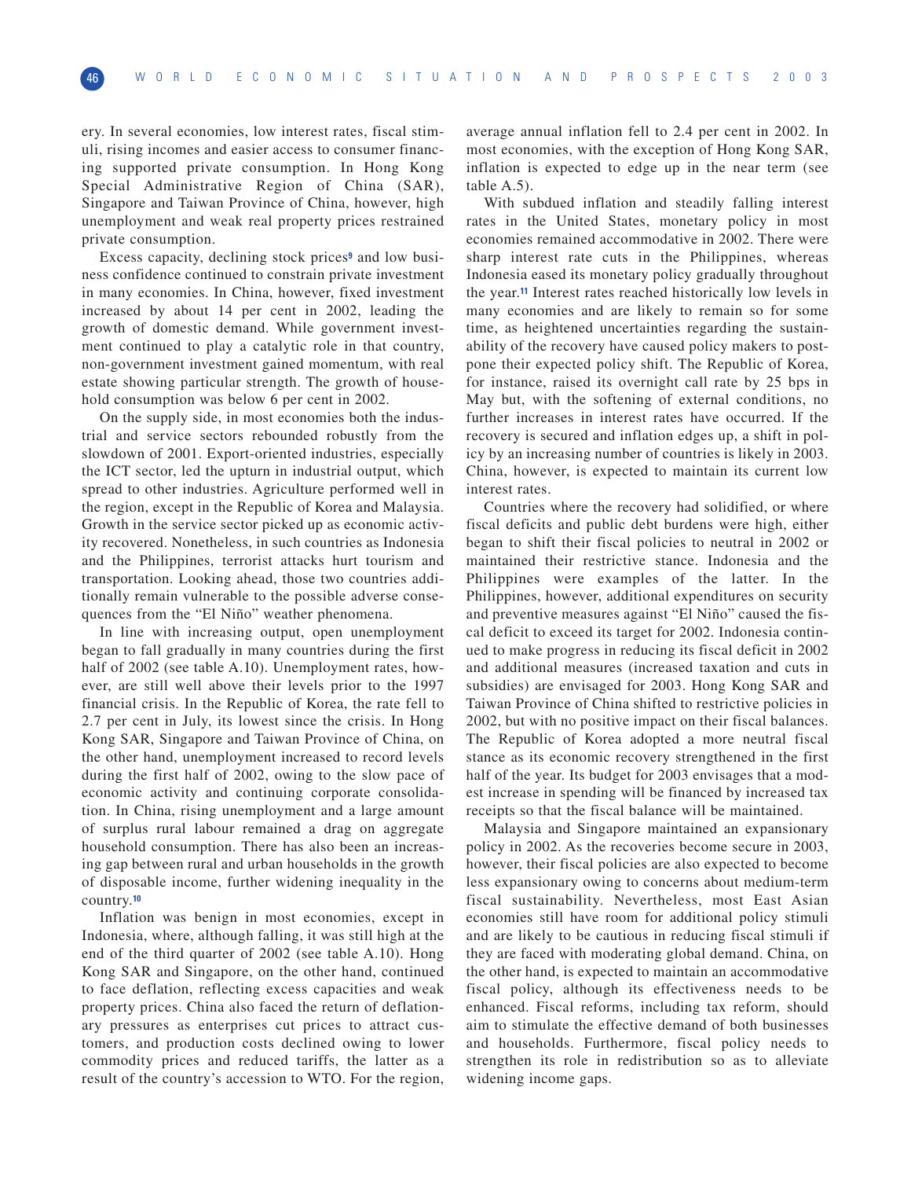ery. In several economies, low interest rates, fiscal stimuli, rising incomes and easier access to consumer financing supported private consumption. In Hong Kong Special Administrative Region of China (SAR), Singapore and Taiwan Province of China, however, high unemployment and weak real property prices restrained private consumption.

Excess capacity, declining stock prices[9] and low business confidence continued to constrain private investment in many economies. In China, however, fixed investment increased by about 14 per cent in 2002, leading the growth of domestic demand. While government investment continued to play a catalytic role in that country, non-government investment gained momentum, with real estate showing particular strength. The growth of household consumption was below 6 per cent in 2002.

On the supply side, in most economies both the industrial and service sectors rebounded robustly from the slowdown of 2001. Export-oriented industries, especially the ICT sector, led the upturn in industrial output, which spread to other industries. Agriculture performed well in the region, except in the Republic of Korea and Malaysia. Growth in the service sector picked up as economic activity recovered. Nonetheless, in such countries as Indonesia and the Philippines, terrorist attacks hurt tourism and transportation. Looking ahead, those two countries additionally remain vulnerable to the possible adverse consequences from the "El Niño" weather phenomena.

In line with increasing output, open unemployment began to fall gradually in many countries during the first half of 2002 (see table A.10). Unemployment rates, however, are still well above their levels prior to the 1997 financial crisis. In the Republic of Korea, the rate fell to 2.7 per cent in July, its lowest since the crisis. In Hong Kong SAR, Singapore and Taiwan Province of China, on the other hand, unemployment increased to record levels during the first half of 2002, owing to the slow pace of economic activity and continuing corporate consolidation. In China, rising unemployment and a large amount of surplus rural labour remained a drag on aggregate household consumption. There has also been an increasing gap between rural and urban households in the growth of disposable income, further widening inequality in the country.[10]

Inflation was benign in most economies, except in Indonesia, where, although falling, it was still high at the end of the third quarter of 2002 (see table A.10). Hong Kong SAR and Singapore, on the other hand, continued to face deflation, reflecting excess capacities and weak property prices. China also faced the return of deflationary pressures as enterprises cut prices to attract customers, and production costs declined owing to lower commodity prices and reduced tariffs, the latter as a result of the country's accession to WTO. For the region, average annual inflation fell to 2.4 per cent in 2002. In most economies, with the exception of Hong Kong SAR, inflation is expected to edge up in the near term (see table A.5).

With subdued inflation and steadily falling interest rates in the United States, monetary policy in most economies remained accommodative in 2002. There were sharp interest rate cuts in the Philippines, whereas Indonesia eased its monetary policy gradually throughout the year.[11] Interest rates reached historically low levels in many economies and are likely to remain so for some time, as heightened uncertainties regarding the sustainability of the recovery have caused policy makers to postpone their expected policy shift. The Republic of Korea, for instance, raised its overnight call rate by 25 bps in May but, with the softening of external conditions, no further increases in interest rates have occurred. If the recovery is secured and inflation edges up, a shift in policy by an increasing number of countries is likely in 2003. China, however, is expected to maintain its current low interest rates.

Countries where the recovery had solidified, or where fiscal deficits and public debt burdens were high, either began to shift their fiscal policies to neutral in 2002 or maintained their restrictive stance. Indonesia and the Philippines were examples of the latter. In the Philippines, however, additional expenditures on security and preventive measures against "El Niño" caused the fiscal deficit to exceed its target for 2002. Indonesia continued to make progress in reducing its fiscal deficit in 2002 and additional measures (increased taxation and cuts in subsidies) are envisaged for 2003. Hong Kong SAR and Taiwan Province of China shifted to restrictive policies in 2002, but with no positive impact on their fiscal balances. The Republic of Korea adopted a more neutral fiscal stance as its economic recovery strengthened in the first half of the year. Its budget for 2003 envisages that a modest increase in spending will be financed by increased tax receipts so that the fiscal balance will be maintained.

Malaysia and Singapore maintained an expansionary policy in 2002. As the recoveries become secure in 2003, however, their fiscal policies are also expected to become less expansionary owing to concerns about medium-term fiscal sustainability. Nevertheless, most East Asian economies still have room for additional policy stimuli and are likely to be cautious in reducing fiscal stimuli if they are faced with moderating global demand. China, on the other hand, is expected to maintain an accommodative fiscal policy, although its effectiveness needs to be enhanced. Fiscal reforms, including tax reform, should aim to stimulate the effective demand of both businesses and households. Furthermore, fiscal policy needs to strengthen its role in redistribution so as to alleviate widening income gaps.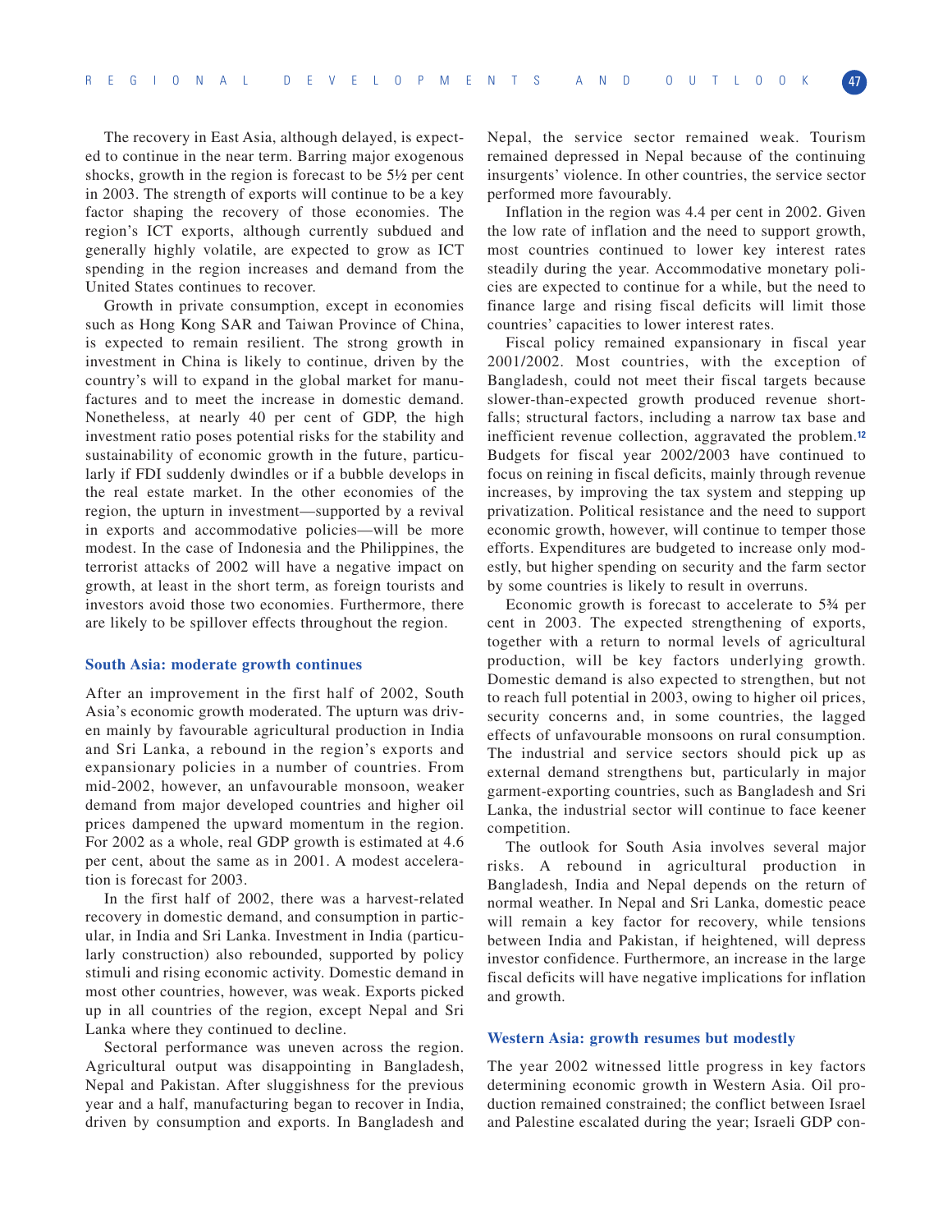The recovery in East Asia, although delayed, is expected to continue in the near term. Barring major exogenous shocks, growth in the region is forecast to be 5½ per cent in 2003. The strength of exports will continue to be a key factor shaping the recovery of those economies. The region's ICT exports, although currently subdued and generally highly volatile, are expected to grow as ICT spending in the region increases and demand from the United States continues to recover.

Growth in private consumption, except in economies such as Hong Kong SAR and Taiwan Province of China, is expected to remain resilient. The strong growth in investment in China is likely to continue, driven by the country's will to expand in the global market for manufactures and to meet the increase in domestic demand. Nonetheless, at nearly 40 per cent of GDP, the high investment ratio poses potential risks for the stability and sustainability of economic growth in the future, particularly if FDI suddenly dwindles or if a bubble develops in the real estate market. In the other economies of the region, the upturn in investment—supported by a revival in exports and accommodative policies—will be more modest. In the case of Indonesia and the Philippines, the terrorist attacks of 2002 will have a negative impact on growth, at least in the short term, as foreign tourists and investors avoid those two economies. Furthermore, there are likely to be spillover effects throughout the region.

### South Asia: moderate growth continues

After an improvement in the first half of 2002, South Asia's economic growth moderated. The upturn was driven mainly by favourable agricultural production in India and Sri Lanka, a rebound in the region's exports and expansionary policies in a number of countries. From mid-2002, however, an unfavourable monsoon, weaker demand from major developed countries and higher oil prices dampened the upward momentum in the region. For 2002 as a whole, real GDP growth is estimated at 4.6 per cent, about the same as in 2001. A modest acceleration is forecast for 2003.

In the first half of 2002, there was a harvest-related recovery in domestic demand, and consumption in particular, in India and Sri Lanka. Investment in India (particularly construction) also rebounded, supported by policy stimuli and rising economic activity. Domestic demand in most other countries, however, was weak. Exports picked up in all countries of the region, except Nepal and Sri Lanka where they continued to decline.

Sectoral performance was uneven across the region. Agricultural output was disappointing in Bangladesh, Nepal and Pakistan. After sluggishness for the previous year and a half, manufacturing began to recover in India, driven by consumption and exports. In Bangladesh and Nepal, the service sector remained weak. Tourism remained depressed in Nepal because of the continuing insurgents' violence. In other countries, the service sector performed more favourably.

Inflation in the region was 4.4 per cent in 2002. Given the low rate of inflation and the need to support growth, most countries continued to lower key interest rates steadily during the year. Accommodative monetary policies are expected to continue for a while, but the need to finance large and rising fiscal deficits will limit those countries' capacities to lower interest rates.

Fiscal policy remained expansionary in fiscal year 2001/2002. Most countries, with the exception of Bangladesh, could not meet their fiscal targets because slower-than-expected growth produced revenue shortfalls; structural factors, including a narrow tax base and inefficient revenue collection, aggravated the problem.[12] Budgets for fiscal year 2002/2003 have continued to focus on reining in fiscal deficits, mainly through revenue increases, by improving the tax system and stepping up privatization. Political resistance and the need to support economic growth, however, will continue to temper those efforts. Expenditures are budgeted to increase only modestly, but higher spending on security and the farm sector by some countries is likely to result in overruns.

Economic growth is forecast to accelerate to 5¾ per cent in 2003. The expected strengthening of exports, together with a return to normal levels of agricultural production, will be key factors underlying growth. Domestic demand is also expected to strengthen, but not to reach full potential in 2003, owing to higher oil prices, security concerns and, in some countries, the lagged effects of unfavourable monsoons on rural consumption. The industrial and service sectors should pick up as external demand strengthens but, particularly in major garment-exporting countries, such as Bangladesh and Sri Lanka, the industrial sector will continue to face keener competition.

The outlook for South Asia involves several major risks. A rebound in agricultural production in Bangladesh, India and Nepal depends on the return of normal weather. In Nepal and Sri Lanka, domestic peace will remain a key factor for recovery, while tensions between India and Pakistan, if heightened, will depress investor confidence. Furthermore, an increase in the large fiscal deficits will have negative implications for inflation and growth.

### Western Asia: growth resumes but modestly

The year 2002 witnessed little progress in key factors determining economic growth in Western Asia. Oil production remained constrained; the conflict between Israel and Palestine escalated during the year; Israeli GDP con-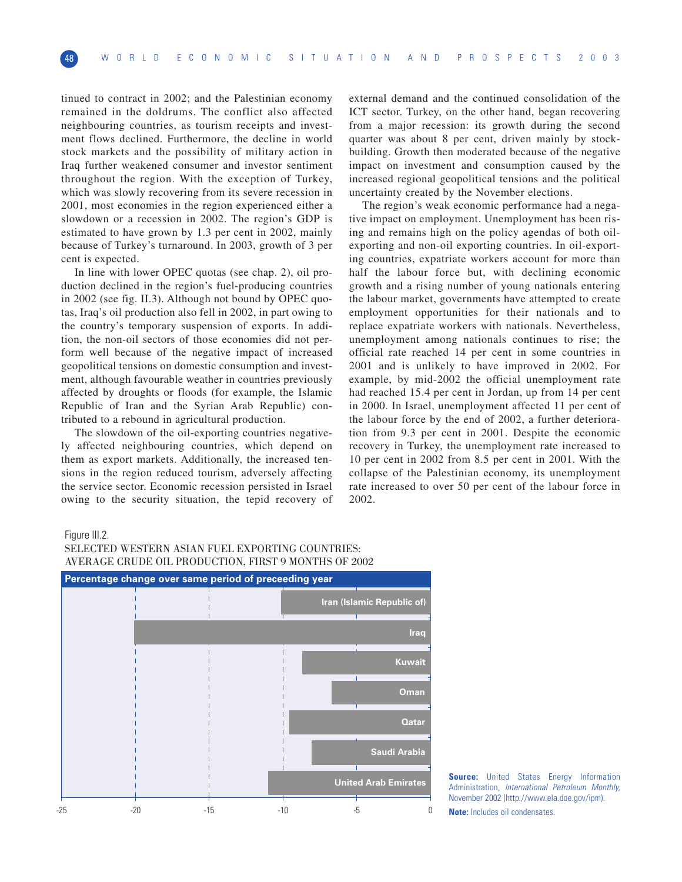tinued to contract in 2002; and the Palestinian economy remained in the doldrums. The conflict also affected neighbouring countries, as tourism receipts and investment flows declined. Furthermore, the decline in world stock markets and the possibility of military action in Iraq further weakened consumer and investor sentiment throughout the region. With the exception of Turkey, which was slowly recovering from its severe recession in 2001, most economies in the region experienced either a slowdown or a recession in 2002. The region's GDP is estimated to have grown by 1.3 per cent in 2002, mainly because of Turkey's turnaround. In 2003, growth of 3 per cent is expected.

In line with lower OPEC quotas (see chap. 2), oil production declined in the region's fuel-producing countries in 2002 (see fig. II.3). Although not bound by OPEC quotas, Iraq's oil production also fell in 2002, in part owing to the country's temporary suspension of exports. In addition, the non-oil sectors of those economies did not perform well because of the negative impact of increased geopolitical tensions on domestic consumption and investment, although favourable weather in countries previously affected by droughts or floods (for example, the Islamic Republic of Iran and the Syrian Arab Republic) contributed to a rebound in agricultural production.

The slowdown of the oil-exporting countries negatively affected neighbouring countries, which depend on them as export markets. Additionally, the increased tensions in the region reduced tourism, adversely affecting the service sector. Economic recession persisted in Israel owing to the security situation, the tepid recovery of external demand and the continued consolidation of the ICT sector. Turkey, on the other hand, began recovering from a major recession: its growth during the second quarter was about 8 per cent, driven mainly by stockbuilding. Growth then moderated because of the negative impact on investment and consumption caused by the increased regional geopolitical tensions and the political uncertainty created by the November elections.

The region's weak economic performance had a negative impact on employment. Unemployment has been rising and remains high on the policy agendas of both oil-exporting and non-oil exporting countries. In oil-exporting countries, expatriate workers account for more than half the labour force but, with declining economic growth and a rising number of young nationals entering the labour market, governments have attempted to create employment opportunities for their nationals and to replace expatriate workers with nationals. Nevertheless, unemployment among nationals continues to rise; the official rate reached 14 per cent in some countries in 2001 and is unlikely to have improved in 2002. For example, by mid-2002 the official unemployment rate had reached 15.4 per cent in Jordan, up from 14 per cent in 2000. In Israel, unemployment affected 11 per cent of the labour force by the end of 2002, a further deterioration from 9.3 per cent in 2001. Despite the economic recovery in Turkey, the unemployment rate increased to 10 per cent in 2002 from 8.5 per cent in 2001. With the collapse of the Palestinian economy, its unemployment rate increased to over 50 per cent of the labour force in 2002.

Figure III.2.
SELECTED WESTERN ASIAN FUEL EXPORTING COUNTRIES:
AVERAGE CRUDE OIL PRODUCTION, FIRST 9 MONTHS OF 2002

Percentage change over same period of preceeding year

| Country | Percentage change (approx.) |
| --- | --- |
| Iran (Islamic Republic of) | -10 |
| Iraq | -20 |
| Kuwait | -8.7 |
| Oman | -6.7 |
| Qatar | -9.6 |
| Saudi Arabia | -8 |
| United Arab Emirates | -11 |

**Source:** United States Energy Information Administration, *International Petroleum Monthly*, November 2002 (http://www.ela.doe.gov/ipm).

**Note:** Includes oil condensates.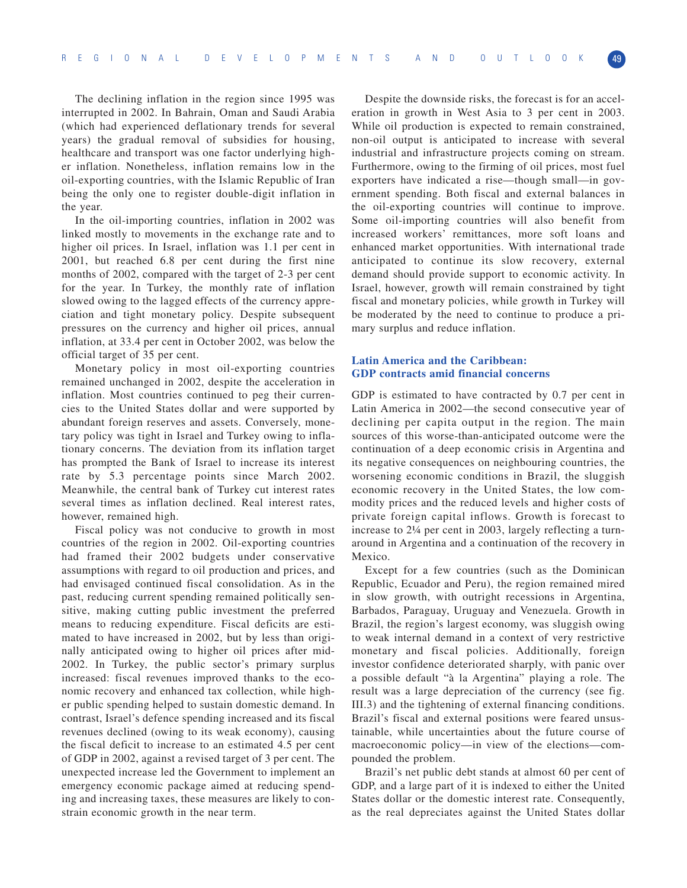The declining inflation in the region since 1995 was interrupted in 2002. In Bahrain, Oman and Saudi Arabia (which had experienced deflationary trends for several years) the gradual removal of subsidies for housing, healthcare and transport was one factor underlying higher inflation. Nonetheless, inflation remains low in the oil-exporting countries, with the Islamic Republic of Iran being the only one to register double-digit inflation in the year.

In the oil-importing countries, inflation in 2002 was linked mostly to movements in the exchange rate and to higher oil prices. In Israel, inflation was 1.1 per cent in 2001, but reached 6.8 per cent during the first nine months of 2002, compared with the target of 2-3 per cent for the year. In Turkey, the monthly rate of inflation slowed owing to the lagged effects of the currency appreciation and tight monetary policy. Despite subsequent pressures on the currency and higher oil prices, annual inflation, at 33.4 per cent in October 2002, was below the official target of 35 per cent.

Monetary policy in most oil-exporting countries remained unchanged in 2002, despite the acceleration in inflation. Most countries continued to peg their currencies to the United States dollar and were supported by abundant foreign reserves and assets. Conversely, monetary policy was tight in Israel and Turkey owing to inflationary concerns. The deviation from its inflation target has prompted the Bank of Israel to increase its interest rate by 5.3 percentage points since March 2002. Meanwhile, the central bank of Turkey cut interest rates several times as inflation declined. Real interest rates, however, remained high.

Fiscal policy was not conducive to growth in most countries of the region in 2002. Oil-exporting countries had framed their 2002 budgets under conservative assumptions with regard to oil production and prices, and had envisaged continued fiscal consolidation. As in the past, reducing current spending remained politically sensitive, making cutting public investment the preferred means to reducing expenditure. Fiscal deficits are estimated to have increased in 2002, but by less than originally anticipated owing to higher oil prices after mid-2002. In Turkey, the public sector's primary surplus increased: fiscal revenues improved thanks to the economic recovery and enhanced tax collection, while higher public spending helped to sustain domestic demand. In contrast, Israel's defence spending increased and its fiscal revenues declined (owing to its weak economy), causing the fiscal deficit to increase to an estimated 4.5 per cent of GDP in 2002, against a revised target of 3 per cent. The unexpected increase led the Government to implement an emergency economic package aimed at reducing spending and increasing taxes, these measures are likely to constrain economic growth in the near term.

Despite the downside risks, the forecast is for an acceleration in growth in West Asia to 3 per cent in 2003. While oil production is expected to remain constrained, non-oil output is anticipated to increase with several industrial and infrastructure projects coming on stream. Furthermore, owing to the firming of oil prices, most fuel exporters have indicated a rise—though small—in government spending. Both fiscal and external balances in the oil-exporting countries will continue to improve. Some oil-importing countries will also benefit from increased workers' remittances, more soft loans and enhanced market opportunities. With international trade anticipated to continue its slow recovery, external demand should provide support to economic activity. In Israel, however, growth will remain constrained by tight fiscal and monetary policies, while growth in Turkey will be moderated by the need to continue to produce a primary surplus and reduce inflation.

### Latin America and the Caribbean: GDP contracts amid financial concerns

GDP is estimated to have contracted by 0.7 per cent in Latin America in 2002—the second consecutive year of declining per capita output in the region. The main sources of this worse-than-anticipated outcome were the continuation of a deep economic crisis in Argentina and its negative consequences on neighbouring countries, the worsening economic conditions in Brazil, the sluggish economic recovery in the United States, the low commodity prices and the reduced levels and higher costs of private foreign capital inflows. Growth is forecast to increase to 2¼ per cent in 2003, largely reflecting a turnaround in Argentina and a continuation of the recovery in Mexico.

Except for a few countries (such as the Dominican Republic, Ecuador and Peru), the region remained mired in slow growth, with outright recessions in Argentina, Barbados, Paraguay, Uruguay and Venezuela. Growth in Brazil, the region's largest economy, was sluggish owing to weak internal demand in a context of very restrictive monetary and fiscal policies. Additionally, foreign investor confidence deteriorated sharply, with panic over a possible default "à la Argentina" playing a role. The result was a large depreciation of the currency (see fig. III.3) and the tightening of external financing conditions. Brazil's fiscal and external positions were feared unsustainable, while uncertainties about the future course of macroeconomic policy—in view of the elections—compounded the problem.

Brazil's net public debt stands at almost 60 per cent of GDP, and a large part of it is indexed to either the United States dollar or the domestic interest rate. Consequently, as the real depreciates against the United States dollar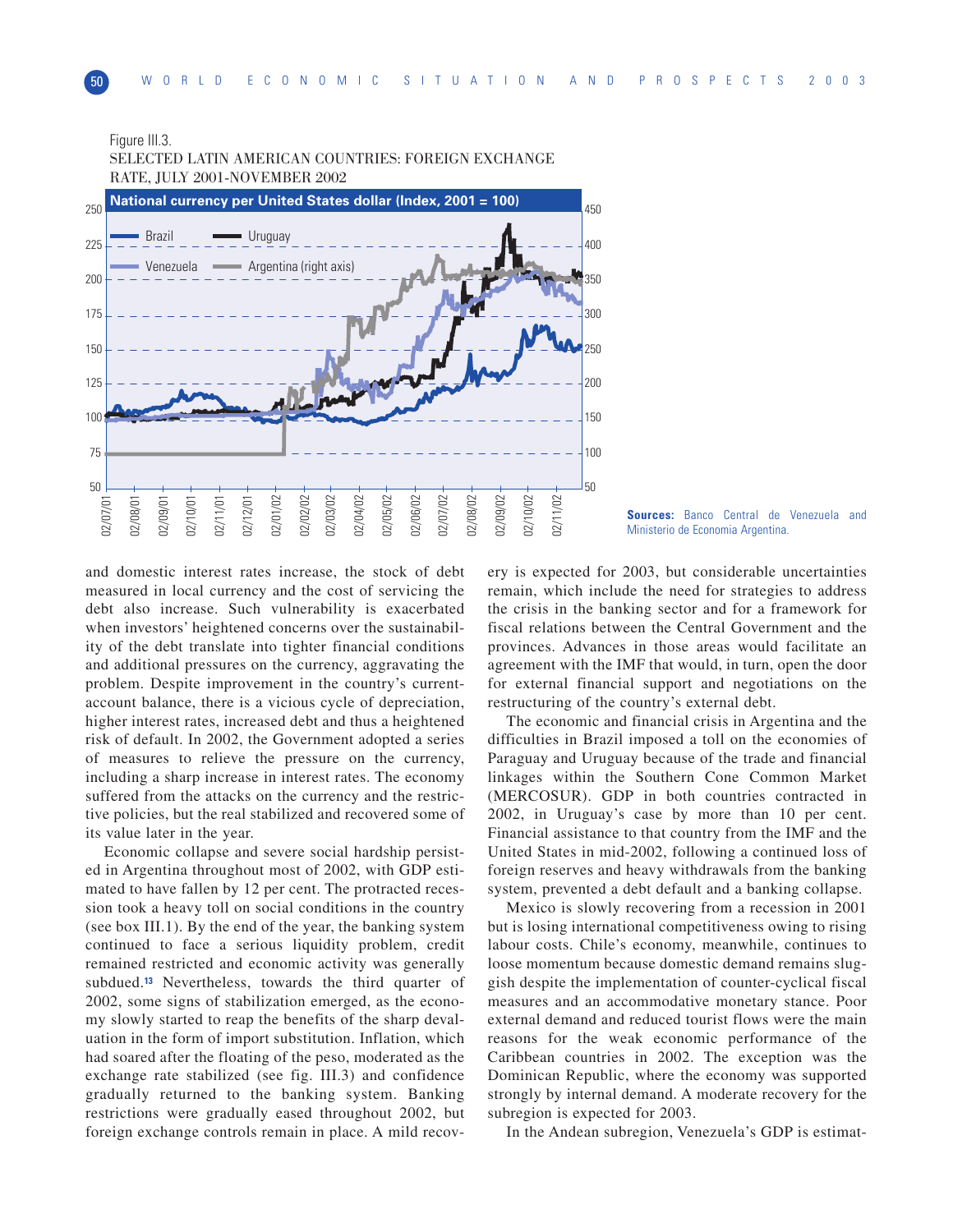Figure III.3.
SELECTED LATIN AMERICAN COUNTRIES: FOREIGN EXCHANGE RATE, JULY 2001-NOVEMBER 2002

**Sources:** Banco Central de Venezuela and Ministerio de Economia Argentina.

and domestic interest rates increase, the stock of debt measured in local currency and the cost of servicing the debt also increase. Such vulnerability is exacerbated when investors' heightened concerns over the sustainability of the debt translate into tighter financial conditions and additional pressures on the currency, aggravating the problem. Despite improvement in the country's current-account balance, there is a vicious cycle of depreciation, higher interest rates, increased debt and thus a heightened risk of default. In 2002, the Government adopted a series of measures to relieve the pressure on the currency, including a sharp increase in interest rates. The economy suffered from the attacks on the currency and the restrictive policies, but the real stabilized and recovered some of its value later in the year.

Economic collapse and severe social hardship persisted in Argentina throughout most of 2002, with GDP estimated to have fallen by 12 per cent. The protracted recession took a heavy toll on social conditions in the country (see box III.1). By the end of the year, the banking system continued to face a serious liquidity problem, credit remained restricted and economic activity was generally subdued.[13] Nevertheless, towards the third quarter of 2002, some signs of stabilization emerged, as the economy slowly started to reap the benefits of the sharp devaluation in the form of import substitution. Inflation, which had soared after the floating of the peso, moderated as the exchange rate stabilized (see fig. III.3) and confidence gradually returned to the banking system. Banking restrictions were gradually eased throughout 2002, but foreign exchange controls remain in place. A mild recovery is expected for 2003, but considerable uncertainties remain, which include the need for strategies to address the crisis in the banking sector and for a framework for fiscal relations between the Central Government and the provinces. Advances in those areas would facilitate an agreement with the IMF that would, in turn, open the door for external financial support and negotiations on the restructuring of the country's external debt.

The economic and financial crisis in Argentina and the difficulties in Brazil imposed a toll on the economies of Paraguay and Uruguay because of the trade and financial linkages within the Southern Cone Common Market (MERCOSUR). GDP in both countries contracted in 2002, in Uruguay's case by more than 10 per cent. Financial assistance to that country from the IMF and the United States in mid-2002, following a continued loss of foreign reserves and heavy withdrawals from the banking system, prevented a debt default and a banking collapse.

Mexico is slowly recovering from a recession in 2001 but is losing international competitiveness owing to rising labour costs. Chile's economy, meanwhile, continues to loose momentum because domestic demand remains sluggish despite the implementation of counter-cyclical fiscal measures and an accommodative monetary stance. Poor external demand and reduced tourist flows were the main reasons for the weak economic performance of the Caribbean countries in 2002. The exception was the Dominican Republic, where the economy was supported strongly by internal demand. A moderate recovery for the subregion is expected for 2003.

In the Andean subregion, Venezuela's GDP is estimat-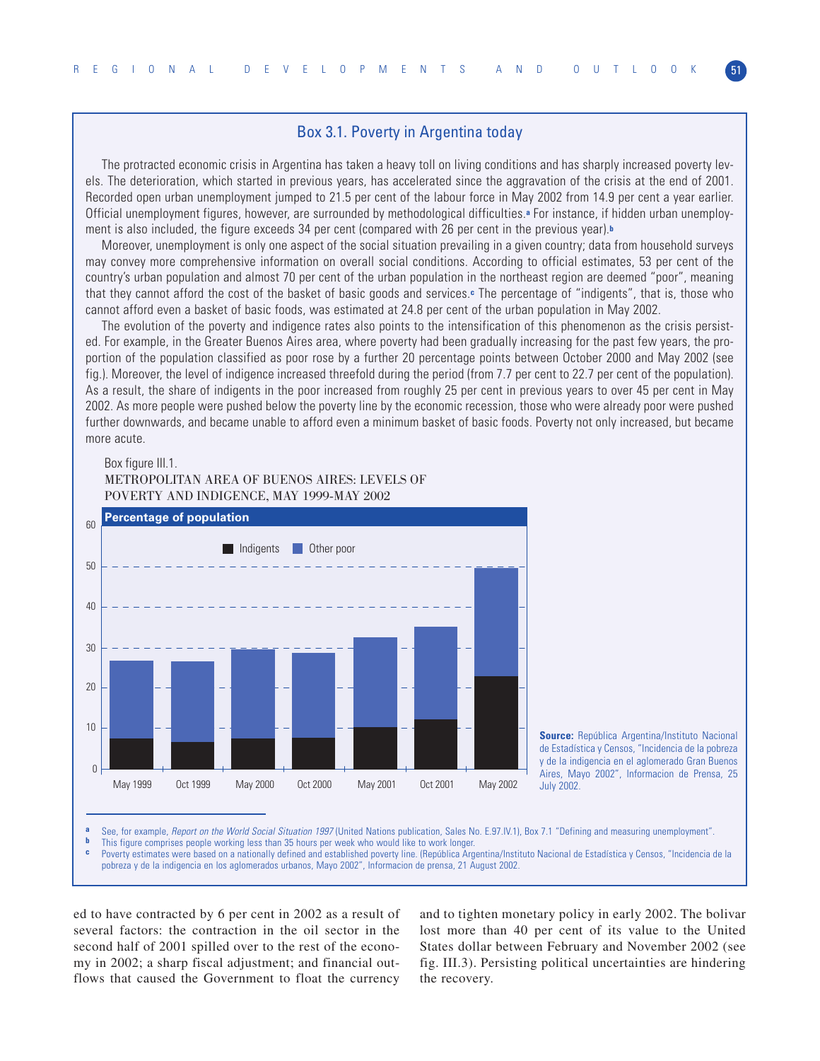## Box 3.1. Poverty in Argentina today

The protracted economic crisis in Argentina has taken a heavy toll on living conditions and has sharply increased poverty levels. The deterioration, which started in previous years, has accelerated since the aggravation of the crisis at the end of 2001. Recorded open urban unemployment jumped to 21.5 per cent of the labour force in May 2002 from 14.9 per cent a year earlier. Official unemployment figures, however, are surrounded by methodological difficulties.[a] For instance, if hidden urban unemployment is also included, the figure exceeds 34 per cent (compared with 26 per cent in the previous year).[b]

Moreover, unemployment is only one aspect of the social situation prevailing in a given country; data from household surveys may convey more comprehensive information on overall social conditions. According to official estimates, 53 per cent of the country's urban population and almost 70 per cent of the urban population in the northeast region are deemed "poor", meaning that they cannot afford the cost of the basket of basic goods and services.[c] The percentage of "indigents", that is, those who cannot afford even a basket of basic foods, was estimated at 24.8 per cent of the urban population in May 2002.

The evolution of the poverty and indigence rates also points to the intensification of this phenomenon as the crisis persisted. For example, in the Greater Buenos Aires area, where poverty had been gradually increasing for the past few years, the proportion of the population classified as poor rose by a further 20 percentage points between October 2000 and May 2002 (see fig.). Moreover, the level of indigence increased threefold during the period (from 7.7 per cent to 22.7 per cent of the population). As a result, the share of indigents in the poor increased from roughly 25 per cent in previous years to over 45 per cent in May 2002. As more people were pushed below the poverty line by the economic recession, those who were already poor were pushed further downwards, and became unable to afford even a minimum basket of basic foods. Poverty not only increased, but became more acute.

Box figure III.1.
METROPOLITAN AREA OF BUENOS AIRES: LEVELS OF POVERTY AND INDIGENCE, MAY 1999-MAY 2002

Percentage of population

Indigents | Other poor

May 1999 | Oct 1999 | May 2000 | Oct 2000 | May 2001 | Oct 2001 | May 2002

**Source:** República Argentina/Instituto Nacional de Estadística y Censos, "Incidencia de la pobreza y de la indigencia en el aglomerado Gran Buenos Aires, Mayo 2002", Informacion de Prensa, 25 July 2002.

[a] See, for example, *Report on the World Social Situation 1997* (United Nations publication, Sales No. E.97.IV.1), Box 7.1 "Defining and measuring unemployment".

[b] This figure comprises people working less than 35 hours per week who would like to work longer.

[c] Poverty estimates were based on a nationally defined and established poverty line. (República Argentina/Instituto Nacional de Estadística y Censos, "Incidencia de la pobreza y de la indigencia en los aglomerados urbanos, Mayo 2002", Informacion de prensa, 21 August 2002.

ed to have contracted by 6 per cent in 2002 as a result of several factors: the contraction in the oil sector in the second half of 2001 spilled over to the rest of the economy in 2002; a sharp fiscal adjustment; and financial outflows that caused the Government to float the currency and to tighten monetary policy in early 2002. The bolivar lost more than 40 per cent of its value to the United States dollar between February and November 2002 (see fig. III.3). Persisting political uncertainties are hindering the recovery.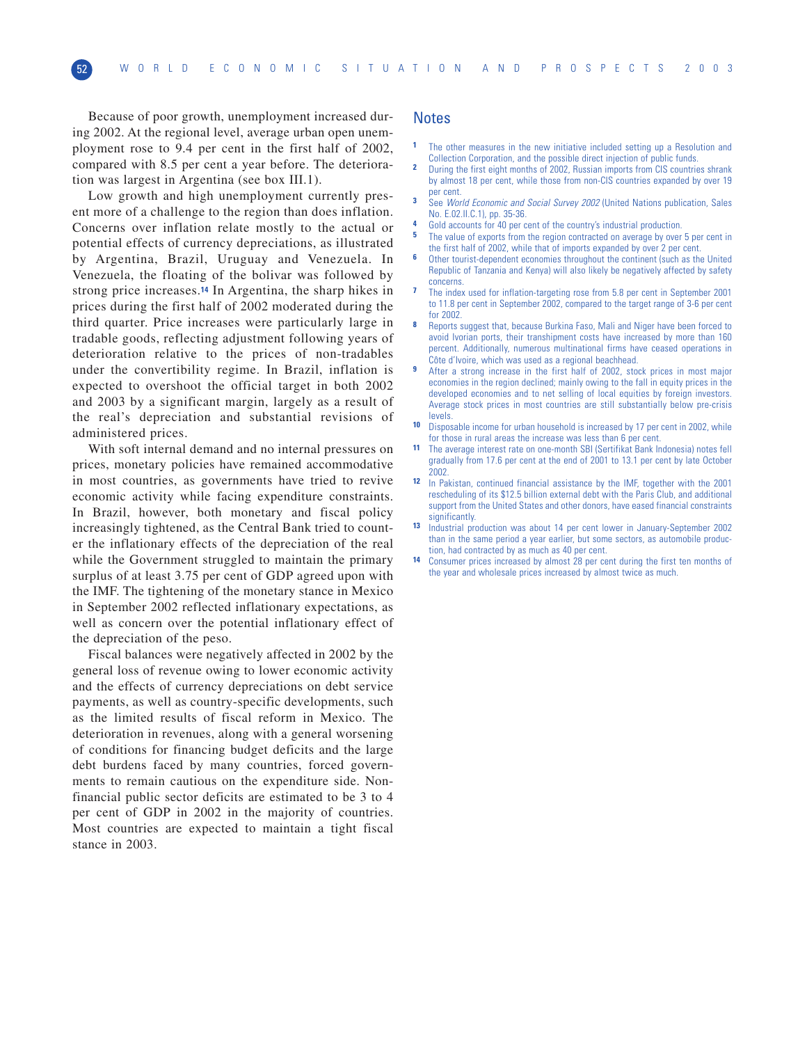Because of poor growth, unemployment increased during 2002. At the regional level, average urban open unemployment rose to 9.4 per cent in the first half of 2002, compared with 8.5 per cent a year before. The deterioration was largest in Argentina (see box III.1).

Low growth and high unemployment currently present more of a challenge to the region than does inflation. Concerns over inflation relate mostly to the actual or potential effects of currency depreciations, as illustrated by Argentina, Brazil, Uruguay and Venezuela. In Venezuela, the floating of the bolivar was followed by strong price increases.[14] In Argentina, the sharp hikes in prices during the first half of 2002 moderated during the third quarter. Price increases were particularly large in tradable goods, reflecting adjustment following years of deterioration relative to the prices of non-tradables under the convertibility regime. In Brazil, inflation is expected to overshoot the official target in both 2002 and 2003 by a significant margin, largely as a result of the real's depreciation and substantial revisions of administered prices.

With soft internal demand and no internal pressures on prices, monetary policies have remained accommodative in most countries, as governments have tried to revive economic activity while facing expenditure constraints. In Brazil, however, both monetary and fiscal policy increasingly tightened, as the Central Bank tried to counter the inflationary effects of the depreciation of the real while the Government struggled to maintain the primary surplus of at least 3.75 per cent of GDP agreed upon with the IMF. The tightening of the monetary stance in Mexico in September 2002 reflected inflationary expectations, as well as concern over the potential inflationary effect of the depreciation of the peso.

Fiscal balances were negatively affected in 2002 by the general loss of revenue owing to lower economic activity and the effects of currency depreciations on debt service payments, as well as country-specific developments, such as the limited results of fiscal reform in Mexico. The deterioration in revenues, along with a general worsening of conditions for financing budget deficits and the large debt burdens faced by many countries, forced governments to remain cautious on the expenditure side. Non-financial public sector deficits are estimated to be 3 to 4 per cent of GDP in 2002 in the majority of countries. Most countries are expected to maintain a tight fiscal stance in 2003.

## Notes

1. The other measures in the new initiative included setting up a Resolution and Collection Corporation, and the possible direct injection of public funds.
2. During the first eight months of 2002, Russian imports from CIS countries shrank by almost 18 per cent, while those from non-CIS countries expanded by over 19 per cent.
3. See *World Economic and Social Survey 2002* (United Nations publication, Sales No. E.02.II.C.1), pp. 35-36.
4. Gold accounts for 40 per cent of the country's industrial production.
5. The value of exports from the region contracted on average by over 5 per cent in the first half of 2002, while that of imports expanded by over 2 per cent.
6. Other tourist-dependent economies throughout the continent (such as the United Republic of Tanzania and Kenya) will also likely be negatively affected by safety concerns.
7. The index used for inflation-targeting rose from 5.8 per cent in September 2001 to 11.8 per cent in September 2002, compared to the target range of 3-6 per cent for 2002.
8. Reports suggest that, because Burkina Faso, Mali and Niger have been forced to avoid Ivorian ports, their transhipment costs have increased by more than 160 percent. Additionally, numerous multinational firms have ceased operations in Côte d'Ivoire, which was used as a regional beachhead.
9. After a strong increase in the first half of 2002, stock prices in most major economies in the region declined; mainly owing to the fall in equity prices in the developed economies and to net selling of local equities by foreign investors. Average stock prices in most countries are still substantially below pre-crisis levels.
10. Disposable income for urban household is increased by 17 per cent in 2002, while for those in rural areas the increase was less than 6 per cent.
11. The average interest rate on one-month SBI (Sertifikat Bank Indonesia) notes fell gradually from 17.6 per cent at the end of 2001 to 13.1 per cent by late October 2002.
12. In Pakistan, continued financial assistance by the IMF, together with the 2001 rescheduling of its $12.5 billion external debt with the Paris Club, and additional support from the United States and other donors, have eased financial constraints significantly.
13. Industrial production was about 14 per cent lower in January-September 2002 than in the same period a year earlier, but some sectors, as automobile production, had contracted by as much as 40 per cent.
14. Consumer prices increased by almost 28 per cent during the first ten months of the year and wholesale prices increased by almost twice as much.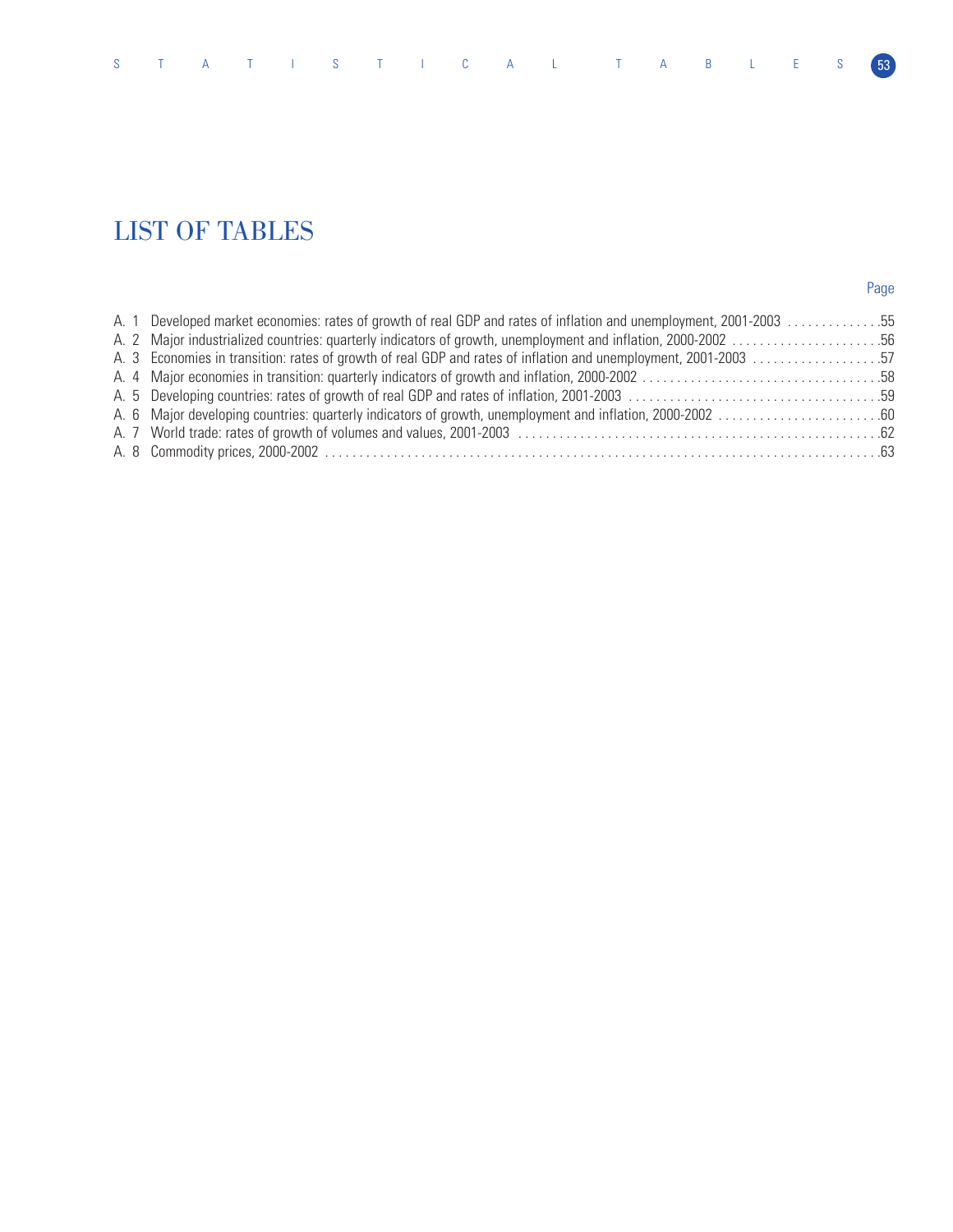# LIST OF TABLES

Page

A. 1 Developed market economies: rates of growth of real GDP and rates of inflation and unemployment, 2001-2003 . . . . . . . . . . . . . .55
A. 2 Major industrialized countries: quarterly indicators of growth, unemployment and inflation, 2000-2002 . . . . . . . . . . . . . . . . . . . . . .56
A. 3 Economies in transition: rates of growth of real GDP and rates of inflation and unemployment, 2001-2003 . . . . . . . . . . . . . . . . . . .57
A. 4 Major economies in transition: quarterly indicators of growth and inflation, 2000-2002 . . . . . . . . . . . . . . . . . . . . . . . . . . . . . . . . . .58
A. 5 Developing countries: rates of growth of real GDP and rates of inflation, 2001-2003 . . . . . . . . . . . . . . . . . . . . . . . . . . . . . . . . . . . .59
A. 6 Major developing countries: quarterly indicators of growth, unemployment and inflation, 2000-2002 . . . . . . . . . . . . . . . . . . . . . . . .60
A. 7 World trade: rates of growth of volumes and values, 2001-2003 . . . . . . . . . . . . . . . . . . . . . . . . . . . . . . . . . . . . . . . . . . . . . . . . . . . . .62
A. 8 Commodity prices, 2000-2002 . . . . . . . . . . . . . . . . . . . . . . . . . . . . . . . . . . . . . . . . . . . . . . . . . . . . . . . . . . . . . . . . . . . . . . . . . . . . . . .63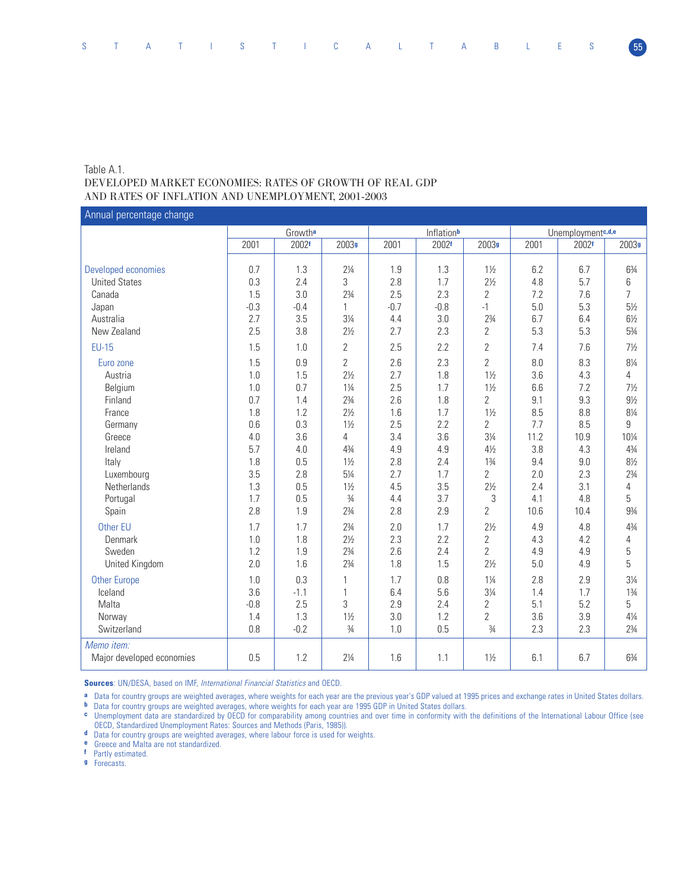Table A.1.
DEVELOPED MARKET ECONOMIES: RATES OF GROWTH OF REAL GDP AND RATES OF INFLATION AND UNEMPLOYMENT, 2001-2003

Annual percentage change

| | Growth[a] | | | Inflation[b] | | | Unemployment[c,d,e] | | |
|---|---|---|---|---|---|---|---|---|---|
| | 2001 | 2002[f] | 2003[g] | 2001 | 2002[f] | 2003[g] | 2001 | 2002[f] | 2003[g] |
| Developed economies | 0.7 | 1.3 | 2¼ | 1.9 | 1.3 | 1½ | 6.2 | 6.7 | 6¾ |
| United States | 0.3 | 2.4 | 3 | 2.8 | 1.7 | 2½ | 4.8 | 5.7 | 6 |
| Canada | 1.5 | 3.0 | 2¾ | 2.5 | 2.3 | 2 | 7.2 | 7.6 | 7 |
| Japan | -0.3 | -0.4 | 1 | -0.7 | -0.8 | -1 | 5.0 | 5.3 | 5½ |
| Australia | 2.7 | 3.5 | 3¼ | 4.4 | 3.0 | 2¾ | 6.7 | 6.4 | 6½ |
| New Zealand | 2.5 | 3.8 | 2½ | 2.7 | 2.3 | 2 | 5.3 | 5.3 | 5¾ |
| EU-15 | 1.5 | 1.0 | 2 | 2.5 | 2.2 | 2 | 7.4 | 7.6 | 7½ |
| Euro zone | 1.5 | 0.9 | 2 | 2.6 | 2.3 | 2 | 8.0 | 8.3 | 8¼ |
| Austria | 1.0 | 1.5 | 2½ | 2.7 | 1.8 | 1½ | 3.6 | 4.3 | 4 |
| Belgium | 1.0 | 0.7 | 1¼ | 2.5 | 1.7 | 1½ | 6.6 | 7.2 | 7½ |
| Finland | 0.7 | 1.4 | 2¾ | 2.6 | 1.8 | 2 | 9.1 | 9.3 | 9½ |
| France | 1.8 | 1.2 | 2½ | 1.6 | 1.7 | 1½ | 8.5 | 8.8 | 8¼ |
| Germany | 0.6 | 0.3 | 1½ | 2.5 | 2.2 | 2 | 7.7 | 8.5 | 9 |
| Greece | 4.0 | 3.6 | 4 | 3.4 | 3.6 | 3¼ | 11.2 | 10.9 | 10¼ |
| Ireland | 5.7 | 4.0 | 4¾ | 4.9 | 4.9 | 4½ | 3.8 | 4.3 | 4¾ |
| Italy | 1.8 | 0.5 | 1½ | 2.8 | 2.4 | 1¾ | 9.4 | 9.0 | 8½ |
| Luxembourg | 3.5 | 2.8 | 5¼ | 2.7 | 1.7 | 2 | 2.0 | 2.3 | 2¾ |
| Netherlands | 1.3 | 0.5 | 1½ | 4.5 | 3.5 | 2½ | 2.4 | 3.1 | 4 |
| Portugal | 1.7 | 0.5 | ¾ | 4.4 | 3.7 | 3 | 4.1 | 4.8 | 5 |
| Spain | 2.8 | 1.9 | 2¾ | 2.8 | 2.9 | 2 | 10.6 | 10.4 | 9¾ |
| Other EU | 1.7 | 1.7 | 2¾ | 2.0 | 1.7 | 2½ | 4.9 | 4.8 | 4¾ |
| Denmark | 1.0 | 1.8 | 2½ | 2.3 | 2.2 | 2 | 4.3 | 4.2 | 4 |
| Sweden | 1.2 | 1.9 | 2¾ | 2.6 | 2.4 | 2 | 4.9 | 4.9 | 5 |
| United Kingdom | 2.0 | 1.6 | 2¾ | 1.8 | 1.5 | 2½ | 5.0 | 4.9 | 5 |
| Other Europe | 1.0 | 0.3 | 1 | 1.7 | 0.8 | 1¼ | 2.8 | 2.9 | 3¼ |
| Iceland | 3.6 | -1.1 | 1 | 6.4 | 5.6 | 3¼ | 1.4 | 1.7 | 1¾ |
| Malta | -0.8 | 2.5 | 3 | 2.9 | 2.4 | 2 | 5.1 | 5.2 | 5 |
| Norway | 1.4 | 1.3 | 1½ | 3.0 | 1.2 | 2 | 3.6 | 3.9 | 4¼ |
| Switzerland | 0.8 | -0.2 | ¾ | 1.0 | 0.5 | ¾ | 2.3 | 2.3 | 2¾ |
| *Memo item:* | | | | | | | | | |
| Major developed economies | 0.5 | 1.2 | 2¼ | 1.6 | 1.1 | 1½ | 6.1 | 6.7 | 6¾ |

**Sources**: UN/DESA, based on IMF, *International Financial Statistics* and OECD.

a Data for country groups are weighted averages, where weights for each year are the previous year's GDP valued at 1995 prices and exchange rates in United States dollars.
b Data for country groups are weighted averages, where weights for each year are 1995 GDP in United States dollars.
c Unemployment data are standardized by OECD for comparability among countries and over time in conformity with the definitions of the International Labour Office (see OECD, Standardized Unemployment Rates: Sources and Methods (Paris, 1985)).
d Data for country groups are weighted averages, where labour force is used for weights.
e Greece and Malta are not standardized.
f Partly estimated.
g Forecasts.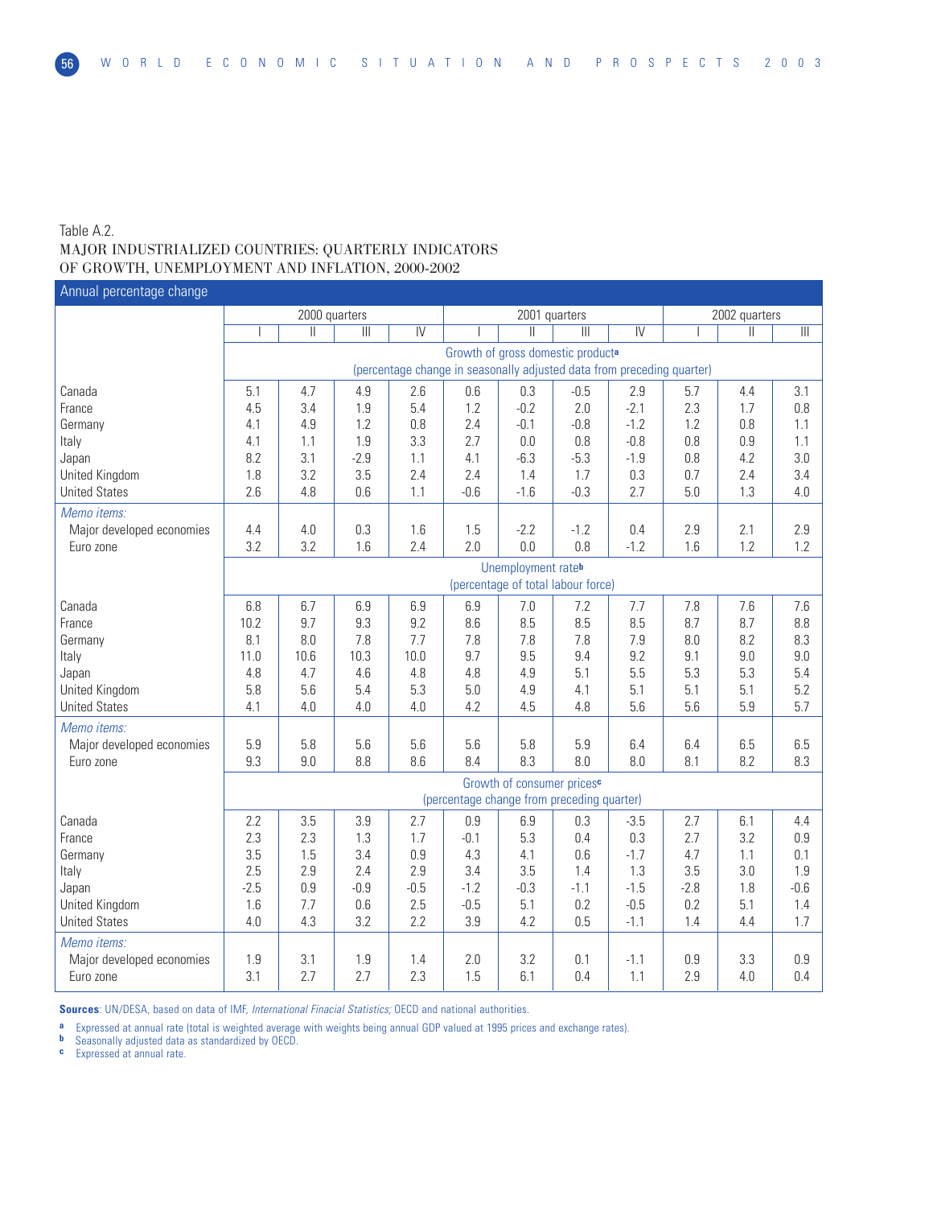Table A.2.

MAJOR INDUSTRIALIZED COUNTRIES: QUARTERLY INDICATORS OF GROWTH, UNEMPLOYMENT AND INFLATION, 2000-2002

Annual percentage change

| | 2000 quarters | | | | 2001 quarters | | | | 2002 quarters | | |
|---|---|---|---|---|---|---|---|---|---|---|---|
| | I | II | III | IV | I | II | III | IV | I | II | III |
| | **Growth of gross domestic product[a]** (percentage change in seasonally adjusted data from preceding quarter) | | | | | | | | | | |
| Canada | 5.1 | 4.7 | 4.9 | 2.6 | 0.6 | 0.3 | -0.5 | 2.9 | 5.7 | 4.4 | 3.1 |
| France | 4.5 | 3.4 | 1.9 | 5.4 | 1.2 | -0.2 | 2.0 | -2.1 | 2.3 | 1.7 | 0.8 |
| Germany | 4.1 | 4.9 | 1.2 | 0.8 | 2.4 | -0.1 | -0.8 | -1.2 | 1.2 | 0.8 | 1.1 |
| Italy | 4.1 | 1.1 | 1.9 | 3.3 | 2.7 | 0.0 | 0.8 | -0.8 | 0.8 | 0.9 | 1.1 |
| Japan | 8.2 | 3.1 | -2.9 | 1.1 | 4.1 | -6.3 | -5.3 | -1.9 | 0.8 | 4.2 | 3.0 |
| United Kingdom | 1.8 | 3.2 | 3.5 | 2.4 | 2.4 | 1.4 | 1.7 | 0.3 | 0.7 | 2.4 | 3.4 |
| United States | 2.6 | 4.8 | 0.6 | 1.1 | -0.6 | -1.6 | -0.3 | 2.7 | 5.0 | 1.3 | 4.0 |
| *Memo items:* | | | | | | | | | | | |
| Major developed economies | 4.4 | 4.0 | 0.3 | 1.6 | 1.5 | -2.2 | -1.2 | 0.4 | 2.9 | 2.1 | 2.9 |
| Euro zone | 3.2 | 3.2 | 1.6 | 2.4 | 2.0 | 0.0 | 0.8 | -1.2 | 1.6 | 1.2 | 1.2 |
| | **Unemployment rate[b]** (percentage of total labour force) | | | | | | | | | | |
| Canada | 6.8 | 6.7 | 6.9 | 6.9 | 6.9 | 7.0 | 7.2 | 7.7 | 7.8 | 7.6 | 7.6 |
| France | 10.2 | 9.7 | 9.3 | 9.2 | 8.6 | 8.5 | 8.5 | 8.5 | 8.7 | 8.7 | 8.8 |
| Germany | 8.1 | 8.0 | 7.8 | 7.7 | 7.8 | 7.8 | 7.8 | 7.9 | 8.0 | 8.2 | 8.3 |
| Italy | 11.0 | 10.6 | 10.3 | 10.0 | 9.7 | 9.5 | 9.4 | 9.2 | 9.1 | 9.0 | 9.0 |
| Japan | 4.8 | 4.7 | 4.6 | 4.8 | 4.8 | 4.9 | 5.1 | 5.5 | 5.3 | 5.3 | 5.4 |
| United Kingdom | 5.8 | 5.6 | 5.4 | 5.3 | 5.0 | 4.9 | 4.1 | 5.1 | 5.1 | 5.1 | 5.2 |
| United States | 4.1 | 4.0 | 4.0 | 4.0 | 4.2 | 4.5 | 4.8 | 5.6 | 5.6 | 5.9 | 5.7 |
| *Memo items:* | | | | | | | | | | | |
| Major developed economies | 5.9 | 5.8 | 5.6 | 5.6 | 5.6 | 5.8 | 5.9 | 6.4 | 6.4 | 6.5 | 6.5 |
| Euro zone | 9.3 | 9.0 | 8.8 | 8.6 | 8.4 | 8.3 | 8.0 | 8.0 | 8.1 | 8.2 | 8.3 |
| | **Growth of consumer prices[c]** (percentage change from preceding quarter) | | | | | | | | | | |
| Canada | 2.2 | 3.5 | 3.9 | 2.7 | 0.9 | 6.9 | 0.3 | -3.5 | 2.7 | 6.1 | 4.4 |
| France | 2.3 | 2.3 | 1.3 | 1.7 | -0.1 | 5.3 | 0.4 | 0.3 | 2.7 | 3.2 | 0.9 |
| Germany | 3.5 | 1.5 | 3.4 | 0.9 | 4.3 | 4.1 | 0.6 | -1.7 | 4.7 | 1.1 | 0.1 |
| Italy | 2.5 | 2.9 | 2.4 | 2.9 | 3.4 | 3.5 | 1.4 | 1.3 | 3.5 | 3.0 | 1.9 |
| Japan | -2.5 | 0.9 | -0.9 | -0.5 | -1.2 | -0.3 | -1.1 | -1.5 | -2.8 | 1.8 | -0.6 |
| United Kingdom | 1.6 | 7.7 | 0.6 | 2.5 | -0.5 | 5.1 | 0.2 | -0.5 | 0.2 | 5.1 | 1.4 |
| United States | 4.0 | 4.3 | 3.2 | 2.2 | 3.9 | 4.2 | 0.5 | -1.1 | 1.4 | 4.4 | 1.7 |
| *Memo items:* | | | | | | | | | | | |
| Major developed economies | 1.9 | 3.1 | 1.9 | 1.4 | 2.0 | 3.2 | 0.1 | -1.1 | 0.9 | 3.3 | 0.9 |
| Euro zone | 3.1 | 2.7 | 2.7 | 2.3 | 1.5 | 6.1 | 0.4 | 1.1 | 2.9 | 4.0 | 0.4 |

**Sources**: UN/DESA, based on data of IMF, *International Finacial Statistics;* OECD and national authorities.

a Expressed at annual rate (total is weighted average with weights being annual GDP valued at 1995 prices and exchange rates).

b Seasonally adjusted data as standardized by OECD.

c Expressed at annual rate.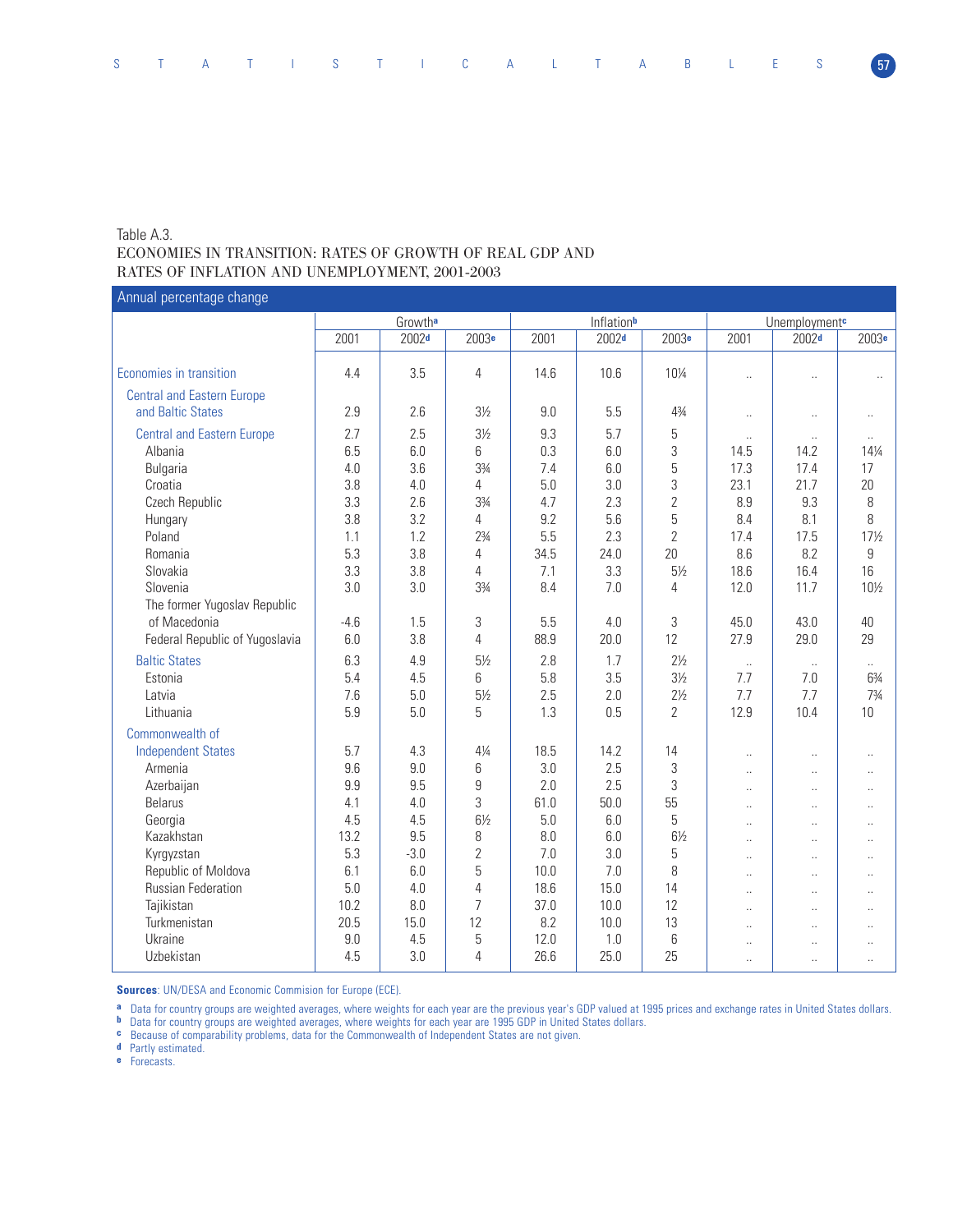Table A.3.
ECONOMIES IN TRANSITION: RATES OF GROWTH OF REAL GDP AND RATES OF INFLATION AND UNEMPLOYMENT, 2001-2003

Annual percentage change

| | Growth[a] | | | Inflation[b] | | | Unemployment[c] | | |
|---|---|---|---|---|---|---|---|---|---|
| | 2001 | 2002[d] | 2003[e] | 2001 | 2002[d] | 2003[e] | 2001 | 2002[d] | 2003[e] |
| Economies in transition | 4.4 | 3.5 | 4 | 14.6 | 10.6 | 10¼ | .. | .. | .. |
| Central and Eastern Europe and Baltic States | 2.9 | 2.6 | 3½ | 9.0 | 5.5 | 4¾ | .. | .. | .. |
| Central and Eastern Europe | 2.7 | 2.5 | 3½ | 9.3 | 5.7 | 5 | .. | .. | .. |
| Albania | 6.5 | 6.0 | 6 | 0.3 | 6.0 | 3 | 14.5 | 14.2 | 14¼ |
| Bulgaria | 4.0 | 3.6 | 3¾ | 7.4 | 6.0 | 5 | 17.3 | 17.4 | 17 |
| Croatia | 3.8 | 4.0 | 4 | 5.0 | 3.0 | 3 | 23.1 | 21.7 | 20 |
| Czech Republic | 3.3 | 2.6 | 3¾ | 4.7 | 2.3 | 2 | 8.9 | 9.3 | 8 |
| Hungary | 3.8 | 3.2 | 4 | 9.2 | 5.6 | 5 | 8.4 | 8.1 | 8 |
| Poland | 1.1 | 1.2 | 2¾ | 5.5 | 2.3 | 2 | 17.4 | 17.5 | 17½ |
| Romania | 5.3 | 3.8 | 4 | 34.5 | 24.0 | 20 | 8.6 | 8.2 | 9 |
| Slovakia | 3.3 | 3.8 | 4 | 7.1 | 3.3 | 5½ | 18.6 | 16.4 | 16 |
| Slovenia | 3.0 | 3.0 | 3¾ | 8.4 | 7.0 | 4 | 12.0 | 11.7 | 10½ |
| The former Yugoslav Republic of Macedonia | -4.6 | 1.5 | 3 | 5.5 | 4.0 | 3 | 45.0 | 43.0 | 40 |
| Federal Republic of Yugoslavia | 6.0 | 3.8 | 4 | 88.9 | 20.0 | 12 | 27.9 | 29.0 | 29 |
| Baltic States | 6.3 | 4.9 | 5½ | 2.8 | 1.7 | 2½ | .. | .. | .. |
| Estonia | 5.4 | 4.5 | 6 | 5.8 | 3.5 | 3½ | 7.7 | 7.0 | 6¾ |
| Latvia | 7.6 | 5.0 | 5½ | 2.5 | 2.0 | 2½ | 7.7 | 7.7 | 7¾ |
| Lithuania | 5.9 | 5.0 | 5 | 1.3 | 0.5 | 2 | 12.9 | 10.4 | 10 |
| Commonwealth of Independent States | 5.7 | 4.3 | 4¼ | 18.5 | 14.2 | 14 | .. | .. | .. |
| Armenia | 9.6 | 9.0 | 6 | 3.0 | 2.5 | 3 | .. | .. | .. |
| Azerbaijan | 9.9 | 9.5 | 9 | 2.0 | 2.5 | 3 | .. | .. | .. |
| Belarus | 4.1 | 4.0 | 3 | 61.0 | 50.0 | 55 | .. | .. | .. |
| Georgia | 4.5 | 4.5 | 6½ | 5.0 | 6.0 | 5 | .. | .. | .. |
| Kazakhstan | 13.2 | 9.5 | 8 | 8.0 | 6.0 | 6½ | .. | .. | .. |
| Kyrgyzstan | 5.3 | -3.0 | 2 | 7.0 | 3.0 | 5 | .. | .. | .. |
| Republic of Moldova | 6.1 | 6.0 | 5 | 10.0 | 7.0 | 8 | .. | .. | .. |
| Russian Federation | 5.0 | 4.0 | 4 | 18.6 | 15.0 | 14 | .. | .. | .. |
| Tajikistan | 10.2 | 8.0 | 7 | 37.0 | 10.0 | 12 | .. | .. | .. |
| Turkmenistan | 20.5 | 15.0 | 12 | 8.2 | 10.0 | 13 | .. | .. | .. |
| Ukraine | 9.0 | 4.5 | 5 | 12.0 | 1.0 | 6 | .. | .. | .. |
| Uzbekistan | 4.5 | 3.0 | 4 | 26.6 | 25.0 | 25 | .. | .. | .. |

**Sources**: UN/DESA and Economic Commision for Europe (ECE).

a Data for country groups are weighted averages, where weights for each year are the previous year's GDP valued at 1995 prices and exchange rates in United States dollars.
b Data for country groups are weighted averages, where weights for each year are 1995 GDP in United States dollars.
c Because of comparability problems, data for the Commonwealth of Independent States are not given.
d Partly estimated.
e Forecasts.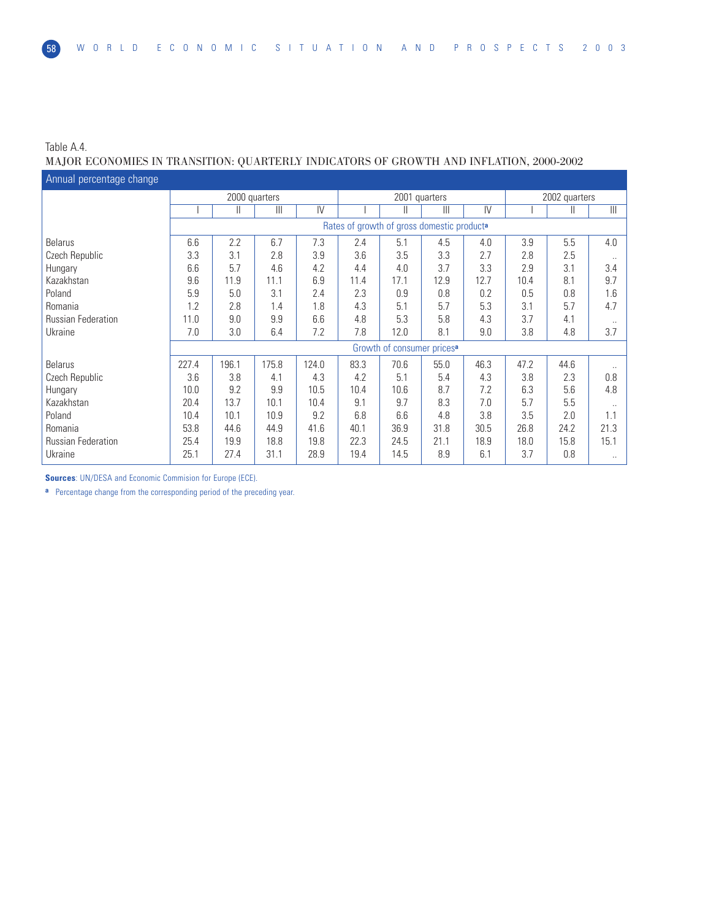Table A.4.

MAJOR ECONOMIES IN TRANSITION: QUARTERLY INDICATORS OF GROWTH AND INFLATION, 2000-2002

Annual percentage change

| | 2000 quarters | | | | 2001 quarters | | | | 2002 quarters | | |
|---|---|---|---|---|---|---|---|---|---|---|---|
| | I | II | III | IV | I | II | III | IV | I | II | III |
| | Rates of growth of gross domestic product[a] | | | | | | | | | | |
| Belarus | 6.6 | 2.2 | 6.7 | 7.3 | 2.4 | 5.1 | 4.5 | 4.0 | 3.9 | 5.5 | 4.0 |
| Czech Republic | 3.3 | 3.1 | 2.8 | 3.9 | 3.6 | 3.5 | 3.3 | 2.7 | 2.8 | 2.5 | .. |
| Hungary | 6.6 | 5.7 | 4.6 | 4.2 | 4.4 | 4.0 | 3.7 | 3.3 | 2.9 | 3.1 | 3.4 |
| Kazakhstan | 9.6 | 11.9 | 11.1 | 6.9 | 11.4 | 17.1 | 12.9 | 12.7 | 10.4 | 8.1 | 9.7 |
| Poland | 5.9 | 5.0 | 3.1 | 2.4 | 2.3 | 0.9 | 0.8 | 0.2 | 0.5 | 0.8 | 1.6 |
| Romania | 1.2 | 2.8 | 1.4 | 1.8 | 4.3 | 5.1 | 5.7 | 5.3 | 3.1 | 5.7 | 4.7 |
| Russian Federation | 11.0 | 9.0 | 9.9 | 6.6 | 4.8 | 5.3 | 5.8 | 4.3 | 3.7 | 4.1 | .. |
| Ukraine | 7.0 | 3.0 | 6.4 | 7.2 | 7.8 | 12.0 | 8.1 | 9.0 | 3.8 | 4.8 | 3.7 |
| | Growth of consumer prices[a] | | | | | | | | | | |
| Belarus | 227.4 | 196.1 | 175.8 | 124.0 | 83.3 | 70.6 | 55.0 | 46.3 | 47.2 | 44.6 | .. |
| Czech Republic | 3.6 | 3.8 | 4.1 | 4.3 | 4.2 | 5.1 | 5.4 | 4.3 | 3.8 | 2.3 | 0.8 |
| Hungary | 10.0 | 9.2 | 9.9 | 10.5 | 10.4 | 10.6 | 8.7 | 7.2 | 6.3 | 5.6 | 4.8 |
| Kazakhstan | 20.4 | 13.7 | 10.1 | 10.4 | 9.1 | 9.7 | 8.3 | 7.0 | 5.7 | 5.5 | .. |
| Poland | 10.4 | 10.1 | 10.9 | 9.2 | 6.8 | 6.6 | 4.8 | 3.8 | 3.5 | 2.0 | 1.1 |
| Romania | 53.8 | 44.6 | 44.9 | 41.6 | 40.1 | 36.9 | 31.8 | 30.5 | 26.8 | 24.2 | 21.3 |
| Russian Federation | 25.4 | 19.9 | 18.8 | 19.8 | 22.3 | 24.5 | 21.1 | 18.9 | 18.0 | 15.8 | 15.1 |
| Ukraine | 25.1 | 27.4 | 31.1 | 28.9 | 19.4 | 14.5 | 8.9 | 6.1 | 3.7 | 0.8 | .. |

**Sources**: UN/DESA and Economic Commision for Europe (ECE).

a Percentage change from the corresponding period of the preceding year.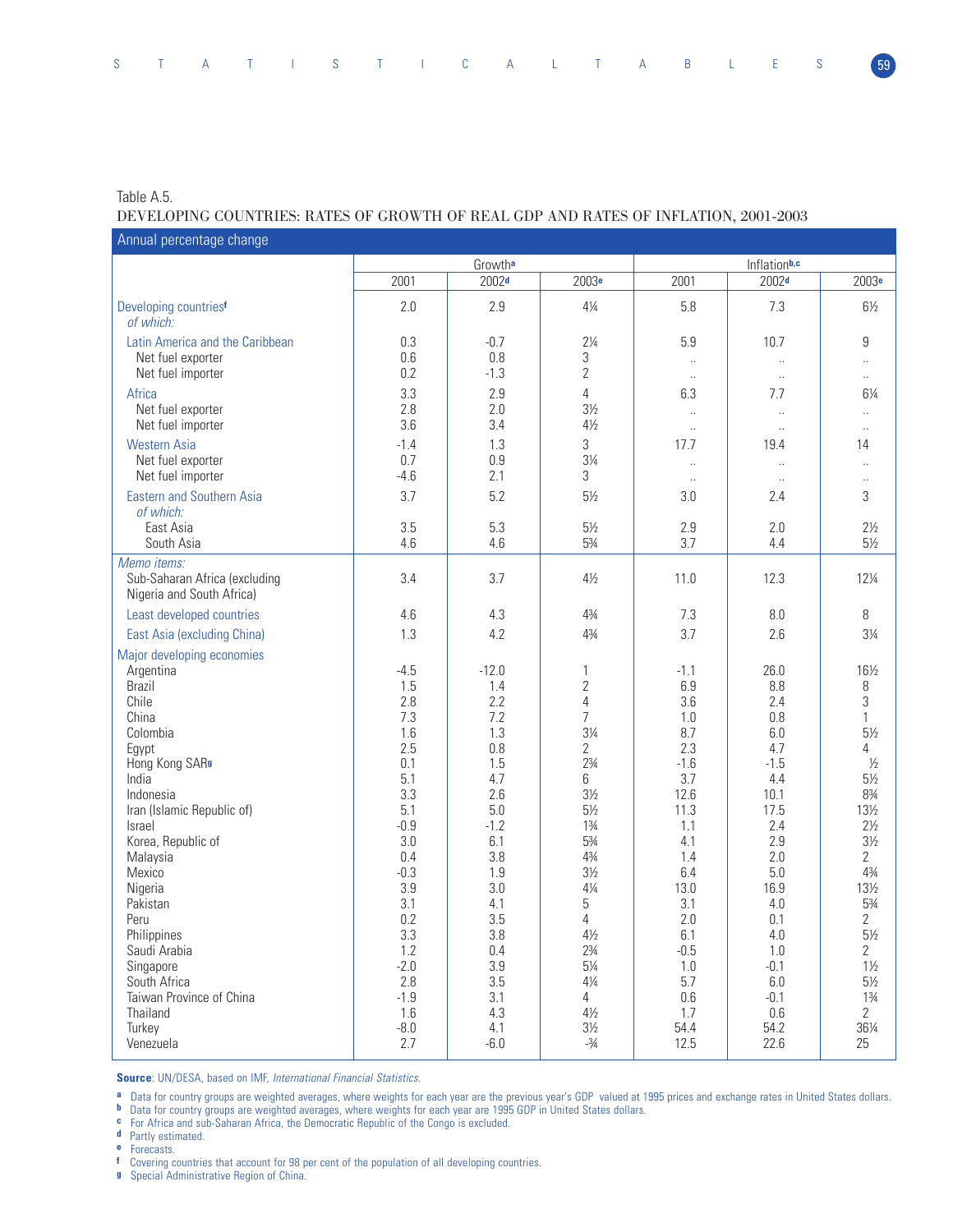Table A.5.

DEVELOPING COUNTRIES: RATES OF GROWTH OF REAL GDP AND RATES OF INFLATION, 2001-2003

Annual percentage change

| | Growth[a] | | | Inflation[b,c] | | |
|---|---|---|---|---|---|---|
| | 2001 | 2002[d] | 2003[e] | 2001 | 2002[d] | 2003[e] |
| Developing countries[f] *of which:* | 2.0 | 2.9 | 4¼ | 5.8 | 7.3 | 6½ |
| Latin America and the Caribbean | 0.3 | -0.7 | 2¼ | 5.9 | 10.7 | 9 |
| Net fuel exporter | 0.6 | 0.8 | 3 | .. | .. | .. |
| Net fuel importer | 0.2 | -1.3 | 2 | .. | .. | .. |
| Africa | 3.3 | 2.9 | 4 | 6.3 | 7.7 | 6¼ |
| Net fuel exporter | 2.8 | 2.0 | 3½ | .. | .. | .. |
| Net fuel importer | 3.6 | 3.4 | 4½ | .. | .. | .. |
| Western Asia | -1.4 | 1.3 | 3 | 17.7 | 19.4 | 14 |
| Net fuel exporter | 0.7 | 0.9 | 3¼ | .. | .. | .. |
| Net fuel importer | -4.6 | 2.1 | 3 | .. | .. | .. |
| Eastern and Southern Asia | 3.7 | 5.2 | 5½ | 3.0 | 2.4 | 3 |
| *of which:* | | | | | | |
| East Asia | 3.5 | 5.3 | 5½ | 2.9 | 2.0 | 2½ |
| South Asia | 4.6 | 4.6 | 5¾ | 3.7 | 4.4 | 5½ |
| *Memo items:* | | | | | | |
| Sub-Saharan Africa (excluding Nigeria and South Africa) | 3.4 | 3.7 | 4½ | 11.0 | 12.3 | 12¼ |
| Least developed countries | 4.6 | 4.3 | 4¾ | 7.3 | 8.0 | 8 |
| East Asia (excluding China) | 1.3 | 4.2 | 4¾ | 3.7 | 2.6 | 3¼ |
| Major developing economies | | | | | | |
| Argentina | -4.5 | -12.0 | 1 | -1.1 | 26.0 | 16½ |
| Brazil | 1.5 | 1.4 | 2 | 6.9 | 8.8 | 8 |
| Chile | 2.8 | 2.2 | 4 | 3.6 | 2.4 | 3 |
| China | 7.3 | 7.2 | 7 | 1.0 | 0.8 | 1 |
| Colombia | 1.6 | 1.3 | 3¼ | 8.7 | 6.0 | 5½ |
| Egypt | 2.5 | 0.8 | 2 | 2.3 | 4.7 | 4 |
| Hong Kong SAR[g] | 0.1 | 1.5 | 2¾ | -1.6 | -1.5 | ½ |
| India | 5.1 | 4.7 | 6 | 3.7 | 4.4 | 5½ |
| Indonesia | 3.3 | 2.6 | 3½ | 12.6 | 10.1 | 8¾ |
| Iran (Islamic Republic of) | 5.1 | 5.0 | 5½ | 11.3 | 17.5 | 13½ |
| Israel | -0.9 | -1.2 | 1¾ | 1.1 | 2.4 | 2½ |
| Korea, Republic of | 3.0 | 6.1 | 5¾ | 4.1 | 2.9 | 3½ |
| Malaysia | 0.4 | 3.8 | 4¾ | 1.4 | 2.0 | 2 |
| Mexico | -0.3 | 1.9 | 3½ | 6.4 | 5.0 | 4¾ |
| Nigeria | 3.9 | 3.0 | 4¼ | 13.0 | 16.9 | 13½ |
| Pakistan | 3.1 | 4.1 | 5 | 3.1 | 4.0 | 5¾ |
| Peru | 0.2 | 3.5 | 4 | 2.0 | 0.1 | 2 |
| Philippines | 3.3 | 3.8 | 4½ | 6.1 | 4.0 | 5½ |
| Saudi Arabia | 1.2 | 0.4 | 2¾ | -0.5 | 1.0 | 2 |
| Singapore | -2.0 | 3.9 | 5¼ | 1.0 | -0.1 | 1½ |
| South Africa | 2.8 | 3.5 | 4¼ | 5.7 | 6.0 | 5½ |
| Taiwan Province of China | -1.9 | 3.1 | 4 | 0.6 | -0.1 | 1¾ |
| Thailand | 1.6 | 4.3 | 4½ | 1.7 | 0.6 | 2 |
| Turkey | -8.0 | 4.1 | 3½ | 54.4 | 54.2 | 36¼ |
| Venezuela | 2.7 | -6.0 | -¾ | 12.5 | 22.6 | 25 |

**Source**: UN/DESA, based on IMF, *International Financial Statistics*.

a Data for country groups are weighted averages, where weights for each year are the previous year's GDP valued at 1995 prices and exchange rates in United States dollars.
b Data for country groups are weighted averages, where weights for each year are 1995 GDP in United States dollars.
c For Africa and sub-Saharan Africa, the Democratic Republic of the Congo is excluded.
d Partly estimated.
e Forecasts.
f Covering countries that account for 98 per cent of the population of all developing countries.
g Special Administrative Region of China.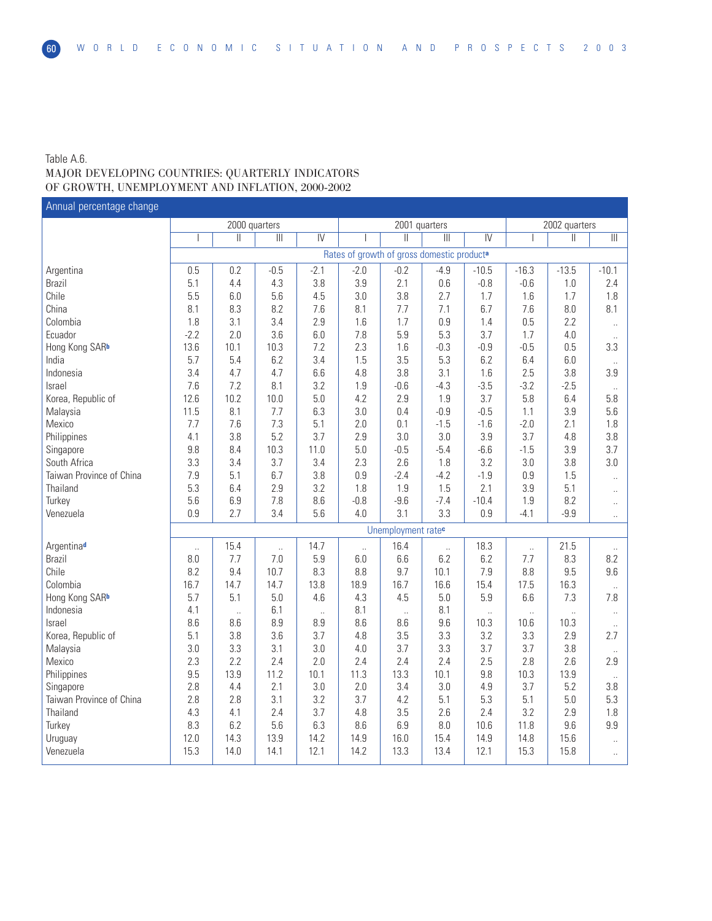Table A.6.
MAJOR DEVELOPING COUNTRIES: QUARTERLY INDICATORS OF GROWTH, UNEMPLOYMENT AND INFLATION, 2000-2002

Annual percentage change

| | 2000 quarters | | | | 2001 quarters | | | | 2002 quarters | | |
|---|---|---|---|---|---|---|---|---|---|---|---|
| | I | II | III | IV | I | II | III | IV | I | II | III |
| | Rates of growth of gross domestic product[a] | | | | | | | | | | |
| Argentina | 0.5 | 0.2 | -0.5 | -2.1 | -2.0 | -0.2 | -4.9 | -10.5 | -16.3 | -13.5 | -10.1 |
| Brazil | 5.1 | 4.4 | 4.3 | 3.8 | 3.9 | 2.1 | 0.6 | -0.8 | -0.6 | 1.0 | 2.4 |
| Chile | 5.5 | 6.0 | 5.6 | 4.5 | 3.0 | 3.8 | 2.7 | 1.7 | 1.6 | 1.7 | 1.8 |
| China | 8.1 | 8.3 | 8.2 | 7.6 | 8.1 | 7.7 | 7.1 | 6.7 | 7.6 | 8.0 | 8.1 |
| Colombia | 1.8 | 3.1 | 3.4 | 2.9 | 1.6 | 1.7 | 0.9 | 1.4 | 0.5 | 2.2 | .. |
| Ecuador | -2.2 | 2.0 | 3.6 | 6.0 | 7.8 | 5.9 | 5.3 | 3.7 | 1.7 | 4.0 | .. |
| Hong Kong SAR[b] | 13.6 | 10.1 | 10.3 | 7.2 | 2.3 | 1.6 | -0.3 | -0.9 | -0.5 | 0.5 | 3.3 |
| India | 5.7 | 5.4 | 6.2 | 3.4 | 1.5 | 3.5 | 5.3 | 6.2 | 6.4 | 6.0 | .. |
| Indonesia | 3.4 | 4.7 | 4.7 | 6.6 | 4.8 | 3.8 | 3.1 | 1.6 | 2.5 | 3.8 | 3.9 |
| Israel | 7.6 | 7.2 | 8.1 | 3.2 | 1.9 | -0.6 | -4.3 | -3.5 | -3.2 | -2.5 | .. |
| Korea, Republic of | 12.6 | 10.2 | 10.0 | 5.0 | 4.2 | 2.9 | 1.9 | 3.7 | 5.8 | 6.4 | 5.8 |
| Malaysia | 11.5 | 8.1 | 7.7 | 6.3 | 3.0 | 0.4 | -0.9 | -0.5 | 1.1 | 3.9 | 5.6 |
| Mexico | 7.7 | 7.6 | 7.3 | 5.1 | 2.0 | 0.1 | -1.5 | -1.6 | -2.0 | 2.1 | 1.8 |
| Philippines | 4.1 | 3.8 | 5.2 | 3.7 | 2.9 | 3.0 | 3.0 | 3.9 | 3.7 | 4.8 | 3.8 |
| Singapore | 9.8 | 8.4 | 10.3 | 11.0 | 5.0 | -0.5 | -5.4 | -6.6 | -1.5 | 3.9 | 3.7 |
| South Africa | 3.3 | 3.4 | 3.7 | 3.4 | 2.3 | 2.6 | 1.8 | 3.2 | 3.0 | 3.8 | 3.0 |
| Taiwan Province of China | 7.9 | 5.1 | 6.7 | 3.8 | 0.9 | -2.4 | -4.2 | -1.9 | 0.9 | 1.5 | .. |
| Thailand | 5.3 | 6.4 | 2.9 | 3.2 | 1.8 | 1.9 | 1.5 | 2.1 | 3.9 | 5.1 | .. |
| Turkey | 5.6 | 6.9 | 7.8 | 8.6 | -0.8 | -9.6 | -7.4 | -10.4 | 1.9 | 8.2 | .. |
| Venezuela | 0.9 | 2.7 | 3.4 | 5.6 | 4.0 | 3.1 | 3.3 | 0.9 | -4.1 | -9.9 | .. |
| | Unemployment rate[c] | | | | | | | | | | |
| Argentina[d] | .. | 15.4 | .. | 14.7 | .. | 16.4 | .. | 18.3 | .. | 21.5 | .. |
| Brazil | 8.0 | 7.7 | 7.0 | 5.9 | 6.0 | 6.6 | 6.2 | 6.2 | 7.7 | 8.3 | 8.2 |
| Chile | 8.2 | 9.4 | 10.7 | 8.3 | 8.8 | 9.7 | 10.1 | 7.9 | 8.8 | 9.5 | 9.6 |
| Colombia | 16.7 | 14.7 | 14.7 | 13.8 | 18.9 | 16.7 | 16.6 | 15.4 | 17.5 | 16.3 | .. |
| Hong Kong SAR[b] | 5.7 | 5.1 | 5.0 | 4.6 | 4.3 | 4.5 | 5.0 | 5.9 | 6.6 | 7.3 | 7.8 |
| Indonesia | 4.1 | .. | 6.1 | .. | 8.1 | .. | 8.1 | .. | .. | .. | .. |
| Israel | 8.6 | 8.6 | 8.9 | 8.9 | 8.6 | 8.6 | 9.6 | 10.3 | 10.6 | 10.3 | .. |
| Korea, Republic of | 5.1 | 3.8 | 3.6 | 3.7 | 4.8 | 3.5 | 3.3 | 3.2 | 3.3 | 2.9 | 2.7 |
| Malaysia | 3.0 | 3.3 | 3.1 | 3.0 | 4.0 | 3.7 | 3.3 | 3.7 | 3.7 | 3.8 | .. |
| Mexico | 2.3 | 2.2 | 2.4 | 2.0 | 2.4 | 2.4 | 2.4 | 2.5 | 2.8 | 2.6 | 2.9 |
| Philippines | 9.5 | 13.9 | 11.2 | 10.1 | 11.3 | 13.3 | 10.1 | 9.8 | 10.3 | 13.9 | .. |
| Singapore | 2.8 | 4.4 | 2.1 | 3.0 | 2.0 | 3.4 | 3.0 | 4.9 | 3.7 | 5.2 | 3.8 |
| Taiwan Province of China | 2.8 | 2.8 | 3.1 | 3.2 | 3.7 | 4.2 | 5.1 | 5.3 | 5.1 | 5.0 | 5.3 |
| Thailand | 4.3 | 4.1 | 2.4 | 3.7 | 4.8 | 3.5 | 2.6 | 2.4 | 3.2 | 2.9 | 1.8 |
| Turkey | 8.3 | 6.2 | 5.6 | 6.3 | 8.6 | 6.9 | 8.0 | 10.6 | 11.8 | 9.6 | 9.9 |
| Uruguay | 12.0 | 14.3 | 13.9 | 14.2 | 14.9 | 16.0 | 15.4 | 14.9 | 14.8 | 15.6 | .. |
| Venezuela | 15.3 | 14.0 | 14.1 | 12.1 | 14.2 | 13.3 | 13.4 | 12.1 | 15.3 | 15.8 | .. |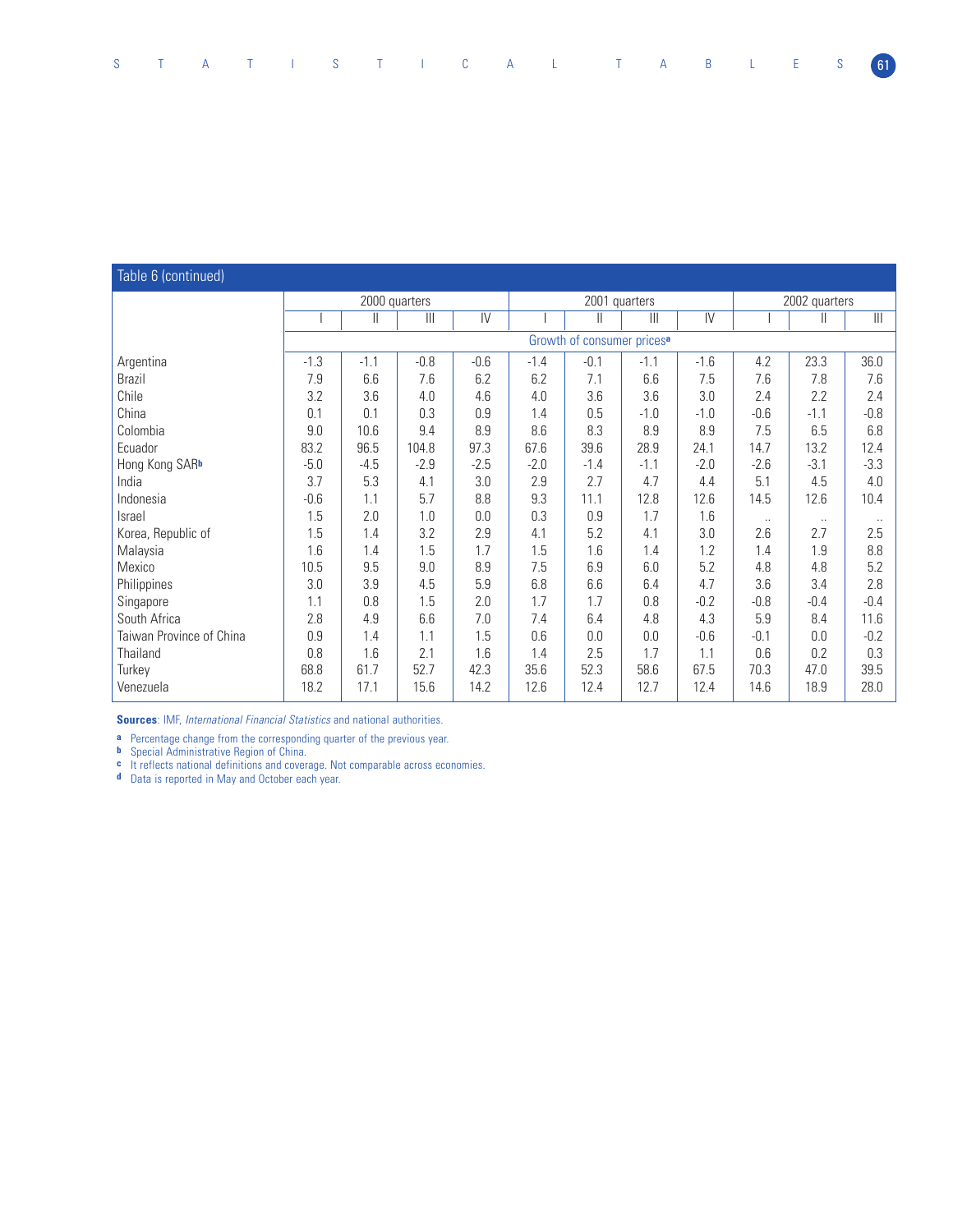Table 6 (continued)

| | 2000 quarters | | | | 2001 quarters | | | | 2002 quarters | | |
|---|---|---|---|---|---|---|---|---|---|---|---|
| | I | II | III | IV | I | II | III | IV | I | II | III |
| | Growth of consumer prices[a] | | | | | | | | | | |
| Argentina | -1.3 | -1.1 | -0.8 | -0.6 | -1.4 | -0.1 | -1.1 | -1.6 | 4.2 | 23.3 | 36.0 |
| Brazil | 7.9 | 6.6 | 7.6 | 6.2 | 6.2 | 7.1 | 6.6 | 7.5 | 7.6 | 7.8 | 7.6 |
| Chile | 3.2 | 3.6 | 4.0 | 4.6 | 4.0 | 3.6 | 3.6 | 3.0 | 2.4 | 2.2 | 2.4 |
| China | 0.1 | 0.1 | 0.3 | 0.9 | 1.4 | 0.5 | -1.0 | -1.0 | -0.6 | -1.1 | -0.8 |
| Colombia | 9.0 | 10.6 | 9.4 | 8.9 | 8.6 | 8.3 | 8.9 | 8.9 | 7.5 | 6.5 | 6.8 |
| Ecuador | 83.2 | 96.5 | 104.8 | 97.3 | 67.6 | 39.6 | 28.9 | 24.1 | 14.7 | 13.2 | 12.4 |
| Hong Kong SAR[b] | -5.0 | -4.5 | -2.9 | -2.5 | -2.0 | -1.4 | -1.1 | -2.0 | -2.6 | -3.1 | -3.3 |
| India | 3.7 | 5.3 | 4.1 | 3.0 | 2.9 | 2.7 | 4.7 | 4.4 | 5.1 | 4.5 | 4.0 |
| Indonesia | -0.6 | 1.1 | 5.7 | 8.8 | 9.3 | 11.1 | 12.8 | 12.6 | 14.5 | 12.6 | 10.4 |
| Israel | 1.5 | 2.0 | 1.0 | 0.0 | 0.3 | 0.9 | 1.7 | 1.6 | .. | .. | .. |
| Korea, Republic of | 1.5 | 1.4 | 3.2 | 2.9 | 4.1 | 5.2 | 4.1 | 3.0 | 2.6 | 2.7 | 2.5 |
| Malaysia | 1.6 | 1.4 | 1.5 | 1.7 | 1.5 | 1.6 | 1.4 | 1.2 | 1.4 | 1.9 | 8.8 |
| Mexico | 10.5 | 9.5 | 9.0 | 8.9 | 7.5 | 6.9 | 6.0 | 5.2 | 4.8 | 4.8 | 5.2 |
| Philippines | 3.0 | 3.9 | 4.5 | 5.9 | 6.8 | 6.6 | 6.4 | 4.7 | 3.6 | 3.4 | 2.8 |
| Singapore | 1.1 | 0.8 | 1.5 | 2.0 | 1.7 | 1.7 | 0.8 | -0.2 | -0.8 | -0.4 | -0.4 |
| South Africa | 2.8 | 4.9 | 6.6 | 7.0 | 7.4 | 6.4 | 4.8 | 4.3 | 5.9 | 8.4 | 11.6 |
| Taiwan Province of China | 0.9 | 1.4 | 1.1 | 1.5 | 0.6 | 0.0 | 0.0 | -0.6 | -0.1 | 0.0 | -0.2 |
| Thailand | 0.8 | 1.6 | 2.1 | 1.6 | 1.4 | 2.5 | 1.7 | 1.1 | 0.6 | 0.2 | 0.3 |
| Turkey | 68.8 | 61.7 | 52.7 | 42.3 | 35.6 | 52.3 | 58.6 | 67.5 | 70.3 | 47.0 | 39.5 |
| Venezuela | 18.2 | 17.1 | 15.6 | 14.2 | 12.6 | 12.4 | 12.7 | 12.4 | 14.6 | 18.9 | 28.0 |

**Sources**: IMF, *International Financial Statistics* and national authorities.

[a] Percentage change from the corresponding quarter of the previous year.
[b] Special Administrative Region of China.
[c] It reflects national definitions and coverage. Not comparable across economies.
[d] Data is reported in May and October each year.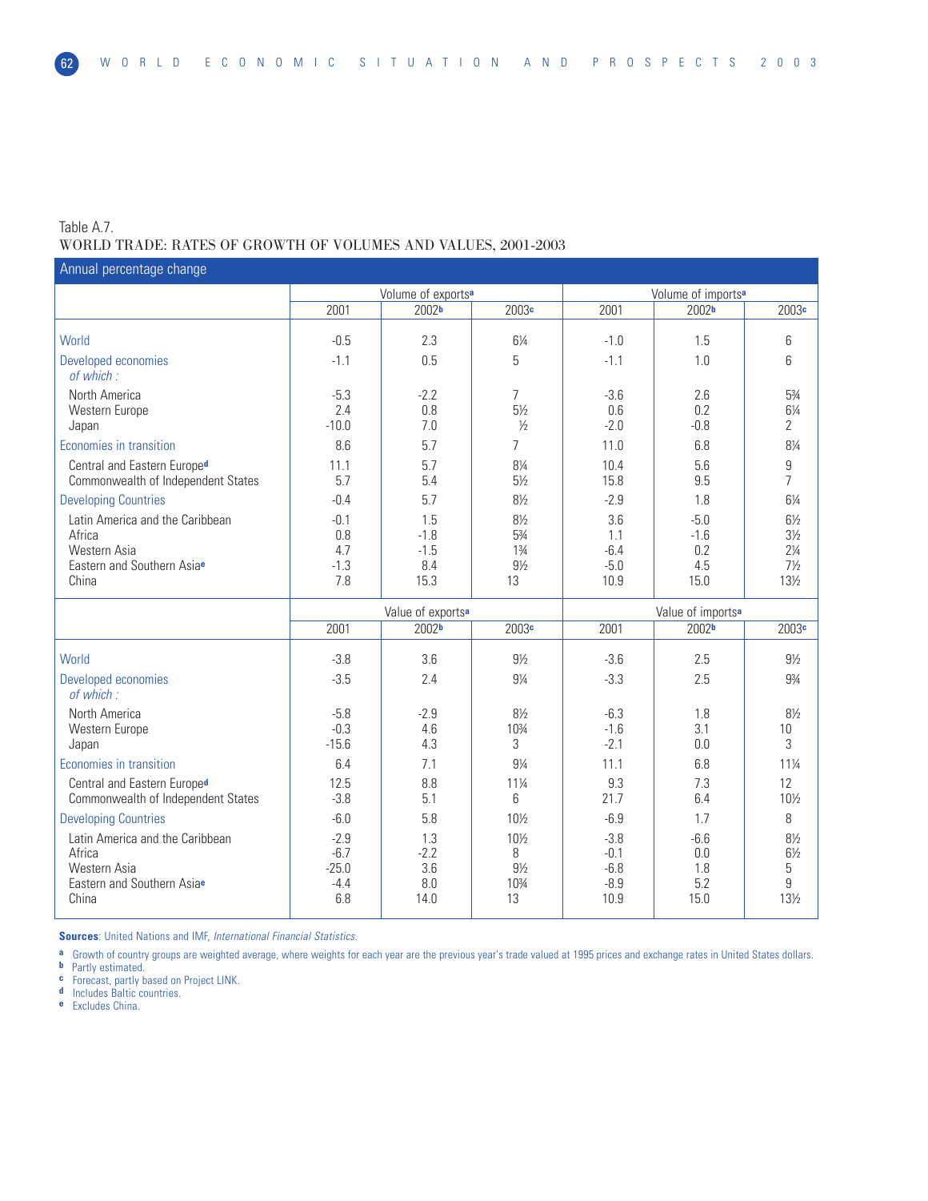Table A.7.

WORLD TRADE: RATES OF GROWTH OF VOLUMES AND VALUES, 2001-2003

Annual percentage change

| | Volume of exports[a] | | | Volume of imports[a] | | |
|---|---|---|---|---|---|---|
| | 2001 | 2002[b] | 2003[c] | 2001 | 2002[b] | 2003[c] |
| World | -0.5 | 2.3 | 6¼ | -1.0 | 1.5 | 6 |
| Developed economies | -1.1 | 0.5 | 5 | -1.1 | 1.0 | 6 |
| *of which :* | | | | | | |
| North America | -5.3 | -2.2 | 7 | -3.6 | 2.6 | 5¾ |
| Western Europe | 2.4 | 0.8 | 5½ | 0.6 | 0.2 | 6¼ |
| Japan | -10.0 | 7.0 | ½ | -2.0 | -0.8 | 2 |
| Economies in transition | 8.6 | 5.7 | 7 | 11.0 | 6.8 | 8¼ |
| Central and Eastern Europe[d] | 11.1 | 5.7 | 8¼ | 10.4 | 5.6 | 9 |
| Commonwealth of Independent States | 5.7 | 5.4 | 5½ | 15.8 | 9.5 | 7 |
| Developing Countries | -0.4 | 5.7 | 8½ | -2.9 | 1.8 | 6¼ |
| Latin America and the Caribbean | -0.1 | 1.5 | 8½ | 3.6 | -5.0 | 6½ |
| Africa | 0.8 | -1.8 | 5¾ | 1.1 | -1.6 | 3½ |
| Western Asia | 4.7 | -1.5 | 1¾ | -6.4 | 0.2 | 2¼ |
| Eastern and Southern Asia[e] | -1.3 | 8.4 | 9½ | -5.0 | 4.5 | 7½ |
| China | 7.8 | 15.3 | 13 | 10.9 | 15.0 | 13½ |
| | **Value of exports[a]** | | | **Value of imports[a]** | | |
| | 2001 | 2002[b] | 2003[c] | 2001 | 2002[b] | 2003[c] |
| World | -3.8 | 3.6 | 9½ | -3.6 | 2.5 | 9½ |
| Developed economies | -3.5 | 2.4 | 9¼ | -3.3 | 2.5 | 9¾ |
| *of which :* | | | | | | |
| North America | -5.8 | -2.9 | 8½ | -6.3 | 1.8 | 8½ |
| Western Europe | -0.3 | 4.6 | 10¾ | -1.6 | 3.1 | 10 |
| Japan | -15.6 | 4.3 | 3 | -2.1 | 0.0 | 3 |
| Economies in transition | 6.4 | 7.1 | 9¼ | 11.1 | 6.8 | 11¼ |
| Central and Eastern Europe[d] | 12.5 | 8.8 | 11¼ | 9.3 | 7.3 | 12 |
| Commonwealth of Independent States | -3.8 | 5.1 | 6 | 21.7 | 6.4 | 10½ |
| Developing Countries | -6.0 | 5.8 | 10½ | -6.9 | 1.7 | 8 |
| Latin America and the Caribbean | -2.9 | 1.3 | 10½ | -3.8 | -6.6 | 8½ |
| Africa | -6.7 | -2.2 | 8 | -0.1 | 0.0 | 6½ |
| Western Asia | -25.0 | 3.6 | 9½ | -6.8 | 1.8 | 5 |
| Eastern and Southern Asia[e] | -4.4 | 8.0 | 10¾ | -8.9 | 5.2 | 9 |
| China | 6.8 | 14.0 | 13 | 10.9 | 15.0 | 13½ |

**Sources**: United Nations and IMF, *International Financial Statistics.*

a Growth of country groups are weighted average, where weights for each year are the previous year's trade valued at 1995 prices and exchange rates in United States dollars.

b Partly estimated.

c Forecast, partly based on Project LINK.

d Includes Baltic countries.

e Excludes China.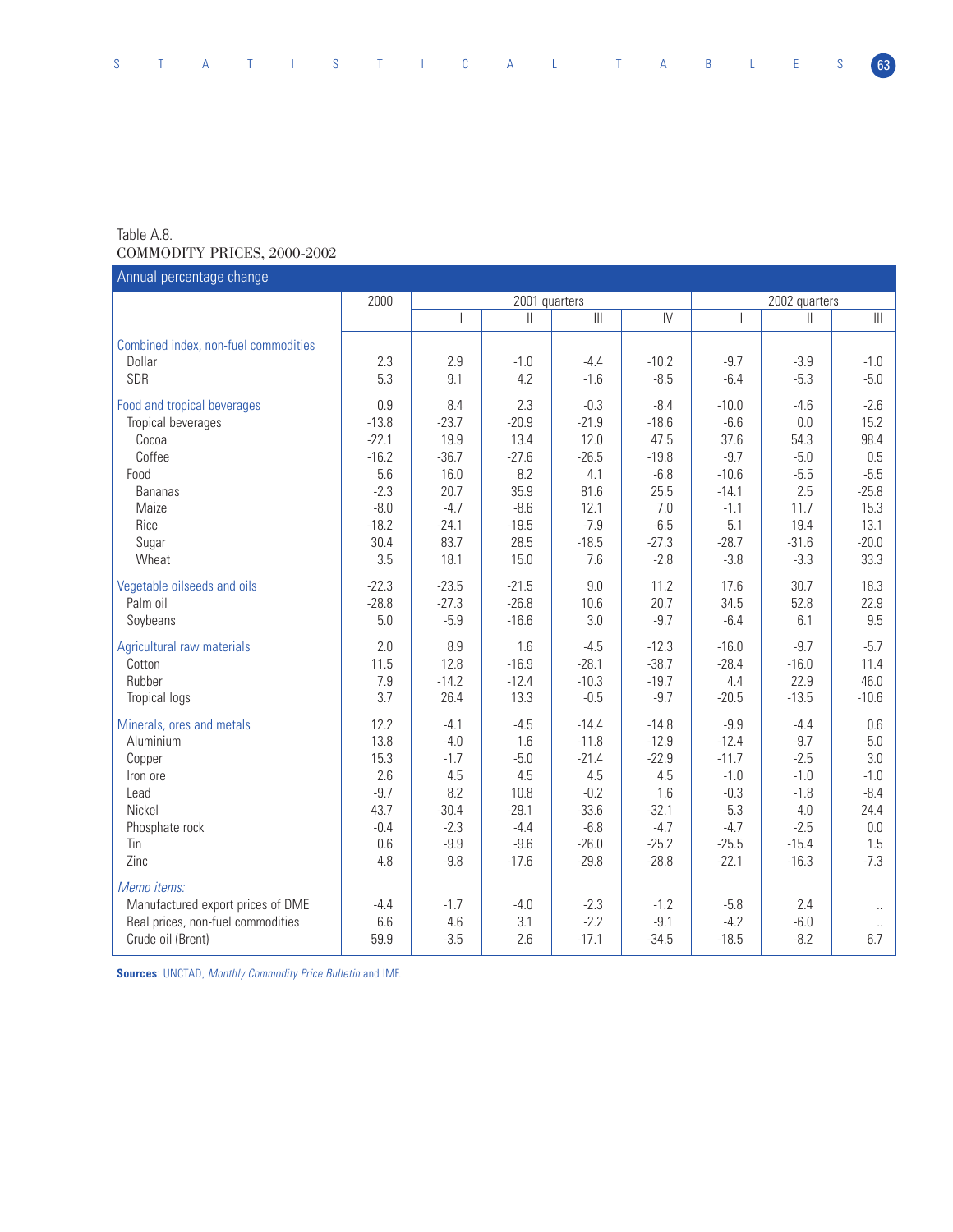Table A.8.
COMMODITY PRICES, 2000-2002

Annual percentage change

| | 2000 | 2001 quarters | | | | 2002 quarters | | |
|---|---|---|---|---|---|---|---|---|
| | | I | II | III | IV | I | II | III |
| Combined index, non-fuel commodities | | | | | | | | |
| Dollar | 2.3 | 2.9 | -1.0 | -4.4 | -10.2 | -9.7 | -3.9 | -1.0 |
| SDR | 5.3 | 9.1 | 4.2 | -1.6 | -8.5 | -6.4 | -5.3 | -5.0 |
| Food and tropical beverages | 0.9 | 8.4 | 2.3 | -0.3 | -8.4 | -10.0 | -4.6 | -2.6 |
| Tropical beverages | -13.8 | -23.7 | -20.9 | -21.9 | -18.6 | -6.6 | 0.0 | 15.2 |
| Cocoa | -22.1 | 19.9 | 13.4 | 12.0 | 47.5 | 37.6 | 54.3 | 98.4 |
| Coffee | -16.2 | -36.7 | -27.6 | -26.5 | -19.8 | -9.7 | -5.0 | 0.5 |
| Food | 5.6 | 16.0 | 8.2 | 4.1 | -6.8 | -10.6 | -5.5 | -5.5 |
| Bananas | -2.3 | 20.7 | 35.9 | 81.6 | 25.5 | -14.1 | 2.5 | -25.8 |
| Maize | -8.0 | -4.7 | -8.6 | 12.1 | 7.0 | -1.1 | 11.7 | 15.3 |
| Rice | -18.2 | -24.1 | -19.5 | -7.9 | -6.5 | 5.1 | 19.4 | 13.1 |
| Sugar | 30.4 | 83.7 | 28.5 | -18.5 | -27.3 | -28.7 | -31.6 | -20.0 |
| Wheat | 3.5 | 18.1 | 15.0 | 7.6 | -2.8 | -3.8 | -3.3 | 33.3 |
| Vegetable oilseeds and oils | -22.3 | -23.5 | -21.5 | 9.0 | 11.2 | 17.6 | 30.7 | 18.3 |
| Palm oil | -28.8 | -27.3 | -26.8 | 10.6 | 20.7 | 34.5 | 52.8 | 22.9 |
| Soybeans | 5.0 | -5.9 | -16.6 | 3.0 | -9.7 | -6.4 | 6.1 | 9.5 |
| Agricultural raw materials | 2.0 | 8.9 | 1.6 | -4.5 | -12.3 | -16.0 | -9.7 | -5.7 |
| Cotton | 11.5 | 12.8 | -16.9 | -28.1 | -38.7 | -28.4 | -16.0 | 11.4 |
| Rubber | 7.9 | -14.2 | -12.4 | -10.3 | -19.7 | 4.4 | 22.9 | 46.0 |
| Tropical logs | 3.7 | 26.4 | 13.3 | -0.5 | -9.7 | -20.5 | -13.5 | -10.6 |
| Minerals, ores and metals | 12.2 | -4.1 | -4.5 | -14.4 | -14.8 | -9.9 | -4.4 | 0.6 |
| Aluminium | 13.8 | -4.0 | 1.6 | -11.8 | -12.9 | -12.4 | -9.7 | -5.0 |
| Copper | 15.3 | -1.7 | -5.0 | -21.4 | -22.9 | -11.7 | -2.5 | 3.0 |
| Iron ore | 2.6 | 4.5 | 4.5 | 4.5 | 4.5 | -1.0 | -1.0 | -1.0 |
| Lead | -9.7 | 8.2 | 10.8 | -0.2 | 1.6 | -0.3 | -1.8 | -8.4 |
| Nickel | 43.7 | -30.4 | -29.1 | -33.6 | -32.1 | -5.3 | 4.0 | 24.4 |
| Phosphate rock | -0.4 | -2.3 | -4.4 | -6.8 | -4.7 | -4.7 | -2.5 | 0.0 |
| Tin | 0.6 | -9.9 | -9.6 | -26.0 | -25.2 | -25.5 | -15.4 | 1.5 |
| Zinc | 4.8 | -9.8 | -17.6 | -29.8 | -28.8 | -22.1 | -16.3 | -7.3 |
| *Memo items:* | | | | | | | | |
| Manufactured export prices of DME | -4.4 | -1.7 | -4.0 | -2.3 | -1.2 | -5.8 | 2.4 | .. |
| Real prices, non-fuel commodities | 6.6 | 4.6 | 3.1 | -2.2 | -9.1 | -4.2 | -6.0 | .. |
| Crude oil (Brent) | 59.9 | -3.5 | 2.6 | -17.1 | -34.5 | -18.5 | -8.2 | 6.7 |

**Sources**: UNCTAD, *Monthly Commodity Price Bulletin* and IMF.